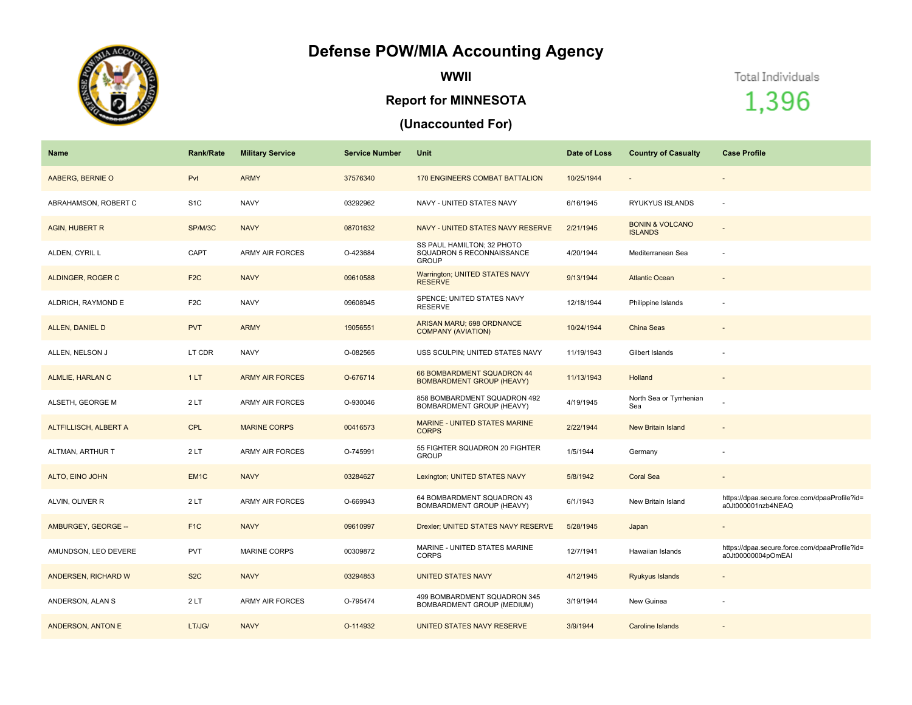# Defense POW/MIA Accounting Agency

## WWII

## Report for MINNESOTA

## (Unaccounted For)

Total Individuals

1,396

| Name | Rank/Rate | Military Service | Service Number | Unit | Date of Loss | Country of Casualty | Case Profile |
|---|---|---|---|---|---|---|---|
| AABERG, BERNIE O | Pvt | ARMY | 37576340 | 170 ENGINEERS COMBAT BATTALION | 10/25/1944 | - | - |
| ABRAHAMSON, ROBERT C | S1C | NAVY | 03292962 | NAVY - UNITED STATES NAVY | 6/16/1945 | RYUKYUS ISLANDS | - |
| AGIN, HUBERT R | SP/M/3C | NAVY | 08701632 | NAVY - UNITED STATES NAVY RESERVE | 2/21/1945 | BONIN & VOLCANO ISLANDS | - |
| ALDEN, CYRIL L | CAPT | ARMY AIR FORCES | O-423684 | SS PAUL HAMILTON; 32 PHOTO SQUADRON 5 RECONNAISSANCE GROUP | 4/20/1944 | Mediterranean Sea | - |
| ALDINGER, ROGER C | F2C | NAVY | 09610588 | Warrington; UNITED STATES NAVY RESERVE | 9/13/1944 | Atlantic Ocean | - |
| ALDRICH, RAYMOND E | F2C | NAVY | 09608945 | SPENCE; UNITED STATES NAVY RESERVE | 12/18/1944 | Philippine Islands | - |
| ALLEN, DANIEL D | PVT | ARMY | 19056551 | ARISAN MARU; 698 ORDNANCE COMPANY (AVIATION) | 10/24/1944 | China Seas | - |
| ALLEN, NELSON J | LT CDR | NAVY | O-082565 | USS SCULPIN; UNITED STATES NAVY | 11/19/1943 | Gilbert Islands | - |
| ALMLIE, HARLAN C | 1 LT | ARMY AIR FORCES | O-676714 | 66 BOMBARDMENT SQUADRON 44 BOMBARDMENT GROUP (HEAVY) | 11/13/1943 | Holland | - |
| ALSETH, GEORGE M | 2 LT | ARMY AIR FORCES | O-930046 | 858 BOMBARDMENT SQUADRON 492 BOMBARDMENT GROUP (HEAVY) | 4/19/1945 | North Sea or Tyrrhenian Sea | - |
| ALTFILLISCH, ALBERT A | CPL | MARINE CORPS | 00416573 | MARINE - UNITED STATES MARINE CORPS | 2/22/1944 | New Britain Island | - |
| ALTMAN, ARTHUR T | 2 LT | ARMY AIR FORCES | O-745991 | 55 FIGHTER SQUADRON 20 FIGHTER GROUP | 1/5/1944 | Germany | - |
| ALTO, EINO JOHN | EM1C | NAVY | 03284627 | Lexington; UNITED STATES NAVY | 5/8/1942 | Coral Sea | - |
| ALVIN, OLIVER R | 2 LT | ARMY AIR FORCES | O-669943 | 64 BOMBARDMENT SQUADRON 43 BOMBARDMENT GROUP (HEAVY) | 6/1/1943 | New Britain Island | https://dpaa.secure.force.com/dpaaProfile?id=a0Jt000001nzb4NEAQ |
| AMBURGEY, GEORGE -- | F1C | NAVY | 09610997 | Drexler; UNITED STATES NAVY RESERVE | 5/28/1945 | Japan | - |
| AMUNDSON, LEO DEVERE | PVT | MARINE CORPS | 00309872 | MARINE - UNITED STATES MARINE CORPS | 12/7/1941 | Hawaiian Islands | https://dpaa.secure.force.com/dpaaProfile?id=a0Jt00000004pOmEAI |
| ANDERSEN, RICHARD W | S2C | NAVY | 03294853 | UNITED STATES NAVY | 4/12/1945 | Ryukyus Islands | - |
| ANDERSON, ALAN S | 2 LT | ARMY AIR FORCES | O-795474 | 499 BOMBARDMENT SQUADRON 345 BOMBARDMENT GROUP (MEDIUM) | 3/19/1944 | New Guinea | - |
| ANDERSON, ANTON E | LT/JG/ | NAVY | O-114932 | UNITED STATES NAVY RESERVE | 3/9/1944 | Caroline Islands | - |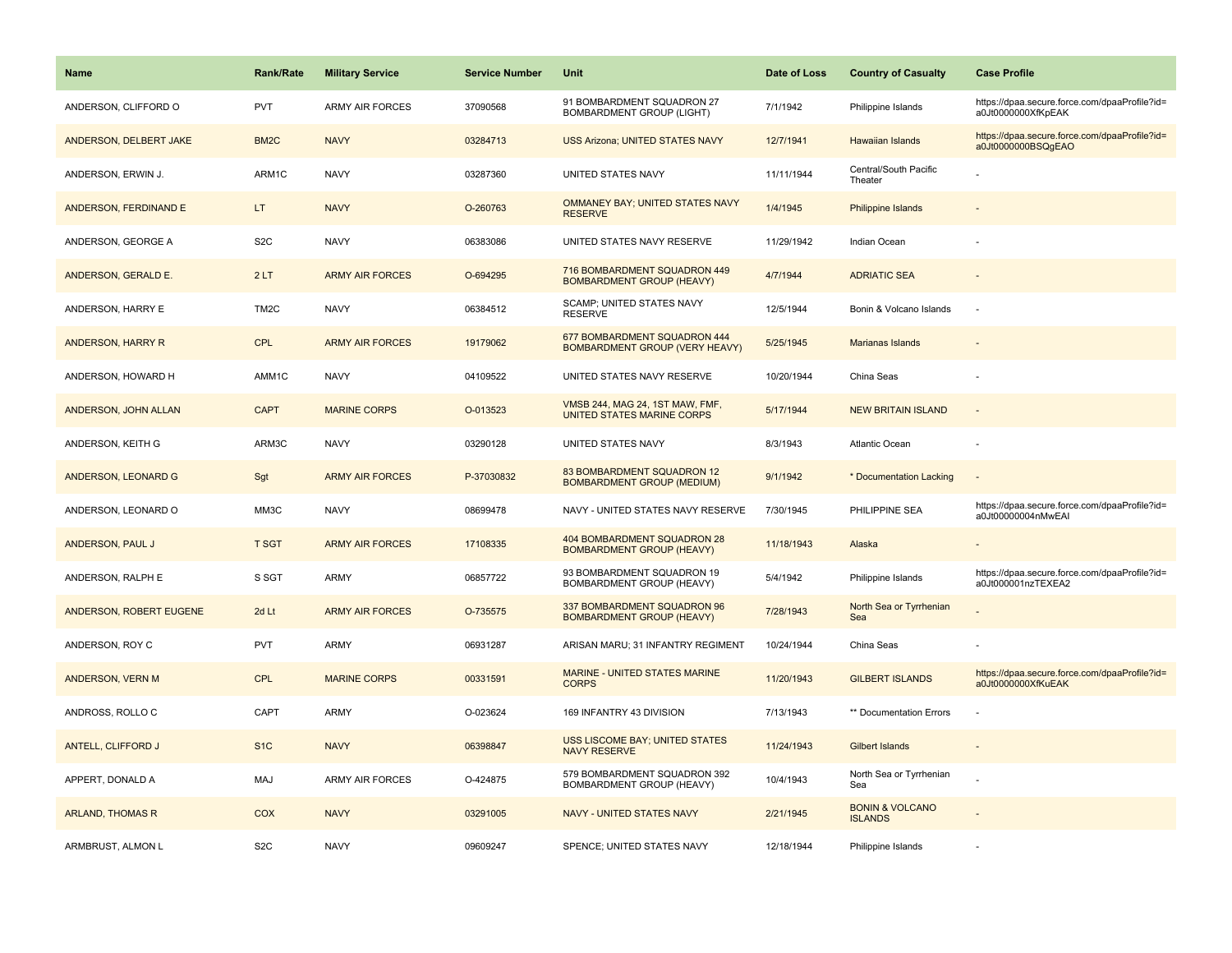| Name | Rank/Rate | Military Service | Service Number | Unit | Date of Loss | Country of Casualty | Case Profile |
|---|---|---|---|---|---|---|---|
| ANDERSON, CLIFFORD O | PVT | ARMY AIR FORCES | 37090568 | 91 BOMBARDMENT SQUADRON 27 BOMBARDMENT GROUP (LIGHT) | 7/1/1942 | Philippine Islands | https://dpaa.secure.force.com/dpaaProfile?id=a0Jt0000000XfKpEAK |
| ANDERSON, DELBERT JAKE | BM2C | NAVY | 03284713 | USS Arizona; UNITED STATES NAVY | 12/7/1941 | Hawaiian Islands | https://dpaa.secure.force.com/dpaaProfile?id=a0Jt0000000BSQgEAO |
| ANDERSON, ERWIN J. | ARM1C | NAVY | 03287360 | UNITED STATES NAVY | 11/11/1944 | Central/South Pacific Theater | - |
| ANDERSON, FERDINAND E | LT | NAVY | O-260763 | OMMANEY BAY; UNITED STATES NAVY RESERVE | 1/4/1945 | Philippine Islands | - |
| ANDERSON, GEORGE A | S2C | NAVY | 06383086 | UNITED STATES NAVY RESERVE | 11/29/1942 | Indian Ocean | - |
| ANDERSON, GERALD E. | 2 LT | ARMY AIR FORCES | O-694295 | 716 BOMBARDMENT SQUADRON 449 BOMBARDMENT GROUP (HEAVY) | 4/7/1944 | ADRIATIC SEA | - |
| ANDERSON, HARRY E | TM2C | NAVY | 06384512 | SCAMP; UNITED STATES NAVY RESERVE | 12/5/1944 | Bonin & Volcano Islands | - |
| ANDERSON, HARRY R | CPL | ARMY AIR FORCES | 19179062 | 677 BOMBARDMENT SQUADRON 444 BOMBARDMENT GROUP (VERY HEAVY) | 5/25/1945 | Marianas Islands | - |
| ANDERSON, HOWARD H | AMM1C | NAVY | 04109522 | UNITED STATES NAVY RESERVE | 10/20/1944 | China Seas | - |
| ANDERSON, JOHN ALLAN | CAPT | MARINE CORPS | O-013523 | VMSB 244, MAG 24, 1ST MAW, FMF, UNITED STATES MARINE CORPS | 5/17/1944 | NEW BRITAIN ISLAND | - |
| ANDERSON, KEITH G | ARM3C | NAVY | 03290128 | UNITED STATES NAVY | 8/3/1943 | Atlantic Ocean | - |
| ANDERSON, LEONARD G | Sgt | ARMY AIR FORCES | P-37030832 | 83 BOMBARDMENT SQUADRON 12 BOMBARDMENT GROUP (MEDIUM) | 9/1/1942 | * Documentation Lacking | - |
| ANDERSON, LEONARD O | MM3C | NAVY | 08699478 | NAVY - UNITED STATES NAVY RESERVE | 7/30/1945 | PHILIPPINE SEA | https://dpaa.secure.force.com/dpaaProfile?id=a0Jt00000004nMwEAI |
| ANDERSON, PAUL J | T SGT | ARMY AIR FORCES | 17108335 | 404 BOMBARDMENT SQUADRON 28 BOMBARDMENT GROUP (HEAVY) | 11/18/1943 | Alaska | - |
| ANDERSON, RALPH E | S SGT | ARMY | 06857722 | 93 BOMBARDMENT SQUADRON 19 BOMBARDMENT GROUP (HEAVY) | 5/4/1942 | Philippine Islands | https://dpaa.secure.force.com/dpaaProfile?id=a0Jt000001nzTEXEA2 |
| ANDERSON, ROBERT EUGENE | 2d Lt | ARMY AIR FORCES | O-735575 | 337 BOMBARDMENT SQUADRON 96 BOMBARDMENT GROUP (HEAVY) | 7/28/1943 | North Sea or Tyrrhenian Sea | - |
| ANDERSON, ROY C | PVT | ARMY | 06931287 | ARISAN MARU; 31 INFANTRY REGIMENT | 10/24/1944 | China Seas | - |
| ANDERSON, VERN M | CPL | MARINE CORPS | 00331591 | MARINE - UNITED STATES MARINE CORPS | 11/20/1943 | GILBERT ISLANDS | https://dpaa.secure.force.com/dpaaProfile?id=a0Jt0000000XfKuEAK |
| ANDROSS, ROLLO C | CAPT | ARMY | O-023624 | 169 INFANTRY 43 DIVISION | 7/13/1943 | ** Documentation Errors | - |
| ANTELL, CLIFFORD J | S1C | NAVY | 06398847 | USS LISCOME BAY; UNITED STATES NAVY RESERVE | 11/24/1943 | Gilbert Islands | - |
| APPERT, DONALD A | MAJ | ARMY AIR FORCES | O-424875 | 579 BOMBARDMENT SQUADRON 392 BOMBARDMENT GROUP (HEAVY) | 10/4/1943 | North Sea or Tyrrhenian Sea | - |
| ARLAND, THOMAS R | COX | NAVY | 03291005 | NAVY - UNITED STATES NAVY | 2/21/1945 | BONIN & VOLCANO ISLANDS | - |
| ARMBRUST, ALMON L | S2C | NAVY | 09609247 | SPENCE; UNITED STATES NAVY | 12/18/1944 | Philippine Islands | - |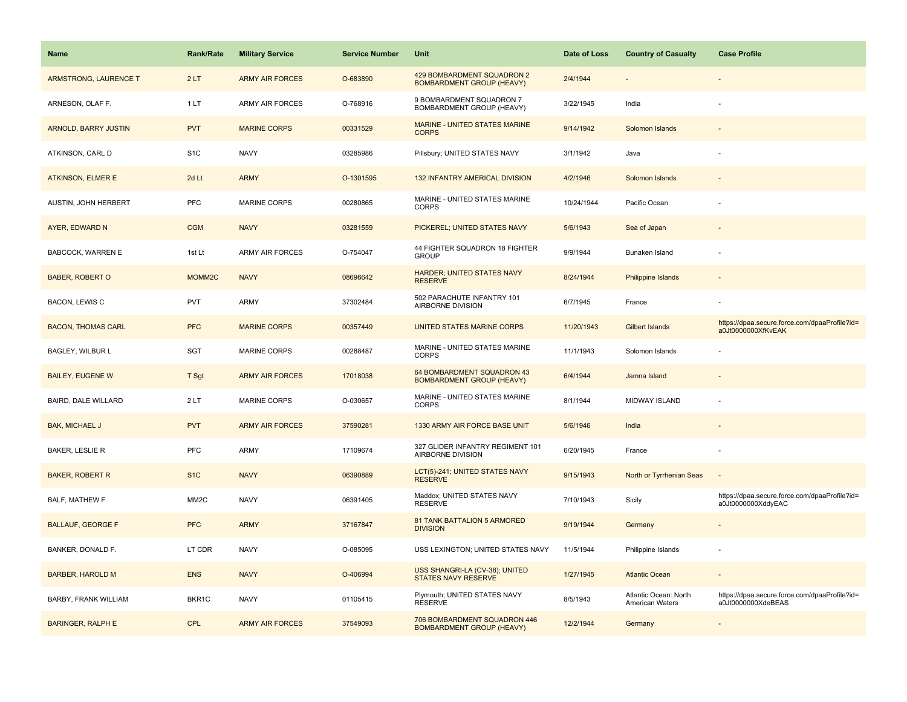| Name | Rank/Rate | Military Service | Service Number | Unit | Date of Loss | Country of Casualty | Case Profile |
|---|---|---|---|---|---|---|---|
| ARMSTRONG, LAURENCE T | 2 LT | ARMY AIR FORCES | O-683890 | 429 BOMBARDMENT SQUADRON 2 BOMBARDMENT GROUP (HEAVY) | 2/4/1944 | - | - |
| ARNESON, OLAF F. | 1 LT | ARMY AIR FORCES | O-768916 | 9 BOMBARDMENT SQUADRON 7 BOMBARDMENT GROUP (HEAVY) | 3/22/1945 | India | - |
| ARNOLD, BARRY JUSTIN | PVT | MARINE CORPS | 00331529 | MARINE - UNITED STATES MARINE CORPS | 9/14/1942 | Solomon Islands | - |
| ATKINSON, CARL D | S1C | NAVY | 03285986 | Pillsbury; UNITED STATES NAVY | 3/1/1942 | Java | - |
| ATKINSON, ELMER E | 2d Lt | ARMY | O-1301595 | 132 INFANTRY AMERICAL DIVISION | 4/2/1946 | Solomon Islands | - |
| AUSTIN, JOHN HERBERT | PFC | MARINE CORPS | 00280865 | MARINE - UNITED STATES MARINE CORPS | 10/24/1944 | Pacific Ocean | - |
| AYER, EDWARD N | CGM | NAVY | 03281559 | PICKEREL; UNITED STATES NAVY | 5/6/1943 | Sea of Japan | - |
| BABCOCK, WARREN E | 1st Lt | ARMY AIR FORCES | O-754047 | 44 FIGHTER SQUADRON 18 FIGHTER GROUP | 9/9/1944 | Bunaken Island | - |
| BABER, ROBERT O | MOMM2C | NAVY | 08696642 | HARDER; UNITED STATES NAVY RESERVE | 8/24/1944 | Philippine Islands | - |
| BACON, LEWIS C | PVT | ARMY | 37302484 | 502 PARACHUTE INFANTRY 101 AIRBORNE DIVISION | 6/7/1945 | France | - |
| BACON, THOMAS CARL | PFC | MARINE CORPS | 00357449 | UNITED STATES MARINE CORPS | 11/20/1943 | Gilbert Islands | https://dpaa.secure.force.com/dpaaProfile?id=a0Jt0000000XfKvEAK |
| BAGLEY, WILBUR L | SGT | MARINE CORPS | 00288487 | MARINE - UNITED STATES MARINE CORPS | 11/1/1943 | Solomon Islands | - |
| BAILEY, EUGENE W | T Sgt | ARMY AIR FORCES | 17018038 | 64 BOMBARDMENT SQUADRON 43 BOMBARDMENT GROUP (HEAVY) | 6/4/1944 | Jamna Island | - |
| BAIRD, DALE WILLARD | 2 LT | MARINE CORPS | O-030657 | MARINE - UNITED STATES MARINE CORPS | 8/1/1944 | MIDWAY ISLAND | - |
| BAK, MICHAEL J | PVT | ARMY AIR FORCES | 37590281 | 1330 ARMY AIR FORCE BASE UNIT | 5/6/1946 | India | - |
| BAKER, LESLIE R | PFC | ARMY | 17109674 | 327 GLIDER INFANTRY REGIMENT 101 AIRBORNE DIVISION | 6/20/1945 | France | - |
| BAKER, ROBERT R | S1C | NAVY | 06390889 | LCT(5)-241; UNITED STATES NAVY RESERVE | 9/15/1943 | North or Tyrrhenian Seas | - |
| BALF, MATHEW F | MM2C | NAVY | 06391405 | Maddox; UNITED STATES NAVY RESERVE | 7/10/1943 | Sicily | https://dpaa.secure.force.com/dpaaProfile?id=a0Jt0000000XddyEAC |
| BALLAUF, GEORGE F | PFC | ARMY | 37167847 | 81 TANK BATTALION 5 ARMORED DIVISION | 9/19/1944 | Germany | - |
| BANKER, DONALD F. | LT CDR | NAVY | O-085095 | USS LEXINGTON; UNITED STATES NAVY | 11/5/1944 | Philippine Islands | - |
| BARBER, HAROLD M | ENS | NAVY | O-406994 | USS SHANGRI-LA (CV-38); UNITED STATES NAVY RESERVE | 1/27/1945 | Atlantic Ocean | - |
| BARBY, FRANK WILLIAM | BKR1C | NAVY | 01105415 | Plymouth; UNITED STATES NAVY RESERVE | 8/5/1943 | Atlantic Ocean: North American Waters | https://dpaa.secure.force.com/dpaaProfile?id=a0Jt0000000XdeBEAS |
| BARINGER, RALPH E | CPL | ARMY AIR FORCES | 37549093 | 706 BOMBARDMENT SQUADRON 446 BOMBARDMENT GROUP (HEAVY) | 12/2/1944 | Germany | - |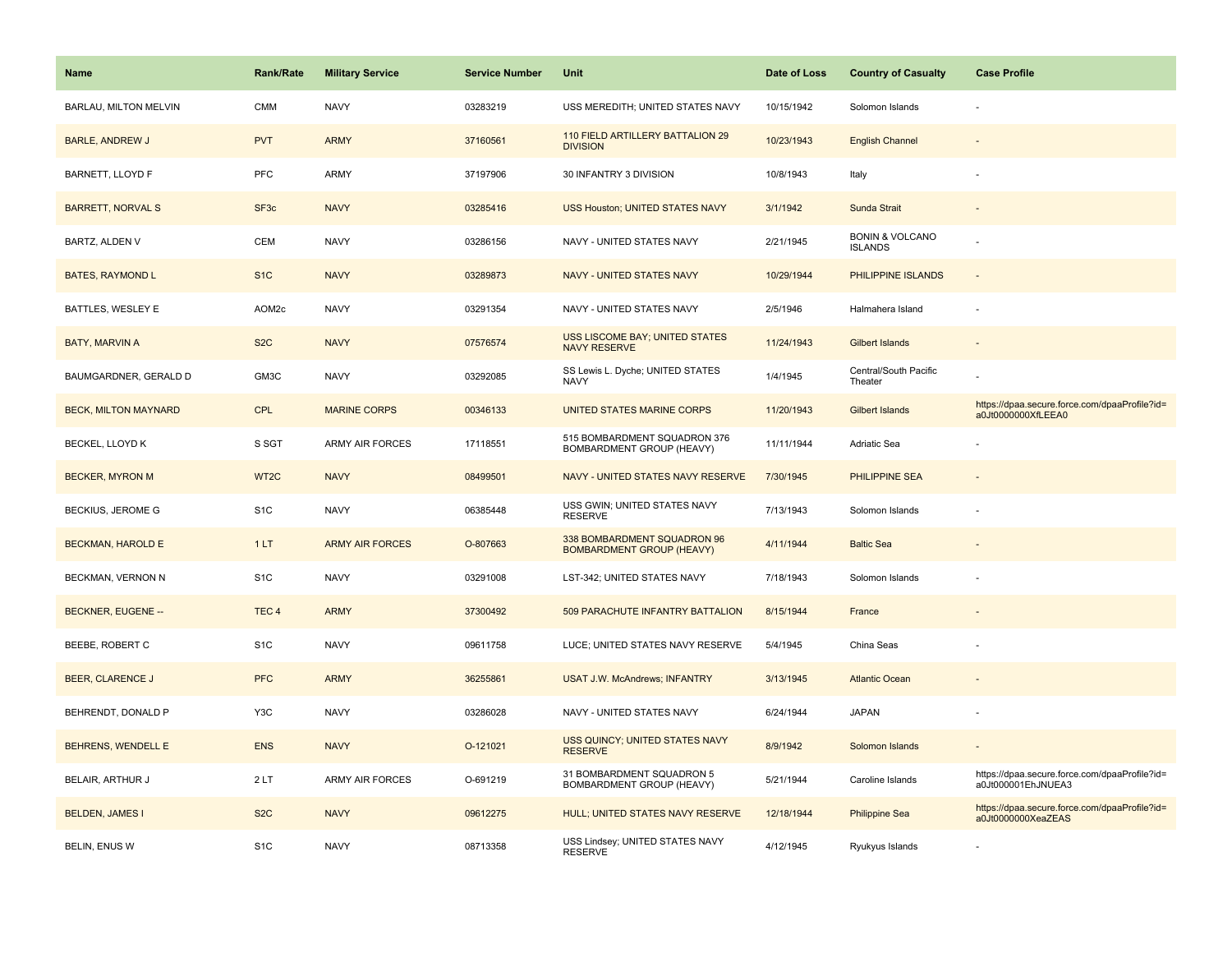| Name | Rank/Rate | Military Service | Service Number | Unit | Date of Loss | Country of Casualty | Case Profile |
|---|---|---|---|---|---|---|---|
| BARLAU, MILTON MELVIN | CMM | NAVY | 03283219 | USS MEREDITH; UNITED STATES NAVY | 10/15/1942 | Solomon Islands | - |
| BARLE, ANDREW J | PVT | ARMY | 37160561 | 110 FIELD ARTILLERY BATTALION 29 DIVISION | 10/23/1943 | English Channel | - |
| BARNETT, LLOYD F | PFC | ARMY | 37197906 | 30 INFANTRY 3 DIVISION | 10/8/1943 | Italy | - |
| BARRETT, NORVAL S | SF3c | NAVY | 03285416 | USS Houston; UNITED STATES NAVY | 3/1/1942 | Sunda Strait | - |
| BARTZ, ALDEN V | CEM | NAVY | 03286156 | NAVY - UNITED STATES NAVY | 2/21/1945 | BONIN & VOLCANO ISLANDS | - |
| BATES, RAYMOND L | S1C | NAVY | 03289873 | NAVY - UNITED STATES NAVY | 10/29/1944 | PHILIPPINE ISLANDS | - |
| BATTLES, WESLEY E | AOM2c | NAVY | 03291354 | NAVY - UNITED STATES NAVY | 2/5/1946 | Halmahera Island | - |
| BATY, MARVIN A | S2C | NAVY | 07576574 | USS LISCOME BAY; UNITED STATES NAVY RESERVE | 11/24/1943 | Gilbert Islands | - |
| BAUMGARDNER, GERALD D | GM3C | NAVY | 03292085 | SS Lewis L. Dyche; UNITED STATES NAVY | 1/4/1945 | Central/South Pacific Theater | - |
| BECK, MILTON MAYNARD | CPL | MARINE CORPS | 00346133 | UNITED STATES MARINE CORPS | 11/20/1943 | Gilbert Islands | https://dpaa.secure.force.com/dpaaProfile?id=a0Jt0000000XfLEEA0 |
| BECKEL, LLOYD K | S SGT | ARMY AIR FORCES | 17118551 | 515 BOMBARDMENT SQUADRON 376 BOMBARDMENT GROUP (HEAVY) | 11/11/1944 | Adriatic Sea | - |
| BECKER, MYRON M | WT2C | NAVY | 08499501 | NAVY - UNITED STATES NAVY RESERVE | 7/30/1945 | PHILIPPINE SEA | - |
| BECKIUS, JEROME G | S1C | NAVY | 06385448 | USS GWIN; UNITED STATES NAVY RESERVE | 7/13/1943 | Solomon Islands | - |
| BECKMAN, HAROLD E | 1 LT | ARMY AIR FORCES | O-807663 | 338 BOMBARDMENT SQUADRON 96 BOMBARDMENT GROUP (HEAVY) | 4/11/1944 | Baltic Sea | - |
| BECKMAN, VERNON N | S1C | NAVY | 03291008 | LST-342; UNITED STATES NAVY | 7/18/1943 | Solomon Islands | - |
| BECKNER, EUGENE -- | TEC 4 | ARMY | 37300492 | 509 PARACHUTE INFANTRY BATTALION | 8/15/1944 | France | - |
| BEEBE, ROBERT C | S1C | NAVY | 09611758 | LUCE; UNITED STATES NAVY RESERVE | 5/4/1945 | China Seas | - |
| BEER, CLARENCE J | PFC | ARMY | 36255861 | USAT J.W. McAndrews; INFANTRY | 3/13/1945 | Atlantic Ocean | - |
| BEHRENDT, DONALD P | Y3C | NAVY | 03286028 | NAVY - UNITED STATES NAVY | 6/24/1944 | JAPAN | - |
| BEHRENS, WENDELL E | ENS | NAVY | O-121021 | USS QUINCY; UNITED STATES NAVY RESERVE | 8/9/1942 | Solomon Islands | - |
| BELAIR, ARTHUR J | 2 LT | ARMY AIR FORCES | O-691219 | 31 BOMBARDMENT SQUADRON 5 BOMBARDMENT GROUP (HEAVY) | 5/21/1944 | Caroline Islands | https://dpaa.secure.force.com/dpaaProfile?id=a0Jt000001EhJNUEA3 |
| BELDEN, JAMES I | S2C | NAVY | 09612275 | HULL; UNITED STATES NAVY RESERVE | 12/18/1944 | Philippine Sea | https://dpaa.secure.force.com/dpaaProfile?id=a0Jt0000000XeaZEAS |
| BELIN, ENUS W | S1C | NAVY | 08713358 | USS Lindsey; UNITED STATES NAVY RESERVE | 4/12/1945 | Ryukyus Islands | - |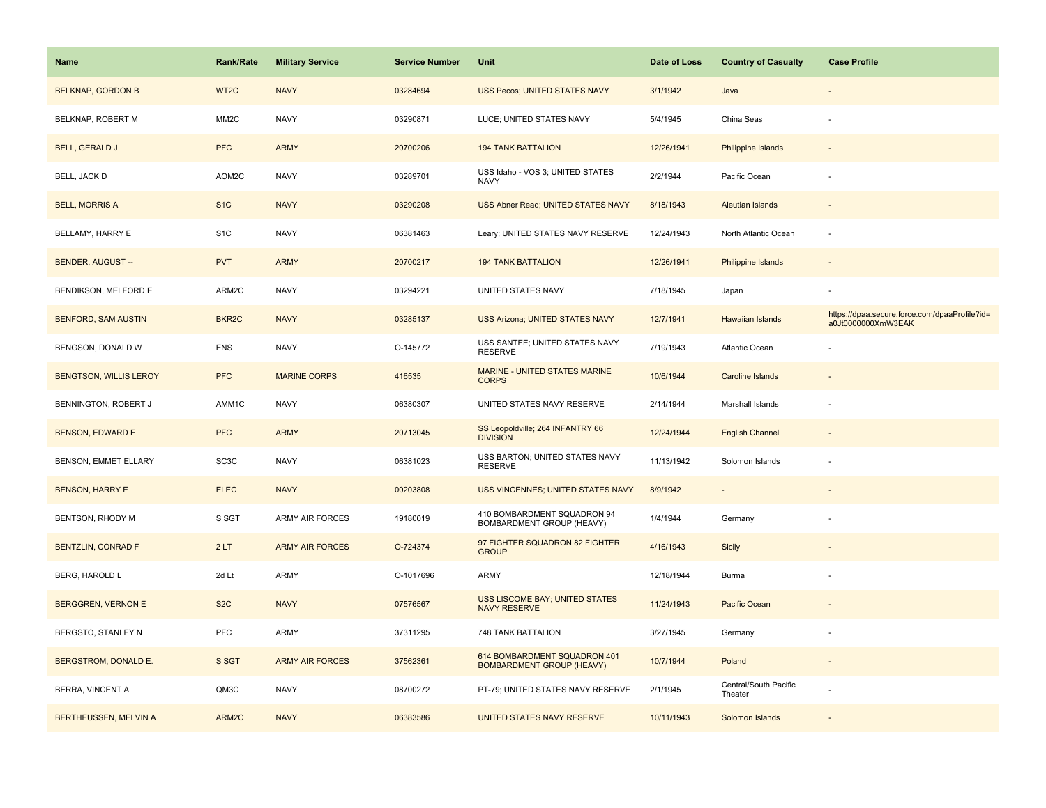| Name | Rank/Rate | Military Service | Service Number | Unit | Date of Loss | Country of Casualty | Case Profile |
|---|---|---|---|---|---|---|---|
| BELKNAP, GORDON B | WT2C | NAVY | 03284694 | USS Pecos; UNITED STATES NAVY | 3/1/1942 | Java | - |
| BELKNAP, ROBERT M | MM2C | NAVY | 03290871 | LUCE; UNITED STATES NAVY | 5/4/1945 | China Seas | - |
| BELL, GERALD J | PFC | ARMY | 20700206 | 194 TANK BATTALION | 12/26/1941 | Philippine Islands | - |
| BELL, JACK D | AOM2C | NAVY | 03289701 | USS Idaho - VOS 3; UNITED STATES NAVY | 2/2/1944 | Pacific Ocean | - |
| BELL, MORRIS A | S1C | NAVY | 03290208 | USS Abner Read; UNITED STATES NAVY | 8/18/1943 | Aleutian Islands | - |
| BELLAMY, HARRY E | S1C | NAVY | 06381463 | Leary; UNITED STATES NAVY RESERVE | 12/24/1943 | North Atlantic Ocean | - |
| BENDER, AUGUST -- | PVT | ARMY | 20700217 | 194 TANK BATTALION | 12/26/1941 | Philippine Islands | - |
| BENDIKSON, MELFORD E | ARM2C | NAVY | 03294221 | UNITED STATES NAVY | 7/18/1945 | Japan | - |
| BENFORD, SAM AUSTIN | BKR2C | NAVY | 03285137 | USS Arizona; UNITED STATES NAVY | 12/7/1941 | Hawaiian Islands | https://dpaa.secure.force.com/dpaaProfile?id=a0Jt0000000XmW3EAK |
| BENGSON, DONALD W | ENS | NAVY | O-145772 | USS SANTEE; UNITED STATES NAVY RESERVE | 7/19/1943 | Atlantic Ocean | - |
| BENGTSON, WILLIS LEROY | PFC | MARINE CORPS | 416535 | MARINE - UNITED STATES MARINE CORPS | 10/6/1944 | Caroline Islands | - |
| BENNINGTON, ROBERT J | AMM1C | NAVY | 06380307 | UNITED STATES NAVY RESERVE | 2/14/1944 | Marshall Islands | - |
| BENSON, EDWARD E | PFC | ARMY | 20713045 | SS Leopoldville; 264 INFANTRY 66 DIVISION | 12/24/1944 | English Channel | - |
| BENSON, EMMET ELLARY | SC3C | NAVY | 06381023 | USS BARTON; UNITED STATES NAVY RESERVE | 11/13/1942 | Solomon Islands | - |
| BENSON, HARRY E | ELEC | NAVY | 00203808 | USS VINCENNES; UNITED STATES NAVY | 8/9/1942 | - | - |
| BENTSON, RHODY M | S SGT | ARMY AIR FORCES | 19180019 | 410 BOMBARDMENT SQUADRON 94 BOMBARDMENT GROUP (HEAVY) | 1/4/1944 | Germany | - |
| BENTZLIN, CONRAD F | 2 LT | ARMY AIR FORCES | O-724374 | 97 FIGHTER SQUADRON 82 FIGHTER GROUP | 4/16/1943 | Sicily | - |
| BERG, HAROLD L | 2d Lt | ARMY | O-1017696 | ARMY | 12/18/1944 | Burma | - |
| BERGGREN, VERNON E | S2C | NAVY | 07576567 | USS LISCOME BAY; UNITED STATES NAVY RESERVE | 11/24/1943 | Pacific Ocean | - |
| BERGSTO, STANLEY N | PFC | ARMY | 37311295 | 748 TANK BATTALION | 3/27/1945 | Germany | - |
| BERGSTROM, DONALD E. | S SGT | ARMY AIR FORCES | 37562361 | 614 BOMBARDMENT SQUADRON 401 BOMBARDMENT GROUP (HEAVY) | 10/7/1944 | Poland | - |
| BERRA, VINCENT A | QM3C | NAVY | 08700272 | PT-79; UNITED STATES NAVY RESERVE | 2/1/1945 | Central/South Pacific Theater | - |
| BERTHEUSSEN, MELVIN A | ARM2C | NAVY | 06383586 | UNITED STATES NAVY RESERVE | 10/11/1943 | Solomon Islands | - |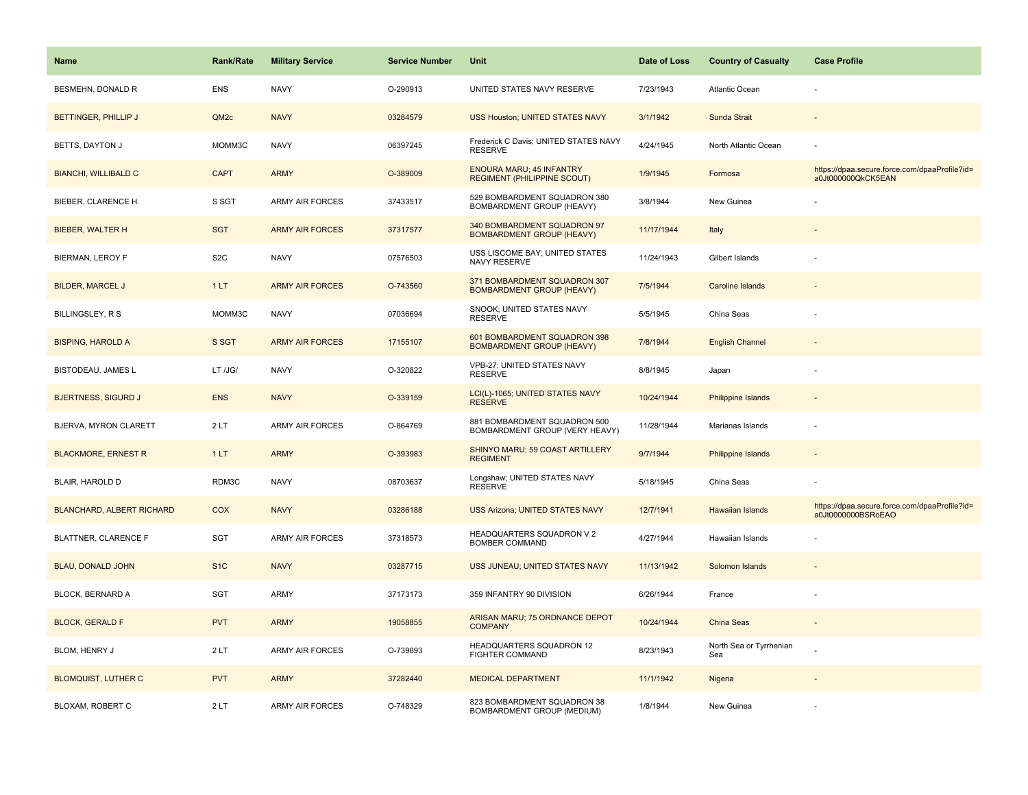| Name | Rank/Rate | Military Service | Service Number | Unit | Date of Loss | Country of Casualty | Case Profile |
|---|---|---|---|---|---|---|---|
| BESMEHN, DONALD R | ENS | NAVY | O-290913 | UNITED STATES NAVY RESERVE | 7/23/1943 | Atlantic Ocean | - |
| BETTINGER, PHILLIP J | QM2c | NAVY | 03284579 | USS Houston; UNITED STATES NAVY | 3/1/1942 | Sunda Strait | - |
| BETTS, DAYTON J | MOMM3C | NAVY | 06397245 | Frederick C Davis; UNITED STATES NAVY RESERVE | 4/24/1945 | North Atlantic Ocean | - |
| BIANCHI, WILLIBALD C | CAPT | ARMY | O-389009 | ENOURA MARU; 45 INFANTRY REGIMENT (PHILIPPINE SCOUT) | 1/9/1945 | Formosa | https://dpaa.secure.force.com/dpaaProfile?id=a0Jt000000QkCK5EAN |
| BIEBER, CLARENCE H. | S SGT | ARMY AIR FORCES | 37433517 | 529 BOMBARDMENT SQUADRON 380 BOMBARDMENT GROUP (HEAVY) | 3/8/1944 | New Guinea | - |
| BIEBER, WALTER H | SGT | ARMY AIR FORCES | 37317577 | 340 BOMBARDMENT SQUADRON 97 BOMBARDMENT GROUP (HEAVY) | 11/17/1944 | Italy | - |
| BIERMAN, LEROY F | S2C | NAVY | 07576503 | USS LISCOME BAY; UNITED STATES NAVY RESERVE | 11/24/1943 | Gilbert Islands | - |
| BILDER, MARCEL J | 1 LT | ARMY AIR FORCES | O-743560 | 371 BOMBARDMENT SQUADRON 307 BOMBARDMENT GROUP (HEAVY) | 7/5/1944 | Caroline Islands | - |
| BILLINGSLEY, R S | MOMM3C | NAVY | 07036694 | SNOOK; UNITED STATES NAVY RESERVE | 5/5/1945 | China Seas | - |
| BISPING, HAROLD A | S SGT | ARMY AIR FORCES | 17155107 | 601 BOMBARDMENT SQUADRON 398 BOMBARDMENT GROUP (HEAVY) | 7/8/1944 | English Channel | - |
| BISTODEAU, JAMES L | LT /JG/ | NAVY | O-320822 | VPB-27; UNITED STATES NAVY RESERVE | 8/8/1945 | Japan | - |
| BJERTNESS, SIGURD J | ENS | NAVY | O-339159 | LCI(L)-1065; UNITED STATES NAVY RESERVE | 10/24/1944 | Philippine Islands | - |
| BJERVA, MYRON CLARETT | 2 LT | ARMY AIR FORCES | O-864769 | 881 BOMBARDMENT SQUADRON 500 BOMBARDMENT GROUP (VERY HEAVY) | 11/28/1944 | Marianas Islands | - |
| BLACKMORE, ERNEST R | 1 LT | ARMY | O-393983 | SHINYO MARU; 59 COAST ARTILLERY REGIMENT | 9/7/1944 | Philippine Islands | - |
| BLAIR, HAROLD D | RDM3C | NAVY | 08703637 | Longshaw; UNITED STATES NAVY RESERVE | 5/18/1945 | China Seas | - |
| BLANCHARD, ALBERT RICHARD | COX | NAVY | 03286188 | USS Arizona; UNITED STATES NAVY | 12/7/1941 | Hawaiian Islands | https://dpaa.secure.force.com/dpaaProfile?id=a0Jt0000000BSRoEAO |
| BLATTNER, CLARENCE F | SGT | ARMY AIR FORCES | 37318573 | HEADQUARTERS SQUADRON V 2 BOMBER COMMAND | 4/27/1944 | Hawaiian Islands | - |
| BLAU, DONALD JOHN | S1C | NAVY | 03287715 | USS JUNEAU; UNITED STATES NAVY | 11/13/1942 | Solomon Islands | - |
| BLOCK, BERNARD A | SGT | ARMY | 37173173 | 359 INFANTRY 90 DIVISION | 6/26/1944 | France | - |
| BLOCK, GERALD F | PVT | ARMY | 19058855 | ARISAN MARU; 75 ORDNANCE DEPOT COMPANY | 10/24/1944 | China Seas | - |
| BLOM, HENRY J | 2 LT | ARMY AIR FORCES | O-739893 | HEADQUARTERS SQUADRON 12 FIGHTER COMMAND | 8/23/1943 | North Sea or Tyrrhenian Sea | - |
| BLOMQUIST, LUTHER C | PVT | ARMY | 37282440 | MEDICAL DEPARTMENT | 11/1/1942 | Nigeria | - |
| BLOXAM, ROBERT C | 2 LT | ARMY AIR FORCES | O-748329 | 823 BOMBARDMENT SQUADRON 38 BOMBARDMENT GROUP (MEDIUM) | 1/8/1944 | New Guinea | - |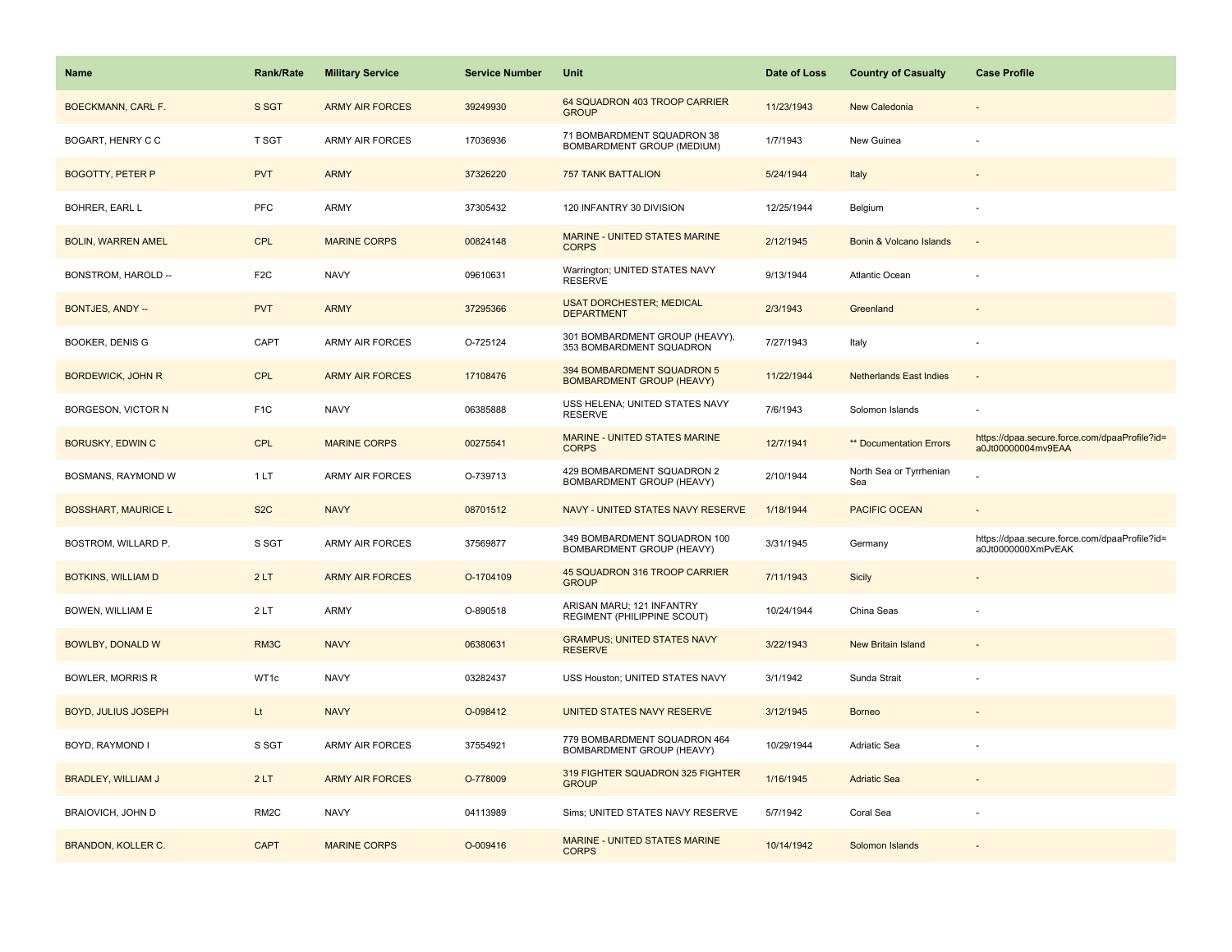| Name | Rank/Rate | Military Service | Service Number | Unit | Date of Loss | Country of Casualty | Case Profile |
|---|---|---|---|---|---|---|---|
| BOECKMANN, CARL F. | S SGT | ARMY AIR FORCES | 39249930 | 64 SQUADRON 403 TROOP CARRIER GROUP | 11/23/1943 | New Caledonia | - |
| BOGART, HENRY C C | T SGT | ARMY AIR FORCES | 17036936 | 71 BOMBARDMENT SQUADRON 38 BOMBARDMENT GROUP (MEDIUM) | 1/7/1943 | New Guinea | - |
| BOGOTTY, PETER P | PVT | ARMY | 37326220 | 757 TANK BATTALION | 5/24/1944 | Italy | - |
| BOHRER, EARL L | PFC | ARMY | 37305432 | 120 INFANTRY 30 DIVISION | 12/25/1944 | Belgium | - |
| BOLIN, WARREN AMEL | CPL | MARINE CORPS | 00824148 | MARINE - UNITED STATES MARINE CORPS | 2/12/1945 | Bonin & Volcano Islands | - |
| BONSTROM, HAROLD -- | F2C | NAVY | 09610631 | Warrington; UNITED STATES NAVY RESERVE | 9/13/1944 | Atlantic Ocean | - |
| BONTJES, ANDY -- | PVT | ARMY | 37295366 | USAT DORCHESTER; MEDICAL DEPARTMENT | 2/3/1943 | Greenland | - |
| BOOKER, DENIS G | CAPT | ARMY AIR FORCES | O-725124 | 301 BOMBARDMENT GROUP (HEAVY), 353 BOMBARDMENT SQUADRON | 7/27/1943 | Italy | - |
| BORDEWICK, JOHN R | CPL | ARMY AIR FORCES | 17108476 | 394 BOMBARDMENT SQUADRON 5 BOMBARDMENT GROUP (HEAVY) | 11/22/1944 | Netherlands East Indies | - |
| BORGESON, VICTOR N | F1C | NAVY | 06385888 | USS HELENA; UNITED STATES NAVY RESERVE | 7/6/1943 | Solomon Islands | - |
| BORUSKY, EDWIN C | CPL | MARINE CORPS | 00275541 | MARINE - UNITED STATES MARINE CORPS | 12/7/1941 | ** Documentation Errors | https://dpaa.secure.force.com/dpaaProfile?id=a0Jt00000004mv9EAA |
| BOSMANS, RAYMOND W | 1 LT | ARMY AIR FORCES | O-739713 | 429 BOMBARDMENT SQUADRON 2 BOMBARDMENT GROUP (HEAVY) | 2/10/1944 | North Sea or Tyrrhenian Sea | - |
| BOSSHART, MAURICE L | S2C | NAVY | 08701512 | NAVY - UNITED STATES NAVY RESERVE | 1/18/1944 | PACIFIC OCEAN | - |
| BOSTROM, WILLARD P. | S SGT | ARMY AIR FORCES | 37569877 | 349 BOMBARDMENT SQUADRON 100 BOMBARDMENT GROUP (HEAVY) | 3/31/1945 | Germany | https://dpaa.secure.force.com/dpaaProfile?id=a0Jt0000000XmPvEAK |
| BOTKINS, WILLIAM D | 2 LT | ARMY AIR FORCES | O-1704109 | 45 SQUADRON 316 TROOP CARRIER GROUP | 7/11/1943 | Sicily | - |
| BOWEN, WILLIAM E | 2 LT | ARMY | O-890518 | ARISAN MARU; 121 INFANTRY REGIMENT (PHILIPPINE SCOUT) | 10/24/1944 | China Seas | - |
| BOWLBY, DONALD W | RM3C | NAVY | 06380631 | GRAMPUS; UNITED STATES NAVY RESERVE | 3/22/1943 | New Britain Island | - |
| BOWLER, MORRIS R | WT1c | NAVY | 03282437 | USS Houston; UNITED STATES NAVY | 3/1/1942 | Sunda Strait | - |
| BOYD, JULIUS JOSEPH | Lt | NAVY | O-098412 | UNITED STATES NAVY RESERVE | 3/12/1945 | Borneo | - |
| BOYD, RAYMOND I | S SGT | ARMY AIR FORCES | 37554921 | 779 BOMBARDMENT SQUADRON 464 BOMBARDMENT GROUP (HEAVY) | 10/29/1944 | Adriatic Sea | - |
| BRADLEY, WILLIAM J | 2 LT | ARMY AIR FORCES | O-778009 | 319 FIGHTER SQUADRON 325 FIGHTER GROUP | 1/16/1945 | Adriatic Sea | - |
| BRAIOVICH, JOHN D | RM2C | NAVY | 04113989 | Sims; UNITED STATES NAVY RESERVE | 5/7/1942 | Coral Sea | - |
| BRANDON, KOLLER C. | CAPT | MARINE CORPS | O-009416 | MARINE - UNITED STATES MARINE CORPS | 10/14/1942 | Solomon Islands | - |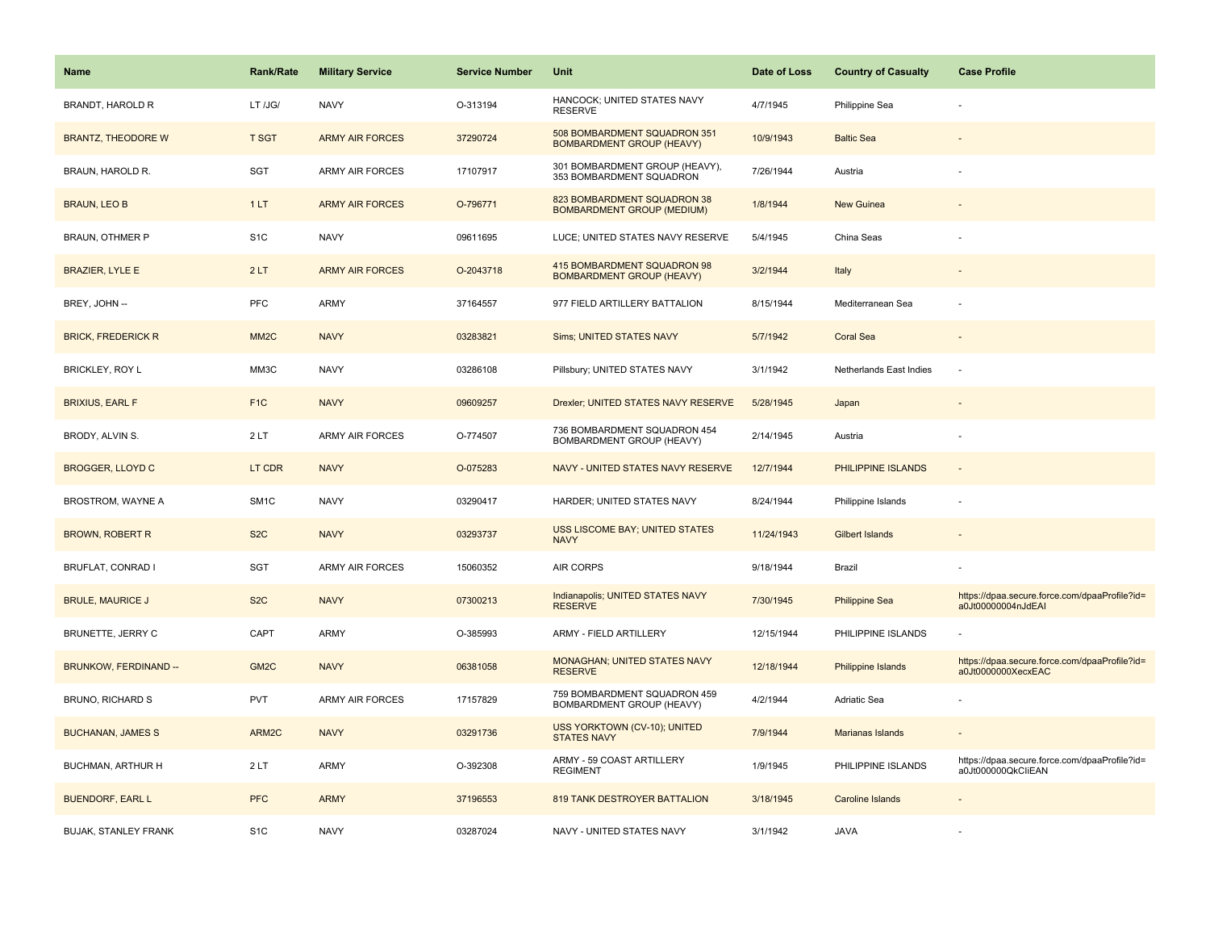| Name | Rank/Rate | Military Service | Service Number | Unit | Date of Loss | Country of Casualty | Case Profile |
|---|---|---|---|---|---|---|---|
| BRANDT, HAROLD R | LT /JG/ | NAVY | O-313194 | HANCOCK; UNITED STATES NAVY RESERVE | 4/7/1945 | Philippine Sea | - |
| BRANTZ, THEODORE W | T SGT | ARMY AIR FORCES | 37290724 | 508 BOMBARDMENT SQUADRON 351 BOMBARDMENT GROUP (HEAVY) | 10/9/1943 | Baltic Sea | - |
| BRAUN, HAROLD R. | SGT | ARMY AIR FORCES | 17107917 | 301 BOMBARDMENT GROUP (HEAVY), 353 BOMBARDMENT SQUADRON | 7/26/1944 | Austria | - |
| BRAUN, LEO B | 1 LT | ARMY AIR FORCES | O-796771 | 823 BOMBARDMENT SQUADRON 38 BOMBARDMENT GROUP (MEDIUM) | 1/8/1944 | New Guinea | - |
| BRAUN, OTHMER P | S1C | NAVY | 09611695 | LUCE; UNITED STATES NAVY RESERVE | 5/4/1945 | China Seas | - |
| BRAZIER, LYLE E | 2 LT | ARMY AIR FORCES | O-2043718 | 415 BOMBARDMENT SQUADRON 98 BOMBARDMENT GROUP (HEAVY) | 3/2/1944 | Italy | - |
| BREY, JOHN -- | PFC | ARMY | 37164557 | 977 FIELD ARTILLERY BATTALION | 8/15/1944 | Mediterranean Sea | - |
| BRICK, FREDERICK R | MM2C | NAVY | 03283821 | Sims; UNITED STATES NAVY | 5/7/1942 | Coral Sea | - |
| BRICKLEY, ROY L | MM3C | NAVY | 03286108 | Pillsbury; UNITED STATES NAVY | 3/1/1942 | Netherlands East Indies | - |
| BRIXIUS, EARL F | F1C | NAVY | 09609257 | Drexler; UNITED STATES NAVY RESERVE | 5/28/1945 | Japan | - |
| BRODY, ALVIN S. | 2 LT | ARMY AIR FORCES | O-774507 | 736 BOMBARDMENT SQUADRON 454 BOMBARDMENT GROUP (HEAVY) | 2/14/1945 | Austria | - |
| BROGGER, LLOYD C | LT CDR | NAVY | O-075283 | NAVY - UNITED STATES NAVY RESERVE | 12/7/1944 | PHILIPPINE ISLANDS | - |
| BROSTROM, WAYNE A | SM1C | NAVY | 03290417 | HARDER; UNITED STATES NAVY | 8/24/1944 | Philippine Islands | - |
| BROWN, ROBERT R | S2C | NAVY | 03293737 | USS LISCOME BAY; UNITED STATES NAVY | 11/24/1943 | Gilbert Islands | - |
| BRUFLAT, CONRAD I | SGT | ARMY AIR FORCES | 15060352 | AIR CORPS | 9/18/1944 | Brazil | - |
| BRULE, MAURICE J | S2C | NAVY | 07300213 | Indianapolis; UNITED STATES NAVY RESERVE | 7/30/1945 | Philippine Sea | https://dpaa.secure.force.com/dpaaProfile?id=a0Jt00000004nJdEAI |
| BRUNETTE, JERRY C | CAPT | ARMY | O-385993 | ARMY - FIELD ARTILLERY | 12/15/1944 | PHILIPPINE ISLANDS | - |
| BRUNKOW, FERDINAND -- | GM2C | NAVY | 06381058 | MONAGHAN; UNITED STATES NAVY RESERVE | 12/18/1944 | Philippine Islands | https://dpaa.secure.force.com/dpaaProfile?id=a0Jt0000000XecxEAC |
| BRUNO, RICHARD S | PVT | ARMY AIR FORCES | 17157829 | 759 BOMBARDMENT SQUADRON 459 BOMBARDMENT GROUP (HEAVY) | 4/2/1944 | Adriatic Sea | - |
| BUCHANAN, JAMES S | ARM2C | NAVY | 03291736 | USS YORKTOWN (CV-10); UNITED STATES NAVY | 7/9/1944 | Marianas Islands | - |
| BUCHMAN, ARTHUR H | 2 LT | ARMY | O-392308 | ARMY - 59 COAST ARTILLERY REGIMENT | 1/9/1945 | PHILIPPINE ISLANDS | https://dpaa.secure.force.com/dpaaProfile?id=a0Jt000000QkCIiEAN |
| BUENDORF, EARL L | PFC | ARMY | 37196553 | 819 TANK DESTROYER BATTALION | 3/18/1945 | Caroline Islands | - |
| BUJAK, STANLEY FRANK | S1C | NAVY | 03287024 | NAVY - UNITED STATES NAVY | 3/1/1942 | JAVA | - |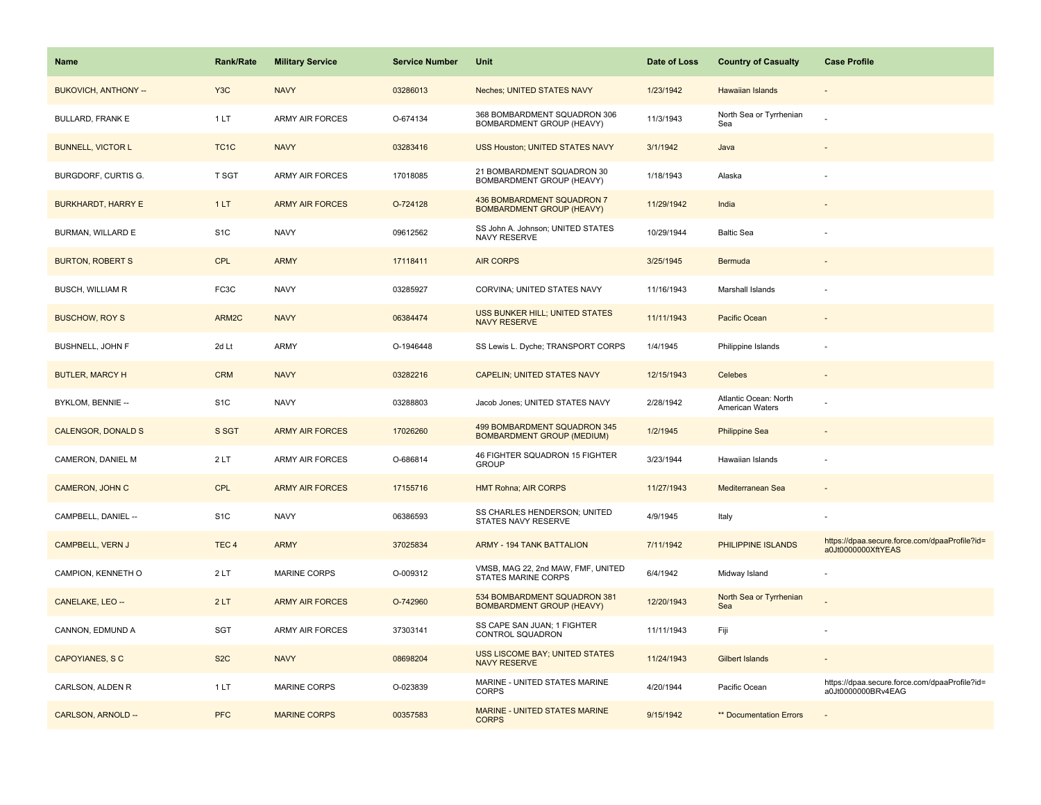| Name | Rank/Rate | Military Service | Service Number | Unit | Date of Loss | Country of Casualty | Case Profile |
| --- | --- | --- | --- | --- | --- | --- | --- |
| BUKOVICH, ANTHONY -- | Y3C | NAVY | 03286013 | Neches; UNITED STATES NAVY | 1/23/1942 | Hawaiian Islands | - |
| BULLARD, FRANK E | 1 LT | ARMY AIR FORCES | O-674134 | 368 BOMBARDMENT SQUADRON 306 BOMBARDMENT GROUP (HEAVY) | 11/3/1943 | North Sea or Tyrrhenian Sea | - |
| BUNNELL, VICTOR L | TC1C | NAVY | 03283416 | USS Houston; UNITED STATES NAVY | 3/1/1942 | Java | - |
| BURGDORF, CURTIS G. | T SGT | ARMY AIR FORCES | 17018085 | 21 BOMBARDMENT SQUADRON 30 BOMBARDMENT GROUP (HEAVY) | 1/18/1943 | Alaska | - |
| BURKHARDT, HARRY E | 1 LT | ARMY AIR FORCES | O-724128 | 436 BOMBARDMENT SQUADRON 7 BOMBARDMENT GROUP (HEAVY) | 11/29/1942 | India | - |
| BURMAN, WILLARD E | S1C | NAVY | 09612562 | SS John A. Johnson; UNITED STATES NAVY RESERVE | 10/29/1944 | Baltic Sea | - |
| BURTON, ROBERT S | CPL | ARMY | 17118411 | AIR CORPS | 3/25/1945 | Bermuda | - |
| BUSCH, WILLIAM R | FC3C | NAVY | 03285927 | CORVINA; UNITED STATES NAVY | 11/16/1943 | Marshall Islands | - |
| BUSCHOW, ROY S | ARM2C | NAVY | 06384474 | USS BUNKER HILL; UNITED STATES NAVY RESERVE | 11/11/1943 | Pacific Ocean | - |
| BUSHNELL, JOHN F | 2d Lt | ARMY | O-1946448 | SS Lewis L. Dyche; TRANSPORT CORPS | 1/4/1945 | Philippine Islands | - |
| BUTLER, MARCY H | CRM | NAVY | 03282216 | CAPELIN; UNITED STATES NAVY | 12/15/1943 | Celebes | - |
| BYKLOM, BENNIE -- | S1C | NAVY | 03288803 | Jacob Jones; UNITED STATES NAVY | 2/28/1942 | Atlantic Ocean: North American Waters | - |
| CALENGOR, DONALD S | S SGT | ARMY AIR FORCES | 17026260 | 499 BOMBARDMENT SQUADRON 345 BOMBARDMENT GROUP (MEDIUM) | 1/2/1945 | Philippine Sea | - |
| CAMERON, DANIEL M | 2 LT | ARMY AIR FORCES | O-686814 | 46 FIGHTER SQUADRON 15 FIGHTER GROUP | 3/23/1944 | Hawaiian Islands | - |
| CAMERON, JOHN C | CPL | ARMY AIR FORCES | 17155716 | HMT Rohna; AIR CORPS | 11/27/1943 | Mediterranean Sea | - |
| CAMPBELL, DANIEL -- | S1C | NAVY | 06386593 | SS CHARLES HENDERSON; UNITED STATES NAVY RESERVE | 4/9/1945 | Italy | - |
| CAMPBELL, VERN J | TEC 4 | ARMY | 37025834 | ARMY - 194 TANK BATTALION | 7/11/1942 | PHILIPPINE ISLANDS | https://dpaa.secure.force.com/dpaaProfile?id=a0Jt0000000XftYEAS |
| CAMPION, KENNETH O | 2 LT | MARINE CORPS | O-009312 | VMSB, MAG 22, 2nd MAW, FMF, UNITED STATES MARINE CORPS | 6/4/1942 | Midway Island | - |
| CANELAKE, LEO -- | 2 LT | ARMY AIR FORCES | O-742960 | 534 BOMBARDMENT SQUADRON 381 BOMBARDMENT GROUP (HEAVY) | 12/20/1943 | North Sea or Tyrrhenian Sea | - |
| CANNON, EDMUND A | SGT | ARMY AIR FORCES | 37303141 | SS CAPE SAN JUAN; 1 FIGHTER CONTROL SQUADRON | 11/11/1943 | Fiji | - |
| CAPOYIANES, S C | S2C | NAVY | 08698204 | USS LISCOME BAY; UNITED STATES NAVY RESERVE | 11/24/1943 | Gilbert Islands | - |
| CARLSON, ALDEN R | 1 LT | MARINE CORPS | O-023839 | MARINE - UNITED STATES MARINE CORPS | 4/20/1944 | Pacific Ocean | https://dpaa.secure.force.com/dpaaProfile?id=a0Jt0000000BRv4EAG |
| CARLSON, ARNOLD -- | PFC | MARINE CORPS | 00357583 | MARINE - UNITED STATES MARINE CORPS | 9/15/1942 | ** Documentation Errors | - |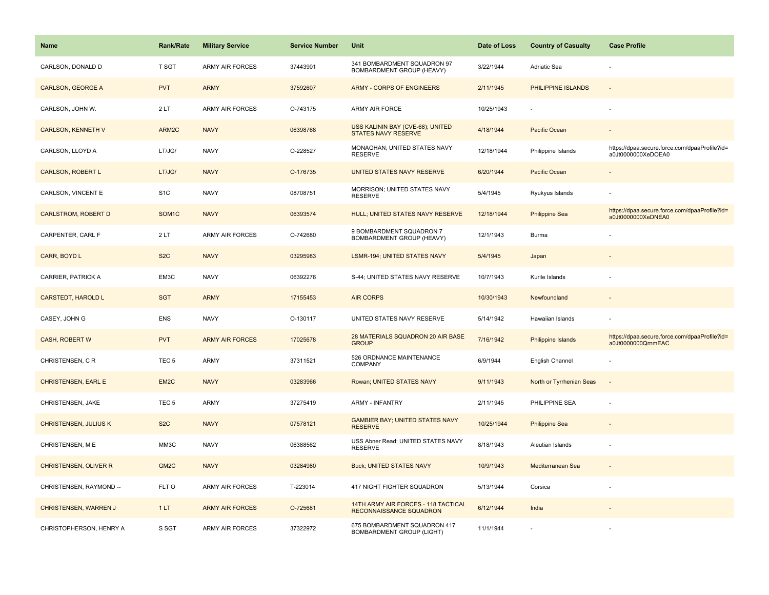| Name | Rank/Rate | Military Service | Service Number | Unit | Date of Loss | Country of Casualty | Case Profile |
|---|---|---|---|---|---|---|---|
| CARLSON, DONALD D | T SGT | ARMY AIR FORCES | 37443901 | 341 BOMBARDMENT SQUADRON 97 BOMBARDMENT GROUP (HEAVY) | 3/22/1944 | Adriatic Sea | - |
| CARLSON, GEORGE A | PVT | ARMY | 37592607 | ARMY - CORPS OF ENGINEERS | 2/11/1945 | PHILIPPINE ISLANDS | - |
| CARLSON, JOHN W. | 2 LT | ARMY AIR FORCES | O-743175 | ARMY AIR FORCE | 10/25/1943 | - | - |
| CARLSON, KENNETH V | ARM2C | NAVY | 06398768 | USS KALININ BAY (CVE-68); UNITED STATES NAVY RESERVE | 4/18/1944 | Pacific Ocean | - |
| CARLSON, LLOYD A | LT/JG/ | NAVY | O-228527 | MONAGHAN; UNITED STATES NAVY RESERVE | 12/18/1944 | Philippine Islands | https://dpaa.secure.force.com/dpaaProfile?id=a0Jt0000000XeDOEA0 |
| CARLSON, ROBERT L | LT/JG/ | NAVY | O-176735 | UNITED STATES NAVY RESERVE | 6/20/1944 | Pacific Ocean | - |
| CARLSON, VINCENT E | S1C | NAVY | 08708751 | MORRISON; UNITED STATES NAVY RESERVE | 5/4/1945 | Ryukyus Islands | - |
| CARLSTROM, ROBERT D | SOM1C | NAVY | 06393574 | HULL; UNITED STATES NAVY RESERVE | 12/18/1944 | Philippine Sea | https://dpaa.secure.force.com/dpaaProfile?id=a0Jt0000000XeDNEA0 |
| CARPENTER, CARL F | 2 LT | ARMY AIR FORCES | O-742680 | 9 BOMBARDMENT SQUADRON 7 BOMBARDMENT GROUP (HEAVY) | 12/1/1943 | Burma | - |
| CARR, BOYD L | S2C | NAVY | 03295983 | LSMR-194; UNITED STATES NAVY | 5/4/1945 | Japan | - |
| CARRIER, PATRICK A | EM3C | NAVY | 06392276 | S-44; UNITED STATES NAVY RESERVE | 10/7/1943 | Kurile Islands | - |
| CARSTEDT, HAROLD L | SGT | ARMY | 17155453 | AIR CORPS | 10/30/1943 | Newfoundland | - |
| CASEY, JOHN G | ENS | NAVY | O-130117 | UNITED STATES NAVY RESERVE | 5/14/1942 | Hawaiian Islands | - |
| CASH, ROBERT W | PVT | ARMY AIR FORCES | 17025678 | 28 MATERIALS SQUADRON 20 AIR BASE GROUP | 7/16/1942 | Philippine Islands | https://dpaa.secure.force.com/dpaaProfile?id=a0Jt0000000QrnmEAC |
| CHRISTENSEN, C R | TEC 5 | ARMY | 37311521 | 526 ORDNANCE MAINTENANCE COMPANY | 6/9/1944 | English Channel | - |
| CHRISTENSEN, EARL E | EM2C | NAVY | 03283966 | Rowan; UNITED STATES NAVY | 9/11/1943 | North or Tyrrhenian Seas | - |
| CHRISTENSEN, JAKE | TEC 5 | ARMY | 37275419 | ARMY - INFANTRY | 2/11/1945 | PHILIPPINE SEA | - |
| CHRISTENSEN, JULIUS K | S2C | NAVY | 07578121 | GAMBIER BAY; UNITED STATES NAVY RESERVE | 10/25/1944 | Philippine Sea | - |
| CHRISTENSEN, M E | MM3C | NAVY | 06388562 | USS Abner Read; UNITED STATES NAVY RESERVE | 8/18/1943 | Aleutian Islands | - |
| CHRISTENSEN, OLIVER R | GM2C | NAVY | 03284980 | Buck; UNITED STATES NAVY | 10/9/1943 | Mediterranean Sea | - |
| CHRISTENSEN, RAYMOND -- | FLT O | ARMY AIR FORCES | T-223014 | 417 NIGHT FIGHTER SQUADRON | 5/13/1944 | Corsica | - |
| CHRISTENSEN, WARREN J | 1 LT | ARMY AIR FORCES | O-725681 | 14TH ARMY AIR FORCES - 118 TACTICAL RECONNAISSANCE SQUADRON | 6/12/1944 | India | - |
| CHRISTOPHERSON, HENRY A | S SGT | ARMY AIR FORCES | 37322972 | 675 BOMBARDMENT SQUADRON 417 BOMBARDMENT GROUP (LIGHT) | 11/1/1944 | - | - |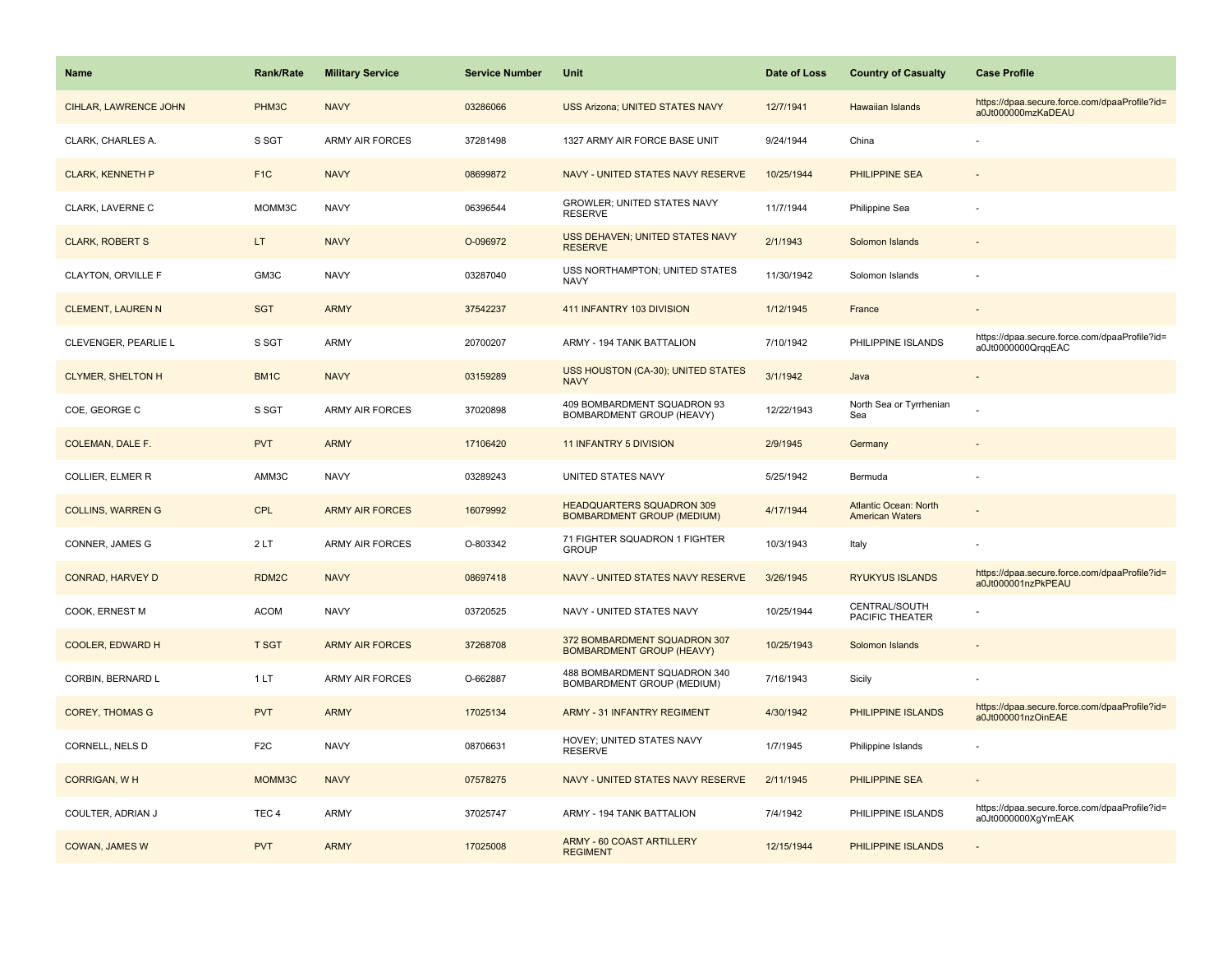| Name | Rank/Rate | Military Service | Service Number | Unit | Date of Loss | Country of Casualty | Case Profile |
|---|---|---|---|---|---|---|---|
| CIHLAR, LAWRENCE JOHN | PHM3C | NAVY | 03286066 | USS Arizona; UNITED STATES NAVY | 12/7/1941 | Hawaiian Islands | https://dpaa.secure.force.com/dpaaProfile?id=a0Jt000000mzKaDEAU |
| CLARK, CHARLES A. | S SGT | ARMY AIR FORCES | 37281498 | 1327 ARMY AIR FORCE BASE UNIT | 9/24/1944 | China | - |
| CLARK, KENNETH P | F1C | NAVY | 08699872 | NAVY - UNITED STATES NAVY RESERVE | 10/25/1944 | PHILIPPINE SEA | - |
| CLARK, LAVERNE C | MOMM3C | NAVY | 06396544 | GROWLER; UNITED STATES NAVY RESERVE | 11/7/1944 | Philippine Sea | - |
| CLARK, ROBERT S | LT | NAVY | O-096972 | USS DEHAVEN; UNITED STATES NAVY RESERVE | 2/1/1943 | Solomon Islands | - |
| CLAYTON, ORVILLE F | GM3C | NAVY | 03287040 | USS NORTHAMPTON; UNITED STATES NAVY | 11/30/1942 | Solomon Islands | - |
| CLEMENT, LAUREN N | SGT | ARMY | 37542237 | 411 INFANTRY 103 DIVISION | 1/12/1945 | France | - |
| CLEVENGER, PEARLIE L | S SGT | ARMY | 20700207 | ARMY - 194 TANK BATTALION | 7/10/1942 | PHILIPPINE ISLANDS | https://dpaa.secure.force.com/dpaaProfile?id=a0Jt0000000QrqqEAC |
| CLYMER, SHELTON H | BM1C | NAVY | 03159289 | USS HOUSTON (CA-30); UNITED STATES NAVY | 3/1/1942 | Java | - |
| COE, GEORGE C | S SGT | ARMY AIR FORCES | 37020898 | 409 BOMBARDMENT SQUADRON 93 BOMBARDMENT GROUP (HEAVY) | 12/22/1943 | North Sea or Tyrrhenian Sea | - |
| COLEMAN, DALE F. | PVT | ARMY | 17106420 | 11 INFANTRY 5 DIVISION | 2/9/1945 | Germany | - |
| COLLIER, ELMER R | AMM3C | NAVY | 03289243 | UNITED STATES NAVY | 5/25/1942 | Bermuda | - |
| COLLINS, WARREN G | CPL | ARMY AIR FORCES | 16079992 | HEADQUARTERS SQUADRON 309 BOMBARDMENT GROUP (MEDIUM) | 4/17/1944 | Atlantic Ocean: North American Waters | - |
| CONNER, JAMES G | 2 LT | ARMY AIR FORCES | O-803342 | 71 FIGHTER SQUADRON 1 FIGHTER GROUP | 10/3/1943 | Italy | - |
| CONRAD, HARVEY D | RDM2C | NAVY | 08697418 | NAVY - UNITED STATES NAVY RESERVE | 3/26/1945 | RYUKYUS ISLANDS | https://dpaa.secure.force.com/dpaaProfile?id=a0Jt000001nzPkPEAU |
| COOK, ERNEST M | ACOM | NAVY | 03720525 | NAVY - UNITED STATES NAVY | 10/25/1944 | CENTRAL/SOUTH PACIFIC THEATER | - |
| COOLER, EDWARD H | T SGT | ARMY AIR FORCES | 37268708 | 372 BOMBARDMENT SQUADRON 307 BOMBARDMENT GROUP (HEAVY) | 10/25/1943 | Solomon Islands | - |
| CORBIN, BERNARD L | 1 LT | ARMY AIR FORCES | O-662887 | 488 BOMBARDMENT SQUADRON 340 BOMBARDMENT GROUP (MEDIUM) | 7/16/1943 | Sicily | - |
| COREY, THOMAS G | PVT | ARMY | 17025134 | ARMY - 31 INFANTRY REGIMENT | 4/30/1942 | PHILIPPINE ISLANDS | https://dpaa.secure.force.com/dpaaProfile?id=a0Jt000001nzOinEAE |
| CORNELL, NELS D | F2C | NAVY | 08706631 | HOVEY; UNITED STATES NAVY RESERVE | 1/7/1945 | Philippine Islands | - |
| CORRIGAN, W H | MOMM3C | NAVY | 07578275 | NAVY - UNITED STATES NAVY RESERVE | 2/11/1945 | PHILIPPINE SEA | - |
| COULTER, ADRIAN J | TEC 4 | ARMY | 37025747 | ARMY - 194 TANK BATTALION | 7/4/1942 | PHILIPPINE ISLANDS | https://dpaa.secure.force.com/dpaaProfile?id=a0Jt0000000XgYmEAK |
| COWAN, JAMES W | PVT | ARMY | 17025008 | ARMY - 60 COAST ARTILLERY REGIMENT | 12/15/1944 | PHILIPPINE ISLANDS | - |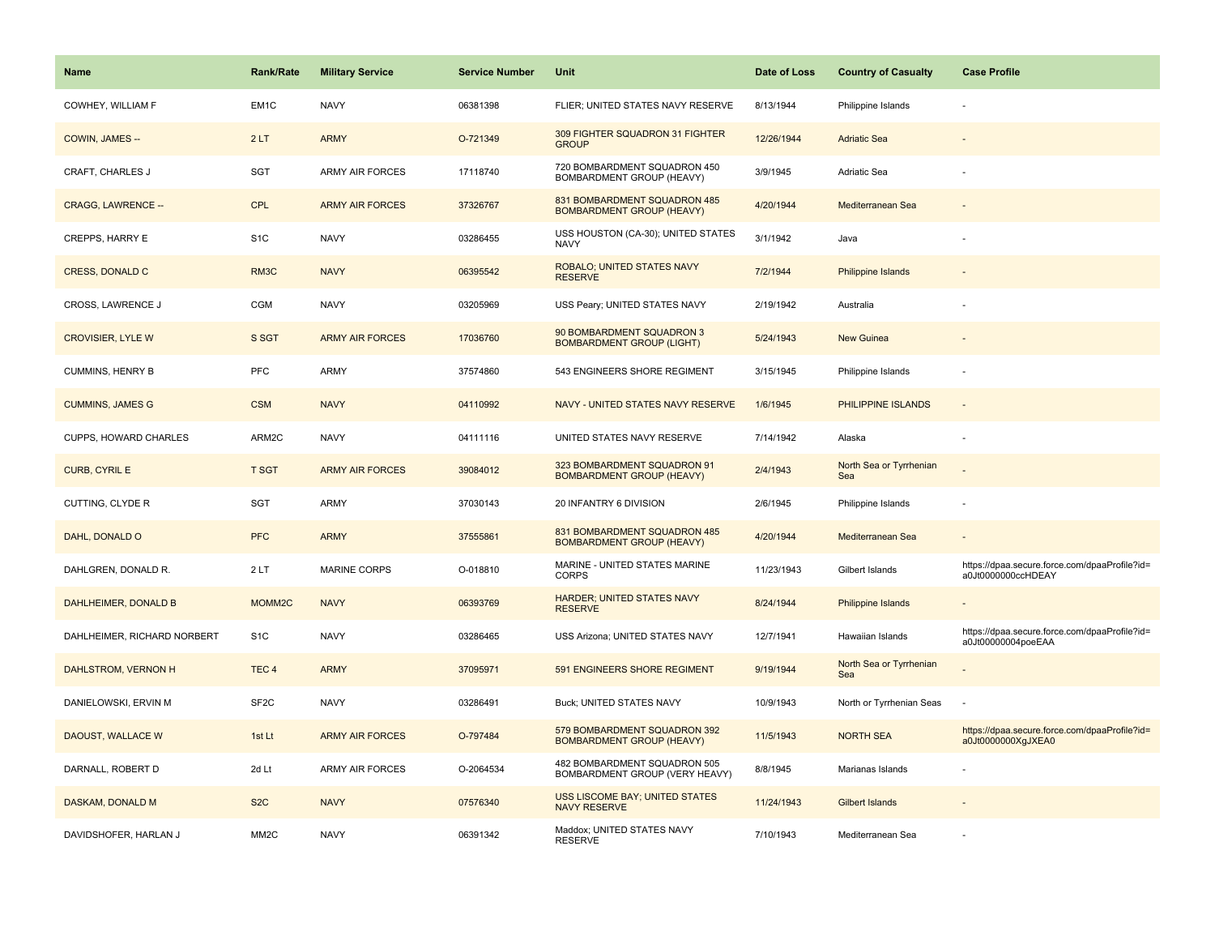| Name | Rank/Rate | Military Service | Service Number | Unit | Date of Loss | Country of Casualty | Case Profile |
|---|---|---|---|---|---|---|---|
| COWHEY, WILLIAM F | EM1C | NAVY | 06381398 | FLIER; UNITED STATES NAVY RESERVE | 8/13/1944 | Philippine Islands | - |
| COWIN, JAMES -- | 2 LT | ARMY | O-721349 | 309 FIGHTER SQUADRON 31 FIGHTER GROUP | 12/26/1944 | Adriatic Sea | - |
| CRAFT, CHARLES J | SGT | ARMY AIR FORCES | 17118740 | 720 BOMBARDMENT SQUADRON 450 BOMBARDMENT GROUP (HEAVY) | 3/9/1945 | Adriatic Sea | - |
| CRAGG, LAWRENCE -- | CPL | ARMY AIR FORCES | 37326767 | 831 BOMBARDMENT SQUADRON 485 BOMBARDMENT GROUP (HEAVY) | 4/20/1944 | Mediterranean Sea | - |
| CREPPS, HARRY E | S1C | NAVY | 03286455 | USS HOUSTON (CA-30); UNITED STATES NAVY | 3/1/1942 | Java | - |
| CRESS, DONALD C | RM3C | NAVY | 06395542 | ROBALO; UNITED STATES NAVY RESERVE | 7/2/1944 | Philippine Islands | - |
| CROSS, LAWRENCE J | CGM | NAVY | 03205969 | USS Peary; UNITED STATES NAVY | 2/19/1942 | Australia | - |
| CROVISIER, LYLE W | S SGT | ARMY AIR FORCES | 17036760 | 90 BOMBARDMENT SQUADRON 3 BOMBARDMENT GROUP (LIGHT) | 5/24/1943 | New Guinea | - |
| CUMMINS, HENRY B | PFC | ARMY | 37574860 | 543 ENGINEERS SHORE REGIMENT | 3/15/1945 | Philippine Islands | - |
| CUMMINS, JAMES G | CSM | NAVY | 04110992 | NAVY - UNITED STATES NAVY RESERVE | 1/6/1945 | PHILIPPINE ISLANDS | - |
| CUPPS, HOWARD CHARLES | ARM2C | NAVY | 04111116 | UNITED STATES NAVY RESERVE | 7/14/1942 | Alaska | - |
| CURB, CYRIL E | T SGT | ARMY AIR FORCES | 39084012 | 323 BOMBARDMENT SQUADRON 91 BOMBARDMENT GROUP (HEAVY) | 2/4/1943 | North Sea or Tyrrhenian Sea | - |
| CUTTING, CLYDE R | SGT | ARMY | 37030143 | 20 INFANTRY 6 DIVISION | 2/6/1945 | Philippine Islands | - |
| DAHL, DONALD O | PFC | ARMY | 37555861 | 831 BOMBARDMENT SQUADRON 485 BOMBARDMENT GROUP (HEAVY) | 4/20/1944 | Mediterranean Sea | - |
| DAHLGREN, DONALD R. | 2 LT | MARINE CORPS | O-018810 | MARINE - UNITED STATES MARINE CORPS | 11/23/1943 | Gilbert Islands | https://dpaa.secure.force.com/dpaaProfile?id=a0Jt0000000ccHDEAY |
| DAHLHEIMER, DONALD B | MOMM2C | NAVY | 06393769 | HARDER; UNITED STATES NAVY RESERVE | 8/24/1944 | Philippine Islands | - |
| DAHLHEIMER, RICHARD NORBERT | S1C | NAVY | 03286465 | USS Arizona; UNITED STATES NAVY | 12/7/1941 | Hawaiian Islands | https://dpaa.secure.force.com/dpaaProfile?id=a0Jt00000004poeEAA |
| DAHLSTROM, VERNON H | TEC 4 | ARMY | 37095971 | 591 ENGINEERS SHORE REGIMENT | 9/19/1944 | North Sea or Tyrrhenian Sea | - |
| DANIELOWSKI, ERVIN M | SF2C | NAVY | 03286491 | Buck; UNITED STATES NAVY | 10/9/1943 | North or Tyrrhenian Seas | - |
| DAOUST, WALLACE W | 1st Lt | ARMY AIR FORCES | O-797484 | 579 BOMBARDMENT SQUADRON 392 BOMBARDMENT GROUP (HEAVY) | 11/5/1943 | NORTH SEA | https://dpaa.secure.force.com/dpaaProfile?id=a0Jt0000000XgJXEA0 |
| DARNALL, ROBERT D | 2d Lt | ARMY AIR FORCES | O-2064534 | 482 BOMBARDMENT SQUADRON 505 BOMBARDMENT GROUP (VERY HEAVY) | 8/8/1945 | Marianas Islands | - |
| DASKAM, DONALD M | S2C | NAVY | 07576340 | USS LISCOME BAY; UNITED STATES NAVY RESERVE | 11/24/1943 | Gilbert Islands | - |
| DAVIDSHOFER, HARLAN J | MM2C | NAVY | 06391342 | Maddox; UNITED STATES NAVY RESERVE | 7/10/1943 | Mediterranean Sea | - |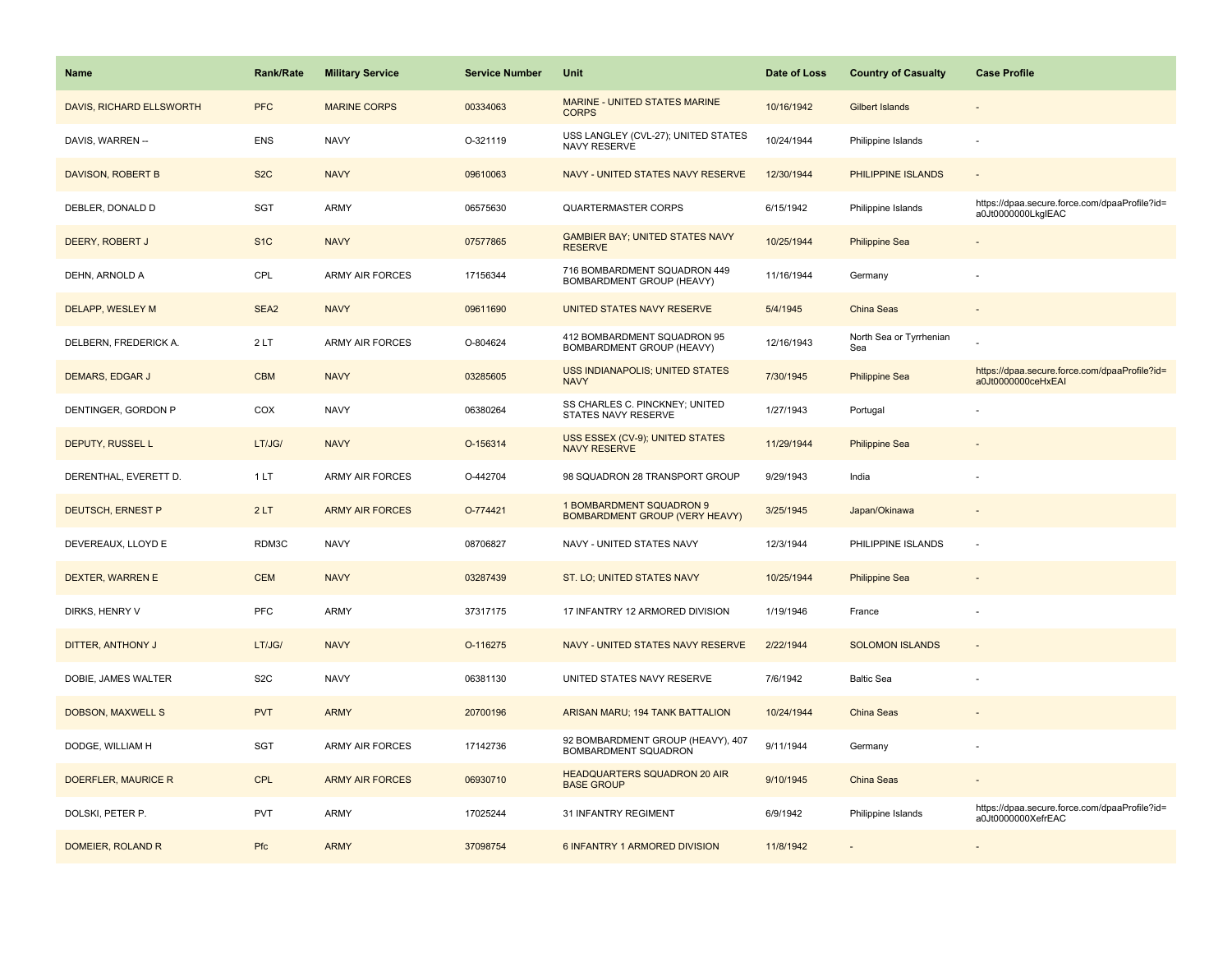| Name | Rank/Rate | Military Service | Service Number | Unit | Date of Loss | Country of Casualty | Case Profile |
|---|---|---|---|---|---|---|---|
| DAVIS, RICHARD ELLSWORTH | PFC | MARINE CORPS | 00334063 | MARINE - UNITED STATES MARINE CORPS | 10/16/1942 | Gilbert Islands | - |
| DAVIS, WARREN -- | ENS | NAVY | O-321119 | USS LANGLEY (CVL-27); UNITED STATES NAVY RESERVE | 10/24/1944 | Philippine Islands | - |
| DAVISON, ROBERT B | S2C | NAVY | 09610063 | NAVY - UNITED STATES NAVY RESERVE | 12/30/1944 | PHILIPPINE ISLANDS | - |
| DEBLER, DONALD D | SGT | ARMY | 06575630 | QUARTERMASTER CORPS | 6/15/1942 | Philippine Islands | https://dpaa.secure.force.com/dpaaProfile?id=a0Jt0000000LkglEAC |
| DEERY, ROBERT J | S1C | NAVY | 07577865 | GAMBIER BAY; UNITED STATES NAVY RESERVE | 10/25/1944 | Philippine Sea | - |
| DEHN, ARNOLD A | CPL | ARMY AIR FORCES | 17156344 | 716 BOMBARDMENT SQUADRON 449 BOMBARDMENT GROUP (HEAVY) | 11/16/1944 | Germany | - |
| DELAPP, WESLEY M | SEA2 | NAVY | 09611690 | UNITED STATES NAVY RESERVE | 5/4/1945 | China Seas | - |
| DELBERN, FREDERICK A. | 2 LT | ARMY AIR FORCES | O-804624 | 412 BOMBARDMENT SQUADRON 95 BOMBARDMENT GROUP (HEAVY) | 12/16/1943 | North Sea or Tyrrhenian Sea | - |
| DEMARS, EDGAR J | CBM | NAVY | 03285605 | USS INDIANAPOLIS; UNITED STATES NAVY | 7/30/1945 | Philippine Sea | https://dpaa.secure.force.com/dpaaProfile?id=a0Jt0000000ceHxEAI |
| DENTINGER, GORDON P | COX | NAVY | 06380264 | SS CHARLES C. PINCKNEY; UNITED STATES NAVY RESERVE | 1/27/1943 | Portugal | - |
| DEPUTY, RUSSEL L | LT/JG/ | NAVY | O-156314 | USS ESSEX (CV-9); UNITED STATES NAVY RESERVE | 11/29/1944 | Philippine Sea | - |
| DERENTHAL, EVERETT D. | 1 LT | ARMY AIR FORCES | O-442704 | 98 SQUADRON 28 TRANSPORT GROUP | 9/29/1943 | India | - |
| DEUTSCH, ERNEST P | 2 LT | ARMY AIR FORCES | O-774421 | 1 BOMBARDMENT SQUADRON 9 BOMBARDMENT GROUP (VERY HEAVY) | 3/25/1945 | Japan/Okinawa | - |
| DEVEREAUX, LLOYD E | RDM3C | NAVY | 08706827 | NAVY - UNITED STATES NAVY | 12/3/1944 | PHILIPPINE ISLANDS | - |
| DEXTER, WARREN E | CEM | NAVY | 03287439 | ST. LO; UNITED STATES NAVY | 10/25/1944 | Philippine Sea | - |
| DIRKS, HENRY V | PFC | ARMY | 37317175 | 17 INFANTRY 12 ARMORED DIVISION | 1/19/1946 | France | - |
| DITTER, ANTHONY J | LT/JG/ | NAVY | O-116275 | NAVY - UNITED STATES NAVY RESERVE | 2/22/1944 | SOLOMON ISLANDS | - |
| DOBIE, JAMES WALTER | S2C | NAVY | 06381130 | UNITED STATES NAVY RESERVE | 7/6/1942 | Baltic Sea | - |
| DOBSON, MAXWELL S | PVT | ARMY | 20700196 | ARISAN MARU; 194 TANK BATTALION | 10/24/1944 | China Seas | - |
| DODGE, WILLIAM H | SGT | ARMY AIR FORCES | 17142736 | 92 BOMBARDMENT GROUP (HEAVY), 407 BOMBARDMENT SQUADRON | 9/11/1944 | Germany | - |
| DOERFLER, MAURICE R | CPL | ARMY AIR FORCES | 06930710 | HEADQUARTERS SQUADRON 20 AIR BASE GROUP | 9/10/1945 | China Seas | - |
| DOLSKI, PETER P. | PVT | ARMY | 17025244 | 31 INFANTRY REGIMENT | 6/9/1942 | Philippine Islands | https://dpaa.secure.force.com/dpaaProfile?id=a0Jt0000000XefrEAC |
| DOMEIER, ROLAND R | Pfc | ARMY | 37098754 | 6 INFANTRY 1 ARMORED DIVISION | 11/8/1942 | - | - |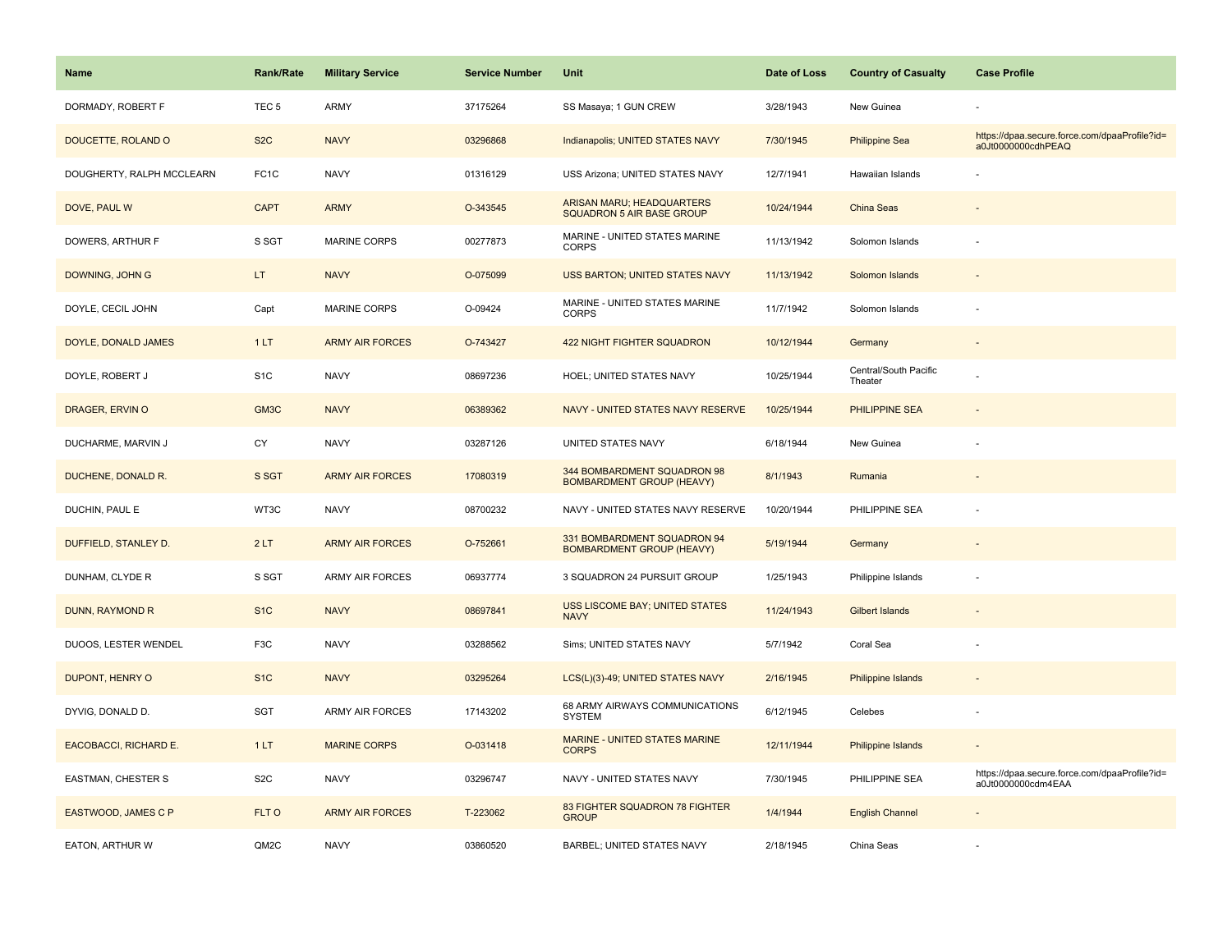| Name | Rank/Rate | Military Service | Service Number | Unit | Date of Loss | Country of Casualty | Case Profile |
| --- | --- | --- | --- | --- | --- | --- | --- |
| DORMADY, ROBERT F | TEC 5 | ARMY | 37175264 | SS Masaya; 1 GUN CREW | 3/28/1943 | New Guinea | - |
| DOUCETTE, ROLAND O | S2C | NAVY | 03296868 | Indianapolis; UNITED STATES NAVY | 7/30/1945 | Philippine Sea | https://dpaa.secure.force.com/dpaaProfile?id=a0Jt0000000cdhPEAQ |
| DOUGHERTY, RALPH MCCLEARN | FC1C | NAVY | 01316129 | USS Arizona; UNITED STATES NAVY | 12/7/1941 | Hawaiian Islands | - |
| DOVE, PAUL W | CAPT | ARMY | O-343545 | ARISAN MARU; HEADQUARTERS SQUADRON 5 AIR BASE GROUP | 10/24/1944 | China Seas | - |
| DOWERS, ARTHUR F | S SGT | MARINE CORPS | 00277873 | MARINE - UNITED STATES MARINE CORPS | 11/13/1942 | Solomon Islands | - |
| DOWNING, JOHN G | LT | NAVY | O-075099 | USS BARTON; UNITED STATES NAVY | 11/13/1942 | Solomon Islands | - |
| DOYLE, CECIL JOHN | Capt | MARINE CORPS | O-09424 | MARINE - UNITED STATES MARINE CORPS | 11/7/1942 | Solomon Islands | - |
| DOYLE, DONALD JAMES | 1 LT | ARMY AIR FORCES | O-743427 | 422 NIGHT FIGHTER SQUADRON | 10/12/1944 | Germany | - |
| DOYLE, ROBERT J | S1C | NAVY | 08697236 | HOEL; UNITED STATES NAVY | 10/25/1944 | Central/South Pacific Theater | - |
| DRAGER, ERVIN O | GM3C | NAVY | 06389362 | NAVY - UNITED STATES NAVY RESERVE | 10/25/1944 | PHILIPPINE SEA | - |
| DUCHARME, MARVIN J | CY | NAVY | 03287126 | UNITED STATES NAVY | 6/18/1944 | New Guinea | - |
| DUCHENE, DONALD R. | S SGT | ARMY AIR FORCES | 17080319 | 344 BOMBARDMENT SQUADRON 98 BOMBARDMENT GROUP (HEAVY) | 8/1/1943 | Rumania | - |
| DUCHIN, PAUL E | WT3C | NAVY | 08700232 | NAVY - UNITED STATES NAVY RESERVE | 10/20/1944 | PHILIPPINE SEA | - |
| DUFFIELD, STANLEY D. | 2 LT | ARMY AIR FORCES | O-752661 | 331 BOMBARDMENT SQUADRON 94 BOMBARDMENT GROUP (HEAVY) | 5/19/1944 | Germany | - |
| DUNHAM, CLYDE R | S SGT | ARMY AIR FORCES | 06937774 | 3 SQUADRON 24 PURSUIT GROUP | 1/25/1943 | Philippine Islands | - |
| DUNN, RAYMOND R | S1C | NAVY | 08697841 | USS LISCOME BAY; UNITED STATES NAVY | 11/24/1943 | Gilbert Islands | - |
| DUOOS, LESTER WENDEL | F3C | NAVY | 03288562 | Sims; UNITED STATES NAVY | 5/7/1942 | Coral Sea | - |
| DUPONT, HENRY O | S1C | NAVY | 03295264 | LCS(L)(3)-49; UNITED STATES NAVY | 2/16/1945 | Philippine Islands | - |
| DYVIG, DONALD D. | SGT | ARMY AIR FORCES | 17143202 | 68 ARMY AIRWAYS COMMUNICATIONS SYSTEM | 6/12/1945 | Celebes | - |
| EACOBACCI, RICHARD E. | 1 LT | MARINE CORPS | O-031418 | MARINE - UNITED STATES MARINE CORPS | 12/11/1944 | Philippine Islands | - |
| EASTMAN, CHESTER S | S2C | NAVY | 03296747 | NAVY - UNITED STATES NAVY | 7/30/1945 | PHILIPPINE SEA | https://dpaa.secure.force.com/dpaaProfile?id=a0Jt0000000cdm4EAA |
| EASTWOOD, JAMES C P | FLT O | ARMY AIR FORCES | T-223062 | 83 FIGHTER SQUADRON 78 FIGHTER GROUP | 1/4/1944 | English Channel | - |
| EATON, ARTHUR W | QM2C | NAVY | 03860520 | BARBEL; UNITED STATES NAVY | 2/18/1945 | China Seas | - |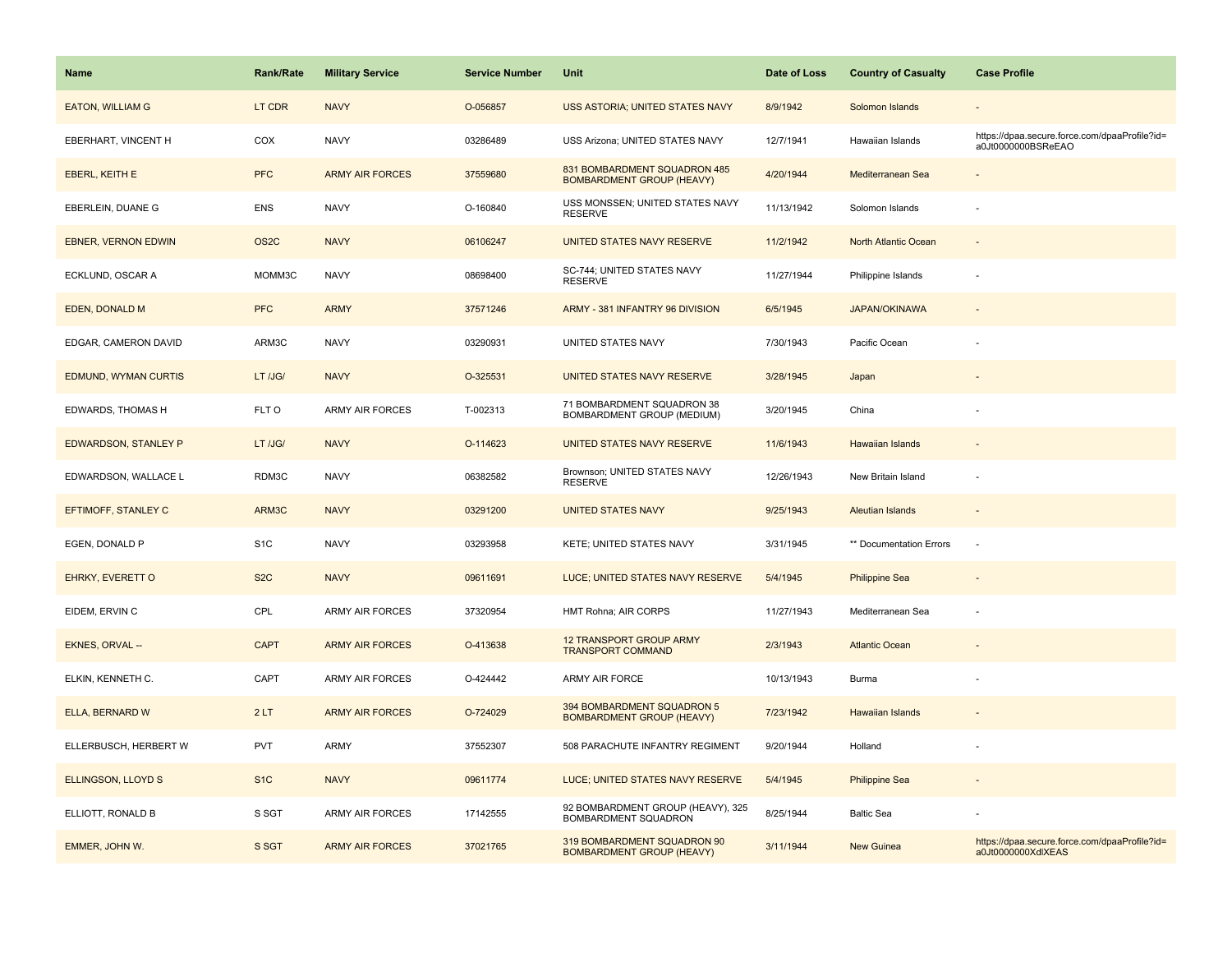| Name | Rank/Rate | Military Service | Service Number | Unit | Date of Loss | Country of Casualty | Case Profile |
| --- | --- | --- | --- | --- | --- | --- | --- |
| EATON, WILLIAM G | LT CDR | NAVY | O-056857 | USS ASTORIA; UNITED STATES NAVY | 8/9/1942 | Solomon Islands | - |
| EBERHART, VINCENT H | COX | NAVY | 03286489 | USS Arizona; UNITED STATES NAVY | 12/7/1941 | Hawaiian Islands | https://dpaa.secure.force.com/dpaaProfile?id=a0Jt0000000BSReEAO |
| EBERL, KEITH E | PFC | ARMY AIR FORCES | 37559680 | 831 BOMBARDMENT SQUADRON 485 BOMBARDMENT GROUP (HEAVY) | 4/20/1944 | Mediterranean Sea | - |
| EBERLEIN, DUANE G | ENS | NAVY | O-160840 | USS MONSSEN; UNITED STATES NAVY RESERVE | 11/13/1942 | Solomon Islands | - |
| EBNER, VERNON EDWIN | OS2C | NAVY | 06106247 | UNITED STATES NAVY RESERVE | 11/2/1942 | North Atlantic Ocean | - |
| ECKLUND, OSCAR A | MOMM3C | NAVY | 08698400 | SC-744; UNITED STATES NAVY RESERVE | 11/27/1944 | Philippine Islands | - |
| EDEN, DONALD M | PFC | ARMY | 37571246 | ARMY - 381 INFANTRY 96 DIVISION | 6/5/1945 | JAPAN/OKINAWA | - |
| EDGAR, CAMERON DAVID | ARM3C | NAVY | 03290931 | UNITED STATES NAVY | 7/30/1943 | Pacific Ocean | - |
| EDMUND, WYMAN CURTIS | LT /JG/ | NAVY | O-325531 | UNITED STATES NAVY RESERVE | 3/28/1945 | Japan | - |
| EDWARDS, THOMAS H | FLT O | ARMY AIR FORCES | T-002313 | 71 BOMBARDMENT SQUADRON 38 BOMBARDMENT GROUP (MEDIUM) | 3/20/1945 | China | - |
| EDWARDSON, STANLEY P | LT /JG/ | NAVY | O-114623 | UNITED STATES NAVY RESERVE | 11/6/1943 | Hawaiian Islands | - |
| EDWARDSON, WALLACE L | RDM3C | NAVY | 06382582 | Brownson; UNITED STATES NAVY RESERVE | 12/26/1943 | New Britain Island | - |
| EFTIMOFF, STANLEY C | ARM3C | NAVY | 03291200 | UNITED STATES NAVY | 9/25/1943 | Aleutian Islands | - |
| EGEN, DONALD P | S1C | NAVY | 03293958 | KETE; UNITED STATES NAVY | 3/31/1945 | ** Documentation Errors | - |
| EHRKY, EVERETT O | S2C | NAVY | 09611691 | LUCE; UNITED STATES NAVY RESERVE | 5/4/1945 | Philippine Sea | - |
| EIDEM, ERVIN C | CPL | ARMY AIR FORCES | 37320954 | HMT Rohna; AIR CORPS | 11/27/1943 | Mediterranean Sea | - |
| EKNES, ORVAL -- | CAPT | ARMY AIR FORCES | O-413638 | 12 TRANSPORT GROUP ARMY TRANSPORT COMMAND | 2/3/1943 | Atlantic Ocean | - |
| ELKIN, KENNETH C. | CAPT | ARMY AIR FORCES | O-424442 | ARMY AIR FORCE | 10/13/1943 | Burma | - |
| ELLA, BERNARD W | 2 LT | ARMY AIR FORCES | O-724029 | 394 BOMBARDMENT SQUADRON 5 BOMBARDMENT GROUP (HEAVY) | 7/23/1942 | Hawaiian Islands | - |
| ELLERBUSCH, HERBERT W | PVT | ARMY | 37552307 | 508 PARACHUTE INFANTRY REGIMENT | 9/20/1944 | Holland | - |
| ELLINGSON, LLOYD S | S1C | NAVY | 09611774 | LUCE; UNITED STATES NAVY RESERVE | 5/4/1945 | Philippine Sea | - |
| ELLIOTT, RONALD B | S SGT | ARMY AIR FORCES | 17142555 | 92 BOMBARDMENT GROUP (HEAVY), 325 BOMBARDMENT SQUADRON | 8/25/1944 | Baltic Sea | - |
| EMMER, JOHN W. | S SGT | ARMY AIR FORCES | 37021765 | 319 BOMBARDMENT SQUADRON 90 BOMBARDMENT GROUP (HEAVY) | 3/11/1944 | New Guinea | https://dpaa.secure.force.com/dpaaProfile?id=a0Jt0000000XdlXEAS |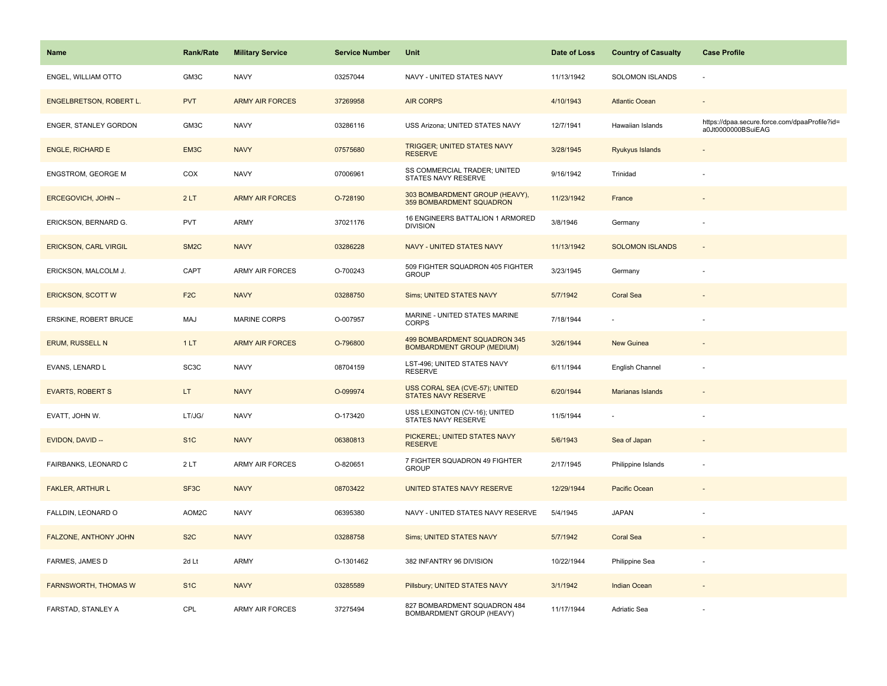| Name | Rank/Rate | Military Service | Service Number | Unit | Date of Loss | Country of Casualty | Case Profile |
|---|---|---|---|---|---|---|---|
| ENGEL, WILLIAM OTTO | GM3C | NAVY | 03257044 | NAVY - UNITED STATES NAVY | 11/13/1942 | SOLOMON ISLANDS | - |
| ENGELBRETSON, ROBERT L. | PVT | ARMY AIR FORCES | 37269958 | AIR CORPS | 4/10/1943 | Atlantic Ocean | - |
| ENGER, STANLEY GORDON | GM3C | NAVY | 03286116 | USS Arizona; UNITED STATES NAVY | 12/7/1941 | Hawaiian Islands | https://dpaa.secure.force.com/dpaaProfile?id=a0Jt0000000BSuiEAG |
| ENGLE, RICHARD E | EM3C | NAVY | 07575680 | TRIGGER; UNITED STATES NAVY RESERVE | 3/28/1945 | Ryukyus Islands | - |
| ENGSTROM, GEORGE M | COX | NAVY | 07006961 | SS COMMERCIAL TRADER; UNITED STATES NAVY RESERVE | 9/16/1942 | Trinidad | - |
| ERCEGOVICH, JOHN -- | 2 LT | ARMY AIR FORCES | O-728190 | 303 BOMBARDMENT GROUP (HEAVY), 359 BOMBARDMENT SQUADRON | 11/23/1942 | France | - |
| ERICKSON, BERNARD G. | PVT | ARMY | 37021176 | 16 ENGINEERS BATTALION 1 ARMORED DIVISION | 3/8/1946 | Germany | - |
| ERICKSON, CARL VIRGIL | SM2C | NAVY | 03286228 | NAVY - UNITED STATES NAVY | 11/13/1942 | SOLOMON ISLANDS | - |
| ERICKSON, MALCOLM J. | CAPT | ARMY AIR FORCES | O-700243 | 509 FIGHTER SQUADRON 405 FIGHTER GROUP | 3/23/1945 | Germany | - |
| ERICKSON, SCOTT W | F2C | NAVY | 03288750 | Sims; UNITED STATES NAVY | 5/7/1942 | Coral Sea | - |
| ERSKINE, ROBERT BRUCE | MAJ | MARINE CORPS | O-007957 | MARINE - UNITED STATES MARINE CORPS | 7/18/1944 | - | - |
| ERUM, RUSSELL N | 1 LT | ARMY AIR FORCES | O-796800 | 499 BOMBARDMENT SQUADRON 345 BOMBARDMENT GROUP (MEDIUM) | 3/26/1944 | New Guinea | - |
| EVANS, LENARD L | SC3C | NAVY | 08704159 | LST-496; UNITED STATES NAVY RESERVE | 6/11/1944 | English Channel | - |
| EVARTS, ROBERT S | LT | NAVY | O-099974 | USS CORAL SEA (CVE-57); UNITED STATES NAVY RESERVE | 6/20/1944 | Marianas Islands | - |
| EVATT, JOHN W. | LT/JG/ | NAVY | O-173420 | USS LEXINGTON (CV-16); UNITED STATES NAVY RESERVE | 11/5/1944 | - | - |
| EVIDON, DAVID -- | S1C | NAVY | 06380813 | PICKEREL; UNITED STATES NAVY RESERVE | 5/6/1943 | Sea of Japan | - |
| FAIRBANKS, LEONARD C | 2 LT | ARMY AIR FORCES | O-820651 | 7 FIGHTER SQUADRON 49 FIGHTER GROUP | 2/17/1945 | Philippine Islands | - |
| FAKLER, ARTHUR L | SF3C | NAVY | 08703422 | UNITED STATES NAVY RESERVE | 12/29/1944 | Pacific Ocean | - |
| FALLDIN, LEONARD O | AOM2C | NAVY | 06395380 | NAVY - UNITED STATES NAVY RESERVE | 5/4/1945 | JAPAN | - |
| FALZONE, ANTHONY JOHN | S2C | NAVY | 03288758 | Sims; UNITED STATES NAVY | 5/7/1942 | Coral Sea | - |
| FARMES, JAMES D | 2d Lt | ARMY | O-1301462 | 382 INFANTRY 96 DIVISION | 10/22/1944 | Philippine Sea | - |
| FARNSWORTH, THOMAS W | S1C | NAVY | 03285589 | Pillsbury; UNITED STATES NAVY | 3/1/1942 | Indian Ocean | - |
| FARSTAD, STANLEY A | CPL | ARMY AIR FORCES | 37275494 | 827 BOMBARDMENT SQUADRON 484 BOMBARDMENT GROUP (HEAVY) | 11/17/1944 | Adriatic Sea | - |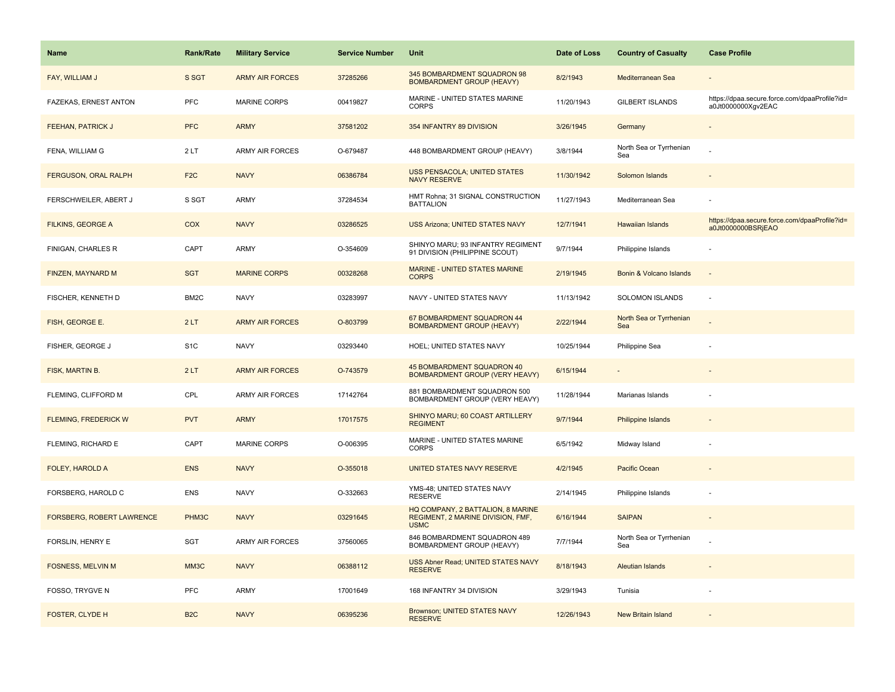| Name | Rank/Rate | Military Service | Service Number | Unit | Date of Loss | Country of Casualty | Case Profile |
| --- | --- | --- | --- | --- | --- | --- | --- |
| FAY, WILLIAM J | S SGT | ARMY AIR FORCES | 37285266 | 345 BOMBARDMENT SQUADRON 98 BOMBARDMENT GROUP (HEAVY) | 8/2/1943 | Mediterranean Sea | - |
| FAZEKAS, ERNEST ANTON | PFC | MARINE CORPS | 00419827 | MARINE - UNITED STATES MARINE CORPS | 11/20/1943 | GILBERT ISLANDS | https://dpaa.secure.force.com/dpaaProfile?id=a0Jt0000000Xgv2EAC |
| FEEHAN, PATRICK J | PFC | ARMY | 37581202 | 354 INFANTRY 89 DIVISION | 3/26/1945 | Germany | - |
| FENA, WILLIAM G | 2 LT | ARMY AIR FORCES | O-679487 | 448 BOMBARDMENT GROUP (HEAVY) | 3/8/1944 | North Sea or Tyrrhenian Sea | - |
| FERGUSON, ORAL RALPH | F2C | NAVY | 06386784 | USS PENSACOLA; UNITED STATES NAVY RESERVE | 11/30/1942 | Solomon Islands | - |
| FERSCHWEILER, ABERT J | S SGT | ARMY | 37284534 | HMT Rohna; 31 SIGNAL CONSTRUCTION BATTALION | 11/27/1943 | Mediterranean Sea | - |
| FILKINS, GEORGE A | COX | NAVY | 03286525 | USS Arizona; UNITED STATES NAVY | 12/7/1941 | Hawaiian Islands | https://dpaa.secure.force.com/dpaaProfile?id=a0Jt0000000BSRjEAO |
| FINIGAN, CHARLES R | CAPT | ARMY | O-354609 | SHINYO MARU; 93 INFANTRY REGIMENT 91 DIVISION (PHILIPPINE SCOUT) | 9/7/1944 | Philippine Islands | - |
| FINZEN, MAYNARD M | SGT | MARINE CORPS | 00328268 | MARINE - UNITED STATES MARINE CORPS | 2/19/1945 | Bonin & Volcano Islands | - |
| FISCHER, KENNETH D | BM2C | NAVY | 03283997 | NAVY - UNITED STATES NAVY | 11/13/1942 | SOLOMON ISLANDS | - |
| FISH, GEORGE E. | 2 LT | ARMY AIR FORCES | O-803799 | 67 BOMBARDMENT SQUADRON 44 BOMBARDMENT GROUP (HEAVY) | 2/22/1944 | North Sea or Tyrrhenian Sea | - |
| FISHER, GEORGE J | S1C | NAVY | 03293440 | HOEL; UNITED STATES NAVY | 10/25/1944 | Philippine Sea | - |
| FISK, MARTIN B. | 2 LT | ARMY AIR FORCES | O-743579 | 45 BOMBARDMENT SQUADRON 40 BOMBARDMENT GROUP (VERY HEAVY) | 6/15/1944 | - | - |
| FLEMING, CLIFFORD M | CPL | ARMY AIR FORCES | 17142764 | 881 BOMBARDMENT SQUADRON 500 BOMBARDMENT GROUP (VERY HEAVY) | 11/28/1944 | Marianas Islands | - |
| FLEMING, FREDERICK W | PVT | ARMY | 17017575 | SHINYO MARU; 60 COAST ARTILLERY REGIMENT | 9/7/1944 | Philippine Islands | - |
| FLEMING, RICHARD E | CAPT | MARINE CORPS | O-006395 | MARINE - UNITED STATES MARINE CORPS | 6/5/1942 | Midway Island | - |
| FOLEY, HAROLD A | ENS | NAVY | O-355018 | UNITED STATES NAVY RESERVE | 4/2/1945 | Pacific Ocean | - |
| FORSBERG, HAROLD C | ENS | NAVY | O-332663 | YMS-48; UNITED STATES NAVY RESERVE | 2/14/1945 | Philippine Islands | - |
| FORSBERG, ROBERT LAWRENCE | PHM3C | NAVY | 03291645 | HQ COMPANY, 2 BATTALION, 8 MARINE REGIMENT, 2 MARINE DIVISION, FMF, USMC | 6/16/1944 | SAIPAN | - |
| FORSLIN, HENRY E | SGT | ARMY AIR FORCES | 37560065 | 846 BOMBARDMENT SQUADRON 489 BOMBARDMENT GROUP (HEAVY) | 7/7/1944 | North Sea or Tyrrhenian Sea | - |
| FOSNESS, MELVIN M | MM3C | NAVY | 06388112 | USS Abner Read; UNITED STATES NAVY RESERVE | 8/18/1943 | Aleutian Islands | - |
| FOSSO, TRYGVE N | PFC | ARMY | 17001649 | 168 INFANTRY 34 DIVISION | 3/29/1943 | Tunisia | - |
| FOSTER, CLYDE H | B2C | NAVY | 06395236 | Brownson; UNITED STATES NAVY RESERVE | 12/26/1943 | New Britain Island | - |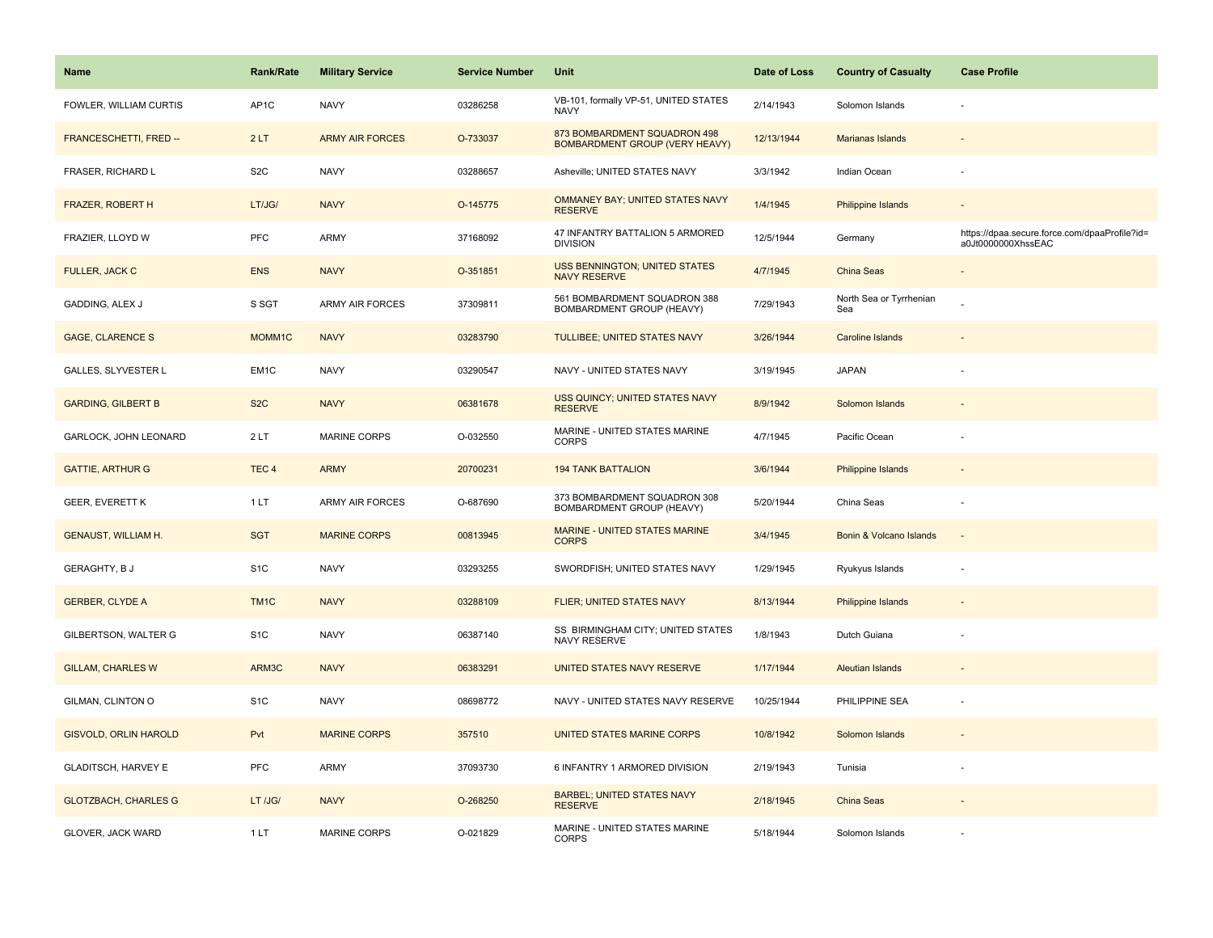| Name | Rank/Rate | Military Service | Service Number | Unit | Date of Loss | Country of Casualty | Case Profile |
|---|---|---|---|---|---|---|---|
| FOWLER, WILLIAM CURTIS | AP1C | NAVY | 03286258 | VB-101, formally VP-51, UNITED STATES NAVY | 2/14/1943 | Solomon Islands | - |
| FRANCESCHETTI, FRED -- | 2 LT | ARMY AIR FORCES | O-733037 | 873 BOMBARDMENT SQUADRON 498 BOMBARDMENT GROUP (VERY HEAVY) | 12/13/1944 | Marianas Islands | - |
| FRASER, RICHARD L | S2C | NAVY | 03288657 | Asheville; UNITED STATES NAVY | 3/3/1942 | Indian Ocean | - |
| FRAZER, ROBERT H | LT/JG/ | NAVY | O-145775 | OMMANEY BAY; UNITED STATES NAVY RESERVE | 1/4/1945 | Philippine Islands | - |
| FRAZIER, LLOYD W | PFC | ARMY | 37168092 | 47 INFANTRY BATTALION 5 ARMORED DIVISION | 12/5/1944 | Germany | https://dpaa.secure.force.com/dpaaProfile?id=a0Jt0000000XhssEAC |
| FULLER, JACK C | ENS | NAVY | O-351851 | USS BENNINGTON; UNITED STATES NAVY RESERVE | 4/7/1945 | China Seas | - |
| GADDING, ALEX J | S SGT | ARMY AIR FORCES | 37309811 | 561 BOMBARDMENT SQUADRON 388 BOMBARDMENT GROUP (HEAVY) | 7/29/1943 | North Sea or Tyrrhenian Sea | - |
| GAGE, CLARENCE S | MOMM1C | NAVY | 03283790 | TULLIBEE; UNITED STATES NAVY | 3/26/1944 | Caroline Islands | - |
| GALLES, SLYVESTER L | EM1C | NAVY | 03290547 | NAVY - UNITED STATES NAVY | 3/19/1945 | JAPAN | - |
| GARDING, GILBERT B | S2C | NAVY | 06381678 | USS QUINCY; UNITED STATES NAVY RESERVE | 8/9/1942 | Solomon Islands | - |
| GARLOCK, JOHN LEONARD | 2 LT | MARINE CORPS | O-032550 | MARINE - UNITED STATES MARINE CORPS | 4/7/1945 | Pacific Ocean | - |
| GATTIE, ARTHUR G | TEC 4 | ARMY | 20700231 | 194 TANK BATTALION | 3/6/1944 | Philippine Islands | - |
| GEER, EVERETT K | 1 LT | ARMY AIR FORCES | O-687690 | 373 BOMBARDMENT SQUADRON 308 BOMBARDMENT GROUP (HEAVY) | 5/20/1944 | China Seas | - |
| GENAUST, WILLIAM H. | SGT | MARINE CORPS | 00813945 | MARINE - UNITED STATES MARINE CORPS | 3/4/1945 | Bonin & Volcano Islands | - |
| GERAGHTY, B J | S1C | NAVY | 03293255 | SWORDFISH; UNITED STATES NAVY | 1/29/1945 | Ryukyus Islands | - |
| GERBER, CLYDE A | TM1C | NAVY | 03288109 | FLIER; UNITED STATES NAVY | 8/13/1944 | Philippine Islands | - |
| GILBERTSON, WALTER G | S1C | NAVY | 06387140 | SS BIRMINGHAM CITY; UNITED STATES NAVY RESERVE | 1/8/1943 | Dutch Guiana | - |
| GILLAM, CHARLES W | ARM3C | NAVY | 06383291 | UNITED STATES NAVY RESERVE | 1/17/1944 | Aleutian Islands | - |
| GILMAN, CLINTON O | S1C | NAVY | 08698772 | NAVY - UNITED STATES NAVY RESERVE | 10/25/1944 | PHILIPPINE SEA | - |
| GISVOLD, ORLIN HAROLD | Pvt | MARINE CORPS | 357510 | UNITED STATES MARINE CORPS | 10/8/1942 | Solomon Islands | - |
| GLADITSCH, HARVEY E | PFC | ARMY | 37093730 | 6 INFANTRY 1 ARMORED DIVISION | 2/19/1943 | Tunisia | - |
| GLOTZBACH, CHARLES G | LT /JG/ | NAVY | O-268250 | BARBEL; UNITED STATES NAVY RESERVE | 2/18/1945 | China Seas | - |
| GLOVER, JACK WARD | 1 LT | MARINE CORPS | O-021829 | MARINE - UNITED STATES MARINE CORPS | 5/18/1944 | Solomon Islands | - |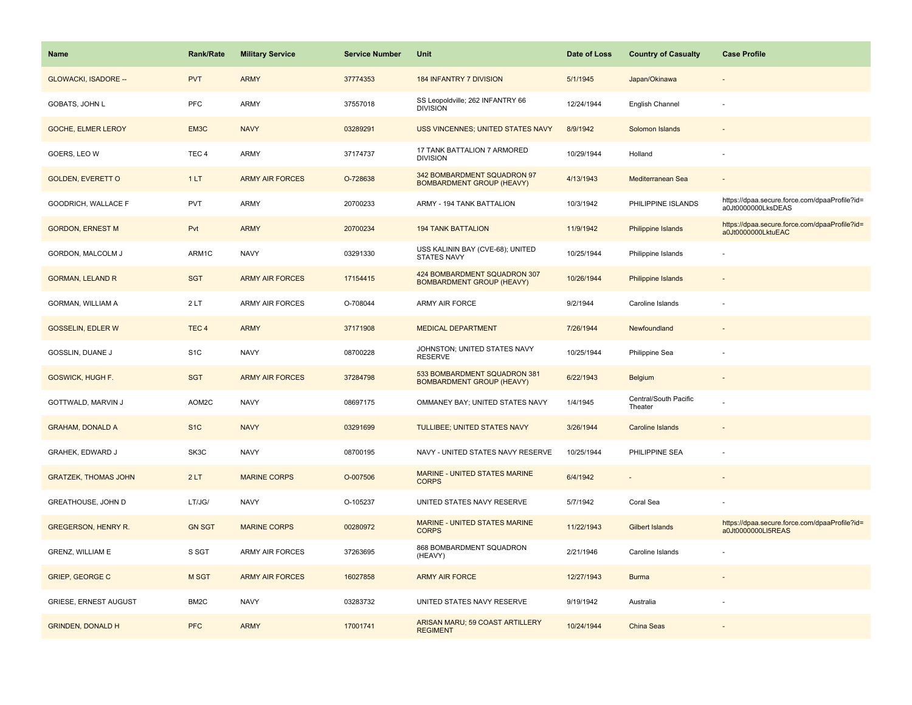| Name | Rank/Rate | Military Service | Service Number | Unit | Date of Loss | Country of Casualty | Case Profile |
| --- | --- | --- | --- | --- | --- | --- | --- |
| GLOWACKI, ISADORE -- | PVT | ARMY | 37774353 | 184 INFANTRY 7 DIVISION | 5/1/1945 | Japan/Okinawa | - |
| GOBATS, JOHN L | PFC | ARMY | 37557018 | SS Leopoldville; 262 INFANTRY 66 DIVISION | 12/24/1944 | English Channel | - |
| GOCHE, ELMER LEROY | EM3C | NAVY | 03289291 | USS VINCENNES; UNITED STATES NAVY | 8/9/1942 | Solomon Islands | - |
| GOERS, LEO W | TEC 4 | ARMY | 37174737 | 17 TANK BATTALION 7 ARMORED DIVISION | 10/29/1944 | Holland | - |
| GOLDEN, EVERETT O | 1 LT | ARMY AIR FORCES | O-728638 | 342 BOMBARDMENT SQUADRON 97 BOMBARDMENT GROUP (HEAVY) | 4/13/1943 | Mediterranean Sea | - |
| GOODRICH, WALLACE F | PVT | ARMY | 20700233 | ARMY - 194 TANK BATTALION | 10/3/1942 | PHILIPPINE ISLANDS | https://dpaa.secure.force.com/dpaaProfile?id=a0Jt0000000LksDEAS |
| GORDON, ERNEST M | Pvt | ARMY | 20700234 | 194 TANK BATTALION | 11/9/1942 | Philippine Islands | https://dpaa.secure.force.com/dpaaProfile?id=a0Jt0000000LktuEAC |
| GORDON, MALCOLM J | ARM1C | NAVY | 03291330 | USS KALININ BAY (CVE-68); UNITED STATES NAVY | 10/25/1944 | Philippine Islands | - |
| GORMAN, LELAND R | SGT | ARMY AIR FORCES | 17154415 | 424 BOMBARDMENT SQUADRON 307 BOMBARDMENT GROUP (HEAVY) | 10/26/1944 | Philippine Islands | - |
| GORMAN, WILLIAM A | 2 LT | ARMY AIR FORCES | O-708044 | ARMY AIR FORCE | 9/2/1944 | Caroline Islands | - |
| GOSSELIN, EDLER W | TEC 4 | ARMY | 37171908 | MEDICAL DEPARTMENT | 7/26/1944 | Newfoundland | - |
| GOSSLIN, DUANE J | S1C | NAVY | 08700228 | JOHNSTON; UNITED STATES NAVY RESERVE | 10/25/1944 | Philippine Sea | - |
| GOSWICK, HUGH F. | SGT | ARMY AIR FORCES | 37284798 | 533 BOMBARDMENT SQUADRON 381 BOMBARDMENT GROUP (HEAVY) | 6/22/1943 | Belgium | - |
| GOTTWALD, MARVIN J | AOM2C | NAVY | 08697175 | OMMANEY BAY; UNITED STATES NAVY | 1/4/1945 | Central/South Pacific Theater | - |
| GRAHAM, DONALD A | S1C | NAVY | 03291699 | TULLIBEE; UNITED STATES NAVY | 3/26/1944 | Caroline Islands | - |
| GRAHEK, EDWARD J | SK3C | NAVY | 08700195 | NAVY - UNITED STATES NAVY RESERVE | 10/25/1944 | PHILIPPINE SEA | - |
| GRATZEK, THOMAS JOHN | 2 LT | MARINE CORPS | O-007506 | MARINE - UNITED STATES MARINE CORPS | 6/4/1942 | - | - |
| GREATHOUSE, JOHN D | LT/JG/ | NAVY | O-105237 | UNITED STATES NAVY RESERVE | 5/7/1942 | Coral Sea | - |
| GREGERSON, HENRY R. | GN SGT | MARINE CORPS | 00280972 | MARINE - UNITED STATES MARINE CORPS | 11/22/1943 | Gilbert Islands | https://dpaa.secure.force.com/dpaaProfile?id=a0Jt0000000Ll5REAS |
| GRENZ, WILLIAM E | S SGT | ARMY AIR FORCES | 37263695 | 868 BOMBARDMENT SQUADRON (HEAVY) | 2/21/1946 | Caroline Islands | - |
| GRIEP, GEORGE C | M SGT | ARMY AIR FORCES | 16027858 | ARMY AIR FORCE | 12/27/1943 | Burma | - |
| GRIESE, ERNEST AUGUST | BM2C | NAVY | 03283732 | UNITED STATES NAVY RESERVE | 9/19/1942 | Australia | - |
| GRINDEN, DONALD H | PFC | ARMY | 17001741 | ARISAN MARU; 59 COAST ARTILLERY REGIMENT | 10/24/1944 | China Seas | - |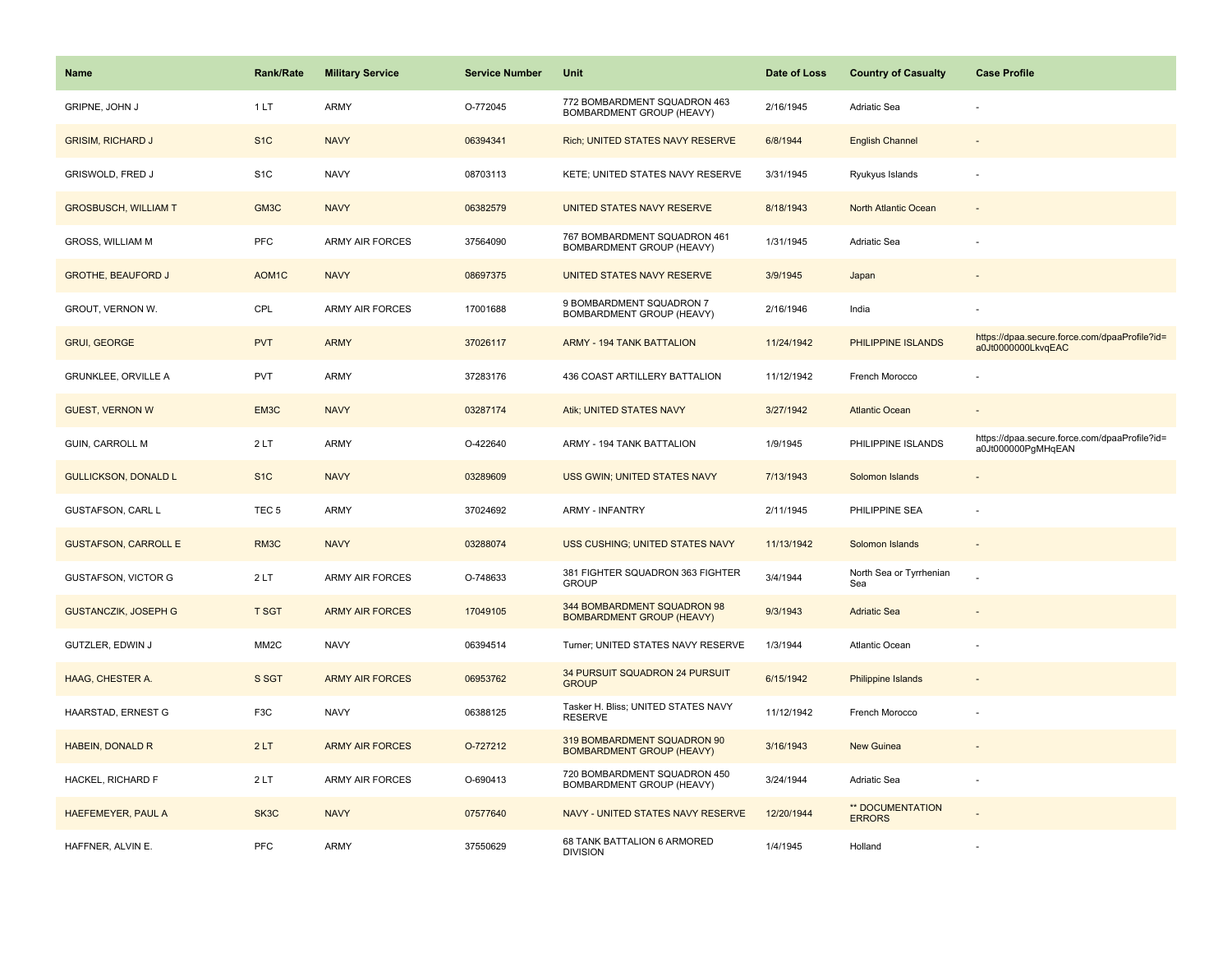| Name | Rank/Rate | Military Service | Service Number | Unit | Date of Loss | Country of Casualty | Case Profile |
| --- | --- | --- | --- | --- | --- | --- | --- |
| GRIPNE, JOHN J | 1 LT | ARMY | O-772045 | 772 BOMBARDMENT SQUADRON 463 BOMBARDMENT GROUP (HEAVY) | 2/16/1945 | Adriatic Sea | - |
| GRISIM, RICHARD J | S1C | NAVY | 06394341 | Rich; UNITED STATES NAVY RESERVE | 6/8/1944 | English Channel | - |
| GRISWOLD, FRED J | S1C | NAVY | 08703113 | KETE; UNITED STATES NAVY RESERVE | 3/31/1945 | Ryukyus Islands | - |
| GROSBUSCH, WILLIAM T | GM3C | NAVY | 06382579 | UNITED STATES NAVY RESERVE | 8/18/1943 | North Atlantic Ocean | - |
| GROSS, WILLIAM M | PFC | ARMY AIR FORCES | 37564090 | 767 BOMBARDMENT SQUADRON 461 BOMBARDMENT GROUP (HEAVY) | 1/31/1945 | Adriatic Sea | - |
| GROTHE, BEAUFORD J | AOM1C | NAVY | 08697375 | UNITED STATES NAVY RESERVE | 3/9/1945 | Japan | - |
| GROUT, VERNON W. | CPL | ARMY AIR FORCES | 17001688 | 9 BOMBARDMENT SQUADRON 7 BOMBARDMENT GROUP (HEAVY) | 2/16/1946 | India | - |
| GRUI, GEORGE | PVT | ARMY | 37026117 | ARMY - 194 TANK BATTALION | 11/24/1942 | PHILIPPINE ISLANDS | https://dpaa.secure.force.com/dpaaProfile?id=a0Jt0000000LkvqEAC |
| GRUNKLEE, ORVILLE A | PVT | ARMY | 37283176 | 436 COAST ARTILLERY BATTALION | 11/12/1942 | French Morocco | - |
| GUEST, VERNON W | EM3C | NAVY | 03287174 | Atik; UNITED STATES NAVY | 3/27/1942 | Atlantic Ocean | - |
| GUIN, CARROLL M | 2 LT | ARMY | O-422640 | ARMY - 194 TANK BATTALION | 1/9/1945 | PHILIPPINE ISLANDS | https://dpaa.secure.force.com/dpaaProfile?id=a0Jt000000PgMHqEAN |
| GULLICKSON, DONALD L | S1C | NAVY | 03289609 | USS GWIN; UNITED STATES NAVY | 7/13/1943 | Solomon Islands | - |
| GUSTAFSON, CARL L | TEC 5 | ARMY | 37024692 | ARMY - INFANTRY | 2/11/1945 | PHILIPPINE SEA | - |
| GUSTAFSON, CARROLL E | RM3C | NAVY | 03288074 | USS CUSHING; UNITED STATES NAVY | 11/13/1942 | Solomon Islands | - |
| GUSTAFSON, VICTOR G | 2 LT | ARMY AIR FORCES | O-748633 | 381 FIGHTER SQUADRON 363 FIGHTER GROUP | 3/4/1944 | North Sea or Tyrrhenian Sea | - |
| GUSTANCZIK, JOSEPH G | T SGT | ARMY AIR FORCES | 17049105 | 344 BOMBARDMENT SQUADRON 98 BOMBARDMENT GROUP (HEAVY) | 9/3/1943 | Adriatic Sea | - |
| GUTZLER, EDWIN J | MM2C | NAVY | 06394514 | Turner; UNITED STATES NAVY RESERVE | 1/3/1944 | Atlantic Ocean | - |
| HAAG, CHESTER A. | S SGT | ARMY AIR FORCES | 06953762 | 34 PURSUIT SQUADRON 24 PURSUIT GROUP | 6/15/1942 | Philippine Islands | - |
| HAARSTAD, ERNEST G | F3C | NAVY | 06388125 | Tasker H. Bliss; UNITED STATES NAVY RESERVE | 11/12/1942 | French Morocco | - |
| HABEIN, DONALD R | 2 LT | ARMY AIR FORCES | O-727212 | 319 BOMBARDMENT SQUADRON 90 BOMBARDMENT GROUP (HEAVY) | 3/16/1943 | New Guinea | - |
| HACKEL, RICHARD F | 2 LT | ARMY AIR FORCES | O-690413 | 720 BOMBARDMENT SQUADRON 450 BOMBARDMENT GROUP (HEAVY) | 3/24/1944 | Adriatic Sea | - |
| HAEFEMEYER, PAUL A | SK3C | NAVY | 07577640 | NAVY - UNITED STATES NAVY RESERVE | 12/20/1944 | ** DOCUMENTATION ERRORS | - |
| HAFFNER, ALVIN E. | PFC | ARMY | 37550629 | 68 TANK BATTALION 6 ARMORED DIVISION | 1/4/1945 | Holland | - |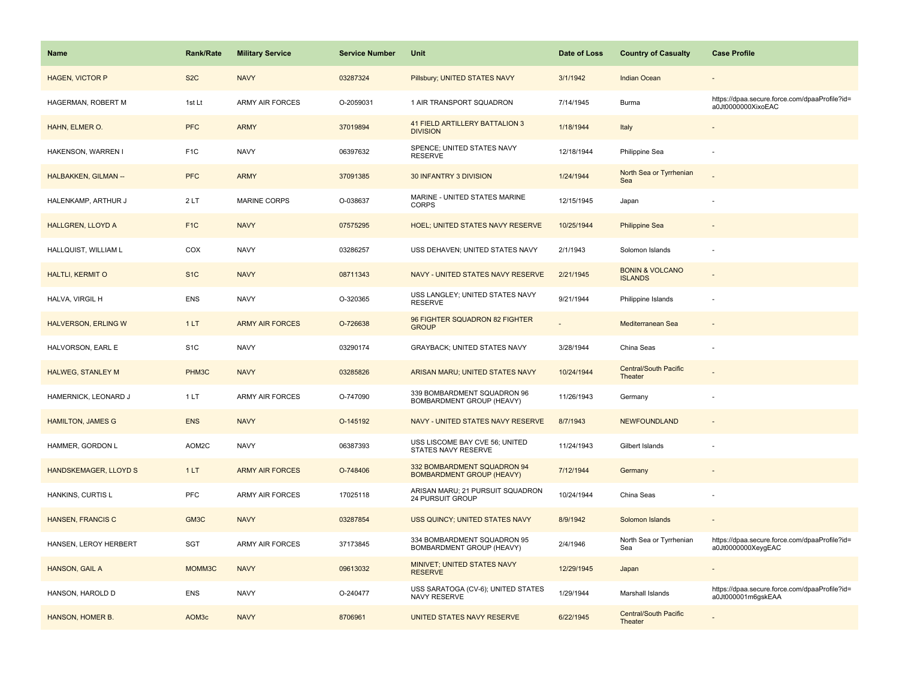| Name | Rank/Rate | Military Service | Service Number | Unit | Date of Loss | Country of Casualty | Case Profile |
|---|---|---|---|---|---|---|---|
| HAGEN, VICTOR P | S2C | NAVY | 03287324 | Pillsbury; UNITED STATES NAVY | 3/1/1942 | Indian Ocean | - |
| HAGERMAN, ROBERT M | 1st Lt | ARMY AIR FORCES | O-2059031 | 1 AIR TRANSPORT SQUADRON | 7/14/1945 | Burma | https://dpaa.secure.force.com/dpaaProfile?id=a0Jt0000000XixoEAC |
| HAHN, ELMER O. | PFC | ARMY | 37019894 | 41 FIELD ARTILLERY BATTALION 3 DIVISION | 1/18/1944 | Italy | - |
| HAKENSON, WARREN I | F1C | NAVY | 06397632 | SPENCE; UNITED STATES NAVY RESERVE | 12/18/1944 | Philippine Sea | - |
| HALBAKKEN, GILMAN -- | PFC | ARMY | 37091385 | 30 INFANTRY 3 DIVISION | 1/24/1944 | North Sea or Tyrrhenian Sea | - |
| HALENKAMP, ARTHUR J | 2 LT | MARINE CORPS | O-038637 | MARINE - UNITED STATES MARINE CORPS | 12/15/1945 | Japan | - |
| HALLGREN, LLOYD A | F1C | NAVY | 07575295 | HOEL; UNITED STATES NAVY RESERVE | 10/25/1944 | Philippine Sea | - |
| HALLQUIST, WILLIAM L | COX | NAVY | 03286257 | USS DEHAVEN; UNITED STATES NAVY | 2/1/1943 | Solomon Islands | - |
| HALTLI, KERMIT O | S1C | NAVY | 08711343 | NAVY - UNITED STATES NAVY RESERVE | 2/21/1945 | BONIN & VOLCANO ISLANDS | - |
| HALVA, VIRGIL H | ENS | NAVY | O-320365 | USS LANGLEY; UNITED STATES NAVY RESERVE | 9/21/1944 | Philippine Islands | - |
| HALVERSON, ERLING W | 1 LT | ARMY AIR FORCES | O-726638 | 96 FIGHTER SQUADRON 82 FIGHTER GROUP | - | Mediterranean Sea | - |
| HALVORSON, EARL E | S1C | NAVY | 03290174 | GRAYBACK; UNITED STATES NAVY | 3/28/1944 | China Seas | - |
| HALWEG, STANLEY M | PHM3C | NAVY | 03285826 | ARISAN MARU; UNITED STATES NAVY | 10/24/1944 | Central/South Pacific Theater | - |
| HAMERNICK, LEONARD J | 1 LT | ARMY AIR FORCES | O-747090 | 339 BOMBARDMENT SQUADRON 96 BOMBARDMENT GROUP (HEAVY) | 11/26/1943 | Germany | - |
| HAMILTON, JAMES G | ENS | NAVY | O-145192 | NAVY - UNITED STATES NAVY RESERVE | 8/7/1943 | NEWFOUNDLAND | - |
| HAMMER, GORDON L | AOM2C | NAVY | 06387393 | USS LISCOME BAY CVE 56; UNITED STATES NAVY RESERVE | 11/24/1943 | Gilbert Islands | - |
| HANDSKEMAGER, LLOYD S | 1 LT | ARMY AIR FORCES | O-748406 | 332 BOMBARDMENT SQUADRON 94 BOMBARDMENT GROUP (HEAVY) | 7/12/1944 | Germany | - |
| HANKINS, CURTIS L | PFC | ARMY AIR FORCES | 17025118 | ARISAN MARU; 21 PURSUIT SQUADRON 24 PURSUIT GROUP | 10/24/1944 | China Seas | - |
| HANSEN, FRANCIS C | GM3C | NAVY | 03287854 | USS QUINCY; UNITED STATES NAVY | 8/9/1942 | Solomon Islands | - |
| HANSEN, LEROY HERBERT | SGT | ARMY AIR FORCES | 37173845 | 334 BOMBARDMENT SQUADRON 95 BOMBARDMENT GROUP (HEAVY) | 2/4/1946 | North Sea or Tyrrhenian Sea | https://dpaa.secure.force.com/dpaaProfile?id=a0Jt0000000XeygEAC |
| HANSON, GAIL A | MOMM3C | NAVY | 09613032 | MINIVET; UNITED STATES NAVY RESERVE | 12/29/1945 | Japan | - |
| HANSON, HAROLD D | ENS | NAVY | O-240477 | USS SARATOGA (CV-6); UNITED STATES NAVY RESERVE | 1/29/1944 | Marshall Islands | https://dpaa.secure.force.com/dpaaProfile?id=a0Jt000001m6gskEAA |
| HANSON, HOMER B. | AOM3c | NAVY | 8706961 | UNITED STATES NAVY RESERVE | 6/22/1945 | Central/South Pacific Theater | - |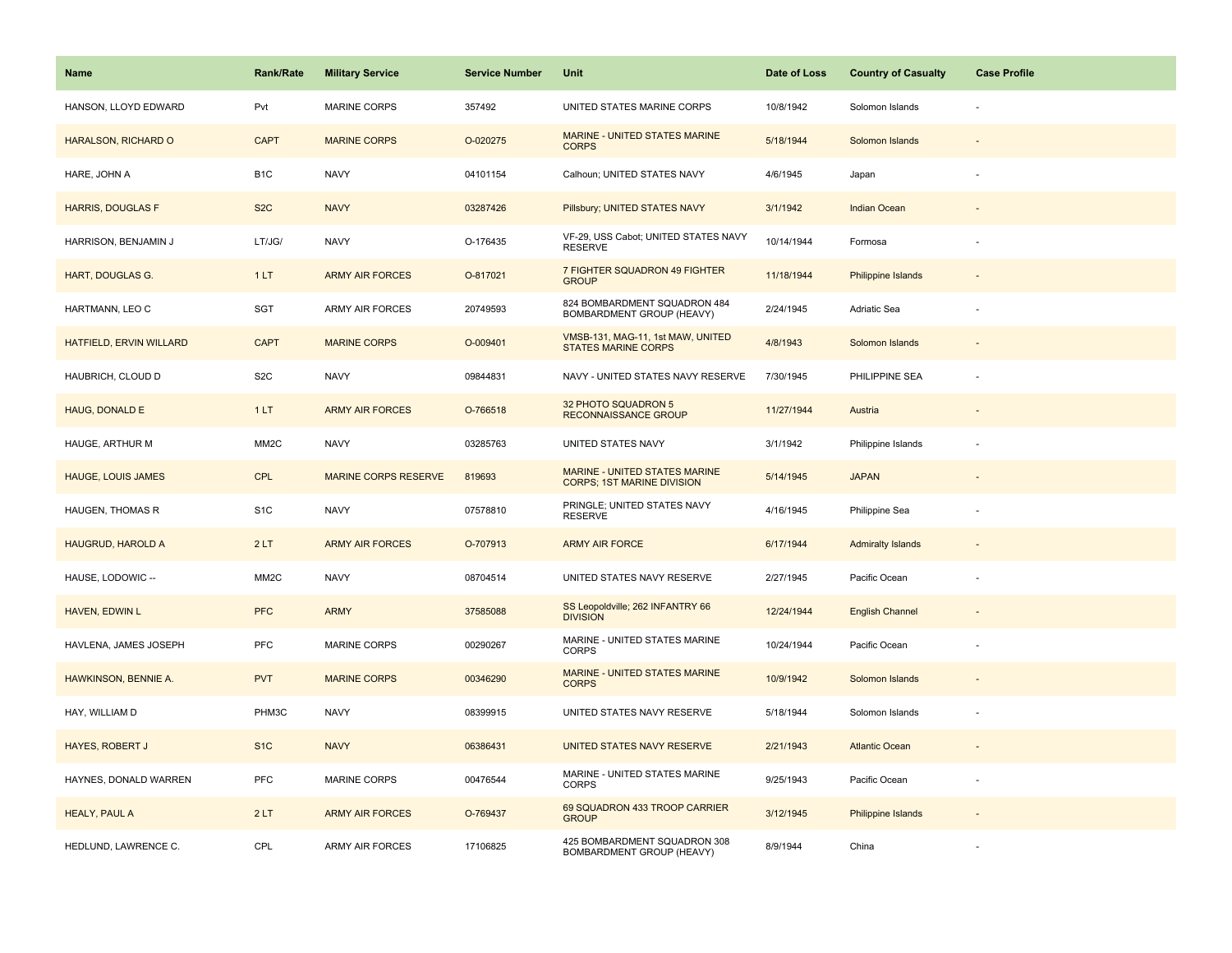| Name | Rank/Rate | Military Service | Service Number | Unit | Date of Loss | Country of Casualty | Case Profile |
|---|---|---|---|---|---|---|---|
| HANSON, LLOYD EDWARD | Pvt | MARINE CORPS | 357492 | UNITED STATES MARINE CORPS | 10/8/1942 | Solomon Islands | - |
| HARALSON, RICHARD O | CAPT | MARINE CORPS | O-020275 | MARINE - UNITED STATES MARINE CORPS | 5/18/1944 | Solomon Islands | - |
| HARE, JOHN A | B1C | NAVY | 04101154 | Calhoun; UNITED STATES NAVY | 4/6/1945 | Japan | - |
| HARRIS, DOUGLAS F | S2C | NAVY | 03287426 | Pillsbury; UNITED STATES NAVY | 3/1/1942 | Indian Ocean | - |
| HARRISON, BENJAMIN J | LT/JG/ | NAVY | O-176435 | VF-29, USS Cabot; UNITED STATES NAVY RESERVE | 10/14/1944 | Formosa | - |
| HART, DOUGLAS G. | 1 LT | ARMY AIR FORCES | O-817021 | 7 FIGHTER SQUADRON 49 FIGHTER GROUP | 11/18/1944 | Philippine Islands | - |
| HARTMANN, LEO C | SGT | ARMY AIR FORCES | 20749593 | 824 BOMBARDMENT SQUADRON 484 BOMBARDMENT GROUP (HEAVY) | 2/24/1945 | Adriatic Sea | - |
| HATFIELD, ERVIN WILLARD | CAPT | MARINE CORPS | O-009401 | VMSB-131, MAG-11, 1st MAW, UNITED STATES MARINE CORPS | 4/8/1943 | Solomon Islands | - |
| HAUBRICH, CLOUD D | S2C | NAVY | 09844831 | NAVY - UNITED STATES NAVY RESERVE | 7/30/1945 | PHILIPPINE SEA | - |
| HAUG, DONALD E | 1 LT | ARMY AIR FORCES | O-766518 | 32 PHOTO SQUADRON 5 RECONNAISSANCE GROUP | 11/27/1944 | Austria | - |
| HAUGE, ARTHUR M | MM2C | NAVY | 03285763 | UNITED STATES NAVY | 3/1/1942 | Philippine Islands | - |
| HAUGE, LOUIS JAMES | CPL | MARINE CORPS RESERVE | 819693 | MARINE - UNITED STATES MARINE CORPS; 1ST MARINE DIVISION | 5/14/1945 | JAPAN | - |
| HAUGEN, THOMAS R | S1C | NAVY | 07578810 | PRINGLE; UNITED STATES NAVY RESERVE | 4/16/1945 | Philippine Sea | - |
| HAUGRUD, HAROLD A | 2 LT | ARMY AIR FORCES | O-707913 | ARMY AIR FORCE | 6/17/1944 | Admiralty Islands | - |
| HAUSE, LODOWIC -- | MM2C | NAVY | 08704514 | UNITED STATES NAVY RESERVE | 2/27/1945 | Pacific Ocean | - |
| HAVEN, EDWIN L | PFC | ARMY | 37585088 | SS Leopoldville; 262 INFANTRY 66 DIVISION | 12/24/1944 | English Channel | - |
| HAVLENA, JAMES JOSEPH | PFC | MARINE CORPS | 00290267 | MARINE - UNITED STATES MARINE CORPS | 10/24/1944 | Pacific Ocean | - |
| HAWKINSON, BENNIE A. | PVT | MARINE CORPS | 00346290 | MARINE - UNITED STATES MARINE CORPS | 10/9/1942 | Solomon Islands | - |
| HAY, WILLIAM D | PHM3C | NAVY | 08399915 | UNITED STATES NAVY RESERVE | 5/18/1944 | Solomon Islands | - |
| HAYES, ROBERT J | S1C | NAVY | 06386431 | UNITED STATES NAVY RESERVE | 2/21/1943 | Atlantic Ocean | - |
| HAYNES, DONALD WARREN | PFC | MARINE CORPS | 00476544 | MARINE - UNITED STATES MARINE CORPS | 9/25/1943 | Pacific Ocean | - |
| HEALY, PAUL A | 2 LT | ARMY AIR FORCES | O-769437 | 69 SQUADRON 433 TROOP CARRIER GROUP | 3/12/1945 | Philippine Islands | - |
| HEDLUND, LAWRENCE C. | CPL | ARMY AIR FORCES | 17106825 | 425 BOMBARDMENT SQUADRON 308 BOMBARDMENT GROUP (HEAVY) | 8/9/1944 | China | - |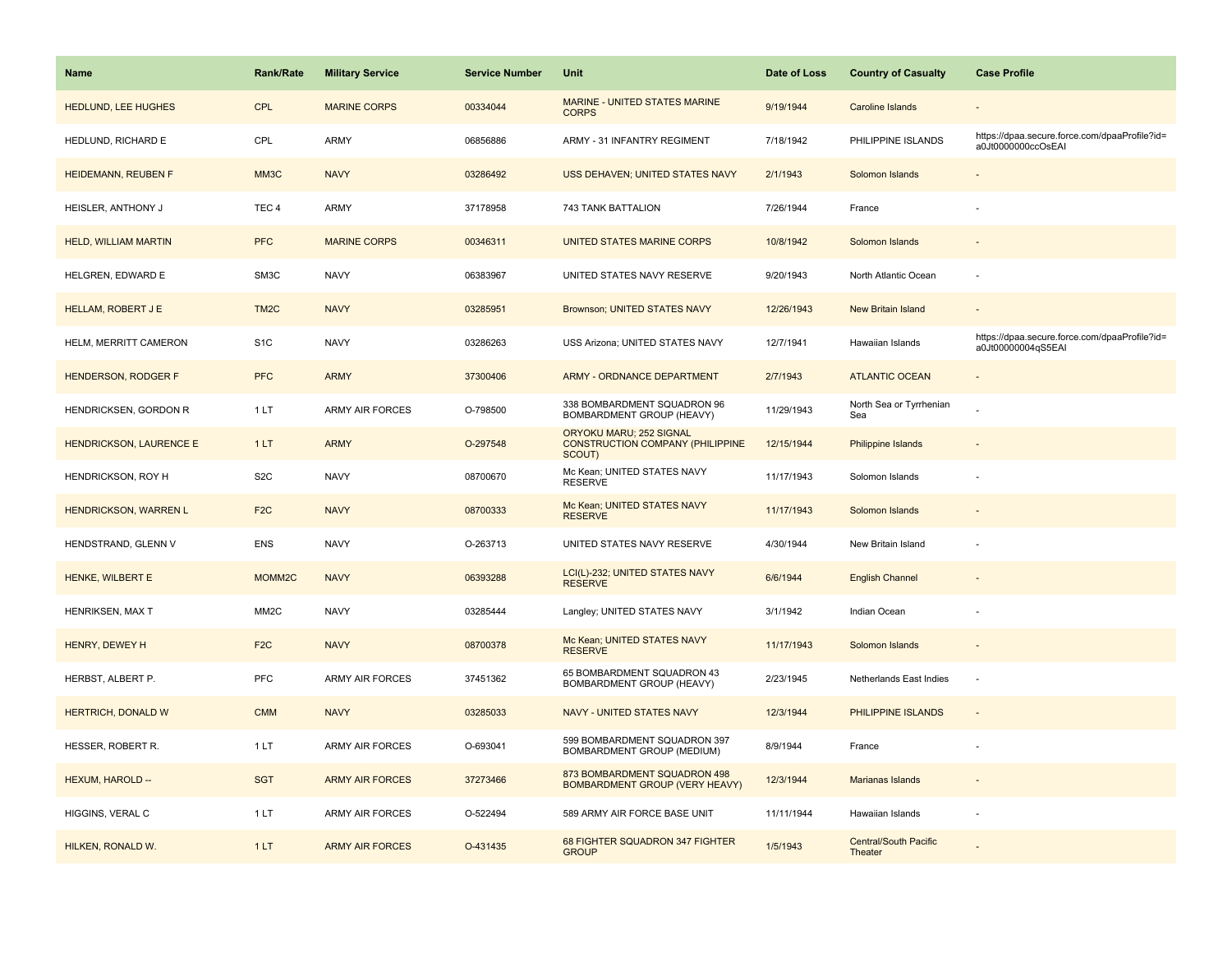| Name | Rank/Rate | Military Service | Service Number | Unit | Date of Loss | Country of Casualty | Case Profile |
|---|---|---|---|---|---|---|---|
| HEDLUND, LEE HUGHES | CPL | MARINE CORPS | 00334044 | MARINE - UNITED STATES MARINE CORPS | 9/19/1944 | Caroline Islands | - |
| HEDLUND, RICHARD E | CPL | ARMY | 06856886 | ARMY - 31 INFANTRY REGIMENT | 7/18/1942 | PHILIPPINE ISLANDS | https://dpaa.secure.force.com/dpaaProfile?id=a0Jt0000000ccOsEAI |
| HEIDEMANN, REUBEN F | MM3C | NAVY | 03286492 | USS DEHAVEN; UNITED STATES NAVY | 2/1/1943 | Solomon Islands | - |
| HEISLER, ANTHONY J | TEC 4 | ARMY | 37178958 | 743 TANK BATTALION | 7/26/1944 | France | - |
| HELD, WILLIAM MARTIN | PFC | MARINE CORPS | 00346311 | UNITED STATES MARINE CORPS | 10/8/1942 | Solomon Islands | - |
| HELGREN, EDWARD E | SM3C | NAVY | 06383967 | UNITED STATES NAVY RESERVE | 9/20/1943 | North Atlantic Ocean | - |
| HELLAM, ROBERT J E | TM2C | NAVY | 03285951 | Brownson; UNITED STATES NAVY | 12/26/1943 | New Britain Island | - |
| HELM, MERRITT CAMERON | S1C | NAVY | 03286263 | USS Arizona; UNITED STATES NAVY | 12/7/1941 | Hawaiian Islands | https://dpaa.secure.force.com/dpaaProfile?id=a0Jt00000004qS5EAI |
| HENDERSON, RODGER F | PFC | ARMY | 37300406 | ARMY - ORDNANCE DEPARTMENT | 2/7/1943 | ATLANTIC OCEAN | - |
| HENDRICKSEN, GORDON R | 1 LT | ARMY AIR FORCES | O-798500 | 338 BOMBARDMENT SQUADRON 96 BOMBARDMENT GROUP (HEAVY) | 11/29/1943 | North Sea or Tyrrhenian Sea | - |
| HENDRICKSON, LAURENCE E | 1 LT | ARMY | O-297548 | ORYOKU MARU; 252 SIGNAL CONSTRUCTION COMPANY (PHILIPPINE SCOUT) | 12/15/1944 | Philippine Islands | - |
| HENDRICKSON, ROY H | S2C | NAVY | 08700670 | Mc Kean; UNITED STATES NAVY RESERVE | 11/17/1943 | Solomon Islands | - |
| HENDRICKSON, WARREN L | F2C | NAVY | 08700333 | Mc Kean; UNITED STATES NAVY RESERVE | 11/17/1943 | Solomon Islands | - |
| HENDSTRAND, GLENN V | ENS | NAVY | O-263713 | UNITED STATES NAVY RESERVE | 4/30/1944 | New Britain Island | - |
| HENKE, WILBERT E | MOMM2C | NAVY | 06393288 | LCI(L)-232; UNITED STATES NAVY RESERVE | 6/6/1944 | English Channel | - |
| HENRIKSEN, MAX T | MM2C | NAVY | 03285444 | Langley; UNITED STATES NAVY | 3/1/1942 | Indian Ocean | - |
| HENRY, DEWEY H | F2C | NAVY | 08700378 | Mc Kean; UNITED STATES NAVY RESERVE | 11/17/1943 | Solomon Islands | - |
| HERBST, ALBERT P. | PFC | ARMY AIR FORCES | 37451362 | 65 BOMBARDMENT SQUADRON 43 BOMBARDMENT GROUP (HEAVY) | 2/23/1945 | Netherlands East Indies | - |
| HERTRICH, DONALD W | CMM | NAVY | 03285033 | NAVY - UNITED STATES NAVY | 12/3/1944 | PHILIPPINE ISLANDS | - |
| HESSER, ROBERT R. | 1 LT | ARMY AIR FORCES | O-693041 | 599 BOMBARDMENT SQUADRON 397 BOMBARDMENT GROUP (MEDIUM) | 8/9/1944 | France | - |
| HEXUM, HAROLD -- | SGT | ARMY AIR FORCES | 37273466 | 873 BOMBARDMENT SQUADRON 498 BOMBARDMENT GROUP (VERY HEAVY) | 12/3/1944 | Marianas Islands | - |
| HIGGINS, VERAL C | 1 LT | ARMY AIR FORCES | O-522494 | 589 ARMY AIR FORCE BASE UNIT | 11/11/1944 | Hawaiian Islands | - |
| HILKEN, RONALD W. | 1 LT | ARMY AIR FORCES | O-431435 | 68 FIGHTER SQUADRON 347 FIGHTER GROUP | 1/5/1943 | Central/South Pacific Theater | - |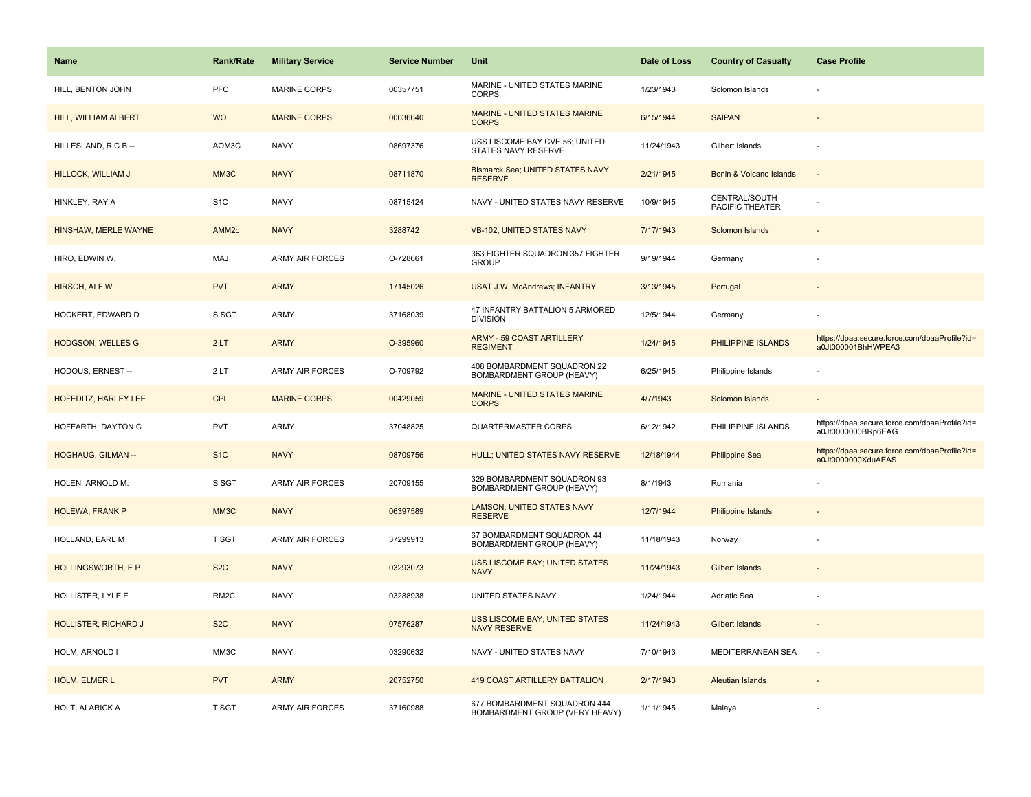| Name | Rank/Rate | Military Service | Service Number | Unit | Date of Loss | Country of Casualty | Case Profile |
|---|---|---|---|---|---|---|---|
| HILL, BENTON JOHN | PFC | MARINE CORPS | 00357751 | MARINE - UNITED STATES MARINE CORPS | 1/23/1943 | Solomon Islands | - |
| HILL, WILLIAM ALBERT | WO | MARINE CORPS | 00036640 | MARINE - UNITED STATES MARINE CORPS | 6/15/1944 | SAIPAN | - |
| HILLESLAND, R C B -- | AOM3C | NAVY | 08697376 | USS LISCOME BAY CVE 56; UNITED STATES NAVY RESERVE | 11/24/1943 | Gilbert Islands | - |
| HILLOCK, WILLIAM J | MM3C | NAVY | 08711870 | Bismarck Sea; UNITED STATES NAVY RESERVE | 2/21/1945 | Bonin & Volcano Islands | - |
| HINKLEY, RAY A | S1C | NAVY | 08715424 | NAVY - UNITED STATES NAVY RESERVE | 10/9/1945 | CENTRAL/SOUTH PACIFIC THEATER | - |
| HINSHAW, MERLE WAYNE | AMM2c | NAVY | 3288742 | VB-102, UNITED STATES NAVY | 7/17/1943 | Solomon Islands | - |
| HIRO, EDWIN W. | MAJ | ARMY AIR FORCES | O-728661 | 363 FIGHTER SQUADRON 357 FIGHTER GROUP | 9/19/1944 | Germany | - |
| HIRSCH, ALF W | PVT | ARMY | 17145026 | USAT J.W. McAndrews; INFANTRY | 3/13/1945 | Portugal | - |
| HOCKERT, EDWARD D | S SGT | ARMY | 37168039 | 47 INFANTRY BATTALION 5 ARMORED DIVISION | 12/5/1944 | Germany | - |
| HODGSON, WELLES G | 2 LT | ARMY | O-395960 | ARMY - 59 COAST ARTILLERY REGIMENT | 1/24/1945 | PHILIPPINE ISLANDS | https://dpaa.secure.force.com/dpaaProfile?id=a0Jt000001BhHWPEA3 |
| HODOUS, ERNEST -- | 2 LT | ARMY AIR FORCES | O-709792 | 408 BOMBARDMENT SQUADRON 22 BOMBARDMENT GROUP (HEAVY) | 6/25/1945 | Philippine Islands | - |
| HOFEDITZ, HARLEY LEE | CPL | MARINE CORPS | 00429059 | MARINE - UNITED STATES MARINE CORPS | 4/7/1943 | Solomon Islands | - |
| HOFFARTH, DAYTON C | PVT | ARMY | 37048825 | QUARTERMASTER CORPS | 6/12/1942 | PHILIPPINE ISLANDS | https://dpaa.secure.force.com/dpaaProfile?id=a0Jt0000000BRp6EAG |
| HOGHAUG, GILMAN -- | S1C | NAVY | 08709756 | HULL; UNITED STATES NAVY RESERVE | 12/18/1944 | Philippine Sea | https://dpaa.secure.force.com/dpaaProfile?id=a0Jt0000000XduAEAS |
| HOLEN, ARNOLD M. | S SGT | ARMY AIR FORCES | 20709155 | 329 BOMBARDMENT SQUADRON 93 BOMBARDMENT GROUP (HEAVY) | 8/1/1943 | Rumania | - |
| HOLEWA, FRANK P | MM3C | NAVY | 06397589 | LAMSON; UNITED STATES NAVY RESERVE | 12/7/1944 | Philippine Islands | - |
| HOLLAND, EARL M | T SGT | ARMY AIR FORCES | 37299913 | 67 BOMBARDMENT SQUADRON 44 BOMBARDMENT GROUP (HEAVY) | 11/18/1943 | Norway | - |
| HOLLINGSWORTH, E P | S2C | NAVY | 03293073 | USS LISCOME BAY; UNITED STATES NAVY | 11/24/1943 | Gilbert Islands | - |
| HOLLISTER, LYLE E | RM2C | NAVY | 03288938 | UNITED STATES NAVY | 1/24/1944 | Adriatic Sea | - |
| HOLLISTER, RICHARD J | S2C | NAVY | 07576287 | USS LISCOME BAY; UNITED STATES NAVY RESERVE | 11/24/1943 | Gilbert Islands | - |
| HOLM, ARNOLD I | MM3C | NAVY | 03290632 | NAVY - UNITED STATES NAVY | 7/10/1943 | MEDITERRANEAN SEA | - |
| HOLM, ELMER L | PVT | ARMY | 20752750 | 419 COAST ARTILLERY BATTALION | 2/17/1943 | Aleutian Islands | - |
| HOLT, ALARICK A | T SGT | ARMY AIR FORCES | 37160988 | 677 BOMBARDMENT SQUADRON 444 BOMBARDMENT GROUP (VERY HEAVY) | 1/11/1945 | Malaya | - |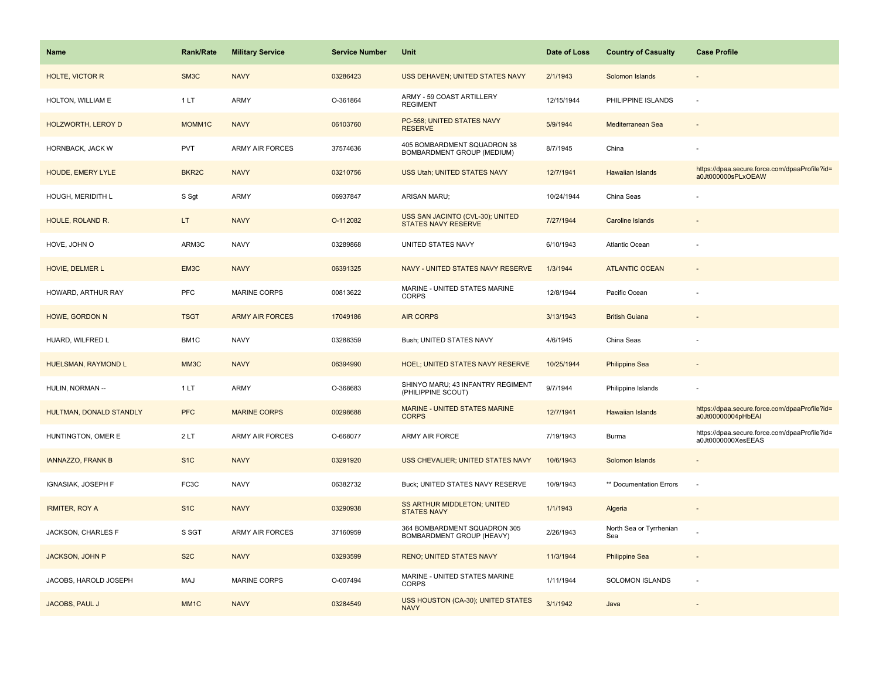| Name | Rank/Rate | Military Service | Service Number | Unit | Date of Loss | Country of Casualty | Case Profile |
| --- | --- | --- | --- | --- | --- | --- | --- |
| HOLTE, VICTOR R | SM3C | NAVY | 03286423 | USS DEHAVEN; UNITED STATES NAVY | 2/1/1943 | Solomon Islands | - |
| HOLTON, WILLIAM E | 1 LT | ARMY | O-361864 | ARMY - 59 COAST ARTILLERY REGIMENT | 12/15/1944 | PHILIPPINE ISLANDS | - |
| HOLZWORTH, LEROY D | MOMM1C | NAVY | 06103760 | PC-558; UNITED STATES NAVY RESERVE | 5/9/1944 | Mediterranean Sea | - |
| HORNBACK, JACK W | PVT | ARMY AIR FORCES | 37574636 | 405 BOMBARDMENT SQUADRON 38 BOMBARDMENT GROUP (MEDIUM) | 8/7/1945 | China | - |
| HOUDE, EMERY LYLE | BKR2C | NAVY | 03210756 | USS Utah; UNITED STATES NAVY | 12/7/1941 | Hawaiian Islands | https://dpaa.secure.force.com/dpaaProfile?id=a0Jt000000sPLxOEAW |
| HOUGH, MERIDITH L | S Sgt | ARMY | 06937847 | ARISAN MARU; | 10/24/1944 | China Seas | - |
| HOULE, ROLAND R. | LT | NAVY | O-112082 | USS SAN JACINTO (CVL-30); UNITED STATES NAVY RESERVE | 7/27/1944 | Caroline Islands | - |
| HOVE, JOHN O | ARM3C | NAVY | 03289868 | UNITED STATES NAVY | 6/10/1943 | Atlantic Ocean | - |
| HOVIE, DELMER L | EM3C | NAVY | 06391325 | NAVY - UNITED STATES NAVY RESERVE | 1/3/1944 | ATLANTIC OCEAN | - |
| HOWARD, ARTHUR RAY | PFC | MARINE CORPS | 00813622 | MARINE - UNITED STATES MARINE CORPS | 12/8/1944 | Pacific Ocean | - |
| HOWE, GORDON N | TSGT | ARMY AIR FORCES | 17049186 | AIR CORPS | 3/13/1943 | British Guiana | - |
| HUARD, WILFRED L | BM1C | NAVY | 03288359 | Bush; UNITED STATES NAVY | 4/6/1945 | China Seas | - |
| HUELSMAN, RAYMOND L | MM3C | NAVY | 06394990 | HOEL; UNITED STATES NAVY RESERVE | 10/25/1944 | Philippine Sea | - |
| HULIN, NORMAN -- | 1 LT | ARMY | O-368683 | SHINYO MARU; 43 INFANTRY REGIMENT (PHILIPPINE SCOUT) | 9/7/1944 | Philippine Islands | - |
| HULTMAN, DONALD STANDLY | PFC | MARINE CORPS | 00298688 | MARINE - UNITED STATES MARINE CORPS | 12/7/1941 | Hawaiian Islands | https://dpaa.secure.force.com/dpaaProfile?id=a0Jt00000004pHbEAI |
| HUNTINGTON, OMER E | 2 LT | ARMY AIR FORCES | O-668077 | ARMY AIR FORCE | 7/19/1943 | Burma | https://dpaa.secure.force.com/dpaaProfile?id=a0Jt0000000XesEEAS |
| IANNAZZO, FRANK B | S1C | NAVY | 03291920 | USS CHEVALIER; UNITED STATES NAVY | 10/6/1943 | Solomon Islands | - |
| IGNASIAK, JOSEPH F | FC3C | NAVY | 06382732 | Buck; UNITED STATES NAVY RESERVE | 10/9/1943 | ** Documentation Errors | - |
| IRMITER, ROY A | S1C | NAVY | 03290938 | SS ARTHUR MIDDLETON; UNITED STATES NAVY | 1/1/1943 | Algeria | - |
| JACKSON, CHARLES F | S SGT | ARMY AIR FORCES | 37160959 | 364 BOMBARDMENT SQUADRON 305 BOMBARDMENT GROUP (HEAVY) | 2/26/1943 | North Sea or Tyrrhenian Sea | - |
| JACKSON, JOHN P | S2C | NAVY | 03293599 | RENO; UNITED STATES NAVY | 11/3/1944 | Philippine Sea | - |
| JACOBS, HAROLD JOSEPH | MAJ | MARINE CORPS | O-007494 | MARINE - UNITED STATES MARINE CORPS | 1/11/1944 | SOLOMON ISLANDS | - |
| JACOBS, PAUL J | MM1C | NAVY | 03284549 | USS HOUSTON (CA-30); UNITED STATES NAVY | 3/1/1942 | Java | - |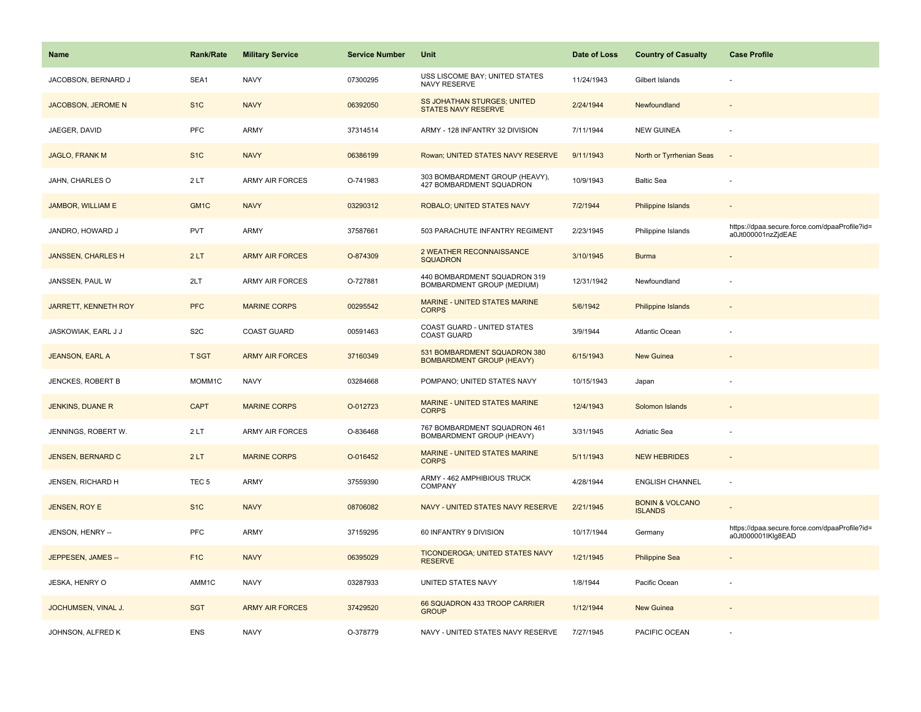| Name | Rank/Rate | Military Service | Service Number | Unit | Date of Loss | Country of Casualty | Case Profile |
|---|---|---|---|---|---|---|---|
| JACOBSON, BERNARD J | SEA1 | NAVY | 07300295 | USS LISCOME BAY; UNITED STATES NAVY RESERVE | 11/24/1943 | Gilbert Islands | - |
| JACOBSON, JEROME N | S1C | NAVY | 06392050 | SS JOHATHAN STURGES; UNITED STATES NAVY RESERVE | 2/24/1944 | Newfoundland | - |
| JAEGER, DAVID | PFC | ARMY | 37314514 | ARMY - 128 INFANTRY 32 DIVISION | 7/11/1944 | NEW GUINEA | - |
| JAGLO, FRANK M | S1C | NAVY | 06386199 | Rowan; UNITED STATES NAVY RESERVE | 9/11/1943 | North or Tyrrhenian Seas | - |
| JAHN, CHARLES O | 2 LT | ARMY AIR FORCES | O-741983 | 303 BOMBARDMENT GROUP (HEAVY), 427 BOMBARDMENT SQUADRON | 10/9/1943 | Baltic Sea | - |
| JAMBOR, WILLIAM E | GM1C | NAVY | 03290312 | ROBALO; UNITED STATES NAVY | 7/2/1944 | Philippine Islands | - |
| JANDRO, HOWARD J | PVT | ARMY | 37587661 | 503 PARACHUTE INFANTRY REGIMENT | 2/23/1945 | Philippine Islands | https://dpaa.secure.force.com/dpaaProfile?id=a0Jt000001nzZjdEAE |
| JANSSEN, CHARLES H | 2 LT | ARMY AIR FORCES | O-874309 | 2 WEATHER RECONNAISSANCE SQUADRON | 3/10/1945 | Burma | - |
| JANSSEN, PAUL W | 2LT | ARMY AIR FORCES | O-727881 | 440 BOMBARDMENT SQUADRON 319 BOMBARDMENT GROUP (MEDIUM) | 12/31/1942 | Newfoundland | - |
| JARRETT, KENNETH ROY | PFC | MARINE CORPS | 00295542 | MARINE - UNITED STATES MARINE CORPS | 5/6/1942 | Philippine Islands | - |
| JASKOWIAK, EARL J J | S2C | COAST GUARD | 00591463 | COAST GUARD - UNITED STATES COAST GUARD | 3/9/1944 | Atlantic Ocean | - |
| JEANSON, EARL A | T SGT | ARMY AIR FORCES | 37160349 | 531 BOMBARDMENT SQUADRON 380 BOMBARDMENT GROUP (HEAVY) | 6/15/1943 | New Guinea | - |
| JENCKES, ROBERT B | MOMM1C | NAVY | 03284668 | POMPANO; UNITED STATES NAVY | 10/15/1943 | Japan | - |
| JENKINS, DUANE R | CAPT | MARINE CORPS | O-012723 | MARINE - UNITED STATES MARINE CORPS | 12/4/1943 | Solomon Islands | - |
| JENNINGS, ROBERT W. | 2 LT | ARMY AIR FORCES | O-836468 | 767 BOMBARDMENT SQUADRON 461 BOMBARDMENT GROUP (HEAVY) | 3/31/1945 | Adriatic Sea | - |
| JENSEN, BERNARD C | 2 LT | MARINE CORPS | O-016452 | MARINE - UNITED STATES MARINE CORPS | 5/11/1943 | NEW HEBRIDES | - |
| JENSEN, RICHARD H | TEC 5 | ARMY | 37559390 | ARMY - 462 AMPHIBIOUS TRUCK COMPANY | 4/28/1944 | ENGLISH CHANNEL | - |
| JENSEN, ROY E | S1C | NAVY | 08706082 | NAVY - UNITED STATES NAVY RESERVE | 2/21/1945 | BONIN & VOLCANO ISLANDS | - |
| JENSON, HENRY -- | PFC | ARMY | 37159295 | 60 INFANTRY 9 DIVISION | 10/17/1944 | Germany | https://dpaa.secure.force.com/dpaaProfile?id=a0Jt000001IKlg8EAD |
| JEPPESEN, JAMES -- | F1C | NAVY | 06395029 | TICONDEROGA; UNITED STATES NAVY RESERVE | 1/21/1945 | Philippine Sea | - |
| JESKA, HENRY O | AMM1C | NAVY | 03287933 | UNITED STATES NAVY | 1/8/1944 | Pacific Ocean | - |
| JOCHUMSEN, VINAL J. | SGT | ARMY AIR FORCES | 37429520 | 66 SQUADRON 433 TROOP CARRIER GROUP | 1/12/1944 | New Guinea | - |
| JOHNSON, ALFRED K | ENS | NAVY | O-378779 | NAVY - UNITED STATES NAVY RESERVE | 7/27/1945 | PACIFIC OCEAN | - |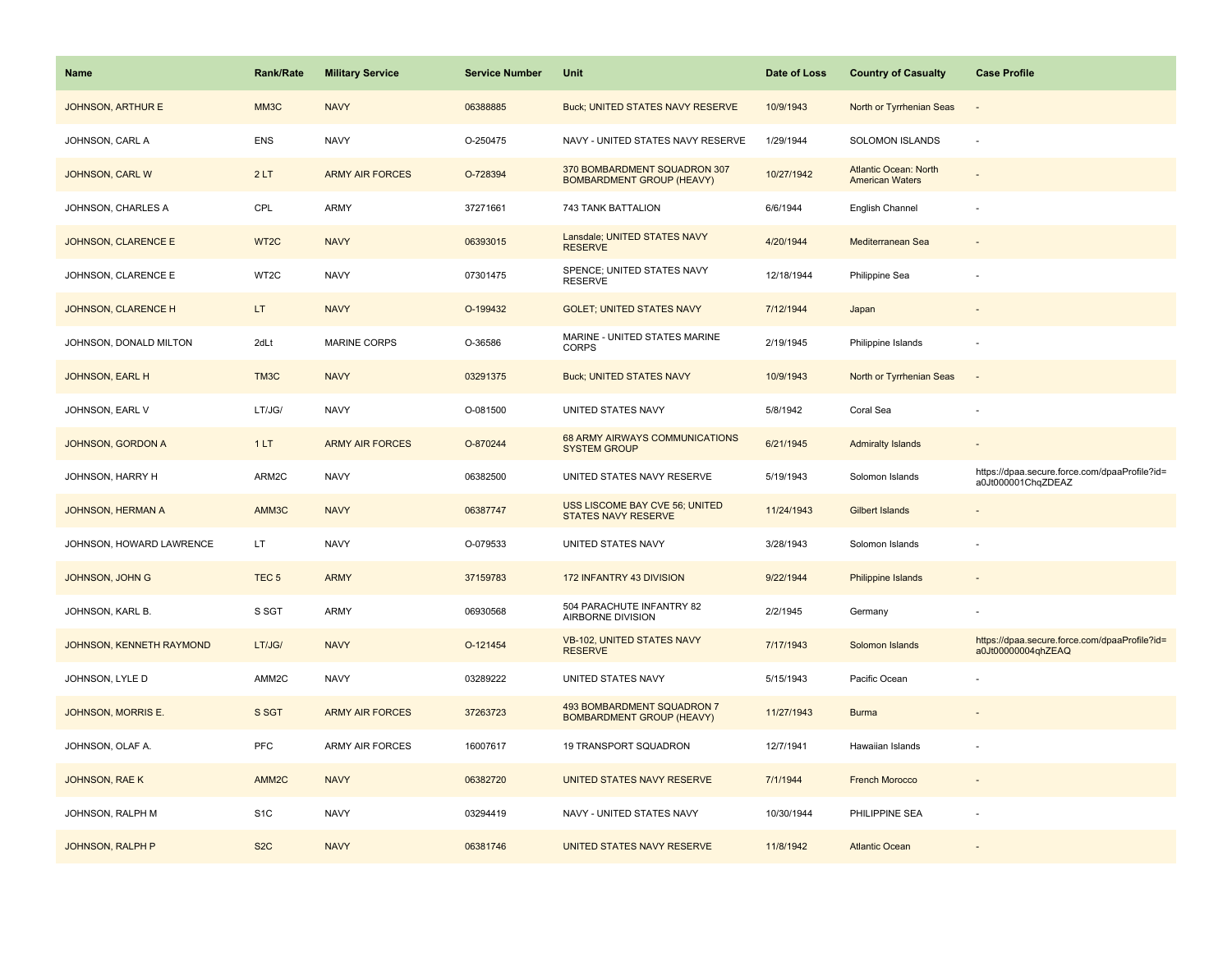| Name | Rank/Rate | Military Service | Service Number | Unit | Date of Loss | Country of Casualty | Case Profile |
| --- | --- | --- | --- | --- | --- | --- | --- |
| JOHNSON, ARTHUR E | MM3C | NAVY | 06388885 | Buck; UNITED STATES NAVY RESERVE | 10/9/1943 | North or Tyrrhenian Seas | - |
| JOHNSON, CARL A | ENS | NAVY | O-250475 | NAVY - UNITED STATES NAVY RESERVE | 1/29/1944 | SOLOMON ISLANDS | - |
| JOHNSON, CARL W | 2 LT | ARMY AIR FORCES | O-728394 | 370 BOMBARDMENT SQUADRON 307 BOMBARDMENT GROUP (HEAVY) | 10/27/1942 | Atlantic Ocean: North American Waters | - |
| JOHNSON, CHARLES A | CPL | ARMY | 37271661 | 743 TANK BATTALION | 6/6/1944 | English Channel | - |
| JOHNSON, CLARENCE E | WT2C | NAVY | 06393015 | Lansdale; UNITED STATES NAVY RESERVE | 4/20/1944 | Mediterranean Sea | - |
| JOHNSON, CLARENCE E | WT2C | NAVY | 07301475 | SPENCE; UNITED STATES NAVY RESERVE | 12/18/1944 | Philippine Sea | - |
| JOHNSON, CLARENCE H | LT | NAVY | O-199432 | GOLET; UNITED STATES NAVY | 7/12/1944 | Japan | - |
| JOHNSON, DONALD MILTON | 2dLt | MARINE CORPS | O-36586 | MARINE - UNITED STATES MARINE CORPS | 2/19/1945 | Philippine Islands | - |
| JOHNSON, EARL H | TM3C | NAVY | 03291375 | Buck; UNITED STATES NAVY | 10/9/1943 | North or Tyrrhenian Seas | - |
| JOHNSON, EARL V | LT/JG/ | NAVY | O-081500 | UNITED STATES NAVY | 5/8/1942 | Coral Sea | - |
| JOHNSON, GORDON A | 1 LT | ARMY AIR FORCES | O-870244 | 68 ARMY AIRWAYS COMMUNICATIONS SYSTEM GROUP | 6/21/1945 | Admiralty Islands | - |
| JOHNSON, HARRY H | ARM2C | NAVY | 06382500 | UNITED STATES NAVY RESERVE | 5/19/1943 | Solomon Islands | https://dpaa.secure.force.com/dpaaProfile?id=a0Jt000001ChqZDEAZ |
| JOHNSON, HERMAN A | AMM3C | NAVY | 06387747 | USS LISCOME BAY CVE 56; UNITED STATES NAVY RESERVE | 11/24/1943 | Gilbert Islands | - |
| JOHNSON, HOWARD LAWRENCE | LT | NAVY | O-079533 | UNITED STATES NAVY | 3/28/1943 | Solomon Islands | - |
| JOHNSON, JOHN G | TEC 5 | ARMY | 37159783 | 172 INFANTRY 43 DIVISION | 9/22/1944 | Philippine Islands | - |
| JOHNSON, KARL B. | S SGT | ARMY | 06930568 | 504 PARACHUTE INFANTRY 82 AIRBORNE DIVISION | 2/2/1945 | Germany | - |
| JOHNSON, KENNETH RAYMOND | LT/JG/ | NAVY | O-121454 | VB-102, UNITED STATES NAVY RESERVE | 7/17/1943 | Solomon Islands | https://dpaa.secure.force.com/dpaaProfile?id=a0Jt00000004qhZEAQ |
| JOHNSON, LYLE D | AMM2C | NAVY | 03289222 | UNITED STATES NAVY | 5/15/1943 | Pacific Ocean | - |
| JOHNSON, MORRIS E. | S SGT | ARMY AIR FORCES | 37263723 | 493 BOMBARDMENT SQUADRON 7 BOMBARDMENT GROUP (HEAVY) | 11/27/1943 | Burma | - |
| JOHNSON, OLAF A. | PFC | ARMY AIR FORCES | 16007617 | 19 TRANSPORT SQUADRON | 12/7/1941 | Hawaiian Islands | - |
| JOHNSON, RAE K | AMM2C | NAVY | 06382720 | UNITED STATES NAVY RESERVE | 7/1/1944 | French Morocco | - |
| JOHNSON, RALPH M | S1C | NAVY | 03294419 | NAVY - UNITED STATES NAVY | 10/30/1944 | PHILIPPINE SEA | - |
| JOHNSON, RALPH P | S2C | NAVY | 06381746 | UNITED STATES NAVY RESERVE | 11/8/1942 | Atlantic Ocean | - |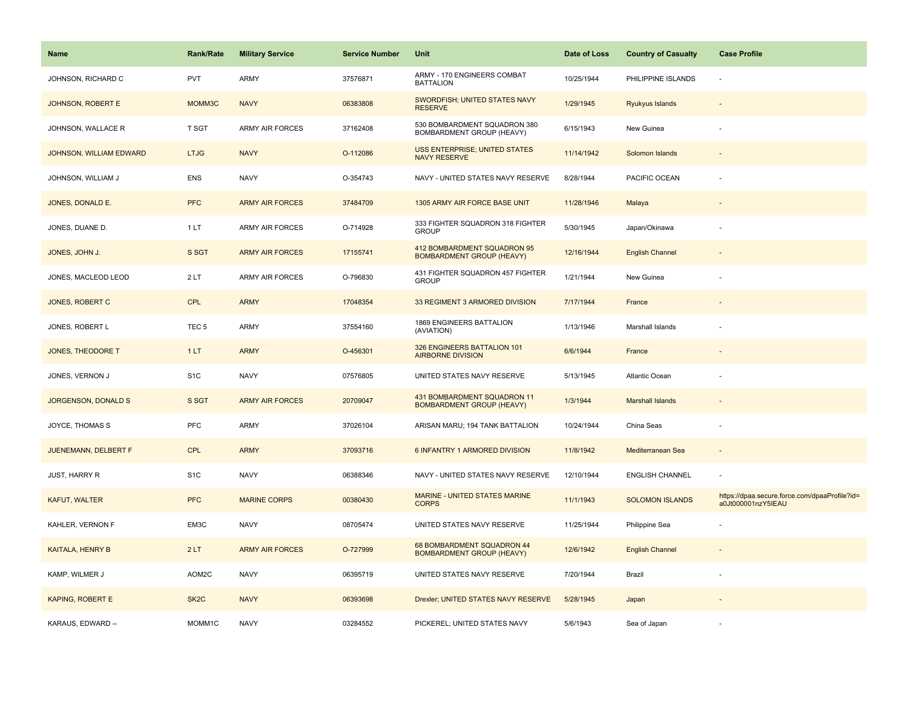| Name | Rank/Rate | Military Service | Service Number | Unit | Date of Loss | Country of Casualty | Case Profile |
|---|---|---|---|---|---|---|---|
| JOHNSON, RICHARD C | PVT | ARMY | 37576871 | ARMY - 170 ENGINEERS COMBAT BATTALION | 10/25/1944 | PHILIPPINE ISLANDS | - |
| JOHNSON, ROBERT E | MOMM3C | NAVY | 06383808 | SWORDFISH; UNITED STATES NAVY RESERVE | 1/29/1945 | Ryukyus Islands | - |
| JOHNSON, WALLACE R | T SGT | ARMY AIR FORCES | 37162408 | 530 BOMBARDMENT SQUADRON 380 BOMBARDMENT GROUP (HEAVY) | 6/15/1943 | New Guinea | - |
| JOHNSON, WILLIAM EDWARD | LTJG | NAVY | O-112086 | USS ENTERPRISE; UNITED STATES NAVY RESERVE | 11/14/1942 | Solomon Islands | - |
| JOHNSON, WILLIAM J | ENS | NAVY | O-354743 | NAVY - UNITED STATES NAVY RESERVE | 8/28/1944 | PACIFIC OCEAN | - |
| JONES, DONALD E. | PFC | ARMY AIR FORCES | 37484709 | 1305 ARMY AIR FORCE BASE UNIT | 11/28/1946 | Malaya | - |
| JONES, DUANE D. | 1 LT | ARMY AIR FORCES | O-714928 | 333 FIGHTER SQUADRON 318 FIGHTER GROUP | 5/30/1945 | Japan/Okinawa | - |
| JONES, JOHN J. | S SGT | ARMY AIR FORCES | 17155741 | 412 BOMBARDMENT SQUADRON 95 BOMBARDMENT GROUP (HEAVY) | 12/16/1944 | English Channel | - |
| JONES, MACLEOD LEOD | 2 LT | ARMY AIR FORCES | O-796830 | 431 FIGHTER SQUADRON 457 FIGHTER GROUP | 1/21/1944 | New Guinea | - |
| JONES, ROBERT C | CPL | ARMY | 17048354 | 33 REGIMENT 3 ARMORED DIVISION | 7/17/1944 | France | - |
| JONES, ROBERT L | TEC 5 | ARMY | 37554160 | 1869 ENGINEERS BATTALION (AVIATION) | 1/13/1946 | Marshall Islands | - |
| JONES, THEODORE T | 1 LT | ARMY | O-456301 | 326 ENGINEERS BATTALION 101 AIRBORNE DIVISION | 6/6/1944 | France | - |
| JONES, VERNON J | S1C | NAVY | 07576805 | UNITED STATES NAVY RESERVE | 5/13/1945 | Atlantic Ocean | - |
| JORGENSON, DONALD S | S SGT | ARMY AIR FORCES | 20709047 | 431 BOMBARDMENT SQUADRON 11 BOMBARDMENT GROUP (HEAVY) | 1/3/1944 | Marshall Islands | - |
| JOYCE, THOMAS S | PFC | ARMY | 37026104 | ARISAN MARU; 194 TANK BATTALION | 10/24/1944 | China Seas | - |
| JUENEMANN, DELBERT F | CPL | ARMY | 37093716 | 6 INFANTRY 1 ARMORED DIVISION | 11/8/1942 | Mediterranean Sea | - |
| JUST, HARRY R | S1C | NAVY | 06388346 | NAVY - UNITED STATES NAVY RESERVE | 12/10/1944 | ENGLISH CHANNEL | - |
| KAFUT, WALTER | PFC | MARINE CORPS | 00380430 | MARINE - UNITED STATES MARINE CORPS | 11/1/1943 | SOLOMON ISLANDS | https://dpaa.secure.force.com/dpaaProfile?id=a0Jt000001nzY5lEAU |
| KAHLER, VERNON F | EM3C | NAVY | 08705474 | UNITED STATES NAVY RESERVE | 11/25/1944 | Philippine Sea | - |
| KAITALA, HENRY B | 2 LT | ARMY AIR FORCES | O-727999 | 68 BOMBARDMENT SQUADRON 44 BOMBARDMENT GROUP (HEAVY) | 12/6/1942 | English Channel | - |
| KAMP, WILMER J | AOM2C | NAVY | 06395719 | UNITED STATES NAVY RESERVE | 7/20/1944 | Brazil | - |
| KAPING, ROBERT E | SK2C | NAVY | 06393698 | Drexler; UNITED STATES NAVY RESERVE | 5/28/1945 | Japan | - |
| KARAUS, EDWARD -- | MOMM1C | NAVY | 03284552 | PICKEREL; UNITED STATES NAVY | 5/6/1943 | Sea of Japan | - |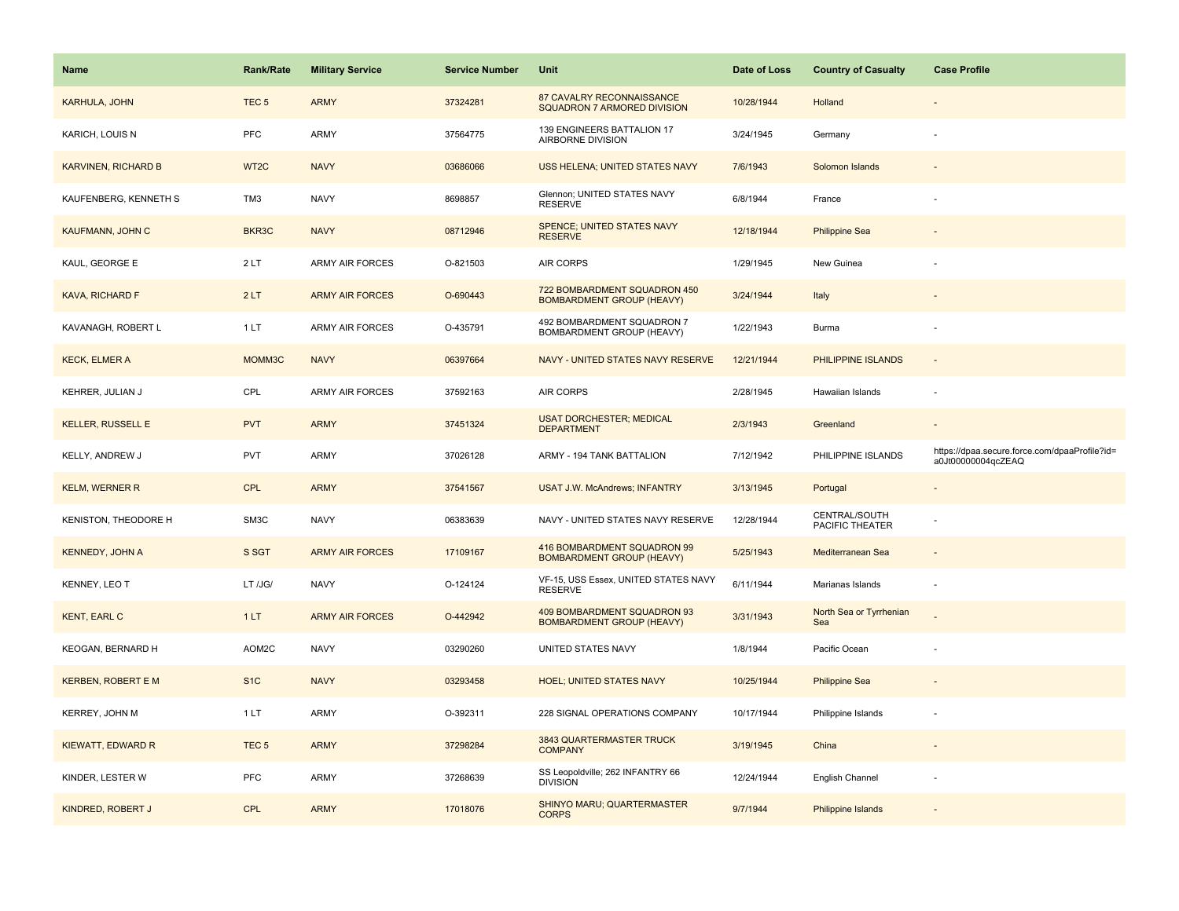| Name | Rank/Rate | Military Service | Service Number | Unit | Date of Loss | Country of Casualty | Case Profile |
| --- | --- | --- | --- | --- | --- | --- | --- |
| KARHULA, JOHN | TEC 5 | ARMY | 37324281 | 87 CAVALRY RECONNAISSANCE SQUADRON 7 ARMORED DIVISION | 10/28/1944 | Holland | - |
| KARICH, LOUIS N | PFC | ARMY | 37564775 | 139 ENGINEERS BATTALION 17 AIRBORNE DIVISION | 3/24/1945 | Germany | - |
| KARVINEN, RICHARD B | WT2C | NAVY | 03686066 | USS HELENA; UNITED STATES NAVY | 7/6/1943 | Solomon Islands | - |
| KAUFENBERG, KENNETH S | TM3 | NAVY | 8698857 | Glennon; UNITED STATES NAVY RESERVE | 6/8/1944 | France | - |
| KAUFMANN, JOHN C | BKR3C | NAVY | 08712946 | SPENCE; UNITED STATES NAVY RESERVE | 12/18/1944 | Philippine Sea | - |
| KAUL, GEORGE E | 2 LT | ARMY AIR FORCES | O-821503 | AIR CORPS | 1/29/1945 | New Guinea | - |
| KAVA, RICHARD F | 2 LT | ARMY AIR FORCES | O-690443 | 722 BOMBARDMENT SQUADRON 450 BOMBARDMENT GROUP (HEAVY) | 3/24/1944 | Italy | - |
| KAVANAGH, ROBERT L | 1 LT | ARMY AIR FORCES | O-435791 | 492 BOMBARDMENT SQUADRON 7 BOMBARDMENT GROUP (HEAVY) | 1/22/1943 | Burma | - |
| KECK, ELMER A | MOMM3C | NAVY | 06397664 | NAVY - UNITED STATES NAVY RESERVE | 12/21/1944 | PHILIPPINE ISLANDS | - |
| KEHRER, JULIAN J | CPL | ARMY AIR FORCES | 37592163 | AIR CORPS | 2/28/1945 | Hawaiian Islands | - |
| KELLER, RUSSELL E | PVT | ARMY | 37451324 | USAT DORCHESTER; MEDICAL DEPARTMENT | 2/3/1943 | Greenland | - |
| KELLY, ANDREW J | PVT | ARMY | 37026128 | ARMY - 194 TANK BATTALION | 7/12/1942 | PHILIPPINE ISLANDS | https://dpaa.secure.force.com/dpaaProfile?id=a0Jt00000004qcZEAQ |
| KELM, WERNER R | CPL | ARMY | 37541567 | USAT J.W. McAndrews; INFANTRY | 3/13/1945 | Portugal | - |
| KENISTON, THEODORE H | SM3C | NAVY | 06383639 | NAVY - UNITED STATES NAVY RESERVE | 12/28/1944 | CENTRAL/SOUTH PACIFIC THEATER | - |
| KENNEDY, JOHN A | S SGT | ARMY AIR FORCES | 17109167 | 416 BOMBARDMENT SQUADRON 99 BOMBARDMENT GROUP (HEAVY) | 5/25/1943 | Mediterranean Sea | - |
| KENNEY, LEO T | LT /JG/ | NAVY | O-124124 | VF-15, USS Essex, UNITED STATES NAVY RESERVE | 6/11/1944 | Marianas Islands | - |
| KENT, EARL C | 1 LT | ARMY AIR FORCES | O-442942 | 409 BOMBARDMENT SQUADRON 93 BOMBARDMENT GROUP (HEAVY) | 3/31/1943 | North Sea or Tyrrhenian Sea | - |
| KEOGAN, BERNARD H | AOM2C | NAVY | 03290260 | UNITED STATES NAVY | 1/8/1944 | Pacific Ocean | - |
| KERBEN, ROBERT E M | S1C | NAVY | 03293458 | HOEL; UNITED STATES NAVY | 10/25/1944 | Philippine Sea | - |
| KERREY, JOHN M | 1 LT | ARMY | O-392311 | 228 SIGNAL OPERATIONS COMPANY | 10/17/1944 | Philippine Islands | - |
| KIEWATT, EDWARD R | TEC 5 | ARMY | 37298284 | 3843 QUARTERMASTER TRUCK COMPANY | 3/19/1945 | China | - |
| KINDER, LESTER W | PFC | ARMY | 37268639 | SS Leopoldville; 262 INFANTRY 66 DIVISION | 12/24/1944 | English Channel | - |
| KINDRED, ROBERT J | CPL | ARMY | 17018076 | SHINYO MARU; QUARTERMASTER CORPS | 9/7/1944 | Philippine Islands | - |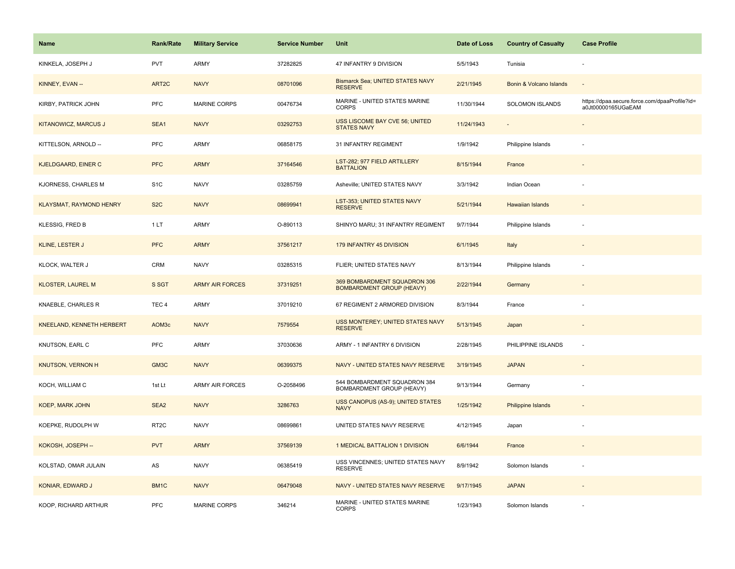| Name | Rank/Rate | Military Service | Service Number | Unit | Date of Loss | Country of Casualty | Case Profile |
|---|---|---|---|---|---|---|---|
| KINKELA, JOSEPH J | PVT | ARMY | 37282825 | 47 INFANTRY 9 DIVISION | 5/5/1943 | Tunisia | - |
| KINNEY, EVAN -- | ART2C | NAVY | 08701096 | Bismarck Sea; UNITED STATES NAVY RESERVE | 2/21/1945 | Bonin & Volcano Islands | - |
| KIRBY, PATRICK JOHN | PFC | MARINE CORPS | 00476734 | MARINE - UNITED STATES MARINE CORPS | 11/30/1944 | SOLOMON ISLANDS | https://dpaa.secure.force.com/dpaaProfile?id=a0Jt00000165UGaEAM |
| KITANOWICZ, MARCUS J | SEA1 | NAVY | 03292753 | USS LISCOME BAY CVE 56; UNITED STATES NAVY | 11/24/1943 | - | - |
| KITTELSON, ARNOLD -- | PFC | ARMY | 06858175 | 31 INFANTRY REGIMENT | 1/9/1942 | Philippine Islands | - |
| KJELDGAARD, EINER C | PFC | ARMY | 37164546 | LST-282; 977 FIELD ARTILLERY BATTALION | 8/15/1944 | France | - |
| KJORNESS, CHARLES M | S1C | NAVY | 03285759 | Asheville; UNITED STATES NAVY | 3/3/1942 | Indian Ocean | - |
| KLAYSMAT, RAYMOND HENRY | S2C | NAVY | 08699941 | LST-353; UNITED STATES NAVY RESERVE | 5/21/1944 | Hawaiian Islands | - |
| KLESSIG, FRED B | 1 LT | ARMY | O-890113 | SHINYO MARU; 31 INFANTRY REGIMENT | 9/7/1944 | Philippine Islands | - |
| KLINE, LESTER J | PFC | ARMY | 37561217 | 179 INFANTRY 45 DIVISION | 6/1/1945 | Italy | - |
| KLOCK, WALTER J | CRM | NAVY | 03285315 | FLIER; UNITED STATES NAVY | 8/13/1944 | Philippine Islands | - |
| KLOSTER, LAUREL M | S SGT | ARMY AIR FORCES | 37319251 | 369 BOMBARDMENT SQUADRON 306 BOMBARDMENT GROUP (HEAVY) | 2/22/1944 | Germany | - |
| KNAEBLE, CHARLES R | TEC 4 | ARMY | 37019210 | 67 REGIMENT 2 ARMORED DIVISION | 8/3/1944 | France | - |
| KNEELAND, KENNETH HERBERT | AOM3c | NAVY | 7579554 | USS MONTEREY; UNITED STATES NAVY RESERVE | 5/13/1945 | Japan | - |
| KNUTSON, EARL C | PFC | ARMY | 37030636 | ARMY - 1 INFANTRY 6 DIVISION | 2/28/1945 | PHILIPPINE ISLANDS | - |
| KNUTSON, VERNON H | GM3C | NAVY | 06399375 | NAVY - UNITED STATES NAVY RESERVE | 3/19/1945 | JAPAN | - |
| KOCH, WILLIAM C | 1st Lt | ARMY AIR FORCES | O-2058496 | 544 BOMBARDMENT SQUADRON 384 BOMBARDMENT GROUP (HEAVY) | 9/13/1944 | Germany | - |
| KOEP, MARK JOHN | SEA2 | NAVY | 3286763 | USS CANOPUS (AS-9); UNITED STATES NAVY | 1/25/1942 | Philippine Islands | - |
| KOEPKE, RUDOLPH W | RT2C | NAVY | 08699861 | UNITED STATES NAVY RESERVE | 4/12/1945 | Japan | - |
| KOKOSH, JOSEPH -- | PVT | ARMY | 37569139 | 1 MEDICAL BATTALION 1 DIVISION | 6/6/1944 | France | - |
| KOLSTAD, OMAR JULAIN | AS | NAVY | 06385419 | USS VINCENNES; UNITED STATES NAVY RESERVE | 8/9/1942 | Solomon Islands | - |
| KONIAR, EDWARD J | BM1C | NAVY | 06479048 | NAVY - UNITED STATES NAVY RESERVE | 9/17/1945 | JAPAN | - |
| KOOP, RICHARD ARTHUR | PFC | MARINE CORPS | 346214 | MARINE - UNITED STATES MARINE CORPS | 1/23/1943 | Solomon Islands | - |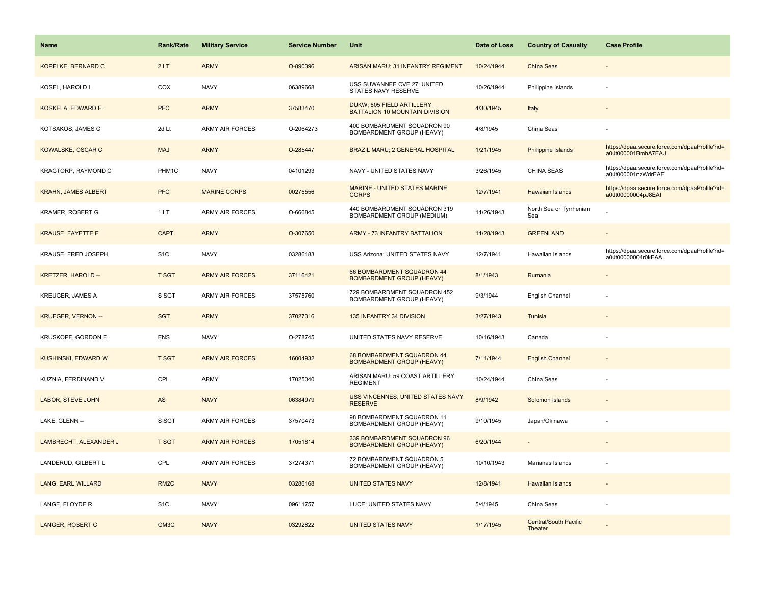| Name | Rank/Rate | Military Service | Service Number | Unit | Date of Loss | Country of Casualty | Case Profile |
|---|---|---|---|---|---|---|---|
| KOPELKE, BERNARD C | 2 LT | ARMY | O-890396 | ARISAN MARU; 31 INFANTRY REGIMENT | 10/24/1944 | China Seas | - |
| KOSEL, HAROLD L | COX | NAVY | 06389668 | USS SUWANNEE CVE 27; UNITED STATES NAVY RESERVE | 10/26/1944 | Philippine Islands | - |
| KOSKELA, EDWARD E. | PFC | ARMY | 37583470 | DUKW; 605 FIELD ARTILLERY BATTALION 10 MOUNTAIN DIVISION | 4/30/1945 | Italy | - |
| KOTSAKOS, JAMES C | 2d Lt | ARMY AIR FORCES | O-2064273 | 400 BOMBARDMENT SQUADRON 90 BOMBARDMENT GROUP (HEAVY) | 4/8/1945 | China Seas | - |
| KOWALSKE, OSCAR C | MAJ | ARMY | O-285447 | BRAZIL MARU; 2 GENERAL HOSPITAL | 1/21/1945 | Philippine Islands | https://dpaa.secure.force.com/dpaaProfile?id=a0Jt000001BmhA7EAJ |
| KRAGTORP, RAYMOND C | PHM1C | NAVY | 04101293 | NAVY - UNITED STATES NAVY | 3/26/1945 | CHINA SEAS | https://dpaa.secure.force.com/dpaaProfile?id=a0Jt000001nzWdrEAE |
| KRAHN, JAMES ALBERT | PFC | MARINE CORPS | 00275556 | MARINE - UNITED STATES MARINE CORPS | 12/7/1941 | Hawaiian Islands | https://dpaa.secure.force.com/dpaaProfile?id=a0Jt00000004pJ8EAI |
| KRAMER, ROBERT G | 1 LT | ARMY AIR FORCES | O-666845 | 440 BOMBARDMENT SQUADRON 319 BOMBARDMENT GROUP (MEDIUM) | 11/26/1943 | North Sea or Tyrrhenian Sea | - |
| KRAUSE, FAYETTE F | CAPT | ARMY | O-307650 | ARMY - 73 INFANTRY BATTALION | 11/28/1943 | GREENLAND | - |
| KRAUSE, FRED JOSEPH | S1C | NAVY | 03286183 | USS Arizona; UNITED STATES NAVY | 12/7/1941 | Hawaiian Islands | https://dpaa.secure.force.com/dpaaProfile?id=a0Jt00000004r0kEAA |
| KRETZER, HAROLD -- | T SGT | ARMY AIR FORCES | 37116421 | 66 BOMBARDMENT SQUADRON 44 BOMBARDMENT GROUP (HEAVY) | 8/1/1943 | Rumania | - |
| KREUGER, JAMES A | S SGT | ARMY AIR FORCES | 37575760 | 729 BOMBARDMENT SQUADRON 452 BOMBARDMENT GROUP (HEAVY) | 9/3/1944 | English Channel | - |
| KRUEGER, VERNON -- | SGT | ARMY | 37027316 | 135 INFANTRY 34 DIVISION | 3/27/1943 | Tunisia | - |
| KRUSKOPF, GORDON E | ENS | NAVY | O-278745 | UNITED STATES NAVY RESERVE | 10/16/1943 | Canada | - |
| KUSHINSKI, EDWARD W | T SGT | ARMY AIR FORCES | 16004932 | 68 BOMBARDMENT SQUADRON 44 BOMBARDMENT GROUP (HEAVY) | 7/11/1944 | English Channel | - |
| KUZNIA, FERDINAND V | CPL | ARMY | 17025040 | ARISAN MARU; 59 COAST ARTILLERY REGIMENT | 10/24/1944 | China Seas | - |
| LABOR, STEVE JOHN | AS | NAVY | 06384979 | USS VINCENNES; UNITED STATES NAVY RESERVE | 8/9/1942 | Solomon Islands | - |
| LAKE, GLENN -- | S SGT | ARMY AIR FORCES | 37570473 | 98 BOMBARDMENT SQUADRON 11 BOMBARDMENT GROUP (HEAVY) | 9/10/1945 | Japan/Okinawa | - |
| LAMBRECHT, ALEXANDER J | T SGT | ARMY AIR FORCES | 17051814 | 339 BOMBARDMENT SQUADRON 96 BOMBARDMENT GROUP (HEAVY) | 6/20/1944 | - | - |
| LANDERUD, GILBERT L | CPL | ARMY AIR FORCES | 37274371 | 72 BOMBARDMENT SQUADRON 5 BOMBARDMENT GROUP (HEAVY) | 10/10/1943 | Marianas Islands | - |
| LANG, EARL WILLARD | RM2C | NAVY | 03286168 | UNITED STATES NAVY | 12/8/1941 | Hawaiian Islands | - |
| LANGE, FLOYDE R | S1C | NAVY | 09611757 | LUCE; UNITED STATES NAVY | 5/4/1945 | China Seas | - |
| LANGER, ROBERT C | GM3C | NAVY | 03292822 | UNITED STATES NAVY | 1/17/1945 | Central/South Pacific Theater | - |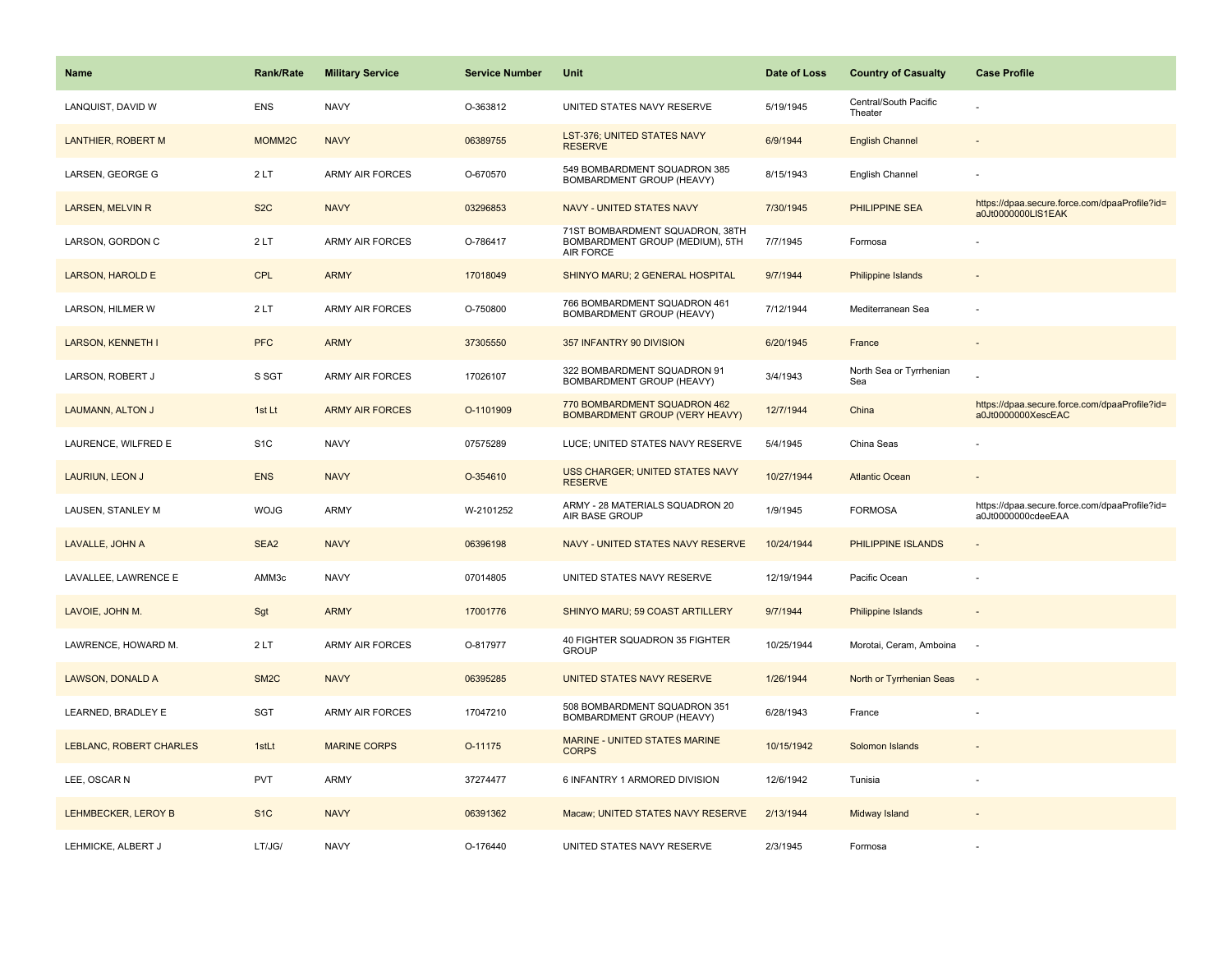| Name | Rank/Rate | Military Service | Service Number | Unit | Date of Loss | Country of Casualty | Case Profile |
| --- | --- | --- | --- | --- | --- | --- | --- |
| LANQUIST, DAVID W | ENS | NAVY | O-363812 | UNITED STATES NAVY RESERVE | 5/19/1945 | Central/South Pacific Theater | - |
| LANTHIER, ROBERT M | MOMM2C | NAVY | 06389755 | LST-376; UNITED STATES NAVY RESERVE | 6/9/1944 | English Channel | - |
| LARSEN, GEORGE G | 2 LT | ARMY AIR FORCES | O-670570 | 549 BOMBARDMENT SQUADRON 385 BOMBARDMENT GROUP (HEAVY) | 8/15/1943 | English Channel | - |
| LARSEN, MELVIN R | S2C | NAVY | 03296853 | NAVY - UNITED STATES NAVY | 7/30/1945 | PHILIPPINE SEA | https://dpaa.secure.force.com/dpaaProfile?id=a0Jt0000000LlS1EAK |
| LARSON, GORDON C | 2 LT | ARMY AIR FORCES | O-786417 | 71ST BOMBARDMENT SQUADRON, 38TH BOMBARDMENT GROUP (MEDIUM), 5TH AIR FORCE | 7/7/1945 | Formosa | - |
| LARSON, HAROLD E | CPL | ARMY | 17018049 | SHINYO MARU; 2 GENERAL HOSPITAL | 9/7/1944 | Philippine Islands | - |
| LARSON, HILMER W | 2 LT | ARMY AIR FORCES | O-750800 | 766 BOMBARDMENT SQUADRON 461 BOMBARDMENT GROUP (HEAVY) | 7/12/1944 | Mediterranean Sea | - |
| LARSON, KENNETH I | PFC | ARMY | 37305550 | 357 INFANTRY 90 DIVISION | 6/20/1945 | France | - |
| LARSON, ROBERT J | S SGT | ARMY AIR FORCES | 17026107 | 322 BOMBARDMENT SQUADRON 91 BOMBARDMENT GROUP (HEAVY) | 3/4/1943 | North Sea or Tyrrhenian Sea | - |
| LAUMANN, ALTON J | 1st Lt | ARMY AIR FORCES | O-1101909 | 770 BOMBARDMENT SQUADRON 462 BOMBARDMENT GROUP (VERY HEAVY) | 12/7/1944 | China | https://dpaa.secure.force.com/dpaaProfile?id=a0Jt0000000XescEAC |
| LAURENCE, WILFRED E | S1C | NAVY | 07575289 | LUCE; UNITED STATES NAVY RESERVE | 5/4/1945 | China Seas | - |
| LAURIUN, LEON J | ENS | NAVY | O-354610 | USS CHARGER; UNITED STATES NAVY RESERVE | 10/27/1944 | Atlantic Ocean | - |
| LAUSEN, STANLEY M | WOJG | ARMY | W-2101252 | ARMY - 28 MATERIALS SQUADRON 20 AIR BASE GROUP | 1/9/1945 | FORMOSA | https://dpaa.secure.force.com/dpaaProfile?id=a0Jt0000000cdeeEAA |
| LAVALLE, JOHN A | SEA2 | NAVY | 06396198 | NAVY - UNITED STATES NAVY RESERVE | 10/24/1944 | PHILIPPINE ISLANDS | - |
| LAVALLEE, LAWRENCE E | AMM3c | NAVY | 07014805 | UNITED STATES NAVY RESERVE | 12/19/1944 | Pacific Ocean | - |
| LAVOIE, JOHN M. | Sgt | ARMY | 17001776 | SHINYO MARU; 59 COAST ARTILLERY | 9/7/1944 | Philippine Islands | - |
| LAWRENCE, HOWARD M. | 2 LT | ARMY AIR FORCES | O-817977 | 40 FIGHTER SQUADRON 35 FIGHTER GROUP | 10/25/1944 | Morotai, Ceram, Amboina | - |
| LAWSON, DONALD A | SM2C | NAVY | 06395285 | UNITED STATES NAVY RESERVE | 1/26/1944 | North or Tyrrhenian Seas | - |
| LEARNED, BRADLEY E | SGT | ARMY AIR FORCES | 17047210 | 508 BOMBARDMENT SQUADRON 351 BOMBARDMENT GROUP (HEAVY) | 6/28/1943 | France | - |
| LEBLANC, ROBERT CHARLES | 1stLt | MARINE CORPS | O-11175 | MARINE - UNITED STATES MARINE CORPS | 10/15/1942 | Solomon Islands | - |
| LEE, OSCAR N | PVT | ARMY | 37274477 | 6 INFANTRY 1 ARMORED DIVISION | 12/6/1942 | Tunisia | - |
| LEHMBECKER, LEROY B | S1C | NAVY | 06391362 | Macaw; UNITED STATES NAVY RESERVE | 2/13/1944 | Midway Island | - |
| LEHMICKE, ALBERT J | LT/JG/ | NAVY | O-176440 | UNITED STATES NAVY RESERVE | 2/3/1945 | Formosa | - |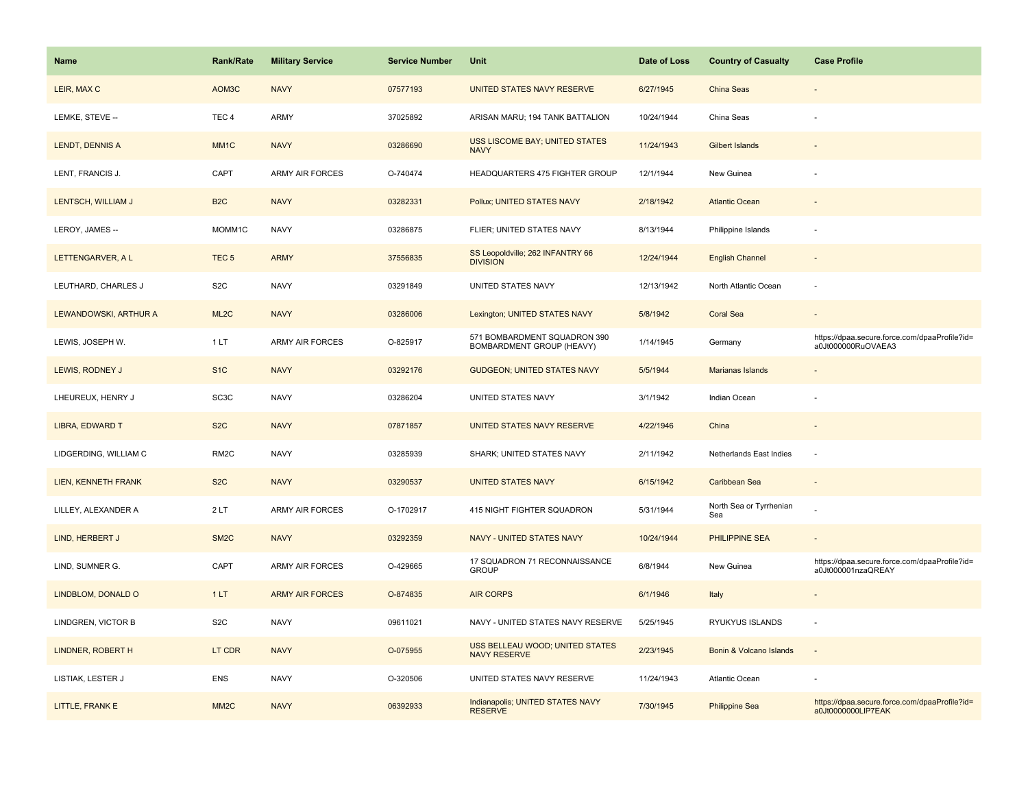| Name | Rank/Rate | Military Service | Service Number | Unit | Date of Loss | Country of Casualty | Case Profile |
|---|---|---|---|---|---|---|---|
| LEIR, MAX C | AOM3C | NAVY | 07577193 | UNITED STATES NAVY RESERVE | 6/27/1945 | China Seas | - |
| LEMKE, STEVE -- | TEC 4 | ARMY | 37025892 | ARISAN MARU; 194 TANK BATTALION | 10/24/1944 | China Seas | - |
| LENDT, DENNIS A | MM1C | NAVY | 03286690 | USS LISCOME BAY; UNITED STATES NAVY | 11/24/1943 | Gilbert Islands | - |
| LENT, FRANCIS J. | CAPT | ARMY AIR FORCES | O-740474 | HEADQUARTERS 475 FIGHTER GROUP | 12/1/1944 | New Guinea | - |
| LENTSCH, WILLIAM J | B2C | NAVY | 03282331 | Pollux; UNITED STATES NAVY | 2/18/1942 | Atlantic Ocean | - |
| LEROY, JAMES -- | MOMM1C | NAVY | 03286875 | FLIER; UNITED STATES NAVY | 8/13/1944 | Philippine Islands | - |
| LETTENGARVER, A L | TEC 5 | ARMY | 37556835 | SS Leopoldville; 262 INFANTRY 66 DIVISION | 12/24/1944 | English Channel | - |
| LEUTHARD, CHARLES J | S2C | NAVY | 03291849 | UNITED STATES NAVY | 12/13/1942 | North Atlantic Ocean | - |
| LEWANDOWSKI, ARTHUR A | ML2C | NAVY | 03286006 | Lexington; UNITED STATES NAVY | 5/8/1942 | Coral Sea | - |
| LEWIS, JOSEPH W. | 1 LT | ARMY AIR FORCES | O-825917 | 571 BOMBARDMENT SQUADRON 390 BOMBARDMENT GROUP (HEAVY) | 1/14/1945 | Germany | https://dpaa.secure.force.com/dpaaProfile?id=a0Jt000000RuOVAEA3 |
| LEWIS, RODNEY J | S1C | NAVY | 03292176 | GUDGEON; UNITED STATES NAVY | 5/5/1944 | Marianas Islands | - |
| LHEUREUX, HENRY J | SC3C | NAVY | 03286204 | UNITED STATES NAVY | 3/1/1942 | Indian Ocean | - |
| LIBRA, EDWARD T | S2C | NAVY | 07871857 | UNITED STATES NAVY RESERVE | 4/22/1946 | China | - |
| LIDGERDING, WILLIAM C | RM2C | NAVY | 03285939 | SHARK; UNITED STATES NAVY | 2/11/1942 | Netherlands East Indies | - |
| LIEN, KENNETH FRANK | S2C | NAVY | 03290537 | UNITED STATES NAVY | 6/15/1942 | Caribbean Sea | - |
| LILLEY, ALEXANDER A | 2 LT | ARMY AIR FORCES | O-1702917 | 415 NIGHT FIGHTER SQUADRON | 5/31/1944 | North Sea or Tyrrhenian Sea | - |
| LIND, HERBERT J | SM2C | NAVY | 03292359 | NAVY - UNITED STATES NAVY | 10/24/1944 | PHILIPPINE SEA | - |
| LIND, SUMNER G. | CAPT | ARMY AIR FORCES | O-429665 | 17 SQUADRON 71 RECONNAISSANCE GROUP | 6/8/1944 | New Guinea | https://dpaa.secure.force.com/dpaaProfile?id=a0Jt000001nzaQREAY |
| LINDBLOM, DONALD O | 1 LT | ARMY AIR FORCES | O-874835 | AIR CORPS | 6/1/1946 | Italy | - |
| LINDGREN, VICTOR B | S2C | NAVY | 09611021 | NAVY - UNITED STATES NAVY RESERVE | 5/25/1945 | RYUKYUS ISLANDS | - |
| LINDNER, ROBERT H | LT CDR | NAVY | O-075955 | USS BELLEAU WOOD; UNITED STATES NAVY RESERVE | 2/23/1945 | Bonin & Volcano Islands | - |
| LISTIAK, LESTER J | ENS | NAVY | O-320506 | UNITED STATES NAVY RESERVE | 11/24/1943 | Atlantic Ocean | - |
| LITTLE, FRANK E | MM2C | NAVY | 06392933 | Indianapolis; UNITED STATES NAVY RESERVE | 7/30/1945 | Philippine Sea | https://dpaa.secure.force.com/dpaaProfile?id=a0Jt0000000LlP7EAK |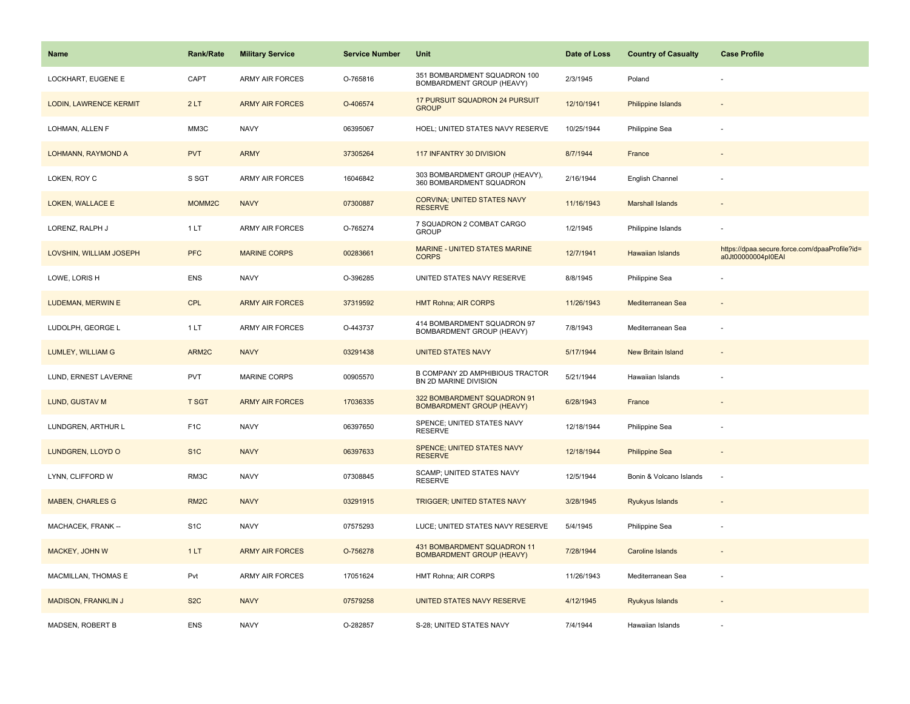| Name | Rank/Rate | Military Service | Service Number | Unit | Date of Loss | Country of Casualty | Case Profile |
|---|---|---|---|---|---|---|---|
| LOCKHART, EUGENE E | CAPT | ARMY AIR FORCES | O-765816 | 351 BOMBARDMENT SQUADRON 100 BOMBARDMENT GROUP (HEAVY) | 2/3/1945 | Poland | - |
| LODIN, LAWRENCE KERMIT | 2 LT | ARMY AIR FORCES | O-406574 | 17 PURSUIT SQUADRON 24 PURSUIT GROUP | 12/10/1941 | Philippine Islands | - |
| LOHMAN, ALLEN F | MM3C | NAVY | 06395067 | HOEL; UNITED STATES NAVY RESERVE | 10/25/1944 | Philippine Sea | - |
| LOHMANN, RAYMOND A | PVT | ARMY | 37305264 | 117 INFANTRY 30 DIVISION | 8/7/1944 | France | - |
| LOKEN, ROY C | S SGT | ARMY AIR FORCES | 16046842 | 303 BOMBARDMENT GROUP (HEAVY), 360 BOMBARDMENT SQUADRON | 2/16/1944 | English Channel | - |
| LOKEN, WALLACE E | MOMM2C | NAVY | 07300887 | CORVINA; UNITED STATES NAVY RESERVE | 11/16/1943 | Marshall Islands | - |
| LORENZ, RALPH J | 1 LT | ARMY AIR FORCES | O-765274 | 7 SQUADRON 2 COMBAT CARGO GROUP | 1/2/1945 | Philippine Islands | - |
| LOVSHIN, WILLIAM JOSEPH | PFC | MARINE CORPS | 00283661 | MARINE - UNITED STATES MARINE CORPS | 12/7/1941 | Hawaiian Islands | https://dpaa.secure.force.com/dpaaProfile?id=a0Jt00000004pI0EAI |
| LOWE, LORIS H | ENS | NAVY | O-396285 | UNITED STATES NAVY RESERVE | 8/8/1945 | Philippine Sea | - |
| LUDEMAN, MERWIN E | CPL | ARMY AIR FORCES | 37319592 | HMT Rohna; AIR CORPS | 11/26/1943 | Mediterranean Sea | - |
| LUDOLPH, GEORGE L | 1 LT | ARMY AIR FORCES | O-443737 | 414 BOMBARDMENT SQUADRON 97 BOMBARDMENT GROUP (HEAVY) | 7/8/1943 | Mediterranean Sea | - |
| LUMLEY, WILLIAM G | ARM2C | NAVY | 03291438 | UNITED STATES NAVY | 5/17/1944 | New Britain Island | - |
| LUND, ERNEST LAVERNE | PVT | MARINE CORPS | 00905570 | B COMPANY 2D AMPHIBIOUS TRACTOR BN 2D MARINE DIVISION | 5/21/1944 | Hawaiian Islands | - |
| LUND, GUSTAV M | T SGT | ARMY AIR FORCES | 17036335 | 322 BOMBARDMENT SQUADRON 91 BOMBARDMENT GROUP (HEAVY) | 6/28/1943 | France | - |
| LUNDGREN, ARTHUR L | F1C | NAVY | 06397650 | SPENCE; UNITED STATES NAVY RESERVE | 12/18/1944 | Philippine Sea | - |
| LUNDGREN, LLOYD O | S1C | NAVY | 06397633 | SPENCE; UNITED STATES NAVY RESERVE | 12/18/1944 | Philippine Sea | - |
| LYNN, CLIFFORD W | RM3C | NAVY | 07308845 | SCAMP; UNITED STATES NAVY RESERVE | 12/5/1944 | Bonin & Volcano Islands | - |
| MABEN, CHARLES G | RM2C | NAVY | 03291915 | TRIGGER; UNITED STATES NAVY | 3/28/1945 | Ryukyus Islands | - |
| MACHACEK, FRANK -- | S1C | NAVY | 07575293 | LUCE; UNITED STATES NAVY RESERVE | 5/4/1945 | Philippine Sea | - |
| MACKEY, JOHN W | 1 LT | ARMY AIR FORCES | O-756278 | 431 BOMBARDMENT SQUADRON 11 BOMBARDMENT GROUP (HEAVY) | 7/28/1944 | Caroline Islands | - |
| MACMILLAN, THOMAS E | Pvt | ARMY AIR FORCES | 17051624 | HMT Rohna; AIR CORPS | 11/26/1943 | Mediterranean Sea | - |
| MADISON, FRANKLIN J | S2C | NAVY | 07579258 | UNITED STATES NAVY RESERVE | 4/12/1945 | Ryukyus Islands | - |
| MADSEN, ROBERT B | ENS | NAVY | O-282857 | S-28; UNITED STATES NAVY | 7/4/1944 | Hawaiian Islands | - |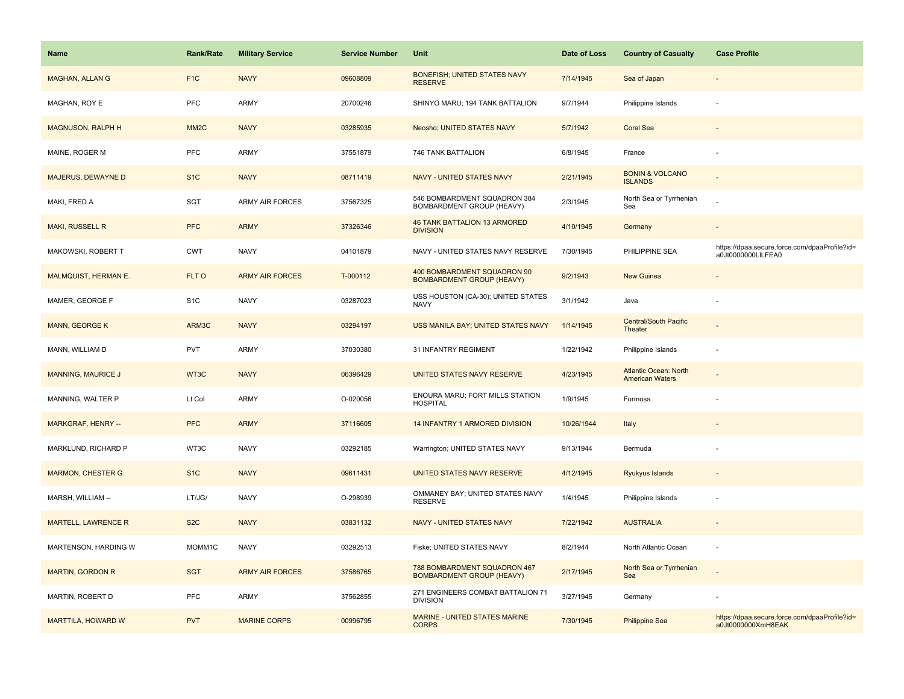| Name | Rank/Rate | Military Service | Service Number | Unit | Date of Loss | Country of Casualty | Case Profile |
|---|---|---|---|---|---|---|---|
| MAGHAN, ALLAN G | F1C | NAVY | 09608809 | BONEFISH; UNITED STATES NAVY RESERVE | 7/14/1945 | Sea of Japan | - |
| MAGHAN, ROY E | PFC | ARMY | 20700246 | SHINYO MARU; 194 TANK BATTALION | 9/7/1944 | Philippine Islands | - |
| MAGNUSON, RALPH H | MM2C | NAVY | 03285935 | Neosho; UNITED STATES NAVY | 5/7/1942 | Coral Sea | - |
| MAINE, ROGER M | PFC | ARMY | 37551879 | 746 TANK BATTALION | 6/8/1945 | France | - |
| MAJERUS, DEWAYNE D | S1C | NAVY | 08711419 | NAVY - UNITED STATES NAVY | 2/21/1945 | BONIN & VOLCANO ISLANDS | - |
| MAKI, FRED A | SGT | ARMY AIR FORCES | 37567325 | 546 BOMBARDMENT SQUADRON 384 BOMBARDMENT GROUP (HEAVY) | 2/3/1945 | North Sea or Tyrrhenian Sea | - |
| MAKI, RUSSELL R | PFC | ARMY | 37326346 | 46 TANK BATTALION 13 ARMORED DIVISION | 4/10/1945 | Germany | - |
| MAKOWSKI, ROBERT T | CWT | NAVY | 04101879 | NAVY - UNITED STATES NAVY RESERVE | 7/30/1945 | PHILIPPINE SEA | https://dpaa.secure.force.com/dpaaProfile?id=a0Jt0000000LlLFEA0 |
| MALMQUIST, HERMAN E. | FLT O | ARMY AIR FORCES | T-000112 | 400 BOMBARDMENT SQUADRON 90 BOMBARDMENT GROUP (HEAVY) | 9/2/1943 | New Guinea | - |
| MAMER, GEORGE F | S1C | NAVY | 03287023 | USS HOUSTON (CA-30); UNITED STATES NAVY | 3/1/1942 | Java | - |
| MANN, GEORGE K | ARM3C | NAVY | 03294197 | USS MANILA BAY; UNITED STATES NAVY | 1/14/1945 | Central/South Pacific Theater | - |
| MANN, WILLIAM D | PVT | ARMY | 37030380 | 31 INFANTRY REGIMENT | 1/22/1942 | Philippine Islands | - |
| MANNING, MAURICE J | WT3C | NAVY | 06396429 | UNITED STATES NAVY RESERVE | 4/23/1945 | Atlantic Ocean: North American Waters | - |
| MANNING, WALTER P | Lt Col | ARMY | O-020056 | ENOURA MARU; FORT MILLS STATION HOSPITAL | 1/9/1945 | Formosa | - |
| MARKGRAF, HENRY -- | PFC | ARMY | 37116605 | 14 INFANTRY 1 ARMORED DIVISION | 10/26/1944 | Italy | - |
| MARKLUND, RICHARD P | WT3C | NAVY | 03292185 | Warrington; UNITED STATES NAVY | 9/13/1944 | Bermuda | - |
| MARMON, CHESTER G | S1C | NAVY | 09611431 | UNITED STATES NAVY RESERVE | 4/12/1945 | Ryukyus Islands | - |
| MARSH, WILLIAM -- | LT/JG/ | NAVY | O-298939 | OMMANEY BAY; UNITED STATES NAVY RESERVE | 1/4/1945 | Philippine Islands | - |
| MARTELL, LAWRENCE R | S2C | NAVY | 03831132 | NAVY - UNITED STATES NAVY | 7/22/1942 | AUSTRALIA | - |
| MARTENSON, HARDING W | MOMM1C | NAVY | 03292513 | Fiske; UNITED STATES NAVY | 8/2/1944 | North Atlantic Ocean | - |
| MARTIN, GORDON R | SGT | ARMY AIR FORCES | 37586765 | 788 BOMBARDMENT SQUADRON 467 BOMBARDMENT GROUP (HEAVY) | 2/17/1945 | North Sea or Tyrrhenian Sea | - |
| MARTIN, ROBERT D | PFC | ARMY | 37562855 | 271 ENGINEERS COMBAT BATTALION 71 DIVISION | 3/27/1945 | Germany | - |
| MARTTILA, HOWARD W | PVT | MARINE CORPS | 00996795 | MARINE - UNITED STATES MARINE CORPS | 7/30/1945 | Philippine Sea | https://dpaa.secure.force.com/dpaaProfile?id=a0Jt0000000XmH8EAK |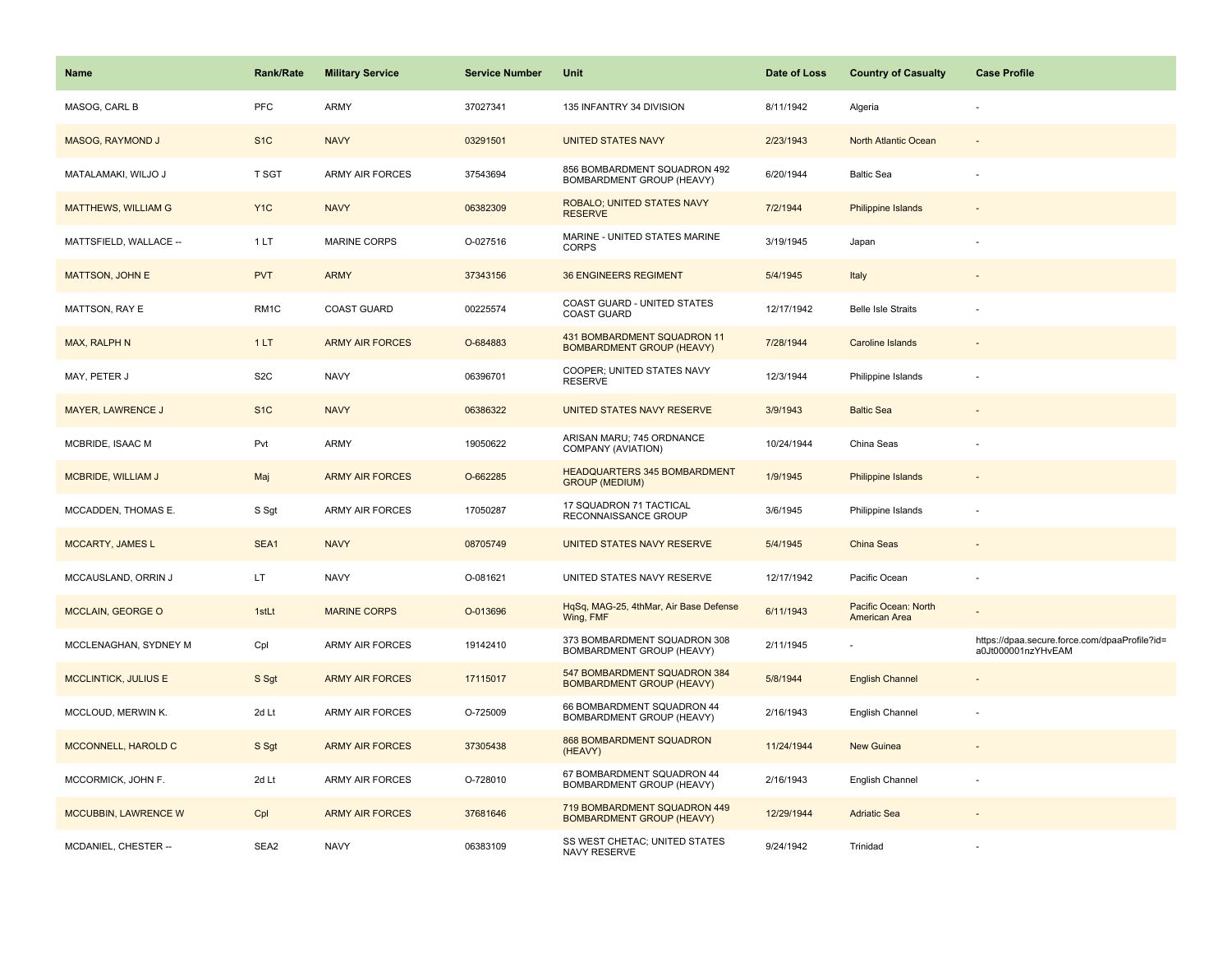| Name | Rank/Rate | Military Service | Service Number | Unit | Date of Loss | Country of Casualty | Case Profile |
|---|---|---|---|---|---|---|---|
| MASOG, CARL B | PFC | ARMY | 37027341 | 135 INFANTRY 34 DIVISION | 8/11/1942 | Algeria | - |
| MASOG, RAYMOND J | S1C | NAVY | 03291501 | UNITED STATES NAVY | 2/23/1943 | North Atlantic Ocean | - |
| MATALAMAKI, WILJO J | T SGT | ARMY AIR FORCES | 37543694 | 856 BOMBARDMENT SQUADRON 492 BOMBARDMENT GROUP (HEAVY) | 6/20/1944 | Baltic Sea | - |
| MATTHEWS, WILLIAM G | Y1C | NAVY | 06382309 | ROBALO; UNITED STATES NAVY RESERVE | 7/2/1944 | Philippine Islands | - |
| MATTSFIELD, WALLACE -- | 1 LT | MARINE CORPS | O-027516 | MARINE - UNITED STATES MARINE CORPS | 3/19/1945 | Japan | - |
| MATTSON, JOHN E | PVT | ARMY | 37343156 | 36 ENGINEERS REGIMENT | 5/4/1945 | Italy | - |
| MATTSON, RAY E | RM1C | COAST GUARD | 00225574 | COAST GUARD - UNITED STATES COAST GUARD | 12/17/1942 | Belle Isle Straits | - |
| MAX, RALPH N | 1 LT | ARMY AIR FORCES | O-684883 | 431 BOMBARDMENT SQUADRON 11 BOMBARDMENT GROUP (HEAVY) | 7/28/1944 | Caroline Islands | - |
| MAY, PETER J | S2C | NAVY | 06396701 | COOPER; UNITED STATES NAVY RESERVE | 12/3/1944 | Philippine Islands | - |
| MAYER, LAWRENCE J | S1C | NAVY | 06386322 | UNITED STATES NAVY RESERVE | 3/9/1943 | Baltic Sea | - |
| MCBRIDE, ISAAC M | Pvt | ARMY | 19050622 | ARISAN MARU; 745 ORDNANCE COMPANY (AVIATION) | 10/24/1944 | China Seas | - |
| MCBRIDE, WILLIAM J | Maj | ARMY AIR FORCES | O-662285 | HEADQUARTERS 345 BOMBARDMENT GROUP (MEDIUM) | 1/9/1945 | Philippine Islands | - |
| MCCADDEN, THOMAS E. | S Sgt | ARMY AIR FORCES | 17050287 | 17 SQUADRON 71 TACTICAL RECONNAISSANCE GROUP | 3/6/1945 | Philippine Islands | - |
| MCCARTY, JAMES L | SEA1 | NAVY | 08705749 | UNITED STATES NAVY RESERVE | 5/4/1945 | China Seas | - |
| MCCAUSLAND, ORRIN J | LT | NAVY | O-081621 | UNITED STATES NAVY RESERVE | 12/17/1942 | Pacific Ocean | - |
| MCCLAIN, GEORGE O | 1stLt | MARINE CORPS | O-013696 | HqSq, MAG-25, 4thMar, Air Base Defense Wing, FMF | 6/11/1943 | Pacific Ocean: North American Area | - |
| MCCLENAGHAN, SYDNEY M | Cpl | ARMY AIR FORCES | 19142410 | 373 BOMBARDMENT SQUADRON 308 BOMBARDMENT GROUP (HEAVY) | 2/11/1945 | - | https://dpaa.secure.force.com/dpaaProfile?id=a0Jt000001nzYHvEAM |
| MCCLINTICK, JULIUS E | S Sgt | ARMY AIR FORCES | 17115017 | 547 BOMBARDMENT SQUADRON 384 BOMBARDMENT GROUP (HEAVY) | 5/8/1944 | English Channel | - |
| MCCLOUD, MERWIN K. | 2d Lt | ARMY AIR FORCES | O-725009 | 66 BOMBARDMENT SQUADRON 44 BOMBARDMENT GROUP (HEAVY) | 2/16/1943 | English Channel | - |
| MCCONNELL, HAROLD C | S Sgt | ARMY AIR FORCES | 37305438 | 868 BOMBARDMENT SQUADRON (HEAVY) | 11/24/1944 | New Guinea | - |
| MCCORMICK, JOHN F. | 2d Lt | ARMY AIR FORCES | O-728010 | 67 BOMBARDMENT SQUADRON 44 BOMBARDMENT GROUP (HEAVY) | 2/16/1943 | English Channel | - |
| MCCUBBIN, LAWRENCE W | Cpl | ARMY AIR FORCES | 37681646 | 719 BOMBARDMENT SQUADRON 449 BOMBARDMENT GROUP (HEAVY) | 12/29/1944 | Adriatic Sea | - |
| MCDANIEL, CHESTER -- | SEA2 | NAVY | 06383109 | SS WEST CHETAC; UNITED STATES NAVY RESERVE | 9/24/1942 | Trinidad | - |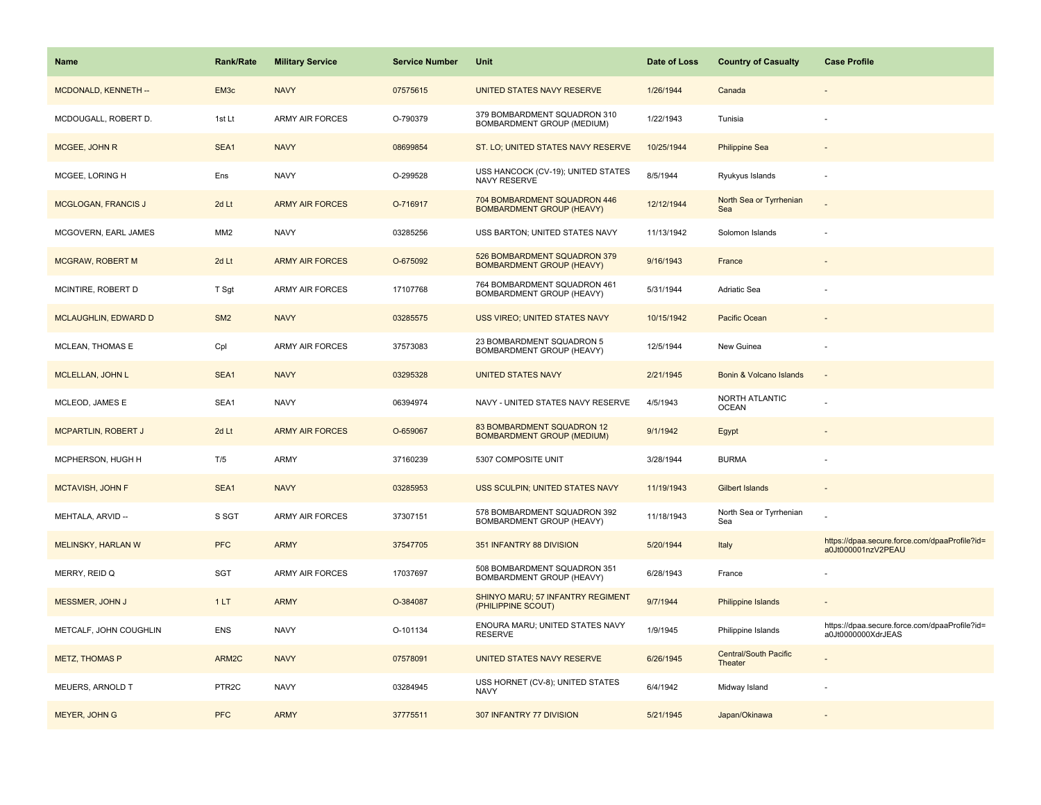| Name | Rank/Rate | Military Service | Service Number | Unit | Date of Loss | Country of Casualty | Case Profile |
|---|---|---|---|---|---|---|---|
| MCDONALD, KENNETH -- | EM3c | NAVY | 07575615 | UNITED STATES NAVY RESERVE | 1/26/1944 | Canada | - |
| MCDOUGALL, ROBERT D. | 1st Lt | ARMY AIR FORCES | O-790379 | 379 BOMBARDMENT SQUADRON 310 BOMBARDMENT GROUP (MEDIUM) | 1/22/1943 | Tunisia | - |
| MCGEE, JOHN R | SEA1 | NAVY | 08699854 | ST. LO; UNITED STATES NAVY RESERVE | 10/25/1944 | Philippine Sea | - |
| MCGEE, LORING H | Ens | NAVY | O-299528 | USS HANCOCK (CV-19); UNITED STATES NAVY RESERVE | 8/5/1944 | Ryukyus Islands | - |
| MCGLOGAN, FRANCIS J | 2d Lt | ARMY AIR FORCES | O-716917 | 704 BOMBARDMENT SQUADRON 446 BOMBARDMENT GROUP (HEAVY) | 12/12/1944 | North Sea or Tyrrhenian Sea | - |
| MCGOVERN, EARL JAMES | MM2 | NAVY | 03285256 | USS BARTON; UNITED STATES NAVY | 11/13/1942 | Solomon Islands | - |
| MCGRAW, ROBERT M | 2d Lt | ARMY AIR FORCES | O-675092 | 526 BOMBARDMENT SQUADRON 379 BOMBARDMENT GROUP (HEAVY) | 9/16/1943 | France | - |
| MCINTIRE, ROBERT D | T Sgt | ARMY AIR FORCES | 17107768 | 764 BOMBARDMENT SQUADRON 461 BOMBARDMENT GROUP (HEAVY) | 5/31/1944 | Adriatic Sea | - |
| MCLAUGHLIN, EDWARD D | SM2 | NAVY | 03285575 | USS VIREO; UNITED STATES NAVY | 10/15/1942 | Pacific Ocean | - |
| MCLEAN, THOMAS E | Cpl | ARMY AIR FORCES | 37573083 | 23 BOMBARDMENT SQUADRON 5 BOMBARDMENT GROUP (HEAVY) | 12/5/1944 | New Guinea | - |
| MCLELLAN, JOHN L | SEA1 | NAVY | 03295328 | UNITED STATES NAVY | 2/21/1945 | Bonin & Volcano Islands | - |
| MCLEOD, JAMES E | SEA1 | NAVY | 06394974 | NAVY - UNITED STATES NAVY RESERVE | 4/5/1943 | NORTH ATLANTIC OCEAN | - |
| MCPARTLIN, ROBERT J | 2d Lt | ARMY AIR FORCES | O-659067 | 83 BOMBARDMENT SQUADRON 12 BOMBARDMENT GROUP (MEDIUM) | 9/1/1942 | Egypt | - |
| MCPHERSON, HUGH H | T/5 | ARMY | 37160239 | 5307 COMPOSITE UNIT | 3/28/1944 | BURMA | - |
| MCTAVISH, JOHN F | SEA1 | NAVY | 03285953 | USS SCULPIN; UNITED STATES NAVY | 11/19/1943 | Gilbert Islands | - |
| MEHTALA, ARVID -- | S SGT | ARMY AIR FORCES | 37307151 | 578 BOMBARDMENT SQUADRON 392 BOMBARDMENT GROUP (HEAVY) | 11/18/1943 | North Sea or Tyrrhenian Sea | - |
| MELINSKY, HARLAN W | PFC | ARMY | 37547705 | 351 INFANTRY 88 DIVISION | 5/20/1944 | Italy | https://dpaa.secure.force.com/dpaaProfile?id=a0Jt000001nzV2PEAU |
| MERRY, REID Q | SGT | ARMY AIR FORCES | 17037697 | 508 BOMBARDMENT SQUADRON 351 BOMBARDMENT GROUP (HEAVY) | 6/28/1943 | France | - |
| MESSMER, JOHN J | 1 LT | ARMY | O-384087 | SHINYO MARU; 57 INFANTRY REGIMENT (PHILIPPINE SCOUT) | 9/7/1944 | Philippine Islands | - |
| METCALF, JOHN COUGHLIN | ENS | NAVY | O-101134 | ENOURA MARU; UNITED STATES NAVY RESERVE | 1/9/1945 | Philippine Islands | https://dpaa.secure.force.com/dpaaProfile?id=a0Jt0000000XdrJEAS |
| METZ, THOMAS P | ARM2C | NAVY | 07578091 | UNITED STATES NAVY RESERVE | 6/26/1945 | Central/South Pacific Theater | - |
| MEUERS, ARNOLD T | PTR2C | NAVY | 03284945 | USS HORNET (CV-8); UNITED STATES NAVY | 6/4/1942 | Midway Island | - |
| MEYER, JOHN G | PFC | ARMY | 37775511 | 307 INFANTRY 77 DIVISION | 5/21/1945 | Japan/Okinawa | - |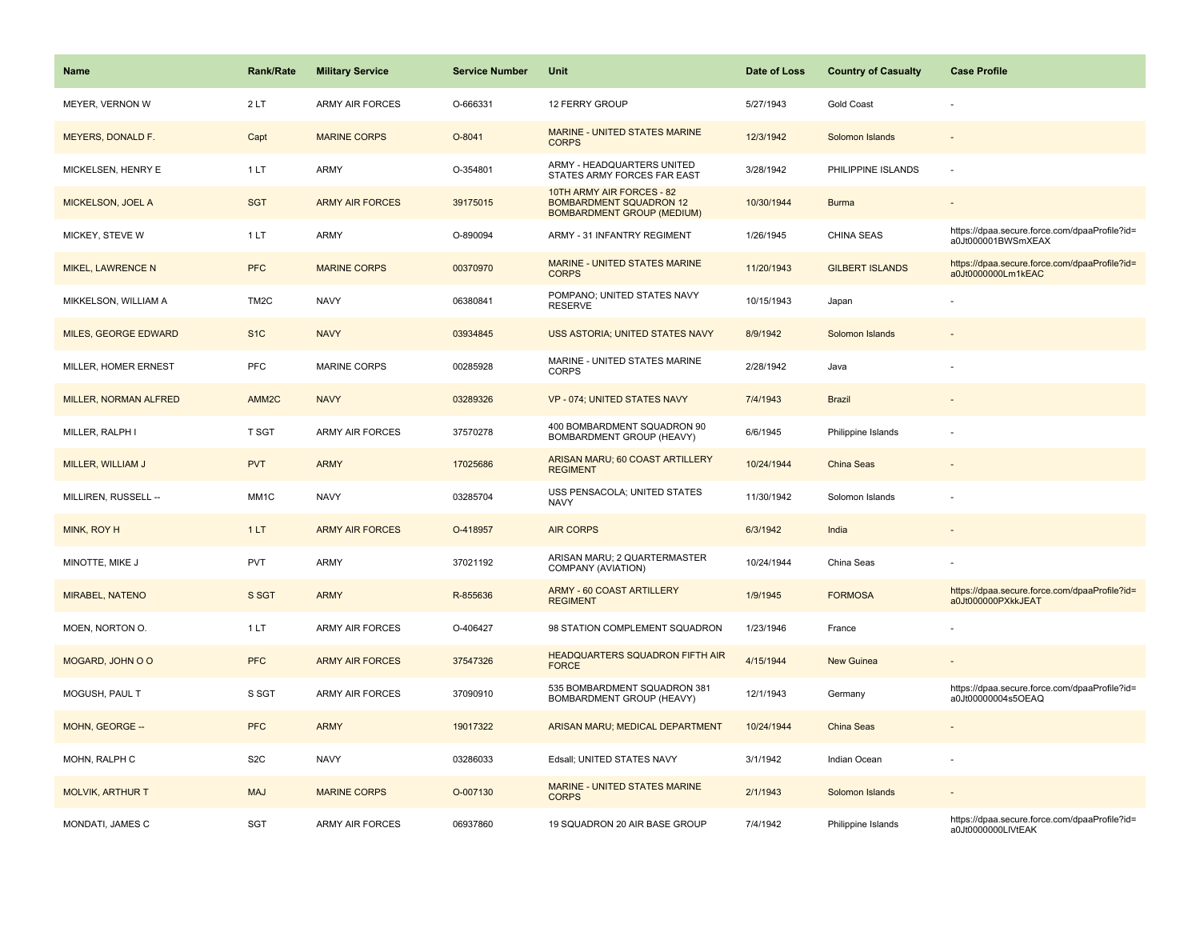| Name | Rank/Rate | Military Service | Service Number | Unit | Date of Loss | Country of Casualty | Case Profile |
|---|---|---|---|---|---|---|---|
| MEYER, VERNON W | 2 LT | ARMY AIR FORCES | O-666331 | 12 FERRY GROUP | 5/27/1943 | Gold Coast | - |
| MEYERS, DONALD F. | Capt | MARINE CORPS | O-8041 | MARINE - UNITED STATES MARINE CORPS | 12/3/1942 | Solomon Islands | - |
| MICKELSEN, HENRY E | 1 LT | ARMY | O-354801 | ARMY - HEADQUARTERS UNITED STATES ARMY FORCES FAR EAST | 3/28/1942 | PHILIPPINE ISLANDS | - |
| MICKELSON, JOEL A | SGT | ARMY AIR FORCES | 39175015 | 10TH ARMY AIR FORCES - 82 BOMBARDMENT SQUADRON 12 BOMBARDMENT GROUP (MEDIUM) | 10/30/1944 | Burma | - |
| MICKEY, STEVE W | 1 LT | ARMY | O-890094 | ARMY - 31 INFANTRY REGIMENT | 1/26/1945 | CHINA SEAS | https://dpaa.secure.force.com/dpaaProfile?id=a0Jt000001BWSmXEAX |
| MIKEL, LAWRENCE N | PFC | MARINE CORPS | 00370970 | MARINE - UNITED STATES MARINE CORPS | 11/20/1943 | GILBERT ISLANDS | https://dpaa.secure.force.com/dpaaProfile?id=a0Jt0000000Lm1kEAC |
| MIKKELSON, WILLIAM A | TM2C | NAVY | 06380841 | POMPANO; UNITED STATES NAVY RESERVE | 10/15/1943 | Japan | - |
| MILES, GEORGE EDWARD | S1C | NAVY | 03934845 | USS ASTORIA; UNITED STATES NAVY | 8/9/1942 | Solomon Islands | - |
| MILLER, HOMER ERNEST | PFC | MARINE CORPS | 00285928 | MARINE - UNITED STATES MARINE CORPS | 2/28/1942 | Java | - |
| MILLER, NORMAN ALFRED | AMM2C | NAVY | 03289326 | VP - 074; UNITED STATES NAVY | 7/4/1943 | Brazil | - |
| MILLER, RALPH I | T SGT | ARMY AIR FORCES | 37570278 | 400 BOMBARDMENT SQUADRON 90 BOMBARDMENT GROUP (HEAVY) | 6/6/1945 | Philippine Islands | - |
| MILLER, WILLIAM J | PVT | ARMY | 17025686 | ARISAN MARU; 60 COAST ARTILLERY REGIMENT | 10/24/1944 | China Seas | - |
| MILLIREN, RUSSELL -- | MM1C | NAVY | 03285704 | USS PENSACOLA; UNITED STATES NAVY | 11/30/1942 | Solomon Islands | - |
| MINK, ROY H | 1 LT | ARMY AIR FORCES | O-418957 | AIR CORPS | 6/3/1942 | India | - |
| MINOTTE, MIKE J | PVT | ARMY | 37021192 | ARISAN MARU; 2 QUARTERMASTER COMPANY (AVIATION) | 10/24/1944 | China Seas | - |
| MIRABEL, NATENO | S SGT | ARMY | R-855636 | ARMY - 60 COAST ARTILLERY REGIMENT | 1/9/1945 | FORMOSA | https://dpaa.secure.force.com/dpaaProfile?id=a0Jt000000PXkkJEAT |
| MOEN, NORTON O. | 1 LT | ARMY AIR FORCES | O-406427 | 98 STATION COMPLEMENT SQUADRON | 1/23/1946 | France | - |
| MOGARD, JOHN O O | PFC | ARMY AIR FORCES | 37547326 | HEADQUARTERS SQUADRON FIFTH AIR FORCE | 4/15/1944 | New Guinea | - |
| MOGUSH, PAUL T | S SGT | ARMY AIR FORCES | 37090910 | 535 BOMBARDMENT SQUADRON 381 BOMBARDMENT GROUP (HEAVY) | 12/1/1943 | Germany | https://dpaa.secure.force.com/dpaaProfile?id=a0Jt00000004s5OEAQ |
| MOHN, GEORGE -- | PFC | ARMY | 19017322 | ARISAN MARU; MEDICAL DEPARTMENT | 10/24/1944 | China Seas | - |
| MOHN, RALPH C | S2C | NAVY | 03286033 | Edsall; UNITED STATES NAVY | 3/1/1942 | Indian Ocean | - |
| MOLVIK, ARTHUR T | MAJ | MARINE CORPS | O-007130 | MARINE - UNITED STATES MARINE CORPS | 2/1/1943 | Solomon Islands | - |
| MONDATI, JAMES C | SGT | ARMY AIR FORCES | 06937860 | 19 SQUADRON 20 AIR BASE GROUP | 7/4/1942 | Philippine Islands | https://dpaa.secure.force.com/dpaaProfile?id=a0Jt0000000LlVtEAK |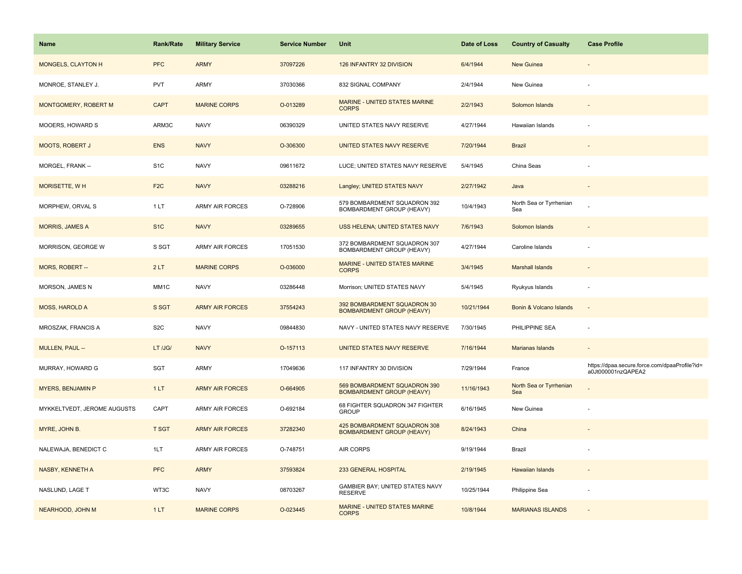| Name | Rank/Rate | Military Service | Service Number | Unit | Date of Loss | Country of Casualty | Case Profile |
|---|---|---|---|---|---|---|---|
| MONGELS, CLAYTON H | PFC | ARMY | 37097226 | 126 INFANTRY 32 DIVISION | 6/4/1944 | New Guinea | - |
| MONROE, STANLEY J. | PVT | ARMY | 37030366 | 832 SIGNAL COMPANY | 2/4/1944 | New Guinea | - |
| MONTGOMERY, ROBERT M | CAPT | MARINE CORPS | O-013289 | MARINE - UNITED STATES MARINE CORPS | 2/2/1943 | Solomon Islands | - |
| MOOERS, HOWARD S | ARM3C | NAVY | 06390329 | UNITED STATES NAVY RESERVE | 4/27/1944 | Hawaiian Islands | - |
| MOOTS, ROBERT J | ENS | NAVY | O-306300 | UNITED STATES NAVY RESERVE | 7/20/1944 | Brazil | - |
| MORGEL, FRANK -- | S1C | NAVY | 09611672 | LUCE; UNITED STATES NAVY RESERVE | 5/4/1945 | China Seas | - |
| MORISETTE, W H | F2C | NAVY | 03288216 | Langley; UNITED STATES NAVY | 2/27/1942 | Java | - |
| MORPHEW, ORVAL S | 1 LT | ARMY AIR FORCES | O-728906 | 579 BOMBARDMENT SQUADRON 392 BOMBARDMENT GROUP (HEAVY) | 10/4/1943 | North Sea or Tyrrhenian Sea | - |
| MORRIS, JAMES A | S1C | NAVY | 03289655 | USS HELENA; UNITED STATES NAVY | 7/6/1943 | Solomon Islands | - |
| MORRISON, GEORGE W | S SGT | ARMY AIR FORCES | 17051530 | 372 BOMBARDMENT SQUADRON 307 BOMBARDMENT GROUP (HEAVY) | 4/27/1944 | Caroline Islands | - |
| MORS, ROBERT -- | 2 LT | MARINE CORPS | O-036000 | MARINE - UNITED STATES MARINE CORPS | 3/4/1945 | Marshall Islands | - |
| MORSON, JAMES N | MM1C | NAVY | 03286448 | Morrison; UNITED STATES NAVY | 5/4/1945 | Ryukyus Islands | - |
| MOSS, HAROLD A | S SGT | ARMY AIR FORCES | 37554243 | 392 BOMBARDMENT SQUADRON 30 BOMBARDMENT GROUP (HEAVY) | 10/21/1944 | Bonin & Volcano Islands | - |
| MROSZAK, FRANCIS A | S2C | NAVY | 09844830 | NAVY - UNITED STATES NAVY RESERVE | 7/30/1945 | PHILIPPINE SEA | - |
| MULLEN, PAUL -- | LT /JG/ | NAVY | O-157113 | UNITED STATES NAVY RESERVE | 7/16/1944 | Marianas Islands | - |
| MURRAY, HOWARD G | SGT | ARMY | 17049636 | 117 INFANTRY 30 DIVISION | 7/29/1944 | France | https://dpaa.secure.force.com/dpaaProfile?id=a0Jt000001nzQAPEA2 |
| MYERS, BENJAMIN P | 1 LT | ARMY AIR FORCES | O-664905 | 569 BOMBARDMENT SQUADRON 390 BOMBARDMENT GROUP (HEAVY) | 11/16/1943 | North Sea or Tyrrhenian Sea | - |
| MYKKELTVEDT, JEROME AUGUSTS | CAPT | ARMY AIR FORCES | O-692184 | 68 FIGHTER SQUADRON 347 FIGHTER GROUP | 6/16/1945 | New Guinea | - |
| MYRE, JOHN B. | T SGT | ARMY AIR FORCES | 37282340 | 425 BOMBARDMENT SQUADRON 308 BOMBARDMENT GROUP (HEAVY) | 8/24/1943 | China | - |
| NALEWAJA, BENEDICT C | 1LT | ARMY AIR FORCES | O-748751 | AIR CORPS | 9/19/1944 | Brazil | - |
| NASBY, KENNETH A | PFC | ARMY | 37593824 | 233 GENERAL HOSPITAL | 2/19/1945 | Hawaiian Islands | - |
| NASLUND, LAGE T | WT3C | NAVY | 08703267 | GAMBIER BAY; UNITED STATES NAVY RESERVE | 10/25/1944 | Philippine Sea | - |
| NEARHOOD, JOHN M | 1 LT | MARINE CORPS | O-023445 | MARINE - UNITED STATES MARINE CORPS | 10/8/1944 | MARIANAS ISLANDS | - |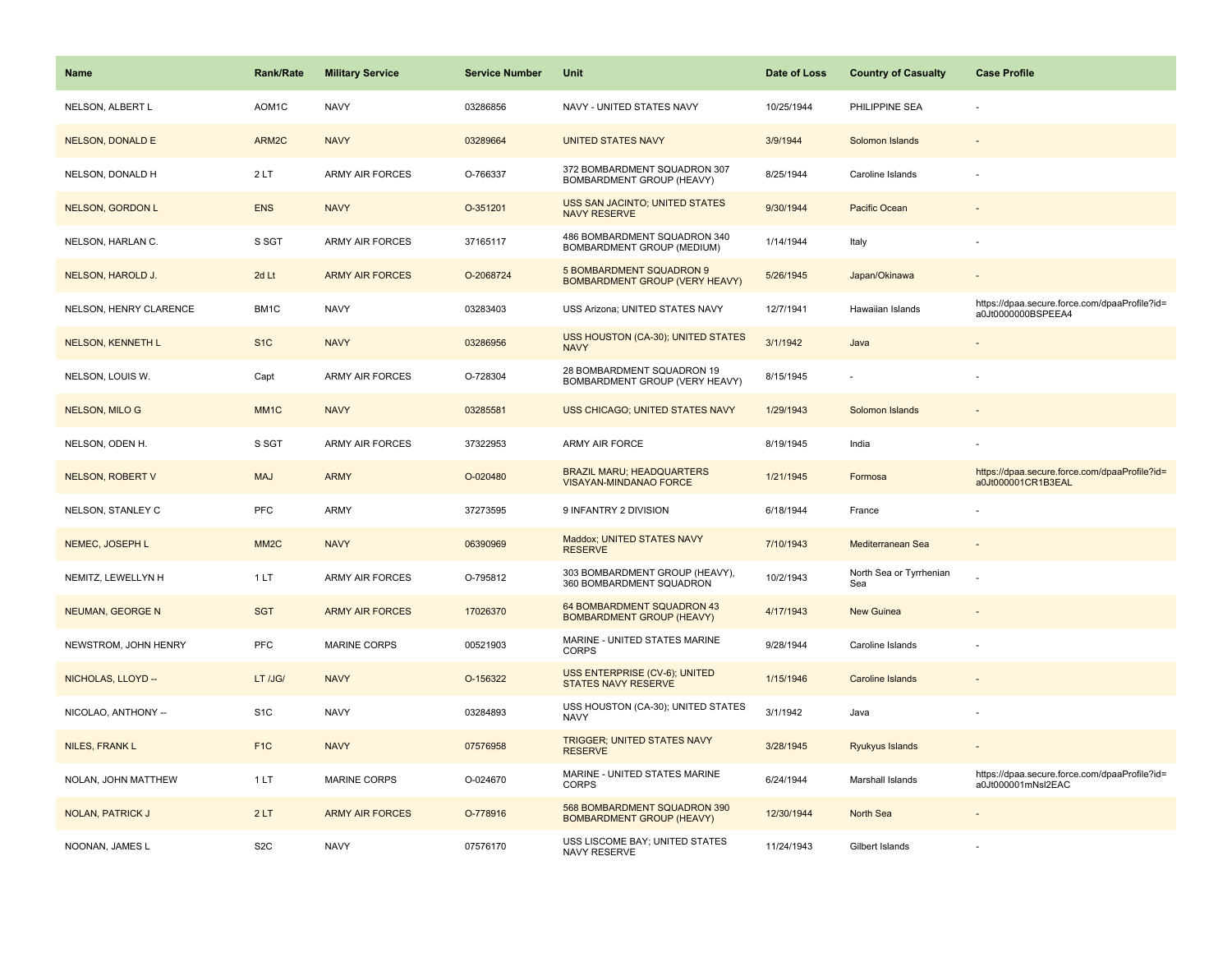| Name | Rank/Rate | Military Service | Service Number | Unit | Date of Loss | Country of Casualty | Case Profile |
|---|---|---|---|---|---|---|---|
| NELSON, ALBERT L | AOM1C | NAVY | 03286856 | NAVY - UNITED STATES NAVY | 10/25/1944 | PHILIPPINE SEA | - |
| NELSON, DONALD E | ARM2C | NAVY | 03289664 | UNITED STATES NAVY | 3/9/1944 | Solomon Islands | - |
| NELSON, DONALD H | 2 LT | ARMY AIR FORCES | O-766337 | 372 BOMBARDMENT SQUADRON 307 BOMBARDMENT GROUP (HEAVY) | 8/25/1944 | Caroline Islands | - |
| NELSON, GORDON L | ENS | NAVY | O-351201 | USS SAN JACINTO; UNITED STATES NAVY RESERVE | 9/30/1944 | Pacific Ocean | - |
| NELSON, HARLAN C. | S SGT | ARMY AIR FORCES | 37165117 | 486 BOMBARDMENT SQUADRON 340 BOMBARDMENT GROUP (MEDIUM) | 1/14/1944 | Italy | - |
| NELSON, HAROLD J. | 2d Lt | ARMY AIR FORCES | O-2068724 | 5 BOMBARDMENT SQUADRON 9 BOMBARDMENT GROUP (VERY HEAVY) | 5/26/1945 | Japan/Okinawa | - |
| NELSON, HENRY CLARENCE | BM1C | NAVY | 03283403 | USS Arizona; UNITED STATES NAVY | 12/7/1941 | Hawaiian Islands | https://dpaa.secure.force.com/dpaaProfile?id=a0Jt0000000BSPEEA4 |
| NELSON, KENNETH L | S1C | NAVY | 03286956 | USS HOUSTON (CA-30); UNITED STATES NAVY | 3/1/1942 | Java | - |
| NELSON, LOUIS W. | Capt | ARMY AIR FORCES | O-728304 | 28 BOMBARDMENT SQUADRON 19 BOMBARDMENT GROUP (VERY HEAVY) | 8/15/1945 | - | - |
| NELSON, MILO G | MM1C | NAVY | 03285581 | USS CHICAGO; UNITED STATES NAVY | 1/29/1943 | Solomon Islands | - |
| NELSON, ODEN H. | S SGT | ARMY AIR FORCES | 37322953 | ARMY AIR FORCE | 8/19/1945 | India | - |
| NELSON, ROBERT V | MAJ | ARMY | O-020480 | BRAZIL MARU; HEADQUARTERS VISAYAN-MINDANAO FORCE | 1/21/1945 | Formosa | https://dpaa.secure.force.com/dpaaProfile?id=a0Jt000001CR1B3EAL |
| NELSON, STANLEY C | PFC | ARMY | 37273595 | 9 INFANTRY 2 DIVISION | 6/18/1944 | France | - |
| NEMEC, JOSEPH L | MM2C | NAVY | 06390969 | Maddox; UNITED STATES NAVY RESERVE | 7/10/1943 | Mediterranean Sea | - |
| NEMITZ, LEWELLYN H | 1 LT | ARMY AIR FORCES | O-795812 | 303 BOMBARDMENT GROUP (HEAVY), 360 BOMBARDMENT SQUADRON | 10/2/1943 | North Sea or Tyrrhenian Sea | - |
| NEUMAN, GEORGE N | SGT | ARMY AIR FORCES | 17026370 | 64 BOMBARDMENT SQUADRON 43 BOMBARDMENT GROUP (HEAVY) | 4/17/1943 | New Guinea | - |
| NEWSTROM, JOHN HENRY | PFC | MARINE CORPS | 00521903 | MARINE - UNITED STATES MARINE CORPS | 9/28/1944 | Caroline Islands | - |
| NICHOLAS, LLOYD -- | LT /JG/ | NAVY | O-156322 | USS ENTERPRISE (CV-6); UNITED STATES NAVY RESERVE | 1/15/1946 | Caroline Islands | - |
| NICOLAO, ANTHONY -- | S1C | NAVY | 03284893 | USS HOUSTON (CA-30); UNITED STATES NAVY | 3/1/1942 | Java | - |
| NILES, FRANK L | F1C | NAVY | 07576958 | TRIGGER; UNITED STATES NAVY RESERVE | 3/28/1945 | Ryukyus Islands | - |
| NOLAN, JOHN MATTHEW | 1 LT | MARINE CORPS | O-024670 | MARINE - UNITED STATES MARINE CORPS | 6/24/1944 | Marshall Islands | https://dpaa.secure.force.com/dpaaProfile?id=a0Jt000001mNsl2EAC |
| NOLAN, PATRICK J | 2 LT | ARMY AIR FORCES | O-778916 | 568 BOMBARDMENT SQUADRON 390 BOMBARDMENT GROUP (HEAVY) | 12/30/1944 | North Sea | - |
| NOONAN, JAMES L | S2C | NAVY | 07576170 | USS LISCOME BAY; UNITED STATES NAVY RESERVE | 11/24/1943 | Gilbert Islands | - |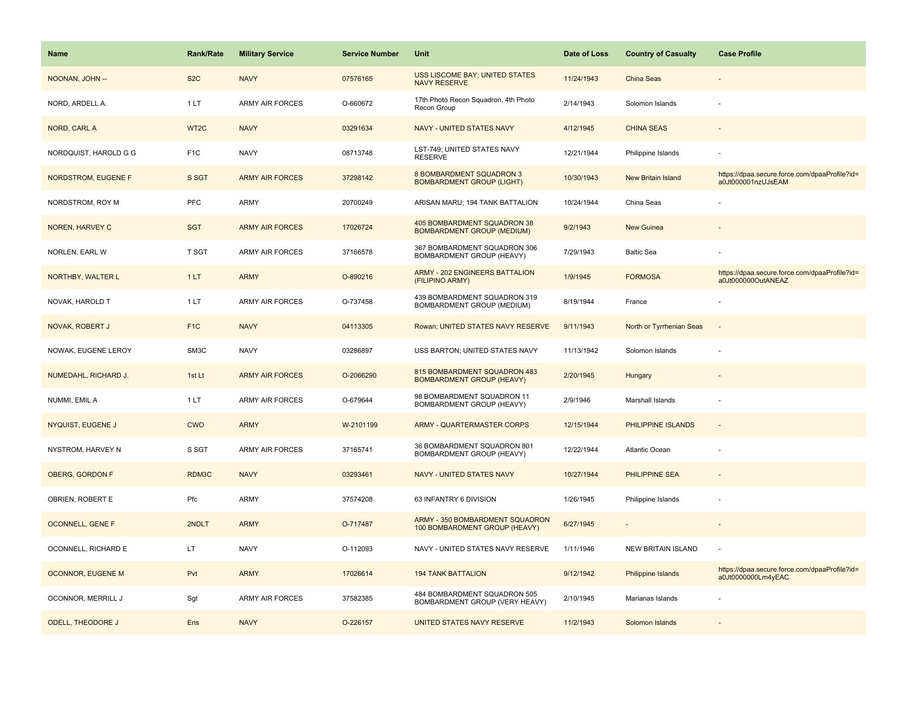| Name | Rank/Rate | Military Service | Service Number | Unit | Date of Loss | Country of Casualty | Case Profile |
| --- | --- | --- | --- | --- | --- | --- | --- |
| NOONAN, JOHN -- | S2C | NAVY | 07576165 | USS LISCOME BAY; UNITED STATES NAVY RESERVE | 11/24/1943 | China Seas | - |
| NORD, ARDELL A. | 1 LT | ARMY AIR FORCES | O-660672 | 17th Photo Recon Squadron, 4th Photo Recon Group | 2/14/1943 | Solomon Islands | - |
| NORD, CARL A | WT2C | NAVY | 03291634 | NAVY - UNITED STATES NAVY | 4/12/1945 | CHINA SEAS | - |
| NORDQUIST, HAROLD G G | F1C | NAVY | 08713748 | LST-749; UNITED STATES NAVY RESERVE | 12/21/1944 | Philippine Islands | - |
| NORDSTROM, EUGENE F | S SGT | ARMY AIR FORCES | 37298142 | 8 BOMBARDMENT SQUADRON 3 BOMBARDMENT GROUP (LIGHT) | 10/30/1943 | New Britain Island | https://dpaa.secure.force.com/dpaaProfile?id=a0Jt000001nzUJsEAM |
| NORDSTROM, ROY M | PFC | ARMY | 20700249 | ARISAN MARU; 194 TANK BATTALION | 10/24/1944 | China Seas | - |
| NOREN, HARVEY C | SGT | ARMY AIR FORCES | 17026724 | 405 BOMBARDMENT SQUADRON 38 BOMBARDMENT GROUP (MEDIUM) | 9/2/1943 | New Guinea | - |
| NORLEN, EARL W | T SGT | ARMY AIR FORCES | 37166578 | 367 BOMBARDMENT SQUADRON 306 BOMBARDMENT GROUP (HEAVY) | 7/29/1943 | Baltic Sea | - |
| NORTHBY, WALTER L | 1 LT | ARMY | O-890216 | ARMY - 202 ENGINEERS BATTALION (FILIPINO ARMY) | 1/9/1945 | FORMOSA | https://dpaa.secure.force.com/dpaaProfile?id=a0Jt000000OutANEAZ |
| NOVAK, HAROLD T | 1 LT | ARMY AIR FORCES | O-737458 | 439 BOMBARDMENT SQUADRON 319 BOMBARDMENT GROUP (MEDIUM) | 8/19/1944 | France | - |
| NOVAK, ROBERT J | F1C | NAVY | 04113305 | Rowan; UNITED STATES NAVY RESERVE | 9/11/1943 | North or Tyrrhenian Seas | - |
| NOWAK, EUGENE LEROY | SM3C | NAVY | 03286897 | USS BARTON; UNITED STATES NAVY | 11/13/1942 | Solomon Islands | - |
| NUMEDAHL, RICHARD J. | 1st Lt | ARMY AIR FORCES | O-2066290 | 815 BOMBARDMENT SQUADRON 483 BOMBARDMENT GROUP (HEAVY) | 2/20/1945 | Hungary | - |
| NUMMI, EMIL A | 1 LT | ARMY AIR FORCES | O-679644 | 98 BOMBARDMENT SQUADRON 11 BOMBARDMENT GROUP (HEAVY) | 2/9/1946 | Marshall Islands | - |
| NYQUIST, EUGENE J | CWO | ARMY | W-2101199 | ARMY - QUARTERMASTER CORPS | 12/15/1944 | PHILIPPINE ISLANDS | - |
| NYSTROM, HARVEY N | S SGT | ARMY AIR FORCES | 37165741 | 36 BOMBARDMENT SQUADRON 801 BOMBARDMENT GROUP (HEAVY) | 12/22/1944 | Atlantic Ocean | - |
| OBERG, GORDON F | RDM3C | NAVY | 03293461 | NAVY - UNITED STATES NAVY | 10/27/1944 | PHILIPPINE SEA | - |
| OBRIEN, ROBERT E | Pfc | ARMY | 37574208 | 63 INFANTRY 6 DIVISION | 1/26/1945 | Philippine Islands | - |
| OCONNELL, GENE F | 2NDLT | ARMY | O-717487 | ARMY - 350 BOMBARDMENT SQUADRON 100 BOMBARDMENT GROUP (HEAVY) | 6/27/1945 | - | - |
| OCONNELL, RICHARD E | LT | NAVY | O-112093 | NAVY - UNITED STATES NAVY RESERVE | 1/11/1946 | NEW BRITAIN ISLAND | - |
| OCONNOR, EUGENE M | Pvt | ARMY | 17026614 | 194 TANK BATTALION | 9/12/1942 | Philippine Islands | https://dpaa.secure.force.com/dpaaProfile?id=a0Jt0000000Lm4yEAC |
| OCONNOR, MERRILL J | Sgt | ARMY AIR FORCES | 37582385 | 484 BOMBARDMENT SQUADRON 505 BOMBARDMENT GROUP (VERY HEAVY) | 2/10/1945 | Marianas Islands | - |
| ODELL, THEODORE J | Ens | NAVY | O-226157 | UNITED STATES NAVY RESERVE | 11/2/1943 | Solomon Islands | - |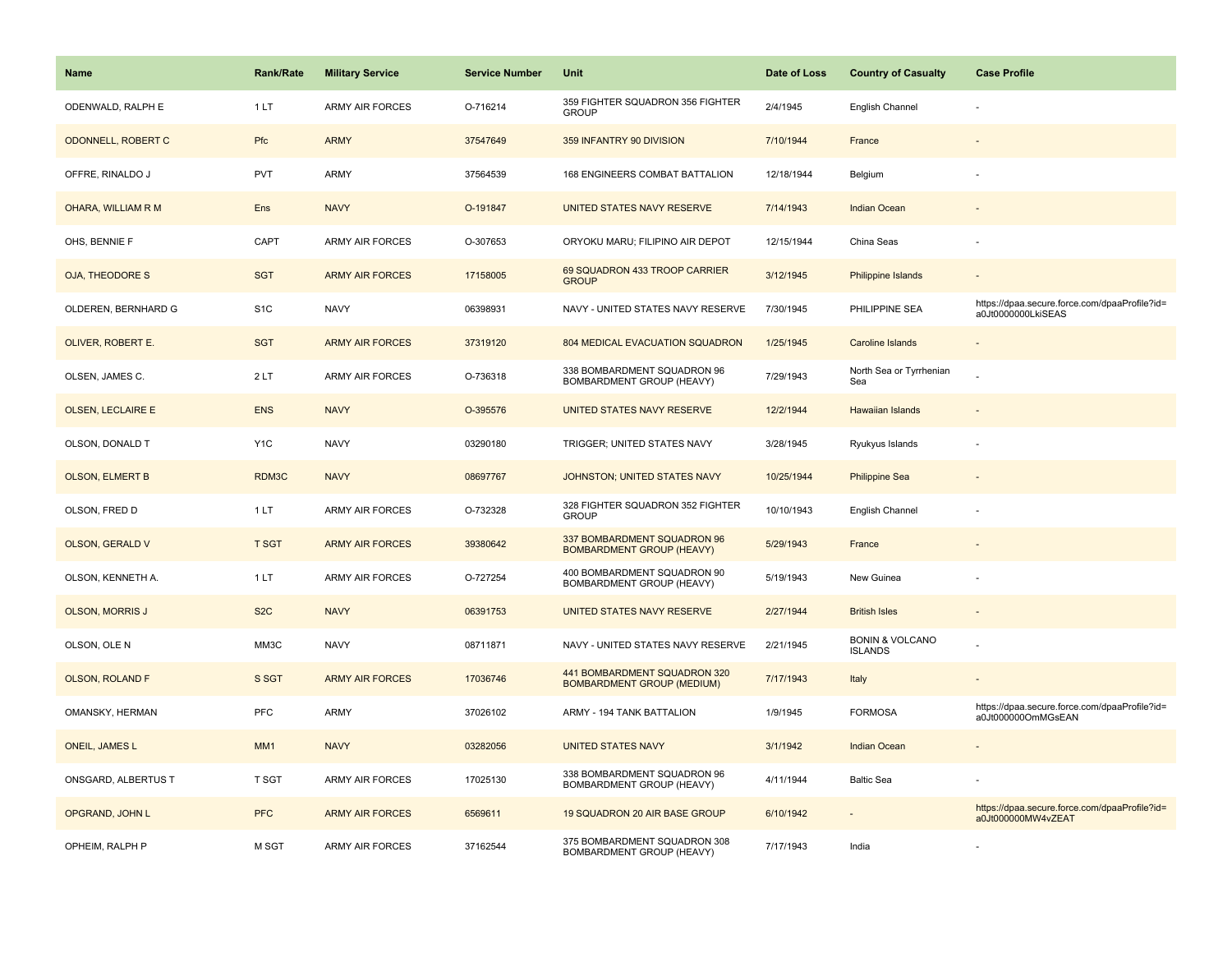| Name | Rank/Rate | Military Service | Service Number | Unit | Date of Loss | Country of Casualty | Case Profile |
|---|---|---|---|---|---|---|---|
| ODENWALD, RALPH E | 1 LT | ARMY AIR FORCES | O-716214 | 359 FIGHTER SQUADRON 356 FIGHTER GROUP | 2/4/1945 | English Channel | - |
| ODONNELL, ROBERT C | Pfc | ARMY | 37547649 | 359 INFANTRY 90 DIVISION | 7/10/1944 | France | - |
| OFFRE, RINALDO J | PVT | ARMY | 37564539 | 168 ENGINEERS COMBAT BATTALION | 12/18/1944 | Belgium | - |
| OHARA, WILLIAM R M | Ens | NAVY | O-191847 | UNITED STATES NAVY RESERVE | 7/14/1943 | Indian Ocean | - |
| OHS, BENNIE F | CAPT | ARMY AIR FORCES | O-307653 | ORYOKU MARU; FILIPINO AIR DEPOT | 12/15/1944 | China Seas | - |
| OJA, THEODORE S | SGT | ARMY AIR FORCES | 17158005 | 69 SQUADRON 433 TROOP CARRIER GROUP | 3/12/1945 | Philippine Islands | - |
| OLDEREN, BERNHARD G | S1C | NAVY | 06398931 | NAVY - UNITED STATES NAVY RESERVE | 7/30/1945 | PHILIPPINE SEA | https://dpaa.secure.force.com/dpaaProfile?id=a0Jt0000000LkiSEAS |
| OLIVER, ROBERT E. | SGT | ARMY AIR FORCES | 37319120 | 804 MEDICAL EVACUATION SQUADRON | 1/25/1945 | Caroline Islands | - |
| OLSEN, JAMES C. | 2 LT | ARMY AIR FORCES | O-736318 | 338 BOMBARDMENT SQUADRON 96 BOMBARDMENT GROUP (HEAVY) | 7/29/1943 | North Sea or Tyrrhenian Sea | - |
| OLSEN, LECLAIRE E | ENS | NAVY | O-395576 | UNITED STATES NAVY RESERVE | 12/2/1944 | Hawaiian Islands | - |
| OLSON, DONALD T | Y1C | NAVY | 03290180 | TRIGGER; UNITED STATES NAVY | 3/28/1945 | Ryukyus Islands | - |
| OLSON, ELMERT B | RDM3C | NAVY | 08697767 | JOHNSTON; UNITED STATES NAVY | 10/25/1944 | Philippine Sea | - |
| OLSON, FRED D | 1 LT | ARMY AIR FORCES | O-732328 | 328 FIGHTER SQUADRON 352 FIGHTER GROUP | 10/10/1943 | English Channel | - |
| OLSON, GERALD V | T SGT | ARMY AIR FORCES | 39380642 | 337 BOMBARDMENT SQUADRON 96 BOMBARDMENT GROUP (HEAVY) | 5/29/1943 | France | - |
| OLSON, KENNETH A. | 1 LT | ARMY AIR FORCES | O-727254 | 400 BOMBARDMENT SQUADRON 90 BOMBARDMENT GROUP (HEAVY) | 5/19/1943 | New Guinea | - |
| OLSON, MORRIS J | S2C | NAVY | 06391753 | UNITED STATES NAVY RESERVE | 2/27/1944 | British Isles | - |
| OLSON, OLE N | MM3C | NAVY | 08711871 | NAVY - UNITED STATES NAVY RESERVE | 2/21/1945 | BONIN & VOLCANO ISLANDS | - |
| OLSON, ROLAND F | S SGT | ARMY AIR FORCES | 17036746 | 441 BOMBARDMENT SQUADRON 320 BOMBARDMENT GROUP (MEDIUM) | 7/17/1943 | Italy | - |
| OMANSKY, HERMAN | PFC | ARMY | 37026102 | ARMY - 194 TANK BATTALION | 1/9/1945 | FORMOSA | https://dpaa.secure.force.com/dpaaProfile?id=a0Jt000000OmMGsEAN |
| ONEIL, JAMES L | MM1 | NAVY | 03282056 | UNITED STATES NAVY | 3/1/1942 | Indian Ocean | - |
| ONSGARD, ALBERTUS T | T SGT | ARMY AIR FORCES | 17025130 | 338 BOMBARDMENT SQUADRON 96 BOMBARDMENT GROUP (HEAVY) | 4/11/1944 | Baltic Sea | - |
| OPGRAND, JOHN L | PFC | ARMY AIR FORCES | 6569611 | 19 SQUADRON 20 AIR BASE GROUP | 6/10/1942 | - | https://dpaa.secure.force.com/dpaaProfile?id=a0Jt000000MW4vZEAT |
| OPHEIM, RALPH P | M SGT | ARMY AIR FORCES | 37162544 | 375 BOMBARDMENT SQUADRON 308 BOMBARDMENT GROUP (HEAVY) | 7/17/1943 | India | - |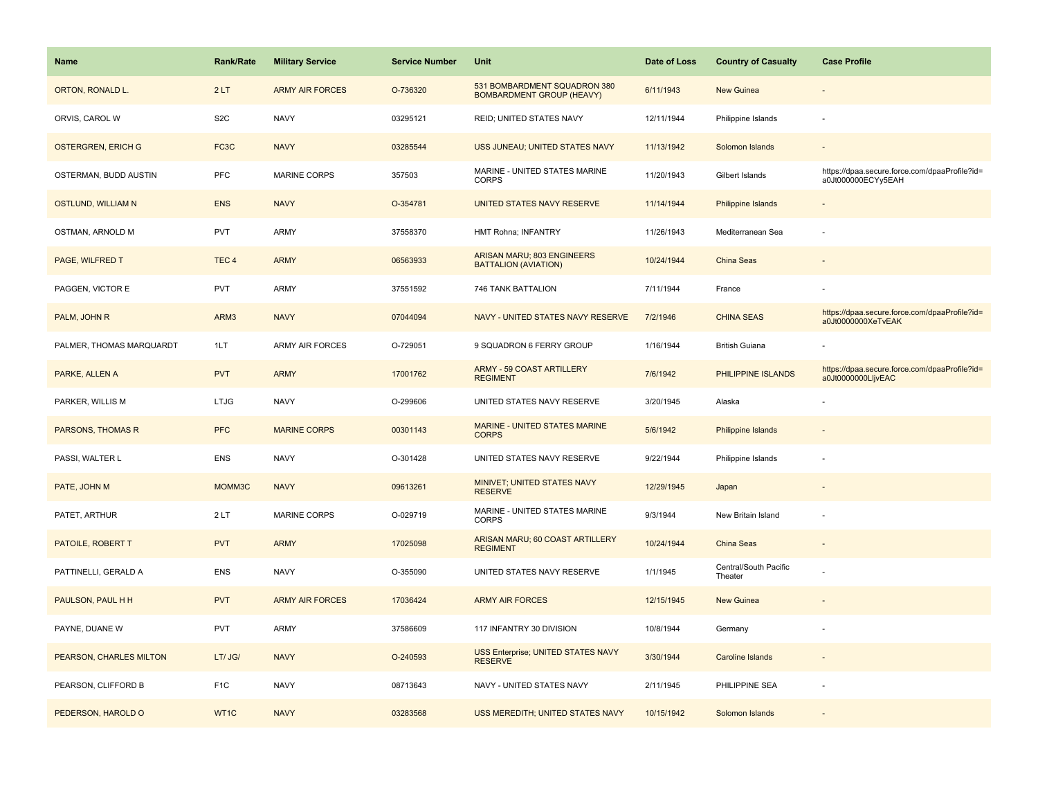| Name | Rank/Rate | Military Service | Service Number | Unit | Date of Loss | Country of Casualty | Case Profile |
|---|---|---|---|---|---|---|---|
| ORTON, RONALD L. | 2 LT | ARMY AIR FORCES | O-736320 | 531 BOMBARDMENT SQUADRON 380 BOMBARDMENT GROUP (HEAVY) | 6/11/1943 | New Guinea | - |
| ORVIS, CAROL W | S2C | NAVY | 03295121 | REID; UNITED STATES NAVY | 12/11/1944 | Philippine Islands | - |
| OSTERGREN, ERICH G | FC3C | NAVY | 03285544 | USS JUNEAU; UNITED STATES NAVY | 11/13/1942 | Solomon Islands | - |
| OSTERMAN, BUDD AUSTIN | PFC | MARINE CORPS | 357503 | MARINE - UNITED STATES MARINE CORPS | 11/20/1943 | Gilbert Islands | https://dpaa.secure.force.com/dpaaProfile?id=a0Jt000000ECYy5EAH |
| OSTLUND, WILLIAM N | ENS | NAVY | O-354781 | UNITED STATES NAVY RESERVE | 11/14/1944 | Philippine Islands | - |
| OSTMAN, ARNOLD M | PVT | ARMY | 37558370 | HMT Rohna; INFANTRY | 11/26/1943 | Mediterranean Sea | - |
| PAGE, WILFRED T | TEC 4 | ARMY | 06563933 | ARISAN MARU; 803 ENGINEERS BATTALION (AVIATION) | 10/24/1944 | China Seas | - |
| PAGGEN, VICTOR E | PVT | ARMY | 37551592 | 746 TANK BATTALION | 7/11/1944 | France | - |
| PALM, JOHN R | ARM3 | NAVY | 07044094 | NAVY - UNITED STATES NAVY RESERVE | 7/2/1946 | CHINA SEAS | https://dpaa.secure.force.com/dpaaProfile?id=a0Jt0000000XeTvEAK |
| PALMER, THOMAS MARQUARDT | 1LT | ARMY AIR FORCES | O-729051 | 9 SQUADRON 6 FERRY GROUP | 1/16/1944 | British Guiana | - |
| PARKE, ALLEN A | PVT | ARMY | 17001762 | ARMY - 59 COAST ARTILLERY REGIMENT | 7/6/1942 | PHILIPPINE ISLANDS | https://dpaa.secure.force.com/dpaaProfile?id=a0Jt0000000LljvEAC |
| PARKER, WILLIS M | LTJG | NAVY | O-299606 | UNITED STATES NAVY RESERVE | 3/20/1945 | Alaska | - |
| PARSONS, THOMAS R | PFC | MARINE CORPS | 00301143 | MARINE - UNITED STATES MARINE CORPS | 5/6/1942 | Philippine Islands | - |
| PASSI, WALTER L | ENS | NAVY | O-301428 | UNITED STATES NAVY RESERVE | 9/22/1944 | Philippine Islands | - |
| PATE, JOHN M | MOMM3C | NAVY | 09613261 | MINIVET; UNITED STATES NAVY RESERVE | 12/29/1945 | Japan | - |
| PATET, ARTHUR | 2 LT | MARINE CORPS | O-029719 | MARINE - UNITED STATES MARINE CORPS | 9/3/1944 | New Britain Island | - |
| PATOILE, ROBERT T | PVT | ARMY | 17025098 | ARISAN MARU; 60 COAST ARTILLERY REGIMENT | 10/24/1944 | China Seas | - |
| PATTINELLI, GERALD A | ENS | NAVY | O-355090 | UNITED STATES NAVY RESERVE | 1/1/1945 | Central/South Pacific Theater | - |
| PAULSON, PAUL H H | PVT | ARMY AIR FORCES | 17036424 | ARMY AIR FORCES | 12/15/1945 | New Guinea | - |
| PAYNE, DUANE W | PVT | ARMY | 37586609 | 117 INFANTRY 30 DIVISION | 10/8/1944 | Germany | - |
| PEARSON, CHARLES MILTON | LT/ JG/ | NAVY | O-240593 | USS Enterprise; UNITED STATES NAVY RESERVE | 3/30/1944 | Caroline Islands | - |
| PEARSON, CLIFFORD B | F1C | NAVY | 08713643 | NAVY - UNITED STATES NAVY | 2/11/1945 | PHILIPPINE SEA | - |
| PEDERSON, HAROLD O | WT1C | NAVY | 03283568 | USS MEREDITH; UNITED STATES NAVY | 10/15/1942 | Solomon Islands | - |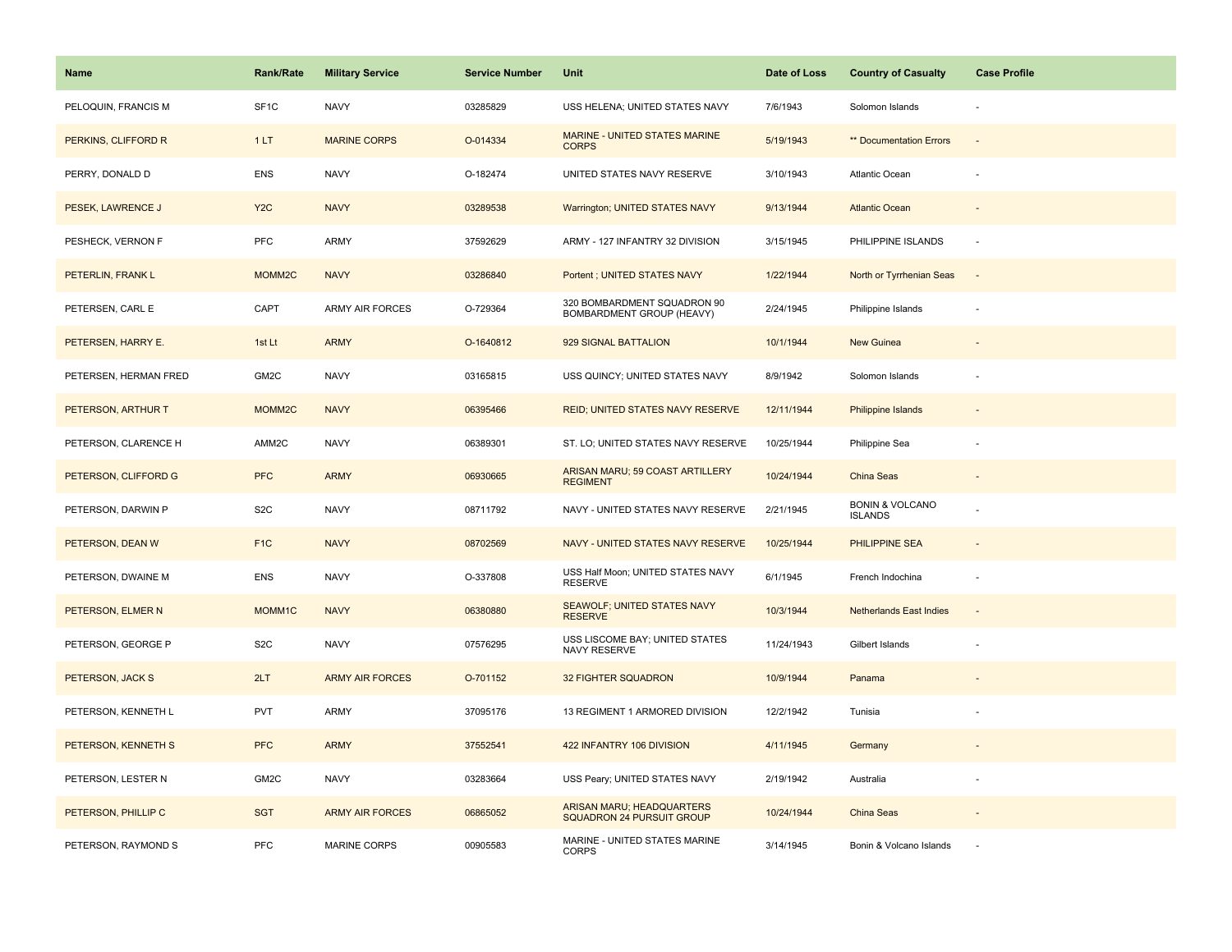| Name | Rank/Rate | Military Service | Service Number | Unit | Date of Loss | Country of Casualty | Case Profile |
|---|---|---|---|---|---|---|---|
| PELOQUIN, FRANCIS M | SF1C | NAVY | 03285829 | USS HELENA; UNITED STATES NAVY | 7/6/1943 | Solomon Islands | - |
| PERKINS, CLIFFORD R | 1 LT | MARINE CORPS | O-014334 | MARINE - UNITED STATES MARINE CORPS | 5/19/1943 | ** Documentation Errors | - |
| PERRY, DONALD D | ENS | NAVY | O-182474 | UNITED STATES NAVY RESERVE | 3/10/1943 | Atlantic Ocean | - |
| PESEK, LAWRENCE J | Y2C | NAVY | 03289538 | Warrington; UNITED STATES NAVY | 9/13/1944 | Atlantic Ocean | - |
| PESHECK, VERNON F | PFC | ARMY | 37592629 | ARMY - 127 INFANTRY 32 DIVISION | 3/15/1945 | PHILIPPINE ISLANDS | - |
| PETERLIN, FRANK L | MOMM2C | NAVY | 03286840 | Portent ; UNITED STATES NAVY | 1/22/1944 | North or Tyrrhenian Seas | - |
| PETERSEN, CARL E | CAPT | ARMY AIR FORCES | O-729364 | 320 BOMBARDMENT SQUADRON 90 BOMBARDMENT GROUP (HEAVY) | 2/24/1945 | Philippine Islands | - |
| PETERSEN, HARRY E. | 1st Lt | ARMY | O-1640812 | 929 SIGNAL BATTALION | 10/1/1944 | New Guinea | - |
| PETERSEN, HERMAN FRED | GM2C | NAVY | 03165815 | USS QUINCY; UNITED STATES NAVY | 8/9/1942 | Solomon Islands | - |
| PETERSON, ARTHUR T | MOMM2C | NAVY | 06395466 | REID; UNITED STATES NAVY RESERVE | 12/11/1944 | Philippine Islands | - |
| PETERSON, CLARENCE H | AMM2C | NAVY | 06389301 | ST. LO; UNITED STATES NAVY RESERVE | 10/25/1944 | Philippine Sea | - |
| PETERSON, CLIFFORD G | PFC | ARMY | 06930665 | ARISAN MARU; 59 COAST ARTILLERY REGIMENT | 10/24/1944 | China Seas | - |
| PETERSON, DARWIN P | S2C | NAVY | 08711792 | NAVY - UNITED STATES NAVY RESERVE | 2/21/1945 | BONIN & VOLCANO ISLANDS | - |
| PETERSON, DEAN W | F1C | NAVY | 08702569 | NAVY - UNITED STATES NAVY RESERVE | 10/25/1944 | PHILIPPINE SEA | - |
| PETERSON, DWAINE M | ENS | NAVY | O-337808 | USS Half Moon; UNITED STATES NAVY RESERVE | 6/1/1945 | French Indochina | - |
| PETERSON, ELMER N | MOMM1C | NAVY | 06380880 | SEAWOLF; UNITED STATES NAVY RESERVE | 10/3/1944 | Netherlands East Indies | - |
| PETERSON, GEORGE P | S2C | NAVY | 07576295 | USS LISCOME BAY; UNITED STATES NAVY RESERVE | 11/24/1943 | Gilbert Islands | - |
| PETERSON, JACK S | 2LT | ARMY AIR FORCES | O-701152 | 32 FIGHTER SQUADRON | 10/9/1944 | Panama | - |
| PETERSON, KENNETH L | PVT | ARMY | 37095176 | 13 REGIMENT 1 ARMORED DIVISION | 12/2/1942 | Tunisia | - |
| PETERSON, KENNETH S | PFC | ARMY | 37552541 | 422 INFANTRY 106 DIVISION | 4/11/1945 | Germany | - |
| PETERSON, LESTER N | GM2C | NAVY | 03283664 | USS Peary; UNITED STATES NAVY | 2/19/1942 | Australia | - |
| PETERSON, PHILLIP C | SGT | ARMY AIR FORCES | 06865052 | ARISAN MARU; HEADQUARTERS SQUADRON 24 PURSUIT GROUP | 10/24/1944 | China Seas | - |
| PETERSON, RAYMOND S | PFC | MARINE CORPS | 00905583 | MARINE - UNITED STATES MARINE CORPS | 3/14/1945 | Bonin & Volcano Islands | - |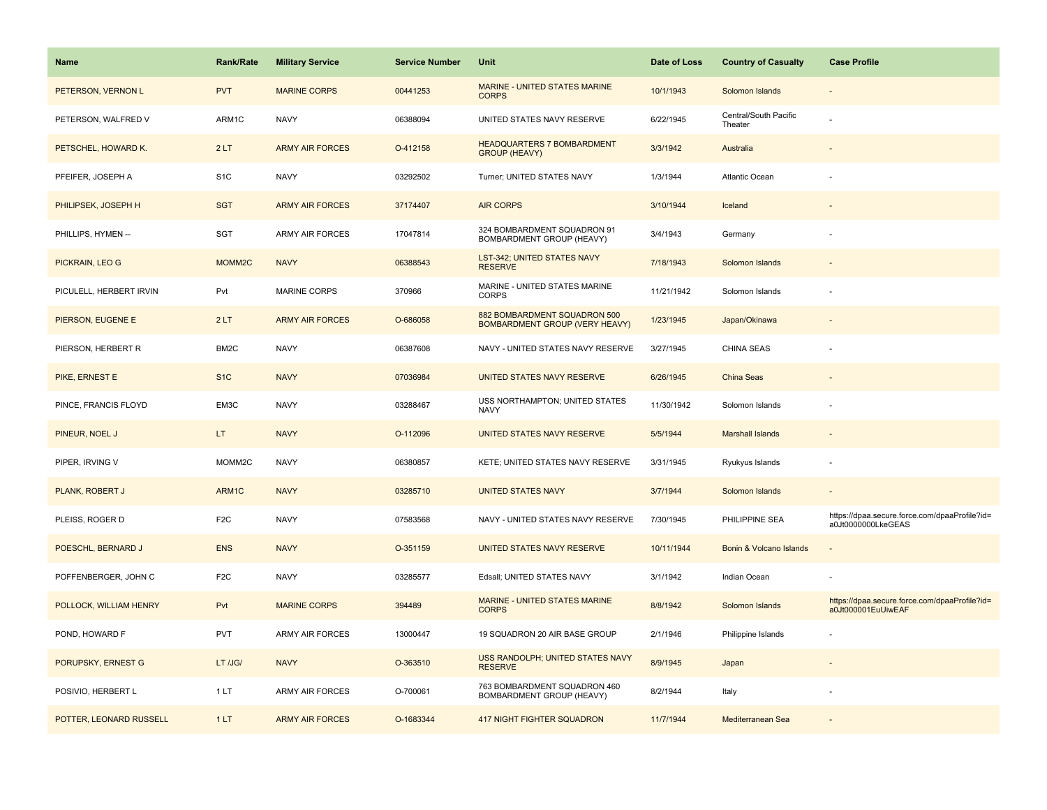| Name | Rank/Rate | Military Service | Service Number | Unit | Date of Loss | Country of Casualty | Case Profile |
|---|---|---|---|---|---|---|---|
| PETERSON, VERNON L | PVT | MARINE CORPS | 00441253 | MARINE - UNITED STATES MARINE CORPS | 10/1/1943 | Solomon Islands | - |
| PETERSON, WALFRED V | ARM1C | NAVY | 06388094 | UNITED STATES NAVY RESERVE | 6/22/1945 | Central/South Pacific Theater | - |
| PETSCHEL, HOWARD K. | 2 LT | ARMY AIR FORCES | O-412158 | HEADQUARTERS 7 BOMBARDMENT GROUP (HEAVY) | 3/3/1942 | Australia | - |
| PFEIFER, JOSEPH A | S1C | NAVY | 03292502 | Turner; UNITED STATES NAVY | 1/3/1944 | Atlantic Ocean | - |
| PHILIPSEK, JOSEPH H | SGT | ARMY AIR FORCES | 37174407 | AIR CORPS | 3/10/1944 | Iceland | - |
| PHILLIPS, HYMEN -- | SGT | ARMY AIR FORCES | 17047814 | 324 BOMBARDMENT SQUADRON 91 BOMBARDMENT GROUP (HEAVY) | 3/4/1943 | Germany | - |
| PICKRAIN, LEO G | MOMM2C | NAVY | 06388543 | LST-342; UNITED STATES NAVY RESERVE | 7/18/1943 | Solomon Islands | - |
| PICULELL, HERBERT IRVIN | Pvt | MARINE CORPS | 370966 | MARINE - UNITED STATES MARINE CORPS | 11/21/1942 | Solomon Islands | - |
| PIERSON, EUGENE E | 2 LT | ARMY AIR FORCES | O-686058 | 882 BOMBARDMENT SQUADRON 500 BOMBARDMENT GROUP (VERY HEAVY) | 1/23/1945 | Japan/Okinawa | - |
| PIERSON, HERBERT R | BM2C | NAVY | 06387608 | NAVY - UNITED STATES NAVY RESERVE | 3/27/1945 | CHINA SEAS | - |
| PIKE, ERNEST E | S1C | NAVY | 07036984 | UNITED STATES NAVY RESERVE | 6/26/1945 | China Seas | - |
| PINCE, FRANCIS FLOYD | EM3C | NAVY | 03288467 | USS NORTHAMPTON; UNITED STATES NAVY | 11/30/1942 | Solomon Islands | - |
| PINEUR, NOEL J | LT | NAVY | O-112096 | UNITED STATES NAVY RESERVE | 5/5/1944 | Marshall Islands | - |
| PIPER, IRVING V | MOMM2C | NAVY | 06380857 | KETE; UNITED STATES NAVY RESERVE | 3/31/1945 | Ryukyus Islands | - |
| PLANK, ROBERT J | ARM1C | NAVY | 03285710 | UNITED STATES NAVY | 3/7/1944 | Solomon Islands | - |
| PLEISS, ROGER D | F2C | NAVY | 07583568 | NAVY - UNITED STATES NAVY RESERVE | 7/30/1945 | PHILIPPINE SEA | https://dpaa.secure.force.com/dpaaProfile?id=a0Jt0000000LkeGEAS |
| POESCHL, BERNARD J | ENS | NAVY | O-351159 | UNITED STATES NAVY RESERVE | 10/11/1944 | Bonin & Volcano Islands | - |
| POFFENBERGER, JOHN C | F2C | NAVY | 03285577 | Edsall; UNITED STATES NAVY | 3/1/1942 | Indian Ocean | - |
| POLLOCK, WILLIAM HENRY | Pvt | MARINE CORPS | 394489 | MARINE - UNITED STATES MARINE CORPS | 8/8/1942 | Solomon Islands | https://dpaa.secure.force.com/dpaaProfile?id=a0Jt000001EuUiwEAF |
| POND, HOWARD F | PVT | ARMY AIR FORCES | 13000447 | 19 SQUADRON 20 AIR BASE GROUP | 2/1/1946 | Philippine Islands | - |
| PORUPSKY, ERNEST G | LT /JG/ | NAVY | O-363510 | USS RANDOLPH; UNITED STATES NAVY RESERVE | 8/9/1945 | Japan | - |
| POSIVIO, HERBERT L | 1 LT | ARMY AIR FORCES | O-700061 | 763 BOMBARDMENT SQUADRON 460 BOMBARDMENT GROUP (HEAVY) | 8/2/1944 | Italy | - |
| POTTER, LEONARD RUSSELL | 1 LT | ARMY AIR FORCES | O-1683344 | 417 NIGHT FIGHTER SQUADRON | 11/7/1944 | Mediterranean Sea | - |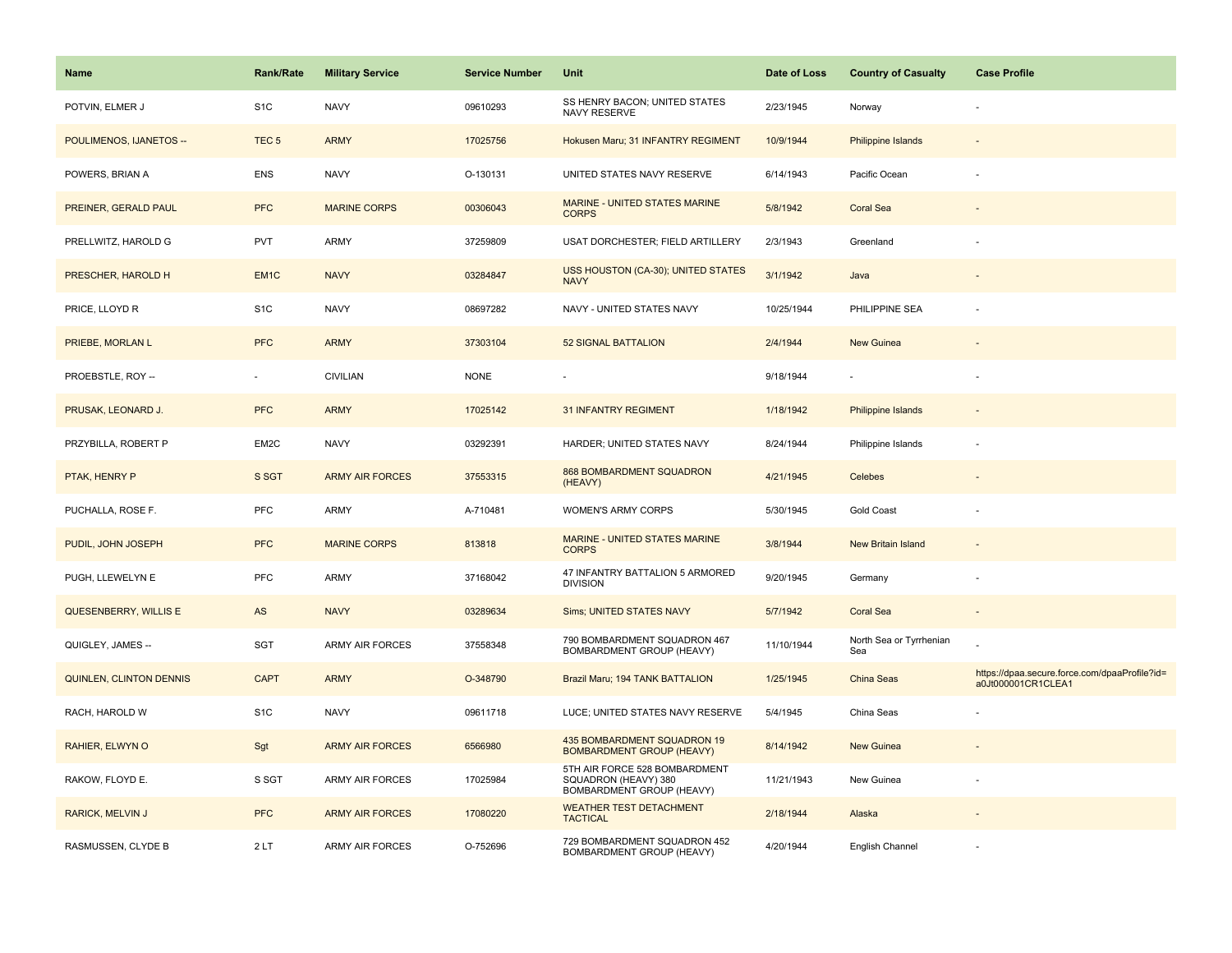| Name | Rank/Rate | Military Service | Service Number | Unit | Date of Loss | Country of Casualty | Case Profile |
|---|---|---|---|---|---|---|---|
| POTVIN, ELMER J | S1C | NAVY | 09610293 | SS HENRY BACON; UNITED STATES NAVY RESERVE | 2/23/1945 | Norway | - |
| POULIMENOS, IJANETOS -- | TEC 5 | ARMY | 17025756 | Hokusen Maru; 31 INFANTRY REGIMENT | 10/9/1944 | Philippine Islands | - |
| POWERS, BRIAN A | ENS | NAVY | O-130131 | UNITED STATES NAVY RESERVE | 6/14/1943 | Pacific Ocean | - |
| PREINER, GERALD PAUL | PFC | MARINE CORPS | 00306043 | MARINE - UNITED STATES MARINE CORPS | 5/8/1942 | Coral Sea | - |
| PRELLWITZ, HAROLD G | PVT | ARMY | 37259809 | USAT DORCHESTER; FIELD ARTILLERY | 2/3/1943 | Greenland | - |
| PRESCHER, HAROLD H | EM1C | NAVY | 03284847 | USS HOUSTON (CA-30); UNITED STATES NAVY | 3/1/1942 | Java | - |
| PRICE, LLOYD R | S1C | NAVY | 08697282 | NAVY - UNITED STATES NAVY | 10/25/1944 | PHILIPPINE SEA | - |
| PRIEBE, MORLAN L | PFC | ARMY | 37303104 | 52 SIGNAL BATTALION | 2/4/1944 | New Guinea | - |
| PROEBSTLE, ROY -- | - | CIVILIAN | NONE | - | 9/18/1944 | - | - |
| PRUSAK, LEONARD J. | PFC | ARMY | 17025142 | 31 INFANTRY REGIMENT | 1/18/1942 | Philippine Islands | - |
| PRZYBILLA, ROBERT P | EM2C | NAVY | 03292391 | HARDER; UNITED STATES NAVY | 8/24/1944 | Philippine Islands | - |
| PTAK, HENRY P | S SGT | ARMY AIR FORCES | 37553315 | 868 BOMBARDMENT SQUADRON (HEAVY) | 4/21/1945 | Celebes | - |
| PUCHALLA, ROSE F. | PFC | ARMY | A-710481 | WOMEN'S ARMY CORPS | 5/30/1945 | Gold Coast | - |
| PUDIL, JOHN JOSEPH | PFC | MARINE CORPS | 813818 | MARINE - UNITED STATES MARINE CORPS | 3/8/1944 | New Britain Island | - |
| PUGH, LLEWELYN E | PFC | ARMY | 37168042 | 47 INFANTRY BATTALION 5 ARMORED DIVISION | 9/20/1945 | Germany | - |
| QUESENBERRY, WILLIS E | AS | NAVY | 03289634 | Sims; UNITED STATES NAVY | 5/7/1942 | Coral Sea | - |
| QUIGLEY, JAMES -- | SGT | ARMY AIR FORCES | 37558348 | 790 BOMBARDMENT SQUADRON 467 BOMBARDMENT GROUP (HEAVY) | 11/10/1944 | North Sea or Tyrrhenian Sea | - |
| QUINLEN, CLINTON DENNIS | CAPT | ARMY | O-348790 | Brazil Maru; 194 TANK BATTALION | 1/25/1945 | China Seas | https://dpaa.secure.force.com/dpaaProfile?id=a0Jt000001CR1CLEA1 |
| RACH, HAROLD W | S1C | NAVY | 09611718 | LUCE; UNITED STATES NAVY RESERVE | 5/4/1945 | China Seas | - |
| RAHIER, ELWYN O | Sgt | ARMY AIR FORCES | 6566980 | 435 BOMBARDMENT SQUADRON 19 BOMBARDMENT GROUP (HEAVY) | 8/14/1942 | New Guinea | - |
| RAKOW, FLOYD E. | S SGT | ARMY AIR FORCES | 17025984 | 5TH AIR FORCE 528 BOMBARDMENT SQUADRON (HEAVY) 380 BOMBARDMENT GROUP (HEAVY) | 11/21/1943 | New Guinea | - |
| RARICK, MELVIN J | PFC | ARMY AIR FORCES | 17080220 | WEATHER TEST DETACHMENT TACTICAL | 2/18/1944 | Alaska | - |
| RASMUSSEN, CLYDE B | 2 LT | ARMY AIR FORCES | O-752696 | 729 BOMBARDMENT SQUADRON 452 BOMBARDMENT GROUP (HEAVY) | 4/20/1944 | English Channel | - |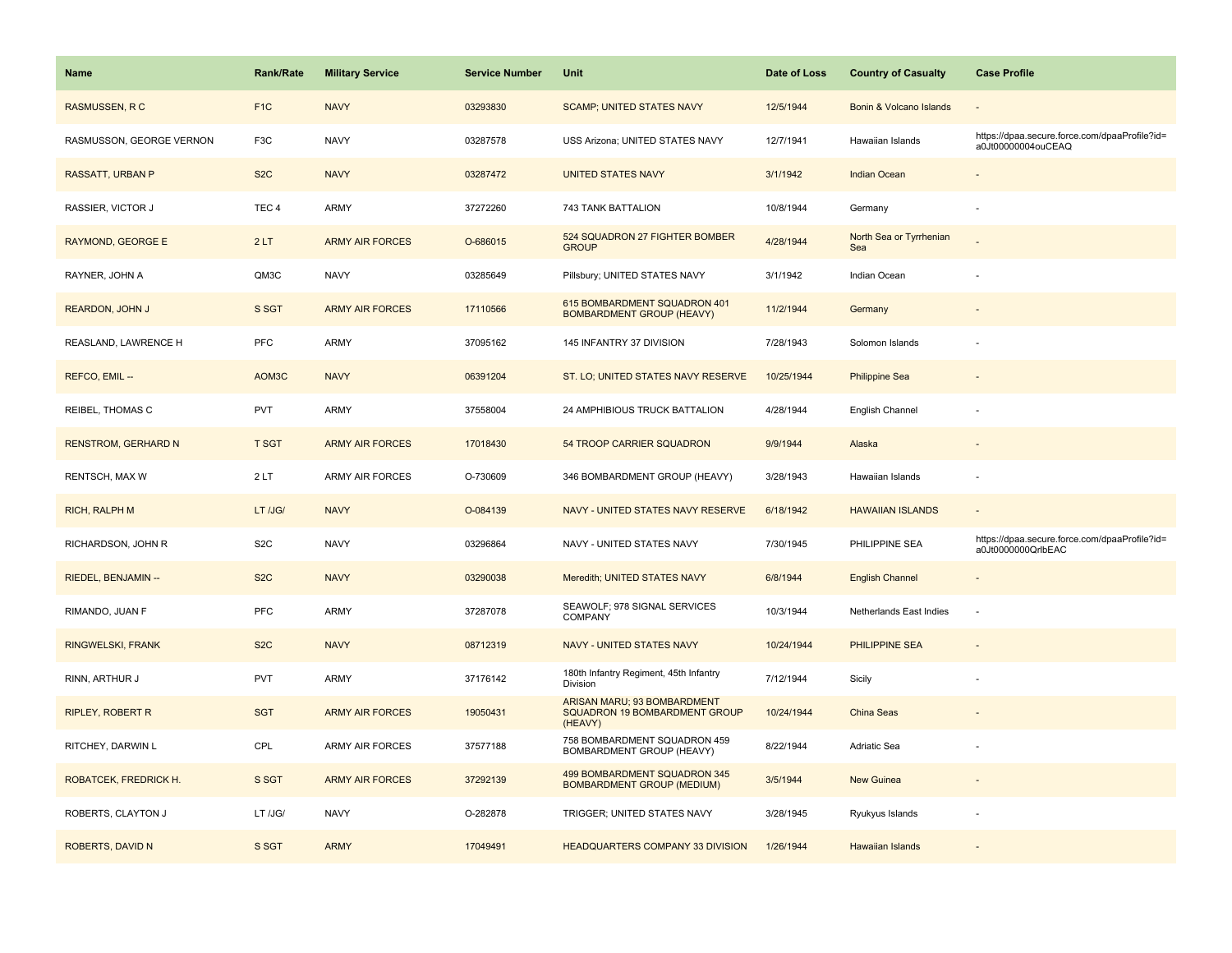| Name | Rank/Rate | Military Service | Service Number | Unit | Date of Loss | Country of Casualty | Case Profile |
|---|---|---|---|---|---|---|---|
| RASMUSSEN, R C | F1C | NAVY | 03293830 | SCAMP; UNITED STATES NAVY | 12/5/1944 | Bonin & Volcano Islands | - |
| RASMUSSON, GEORGE VERNON | F3C | NAVY | 03287578 | USS Arizona; UNITED STATES NAVY | 12/7/1941 | Hawaiian Islands | https://dpaa.secure.force.com/dpaaProfile?id=a0Jt00000004ouCEAQ |
| RASSATT, URBAN P | S2C | NAVY | 03287472 | UNITED STATES NAVY | 3/1/1942 | Indian Ocean | - |
| RASSIER, VICTOR J | TEC 4 | ARMY | 37272260 | 743 TANK BATTALION | 10/8/1944 | Germany | - |
| RAYMOND, GEORGE E | 2 LT | ARMY AIR FORCES | O-686015 | 524 SQUADRON 27 FIGHTER BOMBER GROUP | 4/28/1944 | North Sea or Tyrrhenian Sea | - |
| RAYNER, JOHN A | QM3C | NAVY | 03285649 | Pillsbury; UNITED STATES NAVY | 3/1/1942 | Indian Ocean | - |
| REARDON, JOHN J | S SGT | ARMY AIR FORCES | 17110566 | 615 BOMBARDMENT SQUADRON 401 BOMBARDMENT GROUP (HEAVY) | 11/2/1944 | Germany | - |
| REASLAND, LAWRENCE H | PFC | ARMY | 37095162 | 145 INFANTRY 37 DIVISION | 7/28/1943 | Solomon Islands | - |
| REFCO, EMIL -- | AOM3C | NAVY | 06391204 | ST. LO; UNITED STATES NAVY RESERVE | 10/25/1944 | Philippine Sea | - |
| REIBEL, THOMAS C | PVT | ARMY | 37558004 | 24 AMPHIBIOUS TRUCK BATTALION | 4/28/1944 | English Channel | - |
| RENSTROM, GERHARD N | T SGT | ARMY AIR FORCES | 17018430 | 54 TROOP CARRIER SQUADRON | 9/9/1944 | Alaska | - |
| RENTSCH, MAX W | 2 LT | ARMY AIR FORCES | O-730609 | 346 BOMBARDMENT GROUP (HEAVY) | 3/28/1943 | Hawaiian Islands | - |
| RICH, RALPH M | LT /JG/ | NAVY | O-084139 | NAVY - UNITED STATES NAVY RESERVE | 6/18/1942 | HAWAIIAN ISLANDS | - |
| RICHARDSON, JOHN R | S2C | NAVY | 03296864 | NAVY - UNITED STATES NAVY | 7/30/1945 | PHILIPPINE SEA | https://dpaa.secure.force.com/dpaaProfile?id=a0Jt0000000QrlbEAC |
| RIEDEL, BENJAMIN -- | S2C | NAVY | 03290038 | Meredith; UNITED STATES NAVY | 6/8/1944 | English Channel | - |
| RIMANDO, JUAN F | PFC | ARMY | 37287078 | SEAWOLF; 978 SIGNAL SERVICES COMPANY | 10/3/1944 | Netherlands East Indies | - |
| RINGWELSKI, FRANK | S2C | NAVY | 08712319 | NAVY - UNITED STATES NAVY | 10/24/1944 | PHILIPPINE SEA | - |
| RINN, ARTHUR J | PVT | ARMY | 37176142 | 180th Infantry Regiment, 45th Infantry Division | 7/12/1944 | Sicily | - |
| RIPLEY, ROBERT R | SGT | ARMY AIR FORCES | 19050431 | ARISAN MARU; 93 BOMBARDMENT SQUADRON 19 BOMBARDMENT GROUP (HEAVY) | 10/24/1944 | China Seas | - |
| RITCHEY, DARWIN L | CPL | ARMY AIR FORCES | 37577188 | 758 BOMBARDMENT SQUADRON 459 BOMBARDMENT GROUP (HEAVY) | 8/22/1944 | Adriatic Sea | - |
| ROBATCEK, FREDRICK H. | S SGT | ARMY AIR FORCES | 37292139 | 499 BOMBARDMENT SQUADRON 345 BOMBARDMENT GROUP (MEDIUM) | 3/5/1944 | New Guinea | - |
| ROBERTS, CLAYTON J | LT /JG/ | NAVY | O-282878 | TRIGGER; UNITED STATES NAVY | 3/28/1945 | Ryukyus Islands | - |
| ROBERTS, DAVID N | S SGT | ARMY | 17049491 | HEADQUARTERS COMPANY 33 DIVISION | 1/26/1944 | Hawaiian Islands | - |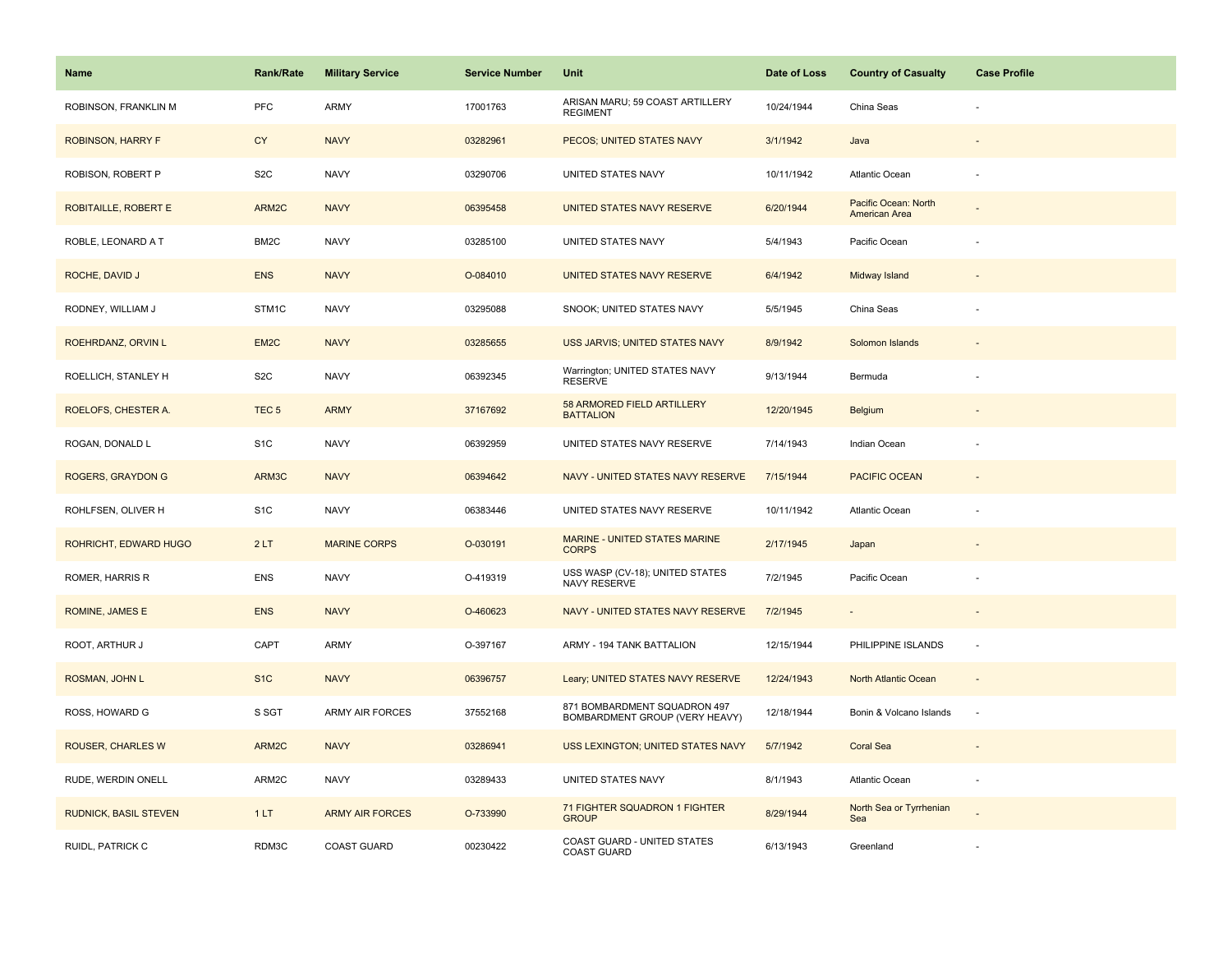| Name | Rank/Rate | Military Service | Service Number | Unit | Date of Loss | Country of Casualty | Case Profile |
|---|---|---|---|---|---|---|---|
| ROBINSON, FRANKLIN M | PFC | ARMY | 17001763 | ARISAN MARU; 59 COAST ARTILLERY REGIMENT | 10/24/1944 | China Seas | - |
| ROBINSON, HARRY F | CY | NAVY | 03282961 | PECOS; UNITED STATES NAVY | 3/1/1942 | Java | - |
| ROBISON, ROBERT P | S2C | NAVY | 03290706 | UNITED STATES NAVY | 10/11/1942 | Atlantic Ocean | - |
| ROBITAILLE, ROBERT E | ARM2C | NAVY | 06395458 | UNITED STATES NAVY RESERVE | 6/20/1944 | Pacific Ocean: North American Area | - |
| ROBLE, LEONARD A T | BM2C | NAVY | 03285100 | UNITED STATES NAVY | 5/4/1943 | Pacific Ocean | - |
| ROCHE, DAVID J | ENS | NAVY | O-084010 | UNITED STATES NAVY RESERVE | 6/4/1942 | Midway Island | - |
| RODNEY, WILLIAM J | STM1C | NAVY | 03295088 | SNOOK; UNITED STATES NAVY | 5/5/1945 | China Seas | - |
| ROEHRDANZ, ORVIN L | EM2C | NAVY | 03285655 | USS JARVIS; UNITED STATES NAVY | 8/9/1942 | Solomon Islands | - |
| ROELLICH, STANLEY H | S2C | NAVY | 06392345 | Warrington; UNITED STATES NAVY RESERVE | 9/13/1944 | Bermuda | - |
| ROELOFS, CHESTER A. | TEC 5 | ARMY | 37167692 | 58 ARMORED FIELD ARTILLERY BATTALION | 12/20/1945 | Belgium | - |
| ROGAN, DONALD L | S1C | NAVY | 06392959 | UNITED STATES NAVY RESERVE | 7/14/1943 | Indian Ocean | - |
| ROGERS, GRAYDON G | ARM3C | NAVY | 06394642 | NAVY - UNITED STATES NAVY RESERVE | 7/15/1944 | PACIFIC OCEAN | - |
| ROHLFSEN, OLIVER H | S1C | NAVY | 06383446 | UNITED STATES NAVY RESERVE | 10/11/1942 | Atlantic Ocean | - |
| ROHRICHT, EDWARD HUGO | 2 LT | MARINE CORPS | O-030191 | MARINE - UNITED STATES MARINE CORPS | 2/17/1945 | Japan | - |
| ROMER, HARRIS R | ENS | NAVY | O-419319 | USS WASP (CV-18); UNITED STATES NAVY RESERVE | 7/2/1945 | Pacific Ocean | - |
| ROMINE, JAMES E | ENS | NAVY | O-460623 | NAVY - UNITED STATES NAVY RESERVE | 7/2/1945 | - | - |
| ROOT, ARTHUR J | CAPT | ARMY | O-397167 | ARMY - 194 TANK BATTALION | 12/15/1944 | PHILIPPINE ISLANDS | - |
| ROSMAN, JOHN L | S1C | NAVY | 06396757 | Leary; UNITED STATES NAVY RESERVE | 12/24/1943 | North Atlantic Ocean | - |
| ROSS, HOWARD G | S SGT | ARMY AIR FORCES | 37552168 | 871 BOMBARDMENT SQUADRON 497 BOMBARDMENT GROUP (VERY HEAVY) | 12/18/1944 | Bonin & Volcano Islands | - |
| ROUSER, CHARLES W | ARM2C | NAVY | 03286941 | USS LEXINGTON; UNITED STATES NAVY | 5/7/1942 | Coral Sea | - |
| RUDE, WERDIN ONELL | ARM2C | NAVY | 03289433 | UNITED STATES NAVY | 8/1/1943 | Atlantic Ocean | - |
| RUDNICK, BASIL STEVEN | 1 LT | ARMY AIR FORCES | O-733990 | 71 FIGHTER SQUADRON 1 FIGHTER GROUP | 8/29/1944 | North Sea or Tyrrhenian Sea | - |
| RUIDL, PATRICK C | RDM3C | COAST GUARD | 00230422 | COAST GUARD - UNITED STATES COAST GUARD | 6/13/1943 | Greenland | - |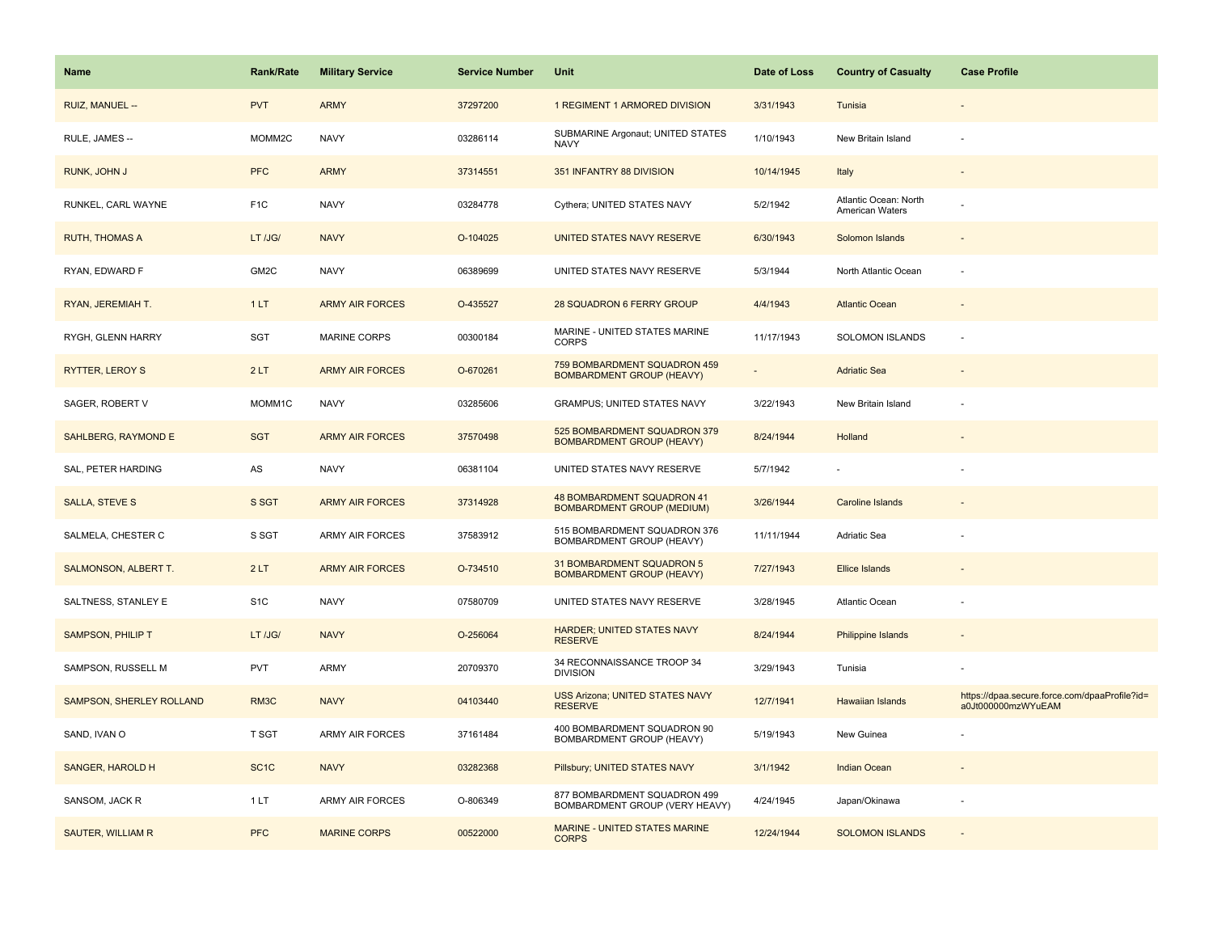| Name | Rank/Rate | Military Service | Service Number | Unit | Date of Loss | Country of Casualty | Case Profile |
|---|---|---|---|---|---|---|---|
| RUIZ, MANUEL -- | PVT | ARMY | 37297200 | 1 REGIMENT 1 ARMORED DIVISION | 3/31/1943 | Tunisia | - |
| RULE, JAMES -- | MOMM2C | NAVY | 03286114 | SUBMARINE Argonaut; UNITED STATES NAVY | 1/10/1943 | New Britain Island | - |
| RUNK, JOHN J | PFC | ARMY | 37314551 | 351 INFANTRY 88 DIVISION | 10/14/1945 | Italy | - |
| RUNKEL, CARL WAYNE | F1C | NAVY | 03284778 | Cythera; UNITED STATES NAVY | 5/2/1942 | Atlantic Ocean: North American Waters | - |
| RUTH, THOMAS A | LT /JG/ | NAVY | O-104025 | UNITED STATES NAVY RESERVE | 6/30/1943 | Solomon Islands | - |
| RYAN, EDWARD F | GM2C | NAVY | 06389699 | UNITED STATES NAVY RESERVE | 5/3/1944 | North Atlantic Ocean | - |
| RYAN, JEREMIAH T. | 1 LT | ARMY AIR FORCES | O-435527 | 28 SQUADRON 6 FERRY GROUP | 4/4/1943 | Atlantic Ocean | - |
| RYGH, GLENN HARRY | SGT | MARINE CORPS | 00300184 | MARINE - UNITED STATES MARINE CORPS | 11/17/1943 | SOLOMON ISLANDS | - |
| RYTTER, LEROY S | 2 LT | ARMY AIR FORCES | O-670261 | 759 BOMBARDMENT SQUADRON 459 BOMBARDMENT GROUP (HEAVY) | - | Adriatic Sea | - |
| SAGER, ROBERT V | MOMM1C | NAVY | 03285606 | GRAMPUS; UNITED STATES NAVY | 3/22/1943 | New Britain Island | - |
| SAHLBERG, RAYMOND E | SGT | ARMY AIR FORCES | 37570498 | 525 BOMBARDMENT SQUADRON 379 BOMBARDMENT GROUP (HEAVY) | 8/24/1944 | Holland | - |
| SAL, PETER HARDING | AS | NAVY | 06381104 | UNITED STATES NAVY RESERVE | 5/7/1942 | - | - |
| SALLA, STEVE S | S SGT | ARMY AIR FORCES | 37314928 | 48 BOMBARDMENT SQUADRON 41 BOMBARDMENT GROUP (MEDIUM) | 3/26/1944 | Caroline Islands | - |
| SALMELA, CHESTER C | S SGT | ARMY AIR FORCES | 37583912 | 515 BOMBARDMENT SQUADRON 376 BOMBARDMENT GROUP (HEAVY) | 11/11/1944 | Adriatic Sea | - |
| SALMONSON, ALBERT T. | 2 LT | ARMY AIR FORCES | O-734510 | 31 BOMBARDMENT SQUADRON 5 BOMBARDMENT GROUP (HEAVY) | 7/27/1943 | Ellice Islands | - |
| SALTNESS, STANLEY E | S1C | NAVY | 07580709 | UNITED STATES NAVY RESERVE | 3/28/1945 | Atlantic Ocean | - |
| SAMPSON, PHILIP T | LT /JG/ | NAVY | O-256064 | HARDER; UNITED STATES NAVY RESERVE | 8/24/1944 | Philippine Islands | - |
| SAMPSON, RUSSELL M | PVT | ARMY | 20709370 | 34 RECONNAISSANCE TROOP 34 DIVISION | 3/29/1943 | Tunisia | - |
| SAMPSON, SHERLEY ROLLAND | RM3C | NAVY | 04103440 | USS Arizona; UNITED STATES NAVY RESERVE | 12/7/1941 | Hawaiian Islands | https://dpaa.secure.force.com/dpaaProfile?id=a0Jt000000mzWYuEAM |
| SAND, IVAN O | T SGT | ARMY AIR FORCES | 37161484 | 400 BOMBARDMENT SQUADRON 90 BOMBARDMENT GROUP (HEAVY) | 5/19/1943 | New Guinea | - |
| SANGER, HAROLD H | SC1C | NAVY | 03282368 | Pillsbury; UNITED STATES NAVY | 3/1/1942 | Indian Ocean | - |
| SANSOM, JACK R | 1 LT | ARMY AIR FORCES | O-806349 | 877 BOMBARDMENT SQUADRON 499 BOMBARDMENT GROUP (VERY HEAVY) | 4/24/1945 | Japan/Okinawa | - |
| SAUTER, WILLIAM R | PFC | MARINE CORPS | 00522000 | MARINE - UNITED STATES MARINE CORPS | 12/24/1944 | SOLOMON ISLANDS | - |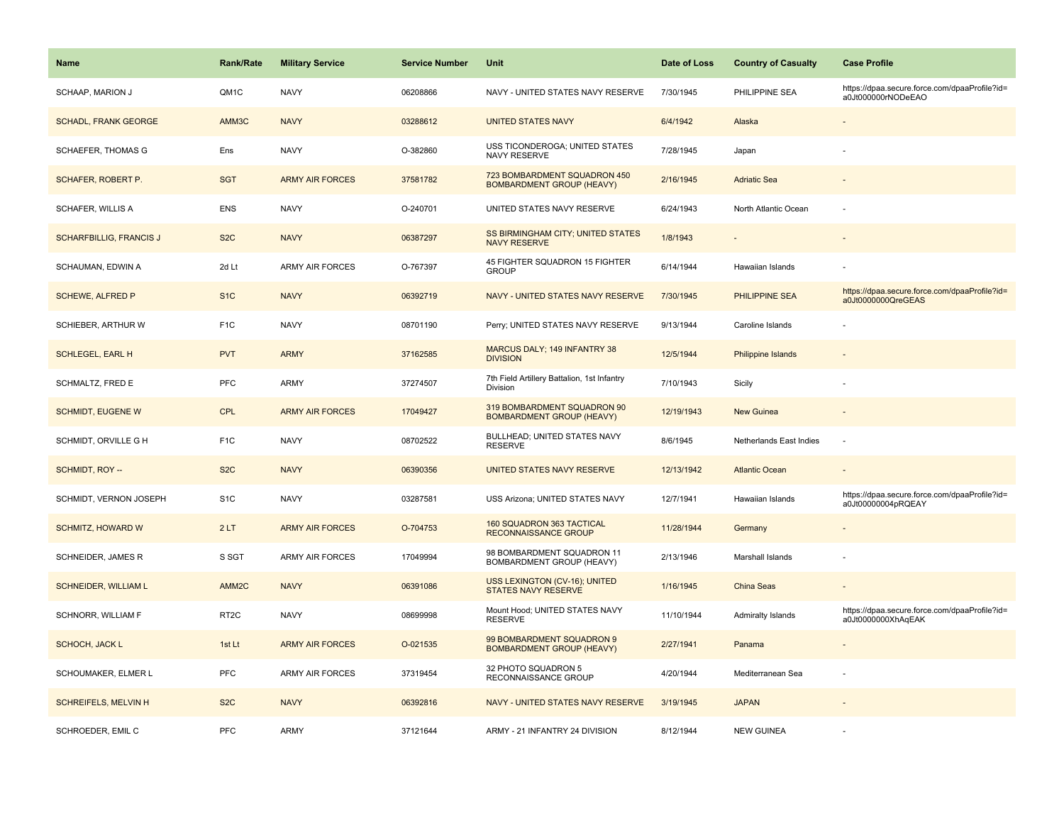| Name | Rank/Rate | Military Service | Service Number | Unit | Date of Loss | Country of Casualty | Case Profile |
|---|---|---|---|---|---|---|---|
| SCHAAP, MARION J | QM1C | NAVY | 06208866 | NAVY - UNITED STATES NAVY RESERVE | 7/30/1945 | PHILIPPINE SEA | https://dpaa.secure.force.com/dpaaProfile?id=a0Jt000000rNODeEAO |
| SCHADL, FRANK GEORGE | AMM3C | NAVY | 03288612 | UNITED STATES NAVY | 6/4/1942 | Alaska | - |
| SCHAEFER, THOMAS G | Ens | NAVY | O-382860 | USS TICONDEROGA; UNITED STATES NAVY RESERVE | 7/28/1945 | Japan | - |
| SCHAFER, ROBERT P. | SGT | ARMY AIR FORCES | 37581782 | 723 BOMBARDMENT SQUADRON 450 BOMBARDMENT GROUP (HEAVY) | 2/16/1945 | Adriatic Sea | - |
| SCHAFER, WILLIS A | ENS | NAVY | O-240701 | UNITED STATES NAVY RESERVE | 6/24/1943 | North Atlantic Ocean | - |
| SCHARFBILLIG, FRANCIS J | S2C | NAVY | 06387297 | SS BIRMINGHAM CITY; UNITED STATES NAVY RESERVE | 1/8/1943 | - | - |
| SCHAUMAN, EDWIN A | 2d Lt | ARMY AIR FORCES | O-767397 | 45 FIGHTER SQUADRON 15 FIGHTER GROUP | 6/14/1944 | Hawaiian Islands | - |
| SCHEWE, ALFRED P | S1C | NAVY | 06392719 | NAVY - UNITED STATES NAVY RESERVE | 7/30/1945 | PHILIPPINE SEA | https://dpaa.secure.force.com/dpaaProfile?id=a0Jt0000000QreGEAS |
| SCHIEBER, ARTHUR W | F1C | NAVY | 08701190 | Perry; UNITED STATES NAVY RESERVE | 9/13/1944 | Caroline Islands | - |
| SCHLEGEL, EARL H | PVT | ARMY | 37162585 | MARCUS DALY; 149 INFANTRY 38 DIVISION | 12/5/1944 | Philippine Islands | - |
| SCHMALTZ, FRED E | PFC | ARMY | 37274507 | 7th Field Artillery Battalion, 1st Infantry Division | 7/10/1943 | Sicily | - |
| SCHMIDT, EUGENE W | CPL | ARMY AIR FORCES | 17049427 | 319 BOMBARDMENT SQUADRON 90 BOMBARDMENT GROUP (HEAVY) | 12/19/1943 | New Guinea | - |
| SCHMIDT, ORVILLE G H | F1C | NAVY | 08702522 | BULLHEAD; UNITED STATES NAVY RESERVE | 8/6/1945 | Netherlands East Indies | - |
| SCHMIDT, ROY -- | S2C | NAVY | 06390356 | UNITED STATES NAVY RESERVE | 12/13/1942 | Atlantic Ocean | - |
| SCHMIDT, VERNON JOSEPH | S1C | NAVY | 03287581 | USS Arizona; UNITED STATES NAVY | 12/7/1941 | Hawaiian Islands | https://dpaa.secure.force.com/dpaaProfile?id=a0Jt00000004pRQEAY |
| SCHMITZ, HOWARD W | 2 LT | ARMY AIR FORCES | O-704753 | 160 SQUADRON 363 TACTICAL RECONNAISSANCE GROUP | 11/28/1944 | Germany | - |
| SCHNEIDER, JAMES R | S SGT | ARMY AIR FORCES | 17049994 | 98 BOMBARDMENT SQUADRON 11 BOMBARDMENT GROUP (HEAVY) | 2/13/1946 | Marshall Islands | - |
| SCHNEIDER, WILLIAM L | AMM2C | NAVY | 06391086 | USS LEXINGTON (CV-16); UNITED STATES NAVY RESERVE | 1/16/1945 | China Seas | - |
| SCHNORR, WILLIAM F | RT2C | NAVY | 08699998 | Mount Hood; UNITED STATES NAVY RESERVE | 11/10/1944 | Admiralty Islands | https://dpaa.secure.force.com/dpaaProfile?id=a0Jt0000000XhAqEAK |
| SCHOCH, JACK L | 1st Lt | ARMY AIR FORCES | O-021535 | 99 BOMBARDMENT SQUADRON 9 BOMBARDMENT GROUP (HEAVY) | 2/27/1941 | Panama | - |
| SCHOUMAKER, ELMER L | PFC | ARMY AIR FORCES | 37319454 | 32 PHOTO SQUADRON 5 RECONNAISSANCE GROUP | 4/20/1944 | Mediterranean Sea | - |
| SCHREIFELS, MELVIN H | S2C | NAVY | 06392816 | NAVY - UNITED STATES NAVY RESERVE | 3/19/1945 | JAPAN | - |
| SCHROEDER, EMIL C | PFC | ARMY | 37121644 | ARMY - 21 INFANTRY 24 DIVISION | 8/12/1944 | NEW GUINEA | - |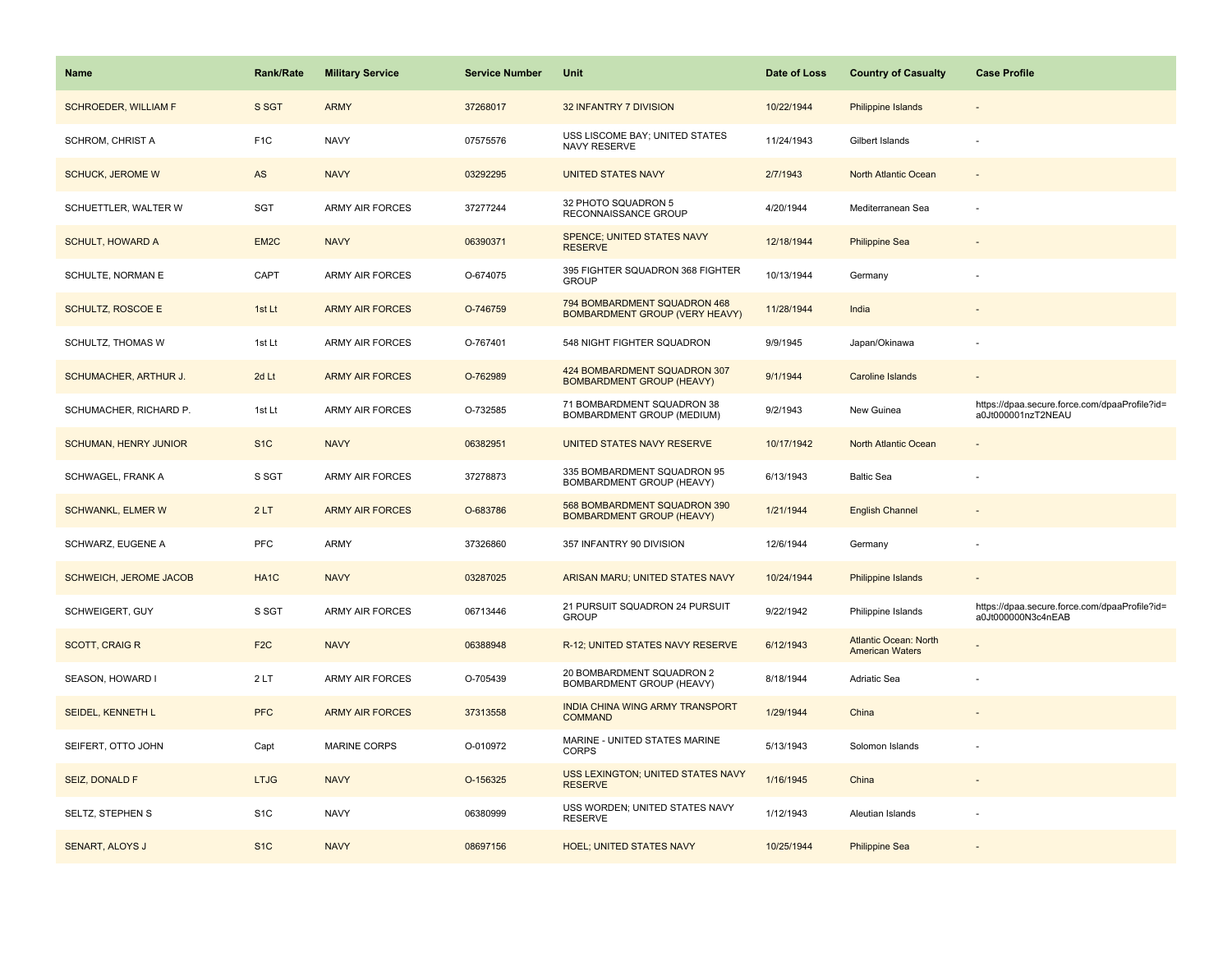| Name | Rank/Rate | Military Service | Service Number | Unit | Date of Loss | Country of Casualty | Case Profile |
|---|---|---|---|---|---|---|---|
| SCHROEDER, WILLIAM F | S SGT | ARMY | 37268017 | 32 INFANTRY 7 DIVISION | 10/22/1944 | Philippine Islands | - |
| SCHROM, CHRIST A | F1C | NAVY | 07575576 | USS LISCOME BAY; UNITED STATES NAVY RESERVE | 11/24/1943 | Gilbert Islands | - |
| SCHUCK, JEROME W | AS | NAVY | 03292295 | UNITED STATES NAVY | 2/7/1943 | North Atlantic Ocean | - |
| SCHUETTLER, WALTER W | SGT | ARMY AIR FORCES | 37277244 | 32 PHOTO SQUADRON 5 RECONNAISSANCE GROUP | 4/20/1944 | Mediterranean Sea | - |
| SCHULT, HOWARD A | EM2C | NAVY | 06390371 | SPENCE; UNITED STATES NAVY RESERVE | 12/18/1944 | Philippine Sea | - |
| SCHULTE, NORMAN E | CAPT | ARMY AIR FORCES | O-674075 | 395 FIGHTER SQUADRON 368 FIGHTER GROUP | 10/13/1944 | Germany | - |
| SCHULTZ, ROSCOE E | 1st Lt | ARMY AIR FORCES | O-746759 | 794 BOMBARDMENT SQUADRON 468 BOMBARDMENT GROUP (VERY HEAVY) | 11/28/1944 | India | - |
| SCHULTZ, THOMAS W | 1st Lt | ARMY AIR FORCES | O-767401 | 548 NIGHT FIGHTER SQUADRON | 9/9/1945 | Japan/Okinawa | - |
| SCHUMACHER, ARTHUR J. | 2d Lt | ARMY AIR FORCES | O-762989 | 424 BOMBARDMENT SQUADRON 307 BOMBARDMENT GROUP (HEAVY) | 9/1/1944 | Caroline Islands | - |
| SCHUMACHER, RICHARD P. | 1st Lt | ARMY AIR FORCES | O-732585 | 71 BOMBARDMENT SQUADRON 38 BOMBARDMENT GROUP (MEDIUM) | 9/2/1943 | New Guinea | https://dpaa.secure.force.com/dpaaProfile?id=a0Jt000001nzT2NEAU |
| SCHUMAN, HENRY JUNIOR | S1C | NAVY | 06382951 | UNITED STATES NAVY RESERVE | 10/17/1942 | North Atlantic Ocean | - |
| SCHWAGEL, FRANK A | S SGT | ARMY AIR FORCES | 37278873 | 335 BOMBARDMENT SQUADRON 95 BOMBARDMENT GROUP (HEAVY) | 6/13/1943 | Baltic Sea | - |
| SCHWANKL, ELMER W | 2 LT | ARMY AIR FORCES | O-683786 | 568 BOMBARDMENT SQUADRON 390 BOMBARDMENT GROUP (HEAVY) | 1/21/1944 | English Channel | - |
| SCHWARZ, EUGENE A | PFC | ARMY | 37326860 | 357 INFANTRY 90 DIVISION | 12/6/1944 | Germany | - |
| SCHWEICH, JEROME JACOB | HA1C | NAVY | 03287025 | ARISAN MARU; UNITED STATES NAVY | 10/24/1944 | Philippine Islands | - |
| SCHWEIGERT, GUY | S SGT | ARMY AIR FORCES | 06713446 | 21 PURSUIT SQUADRON 24 PURSUIT GROUP | 9/22/1942 | Philippine Islands | https://dpaa.secure.force.com/dpaaProfile?id=a0Jt000000N3c4nEAB |
| SCOTT, CRAIG R | F2C | NAVY | 06388948 | R-12; UNITED STATES NAVY RESERVE | 6/12/1943 | Atlantic Ocean: North American Waters | - |
| SEASON, HOWARD I | 2 LT | ARMY AIR FORCES | O-705439 | 20 BOMBARDMENT SQUADRON 2 BOMBARDMENT GROUP (HEAVY) | 8/18/1944 | Adriatic Sea | - |
| SEIDEL, KENNETH L | PFC | ARMY AIR FORCES | 37313558 | INDIA CHINA WING ARMY TRANSPORT COMMAND | 1/29/1944 | China | - |
| SEIFERT, OTTO JOHN | Capt | MARINE CORPS | O-010972 | MARINE - UNITED STATES MARINE CORPS | 5/13/1943 | Solomon Islands | - |
| SEIZ, DONALD F | LTJG | NAVY | O-156325 | USS LEXINGTON; UNITED STATES NAVY RESERVE | 1/16/1945 | China | - |
| SELTZ, STEPHEN S | S1C | NAVY | 06380999 | USS WORDEN; UNITED STATES NAVY RESERVE | 1/12/1943 | Aleutian Islands | - |
| SENART, ALOYS J | S1C | NAVY | 08697156 | HOEL; UNITED STATES NAVY | 10/25/1944 | Philippine Sea | - |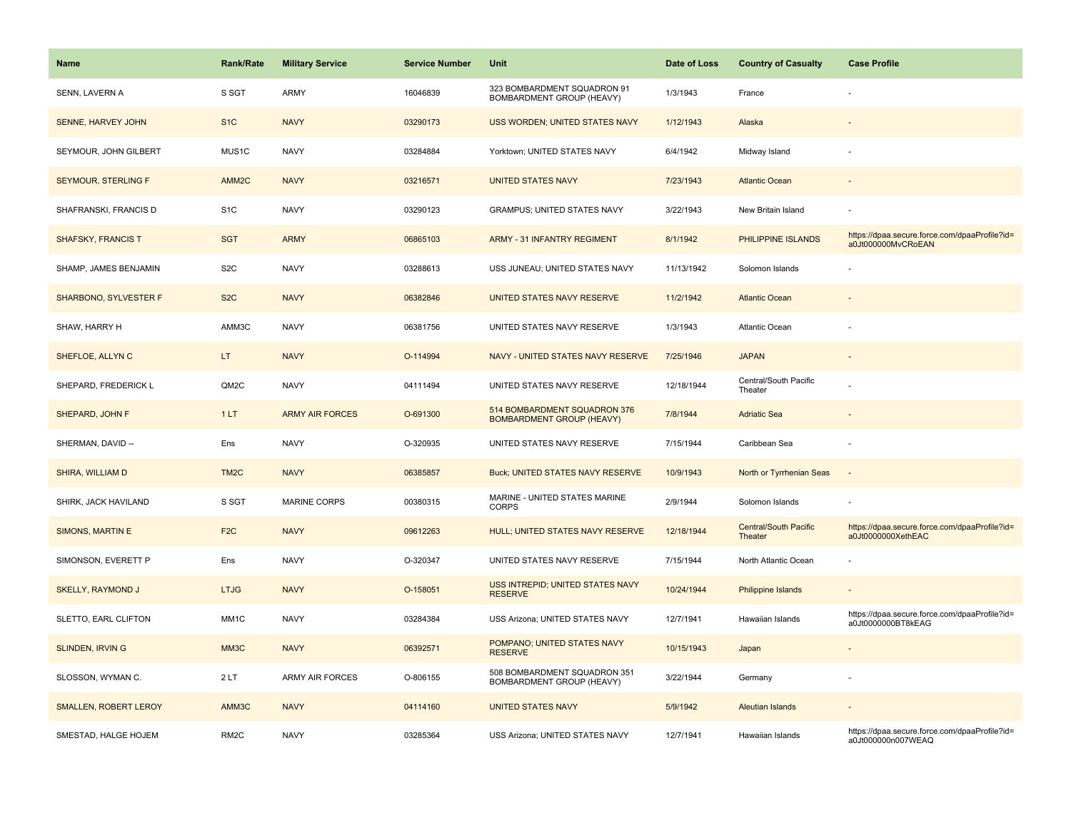| Name | Rank/Rate | Military Service | Service Number | Unit | Date of Loss | Country of Casualty | Case Profile |
| --- | --- | --- | --- | --- | --- | --- | --- |
| SENN, LAVERN A | S SGT | ARMY | 16046839 | 323 BOMBARDMENT SQUADRON 91 BOMBARDMENT GROUP (HEAVY) | 1/3/1943 | France | - |
| SENNE, HARVEY JOHN | S1C | NAVY | 03290173 | USS WORDEN; UNITED STATES NAVY | 1/12/1943 | Alaska | - |
| SEYMOUR, JOHN GILBERT | MUS1C | NAVY | 03284884 | Yorktown; UNITED STATES NAVY | 6/4/1942 | Midway Island | - |
| SEYMOUR, STERLING F | AMM2C | NAVY | 03216571 | UNITED STATES NAVY | 7/23/1943 | Atlantic Ocean | - |
| SHAFRANSKI, FRANCIS D | S1C | NAVY | 03290123 | GRAMPUS; UNITED STATES NAVY | 3/22/1943 | New Britain Island | - |
| SHAFSKY, FRANCIS T | SGT | ARMY | 06865103 | ARMY - 31 INFANTRY REGIMENT | 8/1/1942 | PHILIPPINE ISLANDS | https://dpaa.secure.force.com/dpaaProfile?id=a0Jt000000MvCRoEAN |
| SHAMP, JAMES BENJAMIN | S2C | NAVY | 03288613 | USS JUNEAU; UNITED STATES NAVY | 11/13/1942 | Solomon Islands | - |
| SHARBONO, SYLVESTER F | S2C | NAVY | 06382846 | UNITED STATES NAVY RESERVE | 11/2/1942 | Atlantic Ocean | - |
| SHAW, HARRY H | AMM3C | NAVY | 06381756 | UNITED STATES NAVY RESERVE | 1/3/1943 | Atlantic Ocean | - |
| SHEFLOE, ALLYN C | LT | NAVY | O-114994 | NAVY - UNITED STATES NAVY RESERVE | 7/25/1946 | JAPAN | - |
| SHEPARD, FREDERICK L | QM2C | NAVY | 04111494 | UNITED STATES NAVY RESERVE | 12/18/1944 | Central/South Pacific Theater | - |
| SHEPARD, JOHN F | 1 LT | ARMY AIR FORCES | O-691300 | 514 BOMBARDMENT SQUADRON 376 BOMBARDMENT GROUP (HEAVY) | 7/8/1944 | Adriatic Sea | - |
| SHERMAN, DAVID -- | Ens | NAVY | O-320935 | UNITED STATES NAVY RESERVE | 7/15/1944 | Caribbean Sea | - |
| SHIRA, WILLIAM D | TM2C | NAVY | 06385857 | Buck; UNITED STATES NAVY RESERVE | 10/9/1943 | North or Tyrrhenian Seas | - |
| SHIRK, JACK HAVILAND | S SGT | MARINE CORPS | 00380315 | MARINE - UNITED STATES MARINE CORPS | 2/9/1944 | Solomon Islands | - |
| SIMONS, MARTIN E | F2C | NAVY | 09612263 | HULL; UNITED STATES NAVY RESERVE | 12/18/1944 | Central/South Pacific Theater | https://dpaa.secure.force.com/dpaaProfile?id=a0Jt0000000XethEAC |
| SIMONSON, EVERETT P | Ens | NAVY | O-320347 | UNITED STATES NAVY RESERVE | 7/15/1944 | North Atlantic Ocean | - |
| SKELLY, RAYMOND J | LTJG | NAVY | O-158051 | USS INTREPID; UNITED STATES NAVY RESERVE | 10/24/1944 | Philippine Islands | - |
| SLETTO, EARL CLIFTON | MM1C | NAVY | 03284384 | USS Arizona; UNITED STATES NAVY | 12/7/1941 | Hawaiian Islands | https://dpaa.secure.force.com/dpaaProfile?id=a0Jt0000000BT8kEAG |
| SLINDEN, IRVIN G | MM3C | NAVY | 06392571 | POMPANO; UNITED STATES NAVY RESERVE | 10/15/1943 | Japan | - |
| SLOSSON, WYMAN C. | 2 LT | ARMY AIR FORCES | O-806155 | 508 BOMBARDMENT SQUADRON 351 BOMBARDMENT GROUP (HEAVY) | 3/22/1944 | Germany | - |
| SMALLEN, ROBERT LEROY | AMM3C | NAVY | 04114160 | UNITED STATES NAVY | 5/9/1942 | Aleutian Islands | - |
| SMESTAD, HALGE HOJEM | RM2C | NAVY | 03285364 | USS Arizona; UNITED STATES NAVY | 12/7/1941 | Hawaiian Islands | https://dpaa.secure.force.com/dpaaProfile?id=a0Jt000000n007WEAQ |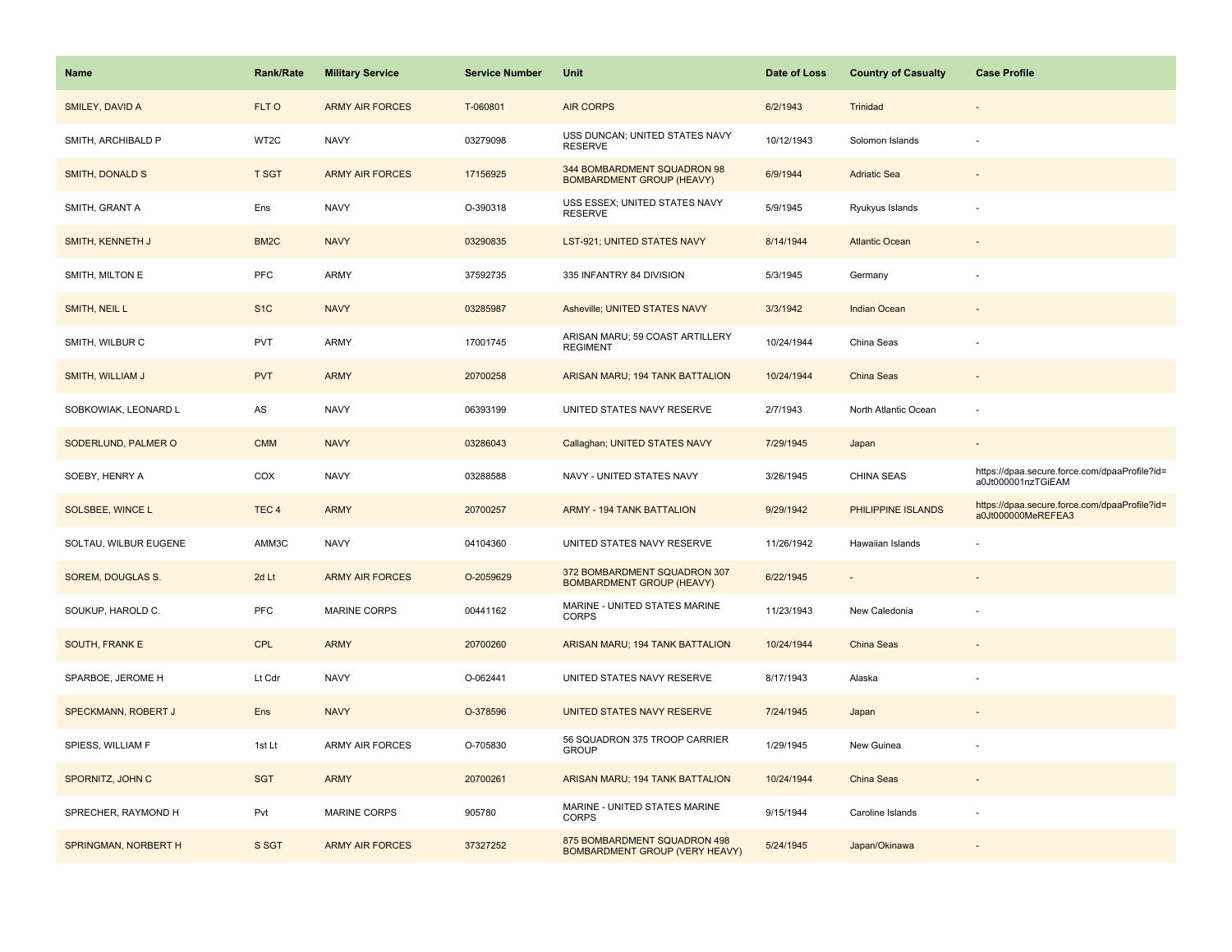| Name | Rank/Rate | Military Service | Service Number | Unit | Date of Loss | Country of Casualty | Case Profile |
|---|---|---|---|---|---|---|---|
| SMILEY, DAVID A | FLT O | ARMY AIR FORCES | T-060801 | AIR CORPS | 6/2/1943 | Trinidad | - |
| SMITH, ARCHIBALD P | WT2C | NAVY | 03279098 | USS DUNCAN; UNITED STATES NAVY RESERVE | 10/12/1943 | Solomon Islands | - |
| SMITH, DONALD S | T SGT | ARMY AIR FORCES | 17156925 | 344 BOMBARDMENT SQUADRON 98 BOMBARDMENT GROUP (HEAVY) | 6/9/1944 | Adriatic Sea | - |
| SMITH, GRANT A | Ens | NAVY | O-390318 | USS ESSEX; UNITED STATES NAVY RESERVE | 5/9/1945 | Ryukyus Islands | - |
| SMITH, KENNETH J | BM2C | NAVY | 03290835 | LST-921; UNITED STATES NAVY | 8/14/1944 | Atlantic Ocean | - |
| SMITH, MILTON E | PFC | ARMY | 37592735 | 335 INFANTRY 84 DIVISION | 5/3/1945 | Germany | - |
| SMITH, NEIL L | S1C | NAVY | 03285987 | Asheville; UNITED STATES NAVY | 3/3/1942 | Indian Ocean | - |
| SMITH, WILBUR C | PVT | ARMY | 17001745 | ARISAN MARU; 59 COAST ARTILLERY REGIMENT | 10/24/1944 | China Seas | - |
| SMITH, WILLIAM J | PVT | ARMY | 20700258 | ARISAN MARU; 194 TANK BATTALION | 10/24/1944 | China Seas | - |
| SOBKOWIAK, LEONARD L | AS | NAVY | 06393199 | UNITED STATES NAVY RESERVE | 2/7/1943 | North Atlantic Ocean | - |
| SODERLUND, PALMER O | CMM | NAVY | 03286043 | Callaghan; UNITED STATES NAVY | 7/29/1945 | Japan | - |
| SOEBY, HENRY A | COX | NAVY | 03288588 | NAVY - UNITED STATES NAVY | 3/26/1945 | CHINA SEAS | https://dpaa.secure.force.com/dpaaProfile?id=a0Jt000001nzTGiEAM |
| SOLSBEE, WINCE L | TEC 4 | ARMY | 20700257 | ARMY - 194 TANK BATTALION | 9/29/1942 | PHILIPPINE ISLANDS | https://dpaa.secure.force.com/dpaaProfile?id=a0Jt000000MeREFEA3 |
| SOLTAU, WILBUR EUGENE | AMM3C | NAVY | 04104360 | UNITED STATES NAVY RESERVE | 11/26/1942 | Hawaiian Islands | - |
| SOREM, DOUGLAS S. | 2d Lt | ARMY AIR FORCES | O-2059629 | 372 BOMBARDMENT SQUADRON 307 BOMBARDMENT GROUP (HEAVY) | 6/22/1945 | - | - |
| SOUKUP, HAROLD C. | PFC | MARINE CORPS | 00441162 | MARINE - UNITED STATES MARINE CORPS | 11/23/1943 | New Caledonia | - |
| SOUTH, FRANK E | CPL | ARMY | 20700260 | ARISAN MARU; 194 TANK BATTALION | 10/24/1944 | China Seas | - |
| SPARBOE, JEROME H | Lt Cdr | NAVY | O-062441 | UNITED STATES NAVY RESERVE | 8/17/1943 | Alaska | - |
| SPECKMANN, ROBERT J | Ens | NAVY | O-378596 | UNITED STATES NAVY RESERVE | 7/24/1945 | Japan | - |
| SPIESS, WILLIAM F | 1st Lt | ARMY AIR FORCES | O-705830 | 56 SQUADRON 375 TROOP CARRIER GROUP | 1/29/1945 | New Guinea | - |
| SPORNITZ, JOHN C | SGT | ARMY | 20700261 | ARISAN MARU; 194 TANK BATTALION | 10/24/1944 | China Seas | - |
| SPRECHER, RAYMOND H | Pvt | MARINE CORPS | 905780 | MARINE - UNITED STATES MARINE CORPS | 9/15/1944 | Caroline Islands | - |
| SPRINGMAN, NORBERT H | S SGT | ARMY AIR FORCES | 37327252 | 875 BOMBARDMENT SQUADRON 498 BOMBARDMENT GROUP (VERY HEAVY) | 5/24/1945 | Japan/Okinawa | - |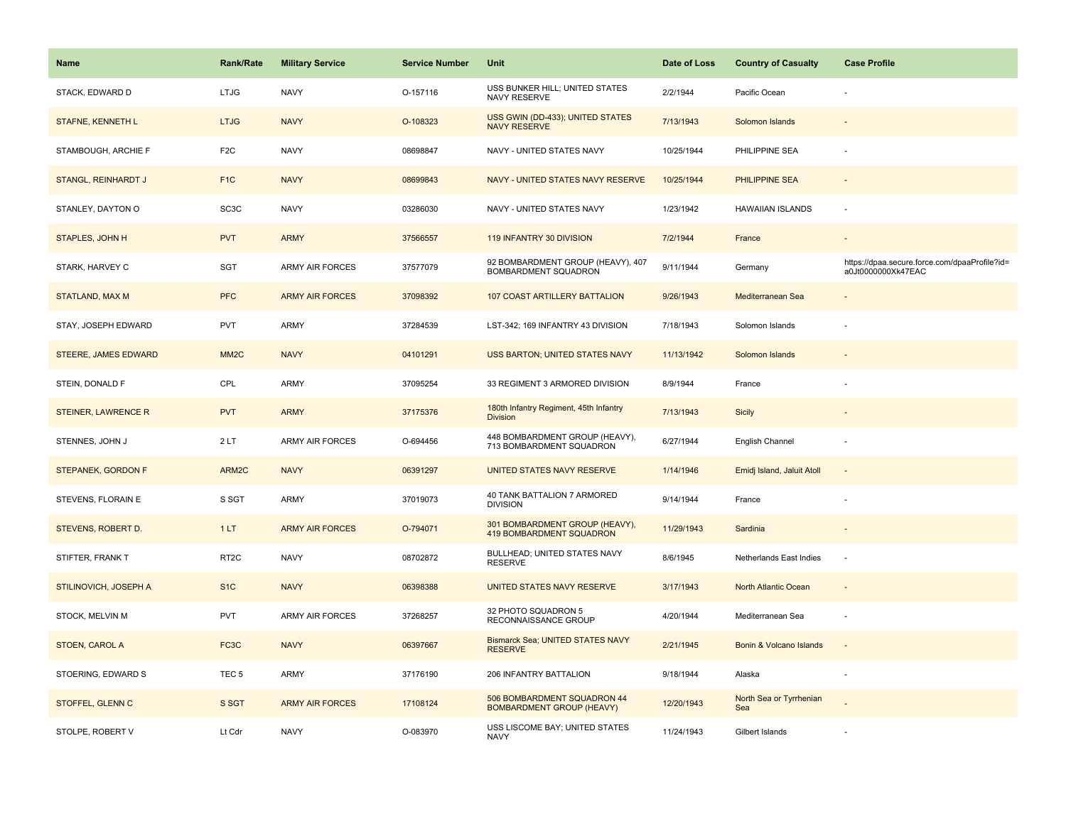| Name | Rank/Rate | Military Service | Service Number | Unit | Date of Loss | Country of Casualty | Case Profile |
|---|---|---|---|---|---|---|---|
| STACK, EDWARD D | LTJG | NAVY | O-157116 | USS BUNKER HILL; UNITED STATES NAVY RESERVE | 2/2/1944 | Pacific Ocean | - |
| STAFNE, KENNETH L | LTJG | NAVY | O-108323 | USS GWIN (DD-433); UNITED STATES NAVY RESERVE | 7/13/1943 | Solomon Islands | - |
| STAMBOUGH, ARCHIE F | F2C | NAVY | 08698847 | NAVY - UNITED STATES NAVY | 10/25/1944 | PHILIPPINE SEA | - |
| STANGL, REINHARDT J | F1C | NAVY | 08699843 | NAVY - UNITED STATES NAVY RESERVE | 10/25/1944 | PHILIPPINE SEA | - |
| STANLEY, DAYTON O | SC3C | NAVY | 03286030 | NAVY - UNITED STATES NAVY | 1/23/1942 | HAWAIIAN ISLANDS | - |
| STAPLES, JOHN H | PVT | ARMY | 37566557 | 119 INFANTRY 30 DIVISION | 7/2/1944 | France | - |
| STARK, HARVEY C | SGT | ARMY AIR FORCES | 37577079 | 92 BOMBARDMENT GROUP (HEAVY), 407 BOMBARDMENT SQUADRON | 9/11/1944 | Germany | https://dpaa.secure.force.com/dpaaProfile?id=a0Jt0000000Xk47EAC |
| STATLAND, MAX M | PFC | ARMY AIR FORCES | 37098392 | 107 COAST ARTILLERY BATTALION | 9/26/1943 | Mediterranean Sea | - |
| STAY, JOSEPH EDWARD | PVT | ARMY | 37284539 | LST-342; 169 INFANTRY 43 DIVISION | 7/18/1943 | Solomon Islands | - |
| STEERE, JAMES EDWARD | MM2C | NAVY | 04101291 | USS BARTON; UNITED STATES NAVY | 11/13/1942 | Solomon Islands | - |
| STEIN, DONALD F | CPL | ARMY | 37095254 | 33 REGIMENT 3 ARMORED DIVISION | 8/9/1944 | France | - |
| STEINER, LAWRENCE R | PVT | ARMY | 37175376 | 180th Infantry Regiment, 45th Infantry Division | 7/13/1943 | Sicily | - |
| STENNES, JOHN J | 2 LT | ARMY AIR FORCES | O-694456 | 448 BOMBARDMENT GROUP (HEAVY), 713 BOMBARDMENT SQUADRON | 6/27/1944 | English Channel | - |
| STEPANEK, GORDON F | ARM2C | NAVY | 06391297 | UNITED STATES NAVY RESERVE | 1/14/1946 | Emidj Island, Jaluit Atoll | - |
| STEVENS, FLORAIN E | S SGT | ARMY | 37019073 | 40 TANK BATTALION 7 ARMORED DIVISION | 9/14/1944 | France | - |
| STEVENS, ROBERT D. | 1 LT | ARMY AIR FORCES | O-794071 | 301 BOMBARDMENT GROUP (HEAVY), 419 BOMBARDMENT SQUADRON | 11/29/1943 | Sardinia | - |
| STIFTER, FRANK T | RT2C | NAVY | 08702872 | BULLHEAD; UNITED STATES NAVY RESERVE | 8/6/1945 | Netherlands East Indies | - |
| STILINOVICH, JOSEPH A | S1C | NAVY | 06398388 | UNITED STATES NAVY RESERVE | 3/17/1943 | North Atlantic Ocean | - |
| STOCK, MELVIN M | PVT | ARMY AIR FORCES | 37268257 | 32 PHOTO SQUADRON 5 RECONNAISSANCE GROUP | 4/20/1944 | Mediterranean Sea | - |
| STOEN, CAROL A | FC3C | NAVY | 06397667 | Bismarck Sea; UNITED STATES NAVY RESERVE | 2/21/1945 | Bonin & Volcano Islands | - |
| STOERING, EDWARD S | TEC 5 | ARMY | 37176190 | 206 INFANTRY BATTALION | 9/18/1944 | Alaska | - |
| STOFFEL, GLENN C | S SGT | ARMY AIR FORCES | 17108124 | 506 BOMBARDMENT SQUADRON 44 BOMBARDMENT GROUP (HEAVY) | 12/20/1943 | North Sea or Tyrrhenian Sea | - |
| STOLPE, ROBERT V | Lt Cdr | NAVY | O-083970 | USS LISCOME BAY; UNITED STATES NAVY | 11/24/1943 | Gilbert Islands | - |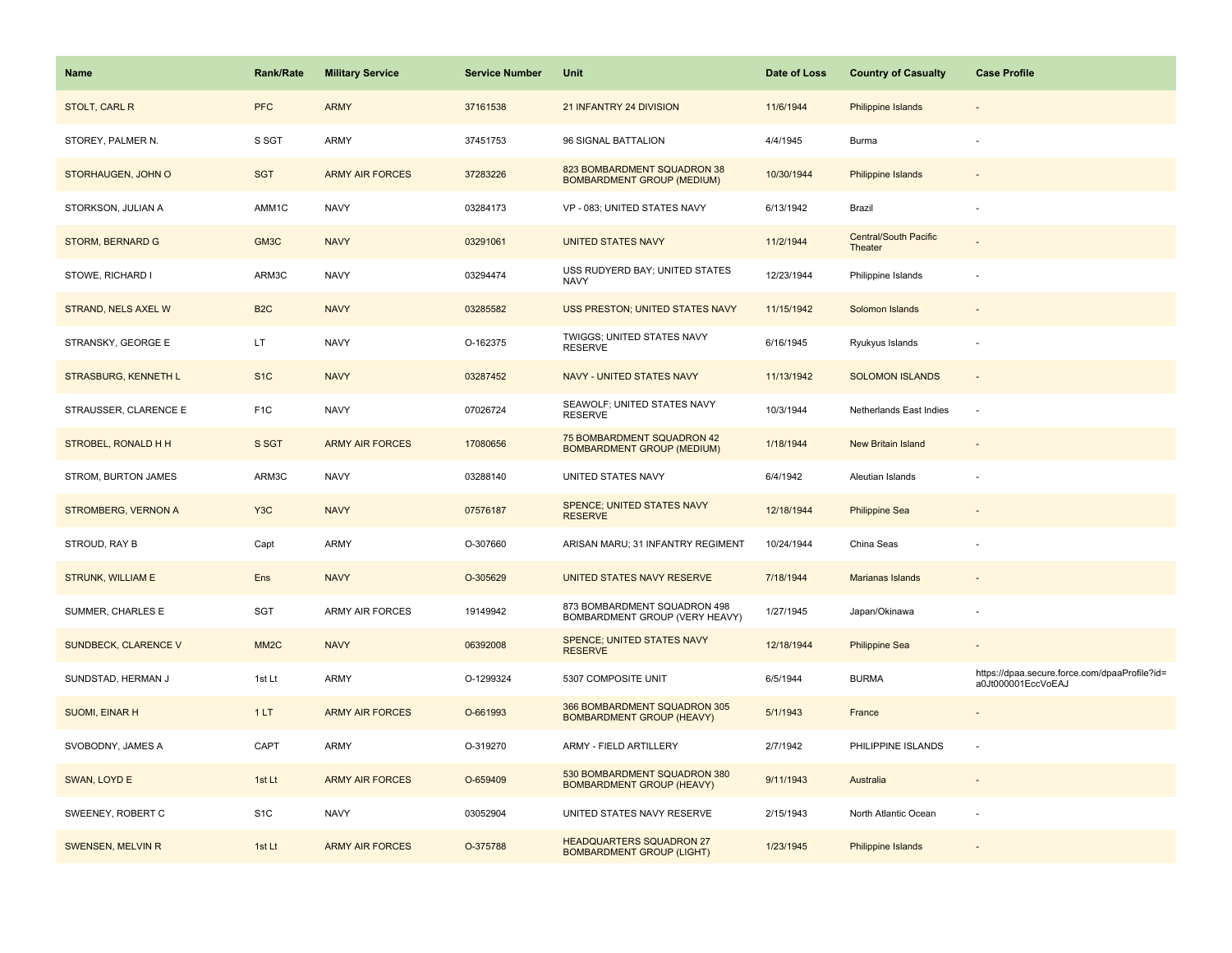| Name | Rank/Rate | Military Service | Service Number | Unit | Date of Loss | Country of Casualty | Case Profile |
| --- | --- | --- | --- | --- | --- | --- | --- |
| STOLT, CARL R | PFC | ARMY | 37161538 | 21 INFANTRY 24 DIVISION | 11/6/1944 | Philippine Islands | - |
| STOREY, PALMER N. | S SGT | ARMY | 37451753 | 96 SIGNAL BATTALION | 4/4/1945 | Burma | - |
| STORHAUGEN, JOHN O | SGT | ARMY AIR FORCES | 37283226 | 823 BOMBARDMENT SQUADRON 38 BOMBARDMENT GROUP (MEDIUM) | 10/30/1944 | Philippine Islands | - |
| STORKSON, JULIAN A | AMM1C | NAVY | 03284173 | VP - 083; UNITED STATES NAVY | 6/13/1942 | Brazil | - |
| STORM, BERNARD G | GM3C | NAVY | 03291061 | UNITED STATES NAVY | 11/2/1944 | Central/South Pacific Theater | - |
| STOWE, RICHARD I | ARM3C | NAVY | 03294474 | USS RUDYERD BAY; UNITED STATES NAVY | 12/23/1944 | Philippine Islands | - |
| STRAND, NELS AXEL W | B2C | NAVY | 03285582 | USS PRESTON; UNITED STATES NAVY | 11/15/1942 | Solomon Islands | - |
| STRANSKY, GEORGE E | LT | NAVY | O-162375 | TWIGGS; UNITED STATES NAVY RESERVE | 6/16/1945 | Ryukyus Islands | - |
| STRASBURG, KENNETH L | S1C | NAVY | 03287452 | NAVY - UNITED STATES NAVY | 11/13/1942 | SOLOMON ISLANDS | - |
| STRAUSSER, CLARENCE E | F1C | NAVY | 07026724 | SEAWOLF; UNITED STATES NAVY RESERVE | 10/3/1944 | Netherlands East Indies | - |
| STROBEL, RONALD H H | S SGT | ARMY AIR FORCES | 17080656 | 75 BOMBARDMENT SQUADRON 42 BOMBARDMENT GROUP (MEDIUM) | 1/18/1944 | New Britain Island | - |
| STROM, BURTON JAMES | ARM3C | NAVY | 03288140 | UNITED STATES NAVY | 6/4/1942 | Aleutian Islands | - |
| STROMBERG, VERNON A | Y3C | NAVY | 07576187 | SPENCE; UNITED STATES NAVY RESERVE | 12/18/1944 | Philippine Sea | - |
| STROUD, RAY B | Capt | ARMY | O-307660 | ARISAN MARU; 31 INFANTRY REGIMENT | 10/24/1944 | China Seas | - |
| STRUNK, WILLIAM E | Ens | NAVY | O-305629 | UNITED STATES NAVY RESERVE | 7/18/1944 | Marianas Islands | - |
| SUMMER, CHARLES E | SGT | ARMY AIR FORCES | 19149942 | 873 BOMBARDMENT SQUADRON 498 BOMBARDMENT GROUP (VERY HEAVY) | 1/27/1945 | Japan/Okinawa | - |
| SUNDBECK, CLARENCE V | MM2C | NAVY | 06392008 | SPENCE; UNITED STATES NAVY RESERVE | 12/18/1944 | Philippine Sea | - |
| SUNDSTAD, HERMAN J | 1st Lt | ARMY | O-1299324 | 5307 COMPOSITE UNIT | 6/5/1944 | BURMA | https://dpaa.secure.force.com/dpaaProfile?id=a0Jt000001EccVoEAJ |
| SUOMI, EINAR H | 1 LT | ARMY AIR FORCES | O-661993 | 366 BOMBARDMENT SQUADRON 305 BOMBARDMENT GROUP (HEAVY) | 5/1/1943 | France | - |
| SVOBODNY, JAMES A | CAPT | ARMY | O-319270 | ARMY - FIELD ARTILLERY | 2/7/1942 | PHILIPPINE ISLANDS | - |
| SWAN, LOYD E | 1st Lt | ARMY AIR FORCES | O-659409 | 530 BOMBARDMENT SQUADRON 380 BOMBARDMENT GROUP (HEAVY) | 9/11/1943 | Australia | - |
| SWEENEY, ROBERT C | S1C | NAVY | 03052904 | UNITED STATES NAVY RESERVE | 2/15/1943 | North Atlantic Ocean | - |
| SWENSEN, MELVIN R | 1st Lt | ARMY AIR FORCES | O-375788 | HEADQUARTERS SQUADRON 27 BOMBARDMENT GROUP (LIGHT) | 1/23/1945 | Philippine Islands | - |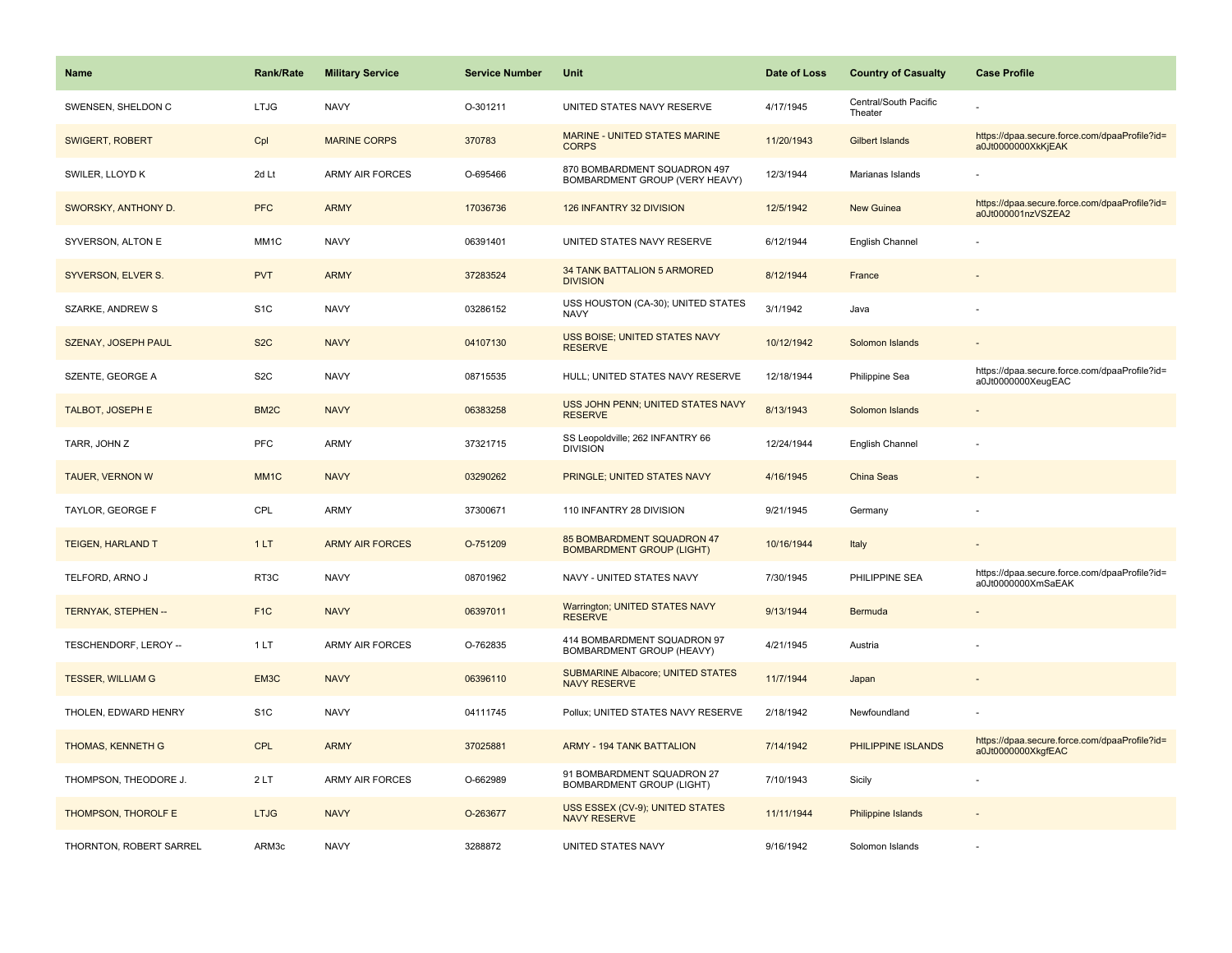| Name | Rank/Rate | Military Service | Service Number | Unit | Date of Loss | Country of Casualty | Case Profile |
|---|---|---|---|---|---|---|---|
| SWENSEN, SHELDON C | LTJG | NAVY | O-301211 | UNITED STATES NAVY RESERVE | 4/17/1945 | Central/South Pacific Theater | - |
| SWIGERT, ROBERT | Cpl | MARINE CORPS | 370783 | MARINE - UNITED STATES MARINE CORPS | 11/20/1943 | Gilbert Islands | https://dpaa.secure.force.com/dpaaProfile?id=a0Jt0000000XkKjEAK |
| SWILER, LLOYD K | 2d Lt | ARMY AIR FORCES | O-695466 | 870 BOMBARDMENT SQUADRON 497 BOMBARDMENT GROUP (VERY HEAVY) | 12/3/1944 | Marianas Islands | - |
| SWORSKY, ANTHONY D. | PFC | ARMY | 17036736 | 126 INFANTRY 32 DIVISION | 12/5/1942 | New Guinea | https://dpaa.secure.force.com/dpaaProfile?id=a0Jt000001nzVSZEA2 |
| SYVERSON, ALTON E | MM1C | NAVY | 06391401 | UNITED STATES NAVY RESERVE | 6/12/1944 | English Channel | - |
| SYVERSON, ELVER S. | PVT | ARMY | 37283524 | 34 TANK BATTALION 5 ARMORED DIVISION | 8/12/1944 | France | - |
| SZARKE, ANDREW S | S1C | NAVY | 03286152 | USS HOUSTON (CA-30); UNITED STATES NAVY | 3/1/1942 | Java | - |
| SZENAY, JOSEPH PAUL | S2C | NAVY | 04107130 | USS BOISE; UNITED STATES NAVY RESERVE | 10/12/1942 | Solomon Islands | - |
| SZENTE, GEORGE A | S2C | NAVY | 08715535 | HULL; UNITED STATES NAVY RESERVE | 12/18/1944 | Philippine Sea | https://dpaa.secure.force.com/dpaaProfile?id=a0Jt0000000XeugEAC |
| TALBOT, JOSEPH E | BM2C | NAVY | 06383258 | USS JOHN PENN; UNITED STATES NAVY RESERVE | 8/13/1943 | Solomon Islands | - |
| TARR, JOHN Z | PFC | ARMY | 37321715 | SS Leopoldville; 262 INFANTRY 66 DIVISION | 12/24/1944 | English Channel | - |
| TAUER, VERNON W | MM1C | NAVY | 03290262 | PRINGLE; UNITED STATES NAVY | 4/16/1945 | China Seas | - |
| TAYLOR, GEORGE F | CPL | ARMY | 37300671 | 110 INFANTRY 28 DIVISION | 9/21/1945 | Germany | - |
| TEIGEN, HARLAND T | 1 LT | ARMY AIR FORCES | O-751209 | 85 BOMBARDMENT SQUADRON 47 BOMBARDMENT GROUP (LIGHT) | 10/16/1944 | Italy | - |
| TELFORD, ARNO J | RT3C | NAVY | 08701962 | NAVY - UNITED STATES NAVY | 7/30/1945 | PHILIPPINE SEA | https://dpaa.secure.force.com/dpaaProfile?id=a0Jt0000000XmSaEAK |
| TERNYAK, STEPHEN -- | F1C | NAVY | 06397011 | Warrington; UNITED STATES NAVY RESERVE | 9/13/1944 | Bermuda | - |
| TESCHENDORF, LEROY -- | 1 LT | ARMY AIR FORCES | O-762835 | 414 BOMBARDMENT SQUADRON 97 BOMBARDMENT GROUP (HEAVY) | 4/21/1945 | Austria | - |
| TESSER, WILLIAM G | EM3C | NAVY | 06396110 | SUBMARINE Albacore; UNITED STATES NAVY RESERVE | 11/7/1944 | Japan | - |
| THOLEN, EDWARD HENRY | S1C | NAVY | 04111745 | Pollux; UNITED STATES NAVY RESERVE | 2/18/1942 | Newfoundland | - |
| THOMAS, KENNETH G | CPL | ARMY | 37025881 | ARMY - 194 TANK BATTALION | 7/14/1942 | PHILIPPINE ISLANDS | https://dpaa.secure.force.com/dpaaProfile?id=a0Jt0000000XkgfEAC |
| THOMPSON, THEODORE J. | 2 LT | ARMY AIR FORCES | O-662989 | 91 BOMBARDMENT SQUADRON 27 BOMBARDMENT GROUP (LIGHT) | 7/10/1943 | Sicily | - |
| THOMPSON, THOROLF E | LTJG | NAVY | O-263677 | USS ESSEX (CV-9); UNITED STATES NAVY RESERVE | 11/11/1944 | Philippine Islands | - |
| THORNTON, ROBERT SARREL | ARM3c | NAVY | 3288872 | UNITED STATES NAVY | 9/16/1942 | Solomon Islands | - |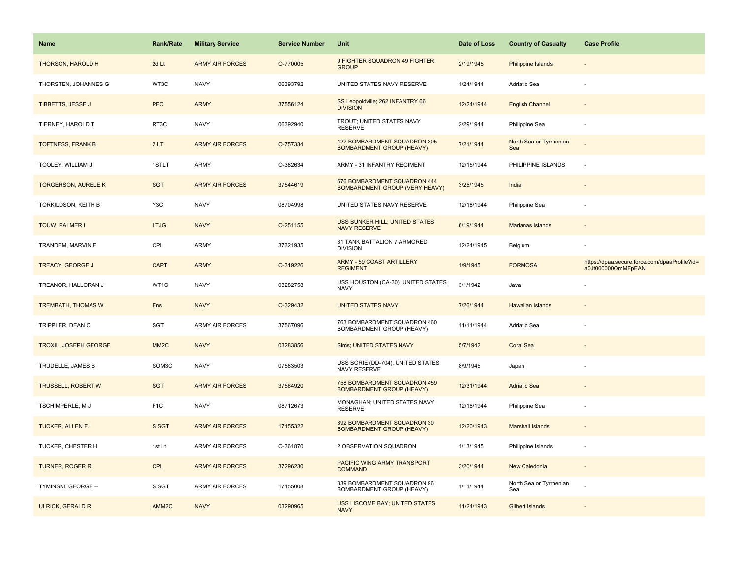| Name | Rank/Rate | Military Service | Service Number | Unit | Date of Loss | Country of Casualty | Case Profile |
|---|---|---|---|---|---|---|---|
| THORSON, HAROLD H | 2d Lt | ARMY AIR FORCES | O-770005 | 9 FIGHTER SQUADRON 49 FIGHTER GROUP | 2/19/1945 | Philippine Islands | - |
| THORSTEN, JOHANNES G | WT3C | NAVY | 06393792 | UNITED STATES NAVY RESERVE | 1/24/1944 | Adriatic Sea | - |
| TIBBETTS, JESSE J | PFC | ARMY | 37556124 | SS Leopoldville; 262 INFANTRY 66 DIVISION | 12/24/1944 | English Channel | - |
| TIERNEY, HAROLD T | RT3C | NAVY | 06392940 | TROUT; UNITED STATES NAVY RESERVE | 2/29/1944 | Philippine Sea | - |
| TOFTNESS, FRANK B | 2 LT | ARMY AIR FORCES | O-757334 | 422 BOMBARDMENT SQUADRON 305 BOMBARDMENT GROUP (HEAVY) | 7/21/1944 | North Sea or Tyrrhenian Sea | - |
| TOOLEY, WILLIAM J | 1STLT | ARMY | O-382634 | ARMY - 31 INFANTRY REGIMENT | 12/15/1944 | PHILIPPINE ISLANDS | - |
| TORGERSON, AURELE K | SGT | ARMY AIR FORCES | 37544619 | 676 BOMBARDMENT SQUADRON 444 BOMBARDMENT GROUP (VERY HEAVY) | 3/25/1945 | India | - |
| TORKILDSON, KEITH B | Y3C | NAVY | 08704998 | UNITED STATES NAVY RESERVE | 12/18/1944 | Philippine Sea | - |
| TOUW, PALMER I | LTJG | NAVY | O-251155 | USS BUNKER HILL; UNITED STATES NAVY RESERVE | 6/19/1944 | Marianas Islands | - |
| TRANDEM, MARVIN F | CPL | ARMY | 37321935 | 31 TANK BATTALION 7 ARMORED DIVISION | 12/24/1945 | Belgium | - |
| TREACY, GEORGE J | CAPT | ARMY | O-319226 | ARMY - 59 COAST ARTILLERY REGIMENT | 1/9/1945 | FORMOSA | https://dpaa.secure.force.com/dpaaProfile?id=a0Jt000000OmMFpEAN |
| TREANOR, HALLORAN J | WT1C | NAVY | 03282758 | USS HOUSTON (CA-30); UNITED STATES NAVY | 3/1/1942 | Java | - |
| TREMBATH, THOMAS W | Ens | NAVY | O-329432 | UNITED STATES NAVY | 7/26/1944 | Hawaiian Islands | - |
| TRIPPLER, DEAN C | SGT | ARMY AIR FORCES | 37567096 | 763 BOMBARDMENT SQUADRON 460 BOMBARDMENT GROUP (HEAVY) | 11/11/1944 | Adriatic Sea | - |
| TROXIL, JOSEPH GEORGE | MM2C | NAVY | 03283856 | Sims; UNITED STATES NAVY | 5/7/1942 | Coral Sea | - |
| TRUDELLE, JAMES B | SOM3C | NAVY | 07583503 | USS BORIE (DD-704); UNITED STATES NAVY RESERVE | 8/9/1945 | Japan | - |
| TRUSSELL, ROBERT W | SGT | ARMY AIR FORCES | 37564920 | 758 BOMBARDMENT SQUADRON 459 BOMBARDMENT GROUP (HEAVY) | 12/31/1944 | Adriatic Sea | - |
| TSCHIMPERLE, M J | F1C | NAVY | 08712673 | MONAGHAN; UNITED STATES NAVY RESERVE | 12/18/1944 | Philippine Sea | - |
| TUCKER, ALLEN F. | S SGT | ARMY AIR FORCES | 17155322 | 392 BOMBARDMENT SQUADRON 30 BOMBARDMENT GROUP (HEAVY) | 12/20/1943 | Marshall Islands | - |
| TUCKER, CHESTER H | 1st Lt | ARMY AIR FORCES | O-361870 | 2 OBSERVATION SQUADRON | 1/13/1945 | Philippine Islands | - |
| TURNER, ROGER R | CPL | ARMY AIR FORCES | 37296230 | PACIFIC WING ARMY TRANSPORT COMMAND | 3/20/1944 | New Caledonia | - |
| TYMINSKI, GEORGE -- | S SGT | ARMY AIR FORCES | 17155008 | 339 BOMBARDMENT SQUADRON 96 BOMBARDMENT GROUP (HEAVY) | 1/11/1944 | North Sea or Tyrrhenian Sea | - |
| ULRICK, GERALD R | AMM2C | NAVY | 03290965 | USS LISCOME BAY; UNITED STATES NAVY | 11/24/1943 | Gilbert Islands | - |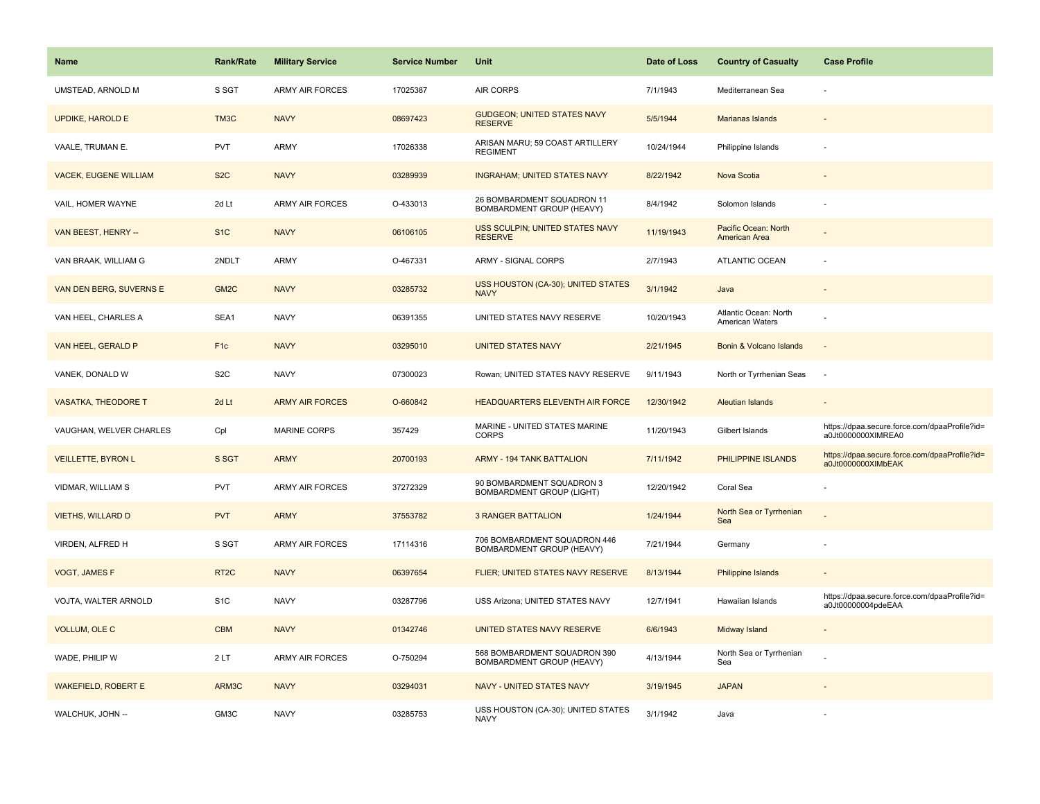| Name | Rank/Rate | Military Service | Service Number | Unit | Date of Loss | Country of Casualty | Case Profile |
| --- | --- | --- | --- | --- | --- | --- | --- |
| UMSTEAD, ARNOLD M | S SGT | ARMY AIR FORCES | 17025387 | AIR CORPS | 7/1/1943 | Mediterranean Sea | - |
| UPDIKE, HAROLD E | TM3C | NAVY | 08697423 | GUDGEON; UNITED STATES NAVY RESERVE | 5/5/1944 | Marianas Islands | - |
| VAALE, TRUMAN E. | PVT | ARMY | 17026338 | ARISAN MARU; 59 COAST ARTILLERY REGIMENT | 10/24/1944 | Philippine Islands | - |
| VACEK, EUGENE WILLIAM | S2C | NAVY | 03289939 | INGRAHAM; UNITED STATES NAVY | 8/22/1942 | Nova Scotia | - |
| VAIL, HOMER WAYNE | 2d Lt | ARMY AIR FORCES | O-433013 | 26 BOMBARDMENT SQUADRON 11 BOMBARDMENT GROUP (HEAVY) | 8/4/1942 | Solomon Islands | - |
| VAN BEEST, HENRY -- | S1C | NAVY | 06106105 | USS SCULPIN; UNITED STATES NAVY RESERVE | 11/19/1943 | Pacific Ocean: North American Area | - |
| VAN BRAAK, WILLIAM G | 2NDLT | ARMY | O-467331 | ARMY - SIGNAL CORPS | 2/7/1943 | ATLANTIC OCEAN | - |
| VAN DEN BERG, SUVERNS E | GM2C | NAVY | 03285732 | USS HOUSTON (CA-30); UNITED STATES NAVY | 3/1/1942 | Java | - |
| VAN HEEL, CHARLES A | SEA1 | NAVY | 06391355 | UNITED STATES NAVY RESERVE | 10/20/1943 | Atlantic Ocean: North American Waters | - |
| VAN HEEL, GERALD P | F1c | NAVY | 03295010 | UNITED STATES NAVY | 2/21/1945 | Bonin & Volcano Islands | - |
| VANEK, DONALD W | S2C | NAVY | 07300023 | Rowan; UNITED STATES NAVY RESERVE | 9/11/1943 | North or Tyrrhenian Seas | - |
| VASATKA, THEODORE T | 2d Lt | ARMY AIR FORCES | O-660842 | HEADQUARTERS ELEVENTH AIR FORCE | 12/30/1942 | Aleutian Islands | - |
| VAUGHAN, WELVER CHARLES | Cpl | MARINE CORPS | 357429 | MARINE - UNITED STATES MARINE CORPS | 11/20/1943 | Gilbert Islands | https://dpaa.secure.force.com/dpaaProfile?id=a0Jt0000000XlMREA0 |
| VEILLETTE, BYRON L | S SGT | ARMY | 20700193 | ARMY - 194 TANK BATTALION | 7/11/1942 | PHILIPPINE ISLANDS | https://dpaa.secure.force.com/dpaaProfile?id=a0Jt0000000XlMbEAK |
| VIDMAR, WILLIAM S | PVT | ARMY AIR FORCES | 37272329 | 90 BOMBARDMENT SQUADRON 3 BOMBARDMENT GROUP (LIGHT) | 12/20/1942 | Coral Sea | - |
| VIETHS, WILLARD D | PVT | ARMY | 37553782 | 3 RANGER BATTALION | 1/24/1944 | North Sea or Tyrrhenian Sea | - |
| VIRDEN, ALFRED H | S SGT | ARMY AIR FORCES | 17114316 | 706 BOMBARDMENT SQUADRON 446 BOMBARDMENT GROUP (HEAVY) | 7/21/1944 | Germany | - |
| VOGT, JAMES F | RT2C | NAVY | 06397654 | FLIER; UNITED STATES NAVY RESERVE | 8/13/1944 | Philippine Islands | - |
| VOJTA, WALTER ARNOLD | S1C | NAVY | 03287796 | USS Arizona; UNITED STATES NAVY | 12/7/1941 | Hawaiian Islands | https://dpaa.secure.force.com/dpaaProfile?id=a0Jt00000004pdeEAA |
| VOLLUM, OLE C | CBM | NAVY | 01342746 | UNITED STATES NAVY RESERVE | 6/6/1943 | Midway Island | - |
| WADE, PHILIP W | 2 LT | ARMY AIR FORCES | O-750294 | 568 BOMBARDMENT SQUADRON 390 BOMBARDMENT GROUP (HEAVY) | 4/13/1944 | North Sea or Tyrrhenian Sea | - |
| WAKEFIELD, ROBERT E | ARM3C | NAVY | 03294031 | NAVY - UNITED STATES NAVY | 3/19/1945 | JAPAN | - |
| WALCHUK, JOHN -- | GM3C | NAVY | 03285753 | USS HOUSTON (CA-30); UNITED STATES NAVY | 3/1/1942 | Java | - |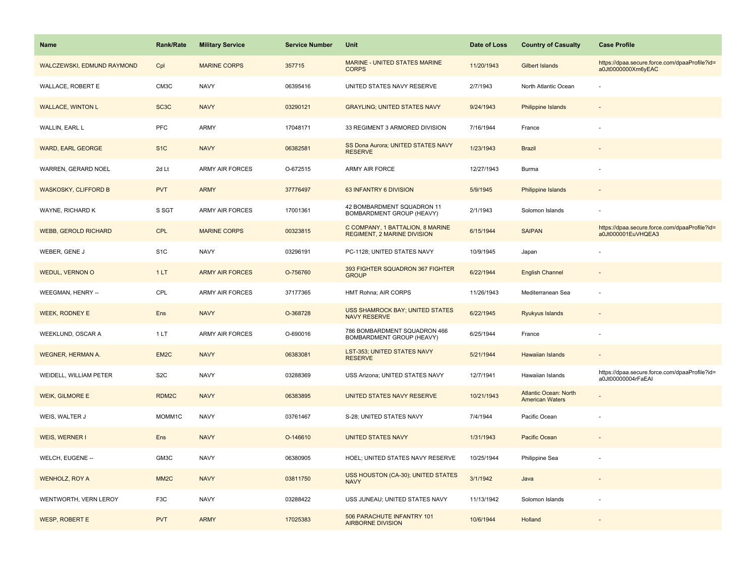| Name | Rank/Rate | Military Service | Service Number | Unit | Date of Loss | Country of Casualty | Case Profile |
| --- | --- | --- | --- | --- | --- | --- | --- |
| WALCZEWSKI, EDMUND RAYMOND | Cpl | MARINE CORPS | 357715 | MARINE - UNITED STATES MARINE CORPS | 11/20/1943 | Gilbert Islands | https://dpaa.secure.force.com/dpaaProfile?id=a0Jt0000000Xm6yEAC |
| WALLACE, ROBERT E | CM3C | NAVY | 06395416 | UNITED STATES NAVY RESERVE | 2/7/1943 | North Atlantic Ocean | - |
| WALLACE, WINTON L | SC3C | NAVY | 03290121 | GRAYLING; UNITED STATES NAVY | 9/24/1943 | Philippine Islands | - |
| WALLIN, EARL L | PFC | ARMY | 17048171 | 33 REGIMENT 3 ARMORED DIVISION | 7/16/1944 | France | - |
| WARD, EARL GEORGE | S1C | NAVY | 06382581 | SS Dona Aurora; UNITED STATES NAVY RESERVE | 1/23/1943 | Brazil | - |
| WARREN, GERARD NOEL | 2d Lt | ARMY AIR FORCES | O-672515 | ARMY AIR FORCE | 12/27/1943 | Burma | - |
| WASKOSKY, CLIFFORD B | PVT | ARMY | 37776497 | 63 INFANTRY 6 DIVISION | 5/9/1945 | Philippine Islands | - |
| WAYNE, RICHARD K | S SGT | ARMY AIR FORCES | 17001361 | 42 BOMBARDMENT SQUADRON 11 BOMBARDMENT GROUP (HEAVY) | 2/1/1943 | Solomon Islands | - |
| WEBB, GEROLD RICHARD | CPL | MARINE CORPS | 00323815 | C COMPANY, 1 BATTALION, 8 MARINE REGIMENT, 2 MARINE DIVISION | 6/15/1944 | SAIPAN | https://dpaa.secure.force.com/dpaaProfile?id=a0Jt000001EuVHQEA3 |
| WEBER, GENE J | S1C | NAVY | 03296191 | PC-1128; UNITED STATES NAVY | 10/9/1945 | Japan | - |
| WEDUL, VERNON O | 1 LT | ARMY AIR FORCES | O-756760 | 393 FIGHTER SQUADRON 367 FIGHTER GROUP | 6/22/1944 | English Channel | - |
| WEEGMAN, HENRY -- | CPL | ARMY AIR FORCES | 37177365 | HMT Rohna; AIR CORPS | 11/26/1943 | Mediterranean Sea | - |
| WEEK, RODNEY E | Ens | NAVY | O-368728 | USS SHAMROCK BAY; UNITED STATES NAVY RESERVE | 6/22/1945 | Ryukyus Islands | - |
| WEEKLUND, OSCAR A | 1 LT | ARMY AIR FORCES | O-690016 | 786 BOMBARDMENT SQUADRON 466 BOMBARDMENT GROUP (HEAVY) | 6/25/1944 | France | - |
| WEGNER, HERMAN A. | EM2C | NAVY | 06383081 | LST-353; UNITED STATES NAVY RESERVE | 5/21/1944 | Hawaiian Islands | - |
| WEIDELL, WILLIAM PETER | S2C | NAVY | 03288369 | USS Arizona; UNITED STATES NAVY | 12/7/1941 | Hawaiian Islands | https://dpaa.secure.force.com/dpaaProfile?id=a0Jt00000004rFaEAI |
| WEIK, GILMORE E | RDM2C | NAVY | 06383895 | UNITED STATES NAVY RESERVE | 10/21/1943 | Atlantic Ocean: North American Waters | - |
| WEIS, WALTER J | MOMM1C | NAVY | 03761467 | S-28; UNITED STATES NAVY | 7/4/1944 | Pacific Ocean | - |
| WEIS, WERNER I | Ens | NAVY | O-146610 | UNITED STATES NAVY | 1/31/1943 | Pacific Ocean | - |
| WELCH, EUGENE -- | GM3C | NAVY | 06380905 | HOEL; UNITED STATES NAVY RESERVE | 10/25/1944 | Philippine Sea | - |
| WENHOLZ, ROY A | MM2C | NAVY | 03811750 | USS HOUSTON (CA-30); UNITED STATES NAVY | 3/1/1942 | Java | - |
| WENTWORTH, VERN LEROY | F3C | NAVY | 03288422 | USS JUNEAU; UNITED STATES NAVY | 11/13/1942 | Solomon Islands | - |
| WESP, ROBERT E | PVT | ARMY | 17025383 | 506 PARACHUTE INFANTRY 101 AIRBORNE DIVISION | 10/6/1944 | Holland | - |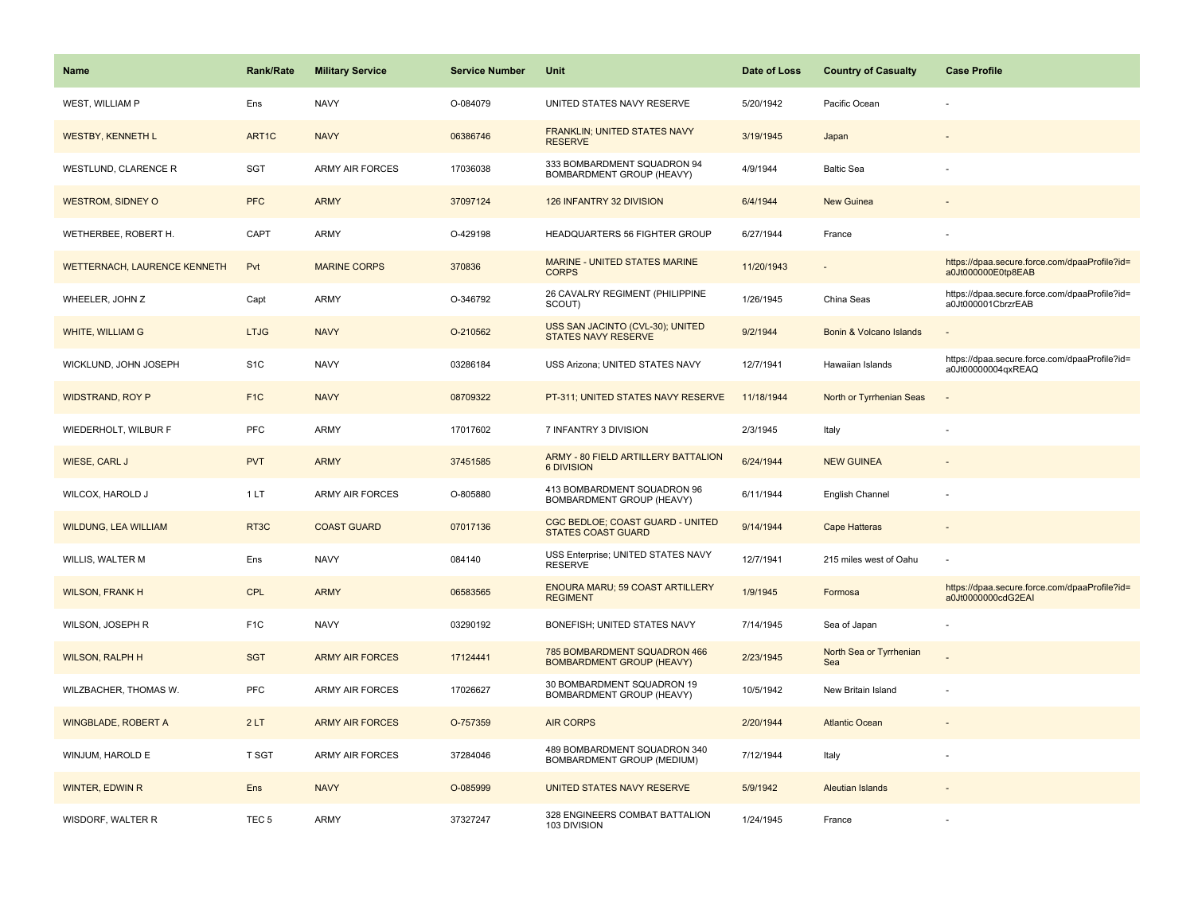| Name | Rank/Rate | Military Service | Service Number | Unit | Date of Loss | Country of Casualty | Case Profile |
|---|---|---|---|---|---|---|---|
| WEST, WILLIAM P | Ens | NAVY | O-084079 | UNITED STATES NAVY RESERVE | 5/20/1942 | Pacific Ocean | - |
| WESTBY, KENNETH L | ART1C | NAVY | 06386746 | FRANKLIN; UNITED STATES NAVY RESERVE | 3/19/1945 | Japan | - |
| WESTLUND, CLARENCE R | SGT | ARMY AIR FORCES | 17036038 | 333 BOMBARDMENT SQUADRON 94 BOMBARDMENT GROUP (HEAVY) | 4/9/1944 | Baltic Sea | - |
| WESTROM, SIDNEY O | PFC | ARMY | 37097124 | 126 INFANTRY 32 DIVISION | 6/4/1944 | New Guinea | - |
| WETHERBEE, ROBERT H. | CAPT | ARMY | O-429198 | HEADQUARTERS 56 FIGHTER GROUP | 6/27/1944 | France | - |
| WETTERNACH, LAURENCE KENNETH | Pvt | MARINE CORPS | 370836 | MARINE - UNITED STATES MARINE CORPS | 11/20/1943 | - | https://dpaa.secure.force.com/dpaaProfile?id=a0Jt000000E0tp8EAB |
| WHEELER, JOHN Z | Capt | ARMY | O-346792 | 26 CAVALRY REGIMENT (PHILIPPINE SCOUT) | 1/26/1945 | China Seas | https://dpaa.secure.force.com/dpaaProfile?id=a0Jt000001CbrzrEAB |
| WHITE, WILLIAM G | LTJG | NAVY | O-210562 | USS SAN JACINTO (CVL-30); UNITED STATES NAVY RESERVE | 9/2/1944 | Bonin & Volcano Islands | - |
| WICKLUND, JOHN JOSEPH | S1C | NAVY | 03286184 | USS Arizona; UNITED STATES NAVY | 12/7/1941 | Hawaiian Islands | https://dpaa.secure.force.com/dpaaProfile?id=a0Jt00000004qxREAQ |
| WIDSTRAND, ROY P | F1C | NAVY | 08709322 | PT-311; UNITED STATES NAVY RESERVE | 11/18/1944 | North or Tyrrhenian Seas | - |
| WIEDERHOLT, WILBUR F | PFC | ARMY | 17017602 | 7 INFANTRY 3 DIVISION | 2/3/1945 | Italy | - |
| WIESE, CARL J | PVT | ARMY | 37451585 | ARMY - 80 FIELD ARTILLERY BATTALION 6 DIVISION | 6/24/1944 | NEW GUINEA | - |
| WILCOX, HAROLD J | 1 LT | ARMY AIR FORCES | O-805880 | 413 BOMBARDMENT SQUADRON 96 BOMBARDMENT GROUP (HEAVY) | 6/11/1944 | English Channel | - |
| WILDUNG, LEA WILLIAM | RT3C | COAST GUARD | 07017136 | CGC BEDLOE; COAST GUARD - UNITED STATES COAST GUARD | 9/14/1944 | Cape Hatteras | - |
| WILLIS, WALTER M | Ens | NAVY | 084140 | USS Enterprise; UNITED STATES NAVY RESERVE | 12/7/1941 | 215 miles west of Oahu | - |
| WILSON, FRANK H | CPL | ARMY | 06583565 | ENOURA MARU; 59 COAST ARTILLERY REGIMENT | 1/9/1945 | Formosa | https://dpaa.secure.force.com/dpaaProfile?id=a0Jt0000000cdG2EAI |
| WILSON, JOSEPH R | F1C | NAVY | 03290192 | BONEFISH; UNITED STATES NAVY | 7/14/1945 | Sea of Japan | - |
| WILSON, RALPH H | SGT | ARMY AIR FORCES | 17124441 | 785 BOMBARDMENT SQUADRON 466 BOMBARDMENT GROUP (HEAVY) | 2/23/1945 | North Sea or Tyrrhenian Sea | - |
| WILZBACHER, THOMAS W. | PFC | ARMY AIR FORCES | 17026627 | 30 BOMBARDMENT SQUADRON 19 BOMBARDMENT GROUP (HEAVY) | 10/5/1942 | New Britain Island | - |
| WINGBLADE, ROBERT A | 2 LT | ARMY AIR FORCES | O-757359 | AIR CORPS | 2/20/1944 | Atlantic Ocean | - |
| WINJUM, HAROLD E | T SGT | ARMY AIR FORCES | 37284046 | 489 BOMBARDMENT SQUADRON 340 BOMBARDMENT GROUP (MEDIUM) | 7/12/1944 | Italy | - |
| WINTER, EDWIN R | Ens | NAVY | O-085999 | UNITED STATES NAVY RESERVE | 5/9/1942 | Aleutian Islands | - |
| WISDORF, WALTER R | TEC 5 | ARMY | 37327247 | 328 ENGINEERS COMBAT BATTALION 103 DIVISION | 1/24/1945 | France | - |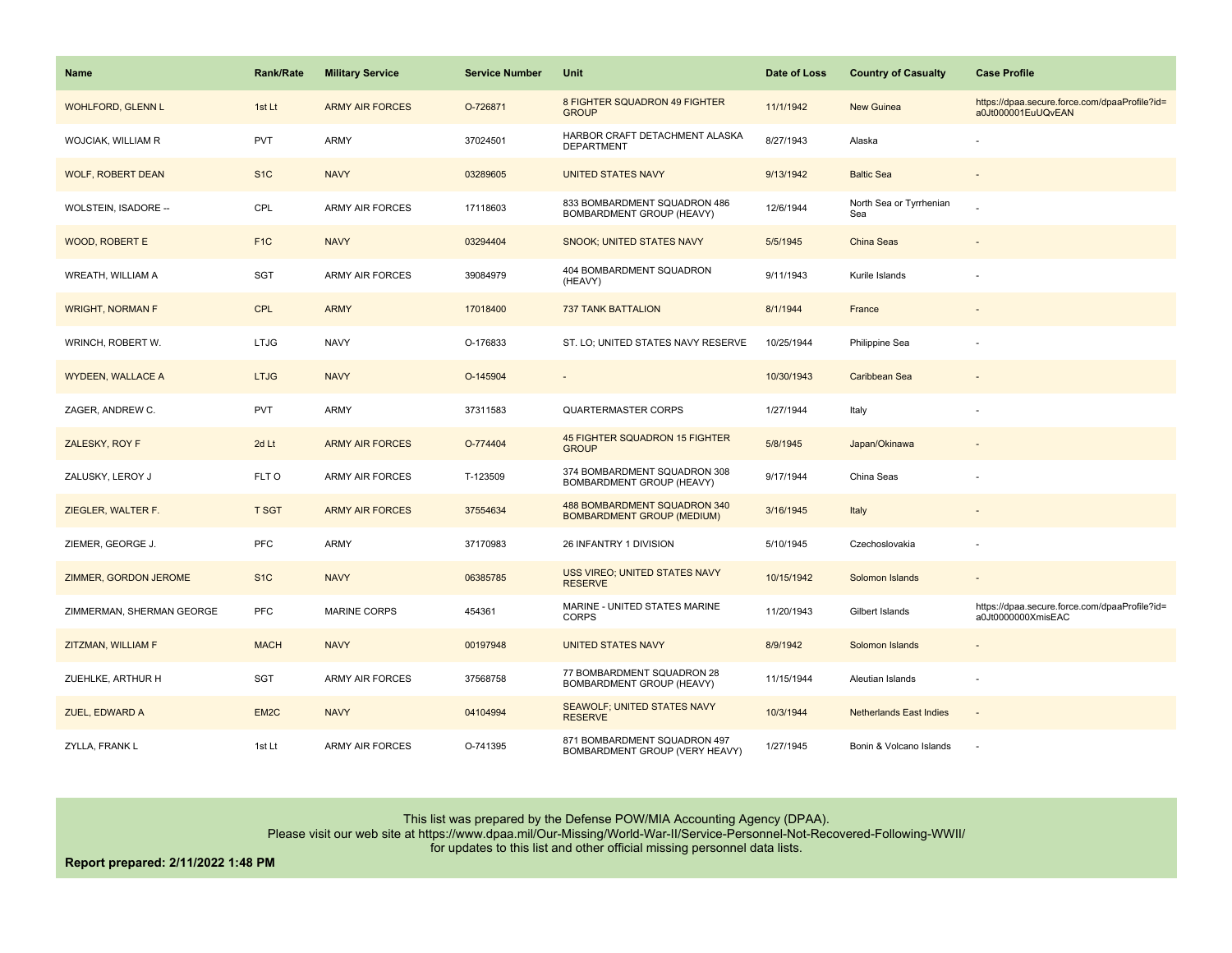| Name | Rank/Rate | Military Service | Service Number | Unit | Date of Loss | Country of Casualty | Case Profile |
|---|---|---|---|---|---|---|---|
| WOHLFORD, GLENN L | 1st Lt | ARMY AIR FORCES | O-726871 | 8 FIGHTER SQUADRON 49 FIGHTER GROUP | 11/1/1942 | New Guinea | https://dpaa.secure.force.com/dpaaProfile?id=a0Jt000001EuUQvEAN |
| WOJCIAK, WILLIAM R | PVT | ARMY | 37024501 | HARBOR CRAFT DETACHMENT ALASKA DEPARTMENT | 8/27/1943 | Alaska | - |
| WOLF, ROBERT DEAN | S1C | NAVY | 03289605 | UNITED STATES NAVY | 9/13/1942 | Baltic Sea | - |
| WOLSTEIN, ISADORE -- | CPL | ARMY AIR FORCES | 17118603 | 833 BOMBARDMENT SQUADRON 486 BOMBARDMENT GROUP (HEAVY) | 12/6/1944 | North Sea or Tyrrhenian Sea | - |
| WOOD, ROBERT E | F1C | NAVY | 03294404 | SNOOK; UNITED STATES NAVY | 5/5/1945 | China Seas | - |
| WREATH, WILLIAM A | SGT | ARMY AIR FORCES | 39084979 | 404 BOMBARDMENT SQUADRON (HEAVY) | 9/11/1943 | Kurile Islands | - |
| WRIGHT, NORMAN F | CPL | ARMY | 17018400 | 737 TANK BATTALION | 8/1/1944 | France | - |
| WRINCH, ROBERT W. | LTJG | NAVY | O-176833 | ST. LO; UNITED STATES NAVY RESERVE | 10/25/1944 | Philippine Sea | - |
| WYDEEN, WALLACE A | LTJG | NAVY | O-145904 | - | 10/30/1943 | Caribbean Sea | - |
| ZAGER, ANDREW C. | PVT | ARMY | 37311583 | QUARTERMASTER CORPS | 1/27/1944 | Italy | - |
| ZALESKY, ROY F | 2d Lt | ARMY AIR FORCES | O-774404 | 45 FIGHTER SQUADRON 15 FIGHTER GROUP | 5/8/1945 | Japan/Okinawa | - |
| ZALUSKY, LEROY J | FLT O | ARMY AIR FORCES | T-123509 | 374 BOMBARDMENT SQUADRON 308 BOMBARDMENT GROUP (HEAVY) | 9/17/1944 | China Seas | - |
| ZIEGLER, WALTER F. | T SGT | ARMY AIR FORCES | 37554634 | 488 BOMBARDMENT SQUADRON 340 BOMBARDMENT GROUP (MEDIUM) | 3/16/1945 | Italy | - |
| ZIEMER, GEORGE J. | PFC | ARMY | 37170983 | 26 INFANTRY 1 DIVISION | 5/10/1945 | Czechoslovakia | - |
| ZIMMER, GORDON JEROME | S1C | NAVY | 06385785 | USS VIREO; UNITED STATES NAVY RESERVE | 10/15/1942 | Solomon Islands | - |
| ZIMMERMAN, SHERMAN GEORGE | PFC | MARINE CORPS | 454361 | MARINE - UNITED STATES MARINE CORPS | 11/20/1943 | Gilbert Islands | https://dpaa.secure.force.com/dpaaProfile?id=a0Jt0000000XmisEAC |
| ZITZMAN, WILLIAM F | MACH | NAVY | 00197948 | UNITED STATES NAVY | 8/9/1942 | Solomon Islands | - |
| ZUEHLKE, ARTHUR H | SGT | ARMY AIR FORCES | 37568758 | 77 BOMBARDMENT SQUADRON 28 BOMBARDMENT GROUP (HEAVY) | 11/15/1944 | Aleutian Islands | - |
| ZUEL, EDWARD A | EM2C | NAVY | 04104994 | SEAWOLF; UNITED STATES NAVY RESERVE | 10/3/1944 | Netherlands East Indies | - |
| ZYLLA, FRANK L | 1st Lt | ARMY AIR FORCES | O-741395 | 871 BOMBARDMENT SQUADRON 497 BOMBARDMENT GROUP (VERY HEAVY) | 1/27/1945 | Bonin & Volcano Islands | - |

This list was prepared by the Defense POW/MIA Accounting Agency (DPAA).
Please visit our web site at https://www.dpaa.mil/Our-Missing/World-War-II/Service-Personnel-Not-Recovered-Following-WWII/
for updates to this list and other official missing personnel data lists.

**Report prepared: 2/11/2022 1:48 PM**